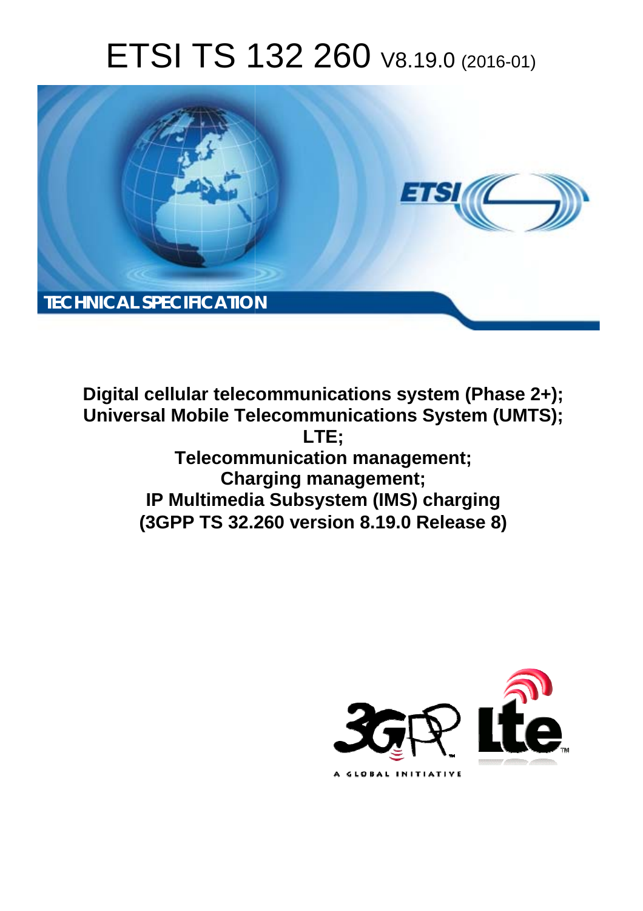# ETSI TS 132 260 V8.19.0 (2016-01)

**TECHNICAL SPECIFICATION**

**Digital cellular telecommunications system (Phase 2+);**
**Universal Mobile Telecommunications System (UMTS);**
**LTE;**
**Telecommunication management;**
**Charging management;**
**IP Multimedia Subsystem (IMS) charging**
**(3GPP TS 32.260 version 8.19.0 Release 8)**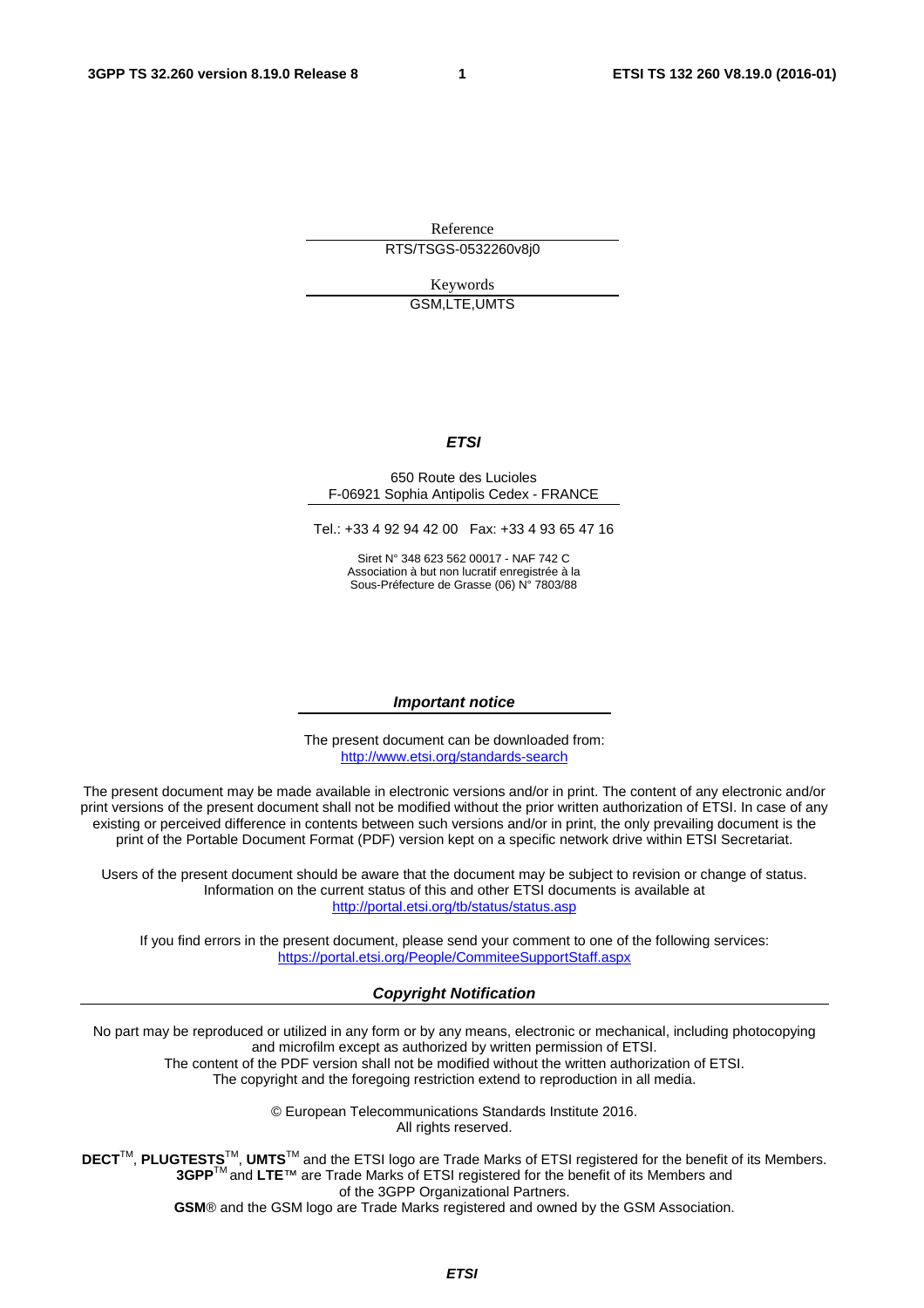Reference

RTS/TSGS-0532260v8j0

Keywords

GSM,LTE,UMTS

***ETSI***

650 Route des Lucioles
F-06921 Sophia Antipolis Cedex - FRANCE

Tel.: +33 4 92 94 42 00   Fax: +33 4 93 65 47 16

Siret N° 348 623 562 00017 - NAF 742 C
Association à but non lucratif enregistrée à la
Sous-Préfecture de Grasse (06) N° 7803/88

***Important notice***

The present document can be downloaded from:
http://www.etsi.org/standards-search

The present document may be made available in electronic versions and/or in print. The content of any electronic and/or print versions of the present document shall not be modified without the prior written authorization of ETSI. In case of any existing or perceived difference in contents between such versions and/or in print, the only prevailing document is the print of the Portable Document Format (PDF) version kept on a specific network drive within ETSI Secretariat.

Users of the present document should be aware that the document may be subject to revision or change of status. Information on the current status of this and other ETSI documents is available at
http://portal.etsi.org/tb/status/status.asp

If you find errors in the present document, please send your comment to one of the following services:
https://portal.etsi.org/People/CommiteeSupportStaff.aspx

***Copyright Notification***

No part may be reproduced or utilized in any form or by any means, electronic or mechanical, including photocopying and microfilm except as authorized by written permission of ETSI.
The content of the PDF version shall not be modified without the written authorization of ETSI.
The copyright and the foregoing restriction extend to reproduction in all media.

© European Telecommunications Standards Institute 2016.
All rights reserved.

**DECT**™, **PLUGTESTS**™, **UMTS**™ and the ETSI logo are Trade Marks of ETSI registered for the benefit of its Members.
**3GPP**™ and **LTE**™ are Trade Marks of ETSI registered for the benefit of its Members and of the 3GPP Organizational Partners.
**GSM**® and the GSM logo are Trade Marks registered and owned by the GSM Association.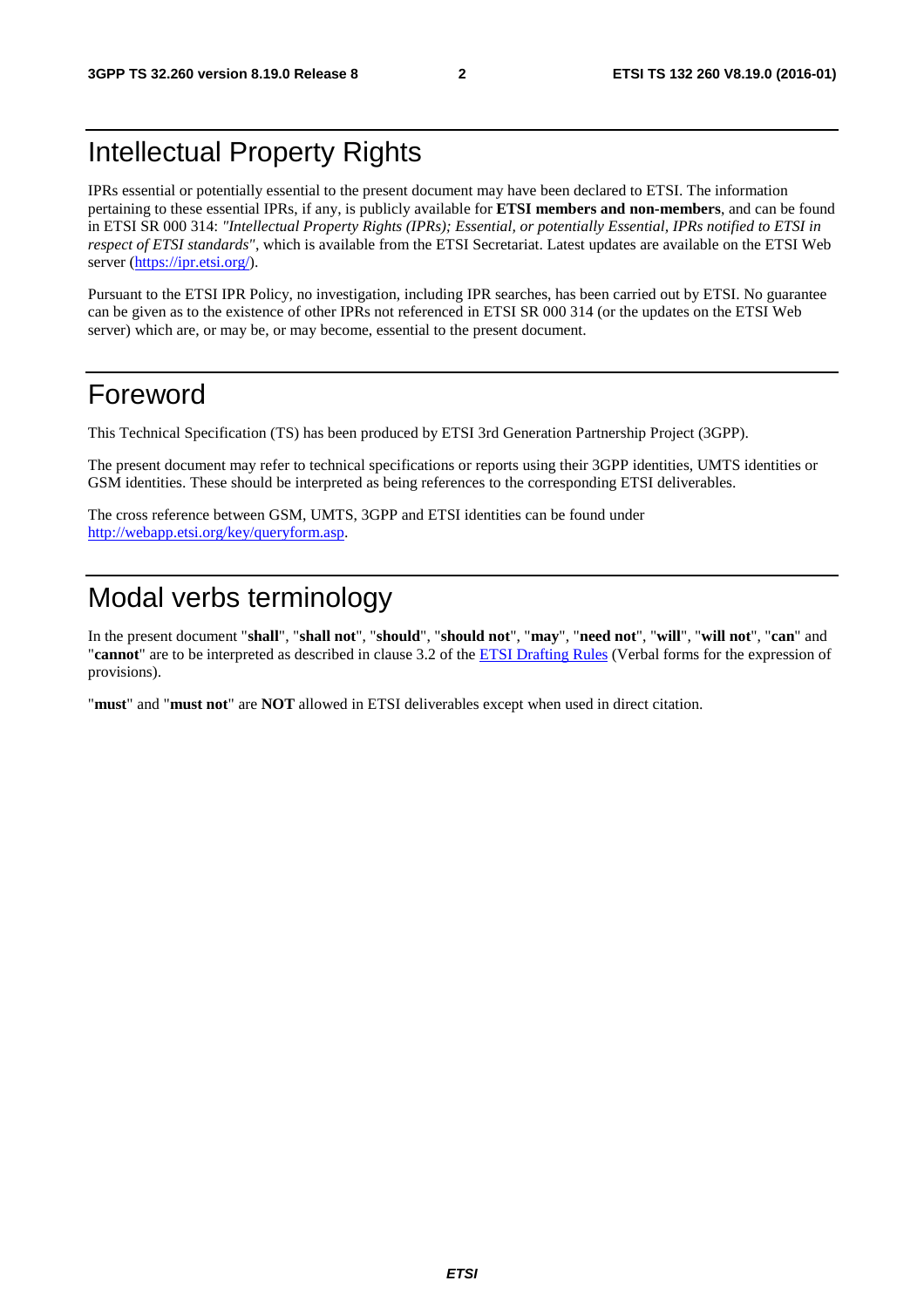# Intellectual Property Rights

IPRs essential or potentially essential to the present document may have been declared to ETSI. The information pertaining to these essential IPRs, if any, is publicly available for **ETSI members and non-members**, and can be found in ETSI SR 000 314: *"Intellectual Property Rights (IPRs); Essential, or potentially Essential, IPRs notified to ETSI in respect of ETSI standards"*, which is available from the ETSI Secretariat. Latest updates are available on the ETSI Web server (https://ipr.etsi.org/).

Pursuant to the ETSI IPR Policy, no investigation, including IPR searches, has been carried out by ETSI. No guarantee can be given as to the existence of other IPRs not referenced in ETSI SR 000 314 (or the updates on the ETSI Web server) which are, or may be, or may become, essential to the present document.

# Foreword

This Technical Specification (TS) has been produced by ETSI 3rd Generation Partnership Project (3GPP).

The present document may refer to technical specifications or reports using their 3GPP identities, UMTS identities or GSM identities. These should be interpreted as being references to the corresponding ETSI deliverables.

The cross reference between GSM, UMTS, 3GPP and ETSI identities can be found under http://webapp.etsi.org/key/queryform.asp.

# Modal verbs terminology

In the present document "**shall**", "**shall not**", "**should**", "**should not**", "**may**", "**need not**", "**will**", "**will not**", "**can**" and "**cannot**" are to be interpreted as described in clause 3.2 of the ETSI Drafting Rules (Verbal forms for the expression of provisions).

"**must**" and "**must not**" are **NOT** allowed in ETSI deliverables except when used in direct citation.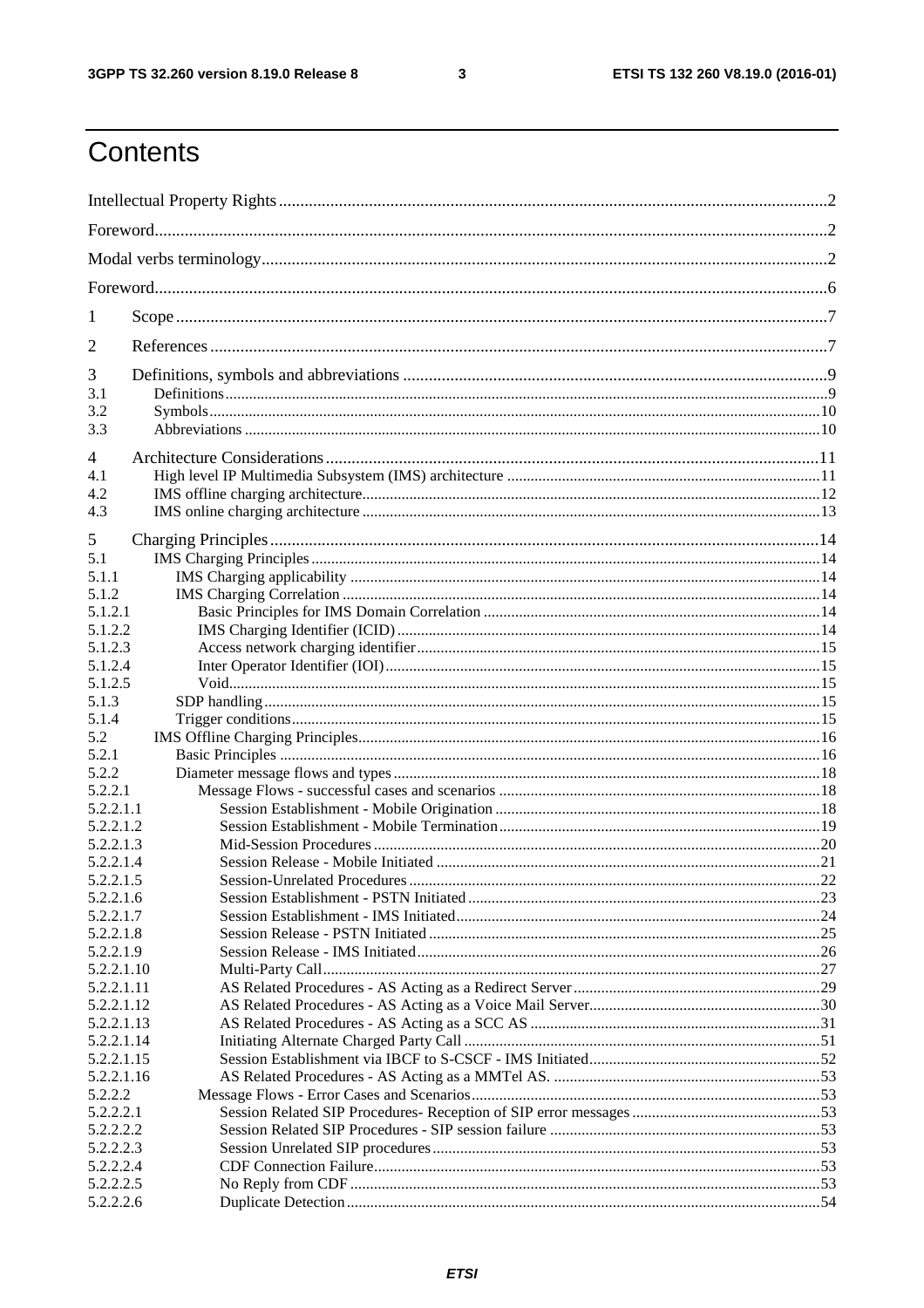# Contents

Intellectual Property Rights ........ 2
Foreword ........ 2
Modal verbs terminology ........ 2
Foreword ........ 6

1 Scope ........ 7

2 References ........ 7

3 Definitions, symbols and abbreviations ........ 9
3.1 Definitions ........ 9
3.2 Symbols ........ 10
3.3 Abbreviations ........ 10

4 Architecture Considerations ........ 11
4.1 High level IP Multimedia Subsystem (IMS) architecture ........ 11
4.2 IMS offline charging architecture ........ 12
4.3 IMS online charging architecture ........ 13

5 Charging Principles ........ 14
5.1 IMS Charging Principles ........ 14
5.1.1 IMS Charging applicability ........ 14
5.1.2 IMS Charging Correlation ........ 14
5.1.2.1 Basic Principles for IMS Domain Correlation ........ 14
5.1.2.2 IMS Charging Identifier (ICID) ........ 14
5.1.2.3 Access network charging identifier ........ 15
5.1.2.4 Inter Operator Identifier (IOI) ........ 15
5.1.2.5 Void ........ 15
5.1.3 SDP handling ........ 15
5.1.4 Trigger conditions ........ 15
5.2 IMS Offline Charging Principles ........ 16
5.2.1 Basic Principles ........ 16
5.2.2 Diameter message flows and types ........ 18
5.2.2.1 Message Flows - successful cases and scenarios ........ 18
5.2.2.1.1 Session Establishment - Mobile Origination ........ 18
5.2.2.1.2 Session Establishment - Mobile Termination ........ 19
5.2.2.1.3 Mid-Session Procedures ........ 20
5.2.2.1.4 Session Release - Mobile Initiated ........ 21
5.2.2.1.5 Session-Unrelated Procedures ........ 22
5.2.2.1.6 Session Establishment - PSTN Initiated ........ 23
5.2.2.1.7 Session Establishment - IMS Initiated ........ 24
5.2.2.1.8 Session Release - PSTN Initiated ........ 25
5.2.2.1.9 Session Release - IMS Initiated ........ 26
5.2.2.1.10 Multi-Party Call ........ 27
5.2.2.1.11 AS Related Procedures - AS Acting as a Redirect Server ........ 29
5.2.2.1.12 AS Related Procedures - AS Acting as a Voice Mail Server ........ 30
5.2.2.1.13 AS Related Procedures - AS Acting as a SCC AS ........ 31
5.2.2.1.14 Initiating Alternate Charged Party Call ........ 51
5.2.2.1.15 Session Establishment via IBCF to S-CSCF - IMS Initiated ........ 52
5.2.2.1.16 AS Related Procedures - AS Acting as a MMTel AS. ........ 53
5.2.2.2 Message Flows - Error Cases and Scenarios ........ 53
5.2.2.2.1 Session Related SIP Procedures- Reception of SIP error messages ........ 53
5.2.2.2.2 Session Related SIP Procedures - SIP session failure ........ 53
5.2.2.2.3 Session Unrelated SIP procedures ........ 53
5.2.2.2.4 CDF Connection Failure ........ 53
5.2.2.2.5 No Reply from CDF ........ 53
5.2.2.2.6 Duplicate Detection ........ 54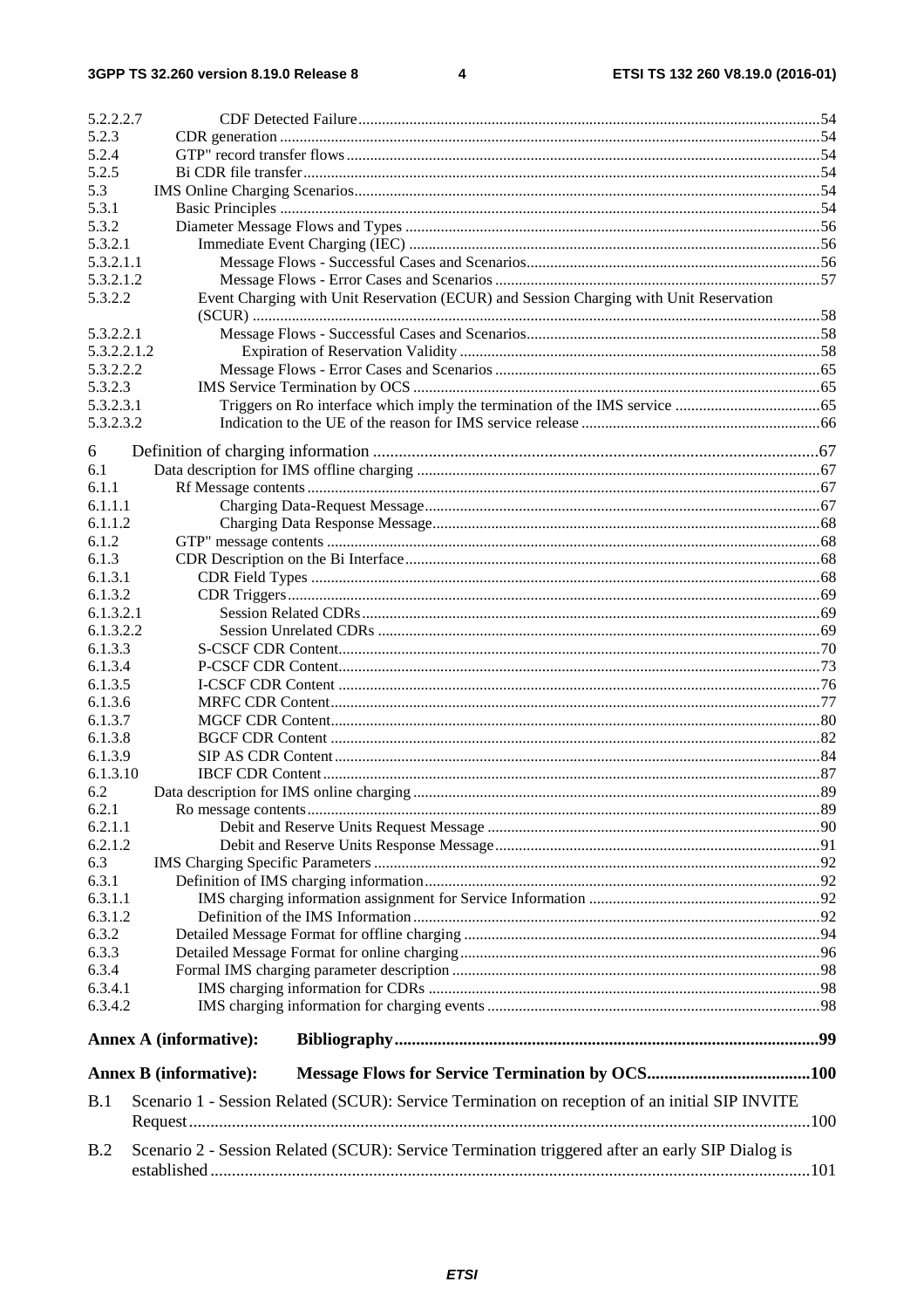5.2.2.2.7 CDF Detected Failure ... 54
5.2.3 CDR generation ... 54
5.2.4 GTP" record transfer flows ... 54
5.2.5 Bi CDR file transfer ... 54
5.3 IMS Online Charging Scenarios ... 54
5.3.1 Basic Principles ... 54
5.3.2 Diameter Message Flows and Types ... 56
5.3.2.1 Immediate Event Charging (IEC) ... 56
5.3.2.1.1 Message Flows - Successful Cases and Scenarios ... 56
5.3.2.1.2 Message Flows - Error Cases and Scenarios ... 57
5.3.2.2 Event Charging with Unit Reservation (ECUR) and Session Charging with Unit Reservation (SCUR) ... 58
5.3.2.2.1 Message Flows - Successful Cases and Scenarios ... 58
5.3.2.2.1.2 Expiration of Reservation Validity ... 58
5.3.2.2.2 Message Flows - Error Cases and Scenarios ... 65
5.3.2.3 IMS Service Termination by OCS ... 65
5.3.2.3.1 Triggers on Ro interface which imply the termination of the IMS service ... 65
5.3.2.3.2 Indication to the UE of the reason for IMS service release ... 66

6 Definition of charging information ... 67
6.1 Data description for IMS offline charging ... 67
6.1.1 Rf Message contents ... 67
6.1.1.1 Charging Data-Request Message ... 67
6.1.1.2 Charging Data Response Message ... 68
6.1.2 GTP" message contents ... 68
6.1.3 CDR Description on the Bi Interface ... 68
6.1.3.1 CDR Field Types ... 68
6.1.3.2 CDR Triggers ... 69
6.1.3.2.1 Session Related CDRs ... 69
6.1.3.2.2 Session Unrelated CDRs ... 69
6.1.3.3 S-CSCF CDR Content ... 70
6.1.3.4 P-CSCF CDR Content ... 73
6.1.3.5 I-CSCF CDR Content ... 76
6.1.3.6 MRFC CDR Content ... 77
6.1.3.7 MGCF CDR Content ... 80
6.1.3.8 BGCF CDR Content ... 82
6.1.3.9 SIP AS CDR Content ... 84
6.1.3.10 IBCF CDR Content ... 87
6.2 Data description for IMS online charging ... 89
6.2.1 Ro message contents ... 89
6.2.1.1 Debit and Reserve Units Request Message ... 90
6.2.1.2 Debit and Reserve Units Response Message ... 91
6.3 IMS Charging Specific Parameters ... 92
6.3.1 Definition of IMS charging information ... 92
6.3.1.1 IMS charging information assignment for Service Information ... 92
6.3.1.2 Definition of the IMS Information ... 92
6.3.2 Detailed Message Format for offline charging ... 94
6.3.3 Detailed Message Format for online charging ... 96
6.3.4 Formal IMS charging parameter description ... 98
6.3.4.1 IMS charging information for CDRs ... 98
6.3.4.2 IMS charging information for charging events ... 98

**Annex A (informative): Bibliography ... 99**

**Annex B (informative): Message Flows for Service Termination by OCS ... 100**

B.1 Scenario 1 - Session Related (SCUR): Service Termination on reception of an initial SIP INVITE Request ... 100

B.2 Scenario 2 - Session Related (SCUR): Service Termination triggered after an early SIP Dialog is established ... 101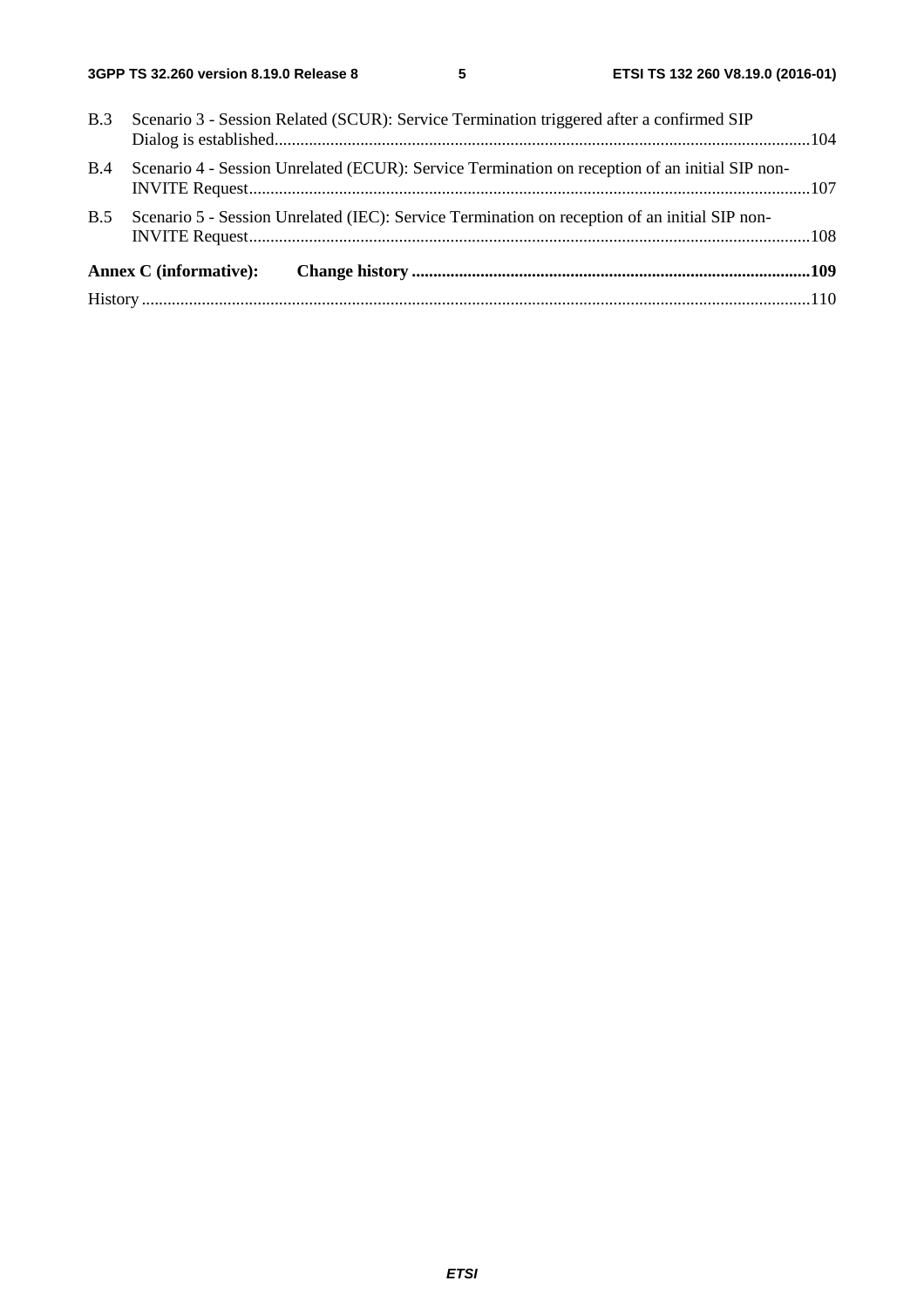B.3 Scenario 3 - Session Related (SCUR): Service Termination triggered after a confirmed SIP Dialog is established....104

B.4 Scenario 4 - Session Unrelated (ECUR): Service Termination on reception of an initial SIP non-INVITE Request....107

B.5 Scenario 5 - Session Unrelated (IEC): Service Termination on reception of an initial SIP non-INVITE Request....108

**Annex C (informative): Change history ....109**

History....110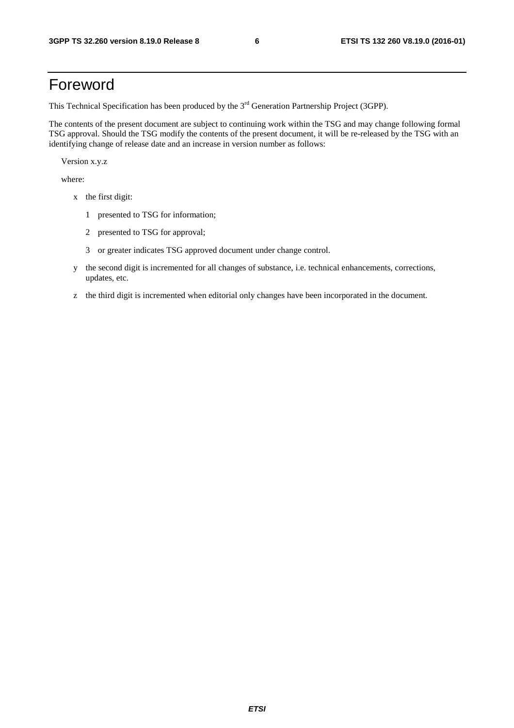# Foreword

This Technical Specification has been produced by the 3rd Generation Partnership Project (3GPP).

The contents of the present document are subject to continuing work within the TSG and may change following formal TSG approval. Should the TSG modify the contents of the present document, it will be re-released by the TSG with an identifying change of release date and an increase in version number as follows:

Version x.y.z

where:

- x the first digit:
  - 1 presented to TSG for information;
  - 2 presented to TSG for approval;
  - 3 or greater indicates TSG approved document under change control.
- y the second digit is incremented for all changes of substance, i.e. technical enhancements, corrections, updates, etc.
- z the third digit is incremented when editorial only changes have been incorporated in the document.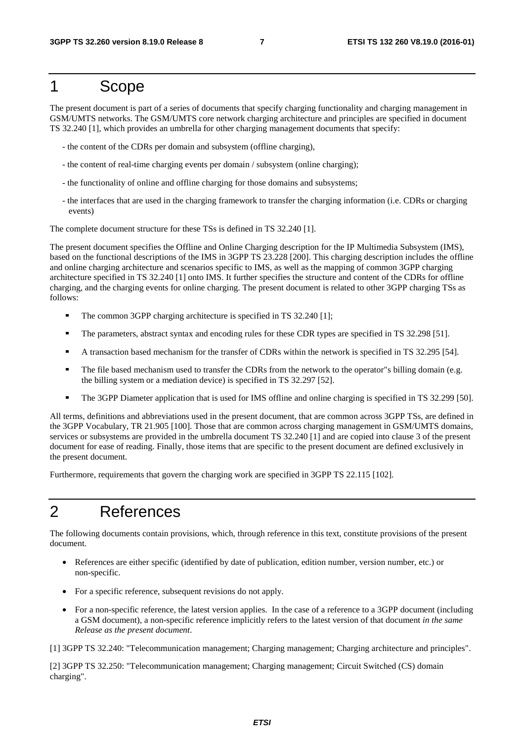# 1 Scope

The present document is part of a series of documents that specify charging functionality and charging management in GSM/UMTS networks. The GSM/UMTS core network charging architecture and principles are specified in document TS 32.240 [1], which provides an umbrella for other charging management documents that specify:

- the content of the CDRs per domain and subsystem (offline charging),
- the content of real-time charging events per domain / subsystem (online charging);
- the functionality of online and offline charging for those domains and subsystems;
- the interfaces that are used in the charging framework to transfer the charging information (i.e. CDRs or charging events)

The complete document structure for these TSs is defined in TS 32.240 [1].

The present document specifies the Offline and Online Charging description for the IP Multimedia Subsystem (IMS), based on the functional descriptions of the IMS in 3GPP TS 23.228 [200]. This charging description includes the offline and online charging architecture and scenarios specific to IMS, as well as the mapping of common 3GPP charging architecture specified in TS 32.240 [1] onto IMS. It further specifies the structure and content of the CDRs for offline charging, and the charging events for online charging. The present document is related to other 3GPP charging TSs as follows:

- The common 3GPP charging architecture is specified in TS 32.240 [1];
- The parameters, abstract syntax and encoding rules for these CDR types are specified in TS 32.298 [51].
- A transaction based mechanism for the transfer of CDRs within the network is specified in TS 32.295 [54].
- The file based mechanism used to transfer the CDRs from the network to the operator"s billing domain (e.g. the billing system or a mediation device) is specified in TS 32.297 [52].
- The 3GPP Diameter application that is used for IMS offline and online charging is specified in TS 32.299 [50].

All terms, definitions and abbreviations used in the present document, that are common across 3GPP TSs, are defined in the 3GPP Vocabulary, TR 21.905 [100]. Those that are common across charging management in GSM/UMTS domains, services or subsystems are provided in the umbrella document TS 32.240 [1] and are copied into clause 3 of the present document for ease of reading. Finally, those items that are specific to the present document are defined exclusively in the present document.

Furthermore, requirements that govern the charging work are specified in 3GPP TS 22.115 [102].

# 2 References

The following documents contain provisions, which, through reference in this text, constitute provisions of the present document.

- References are either specific (identified by date of publication, edition number, version number, etc.) or non-specific.
- For a specific reference, subsequent revisions do not apply.
- For a non-specific reference, the latest version applies. In the case of a reference to a 3GPP document (including a GSM document), a non-specific reference implicitly refers to the latest version of that document *in the same Release as the present document*.

[1] 3GPP TS 32.240: "Telecommunication management; Charging management; Charging architecture and principles".

[2] 3GPP TS 32.250: "Telecommunication management; Charging management; Circuit Switched (CS) domain charging".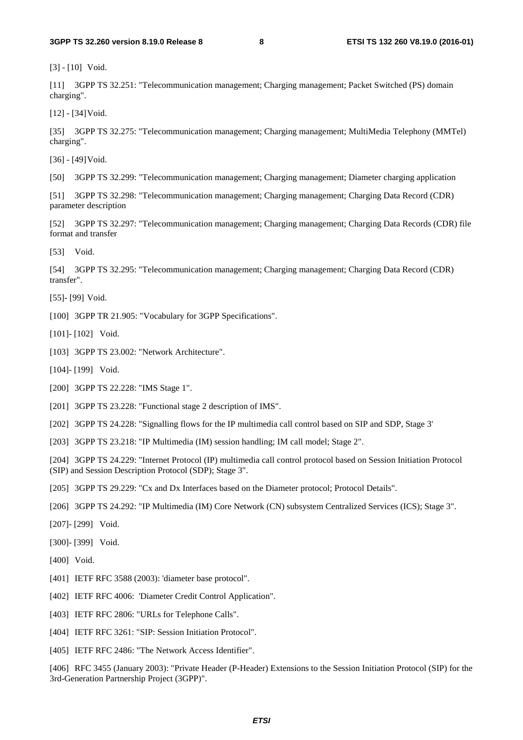[3] - [10] Void.

[11] 3GPP TS 32.251: "Telecommunication management; Charging management; Packet Switched (PS) domain charging".

[12] - [34] Void.

[35] 3GPP TS 32.275: "Telecommunication management; Charging management; MultiMedia Telephony (MMTel) charging".

[36] - [49] Void.

[50] 3GPP TS 32.299: "Telecommunication management; Charging management; Diameter charging application

[51] 3GPP TS 32.298: "Telecommunication management; Charging management; Charging Data Record (CDR) parameter description

[52] 3GPP TS 32.297: "Telecommunication management; Charging management; Charging Data Records (CDR) file format and transfer

[53] Void.

[54] 3GPP TS 32.295: "Telecommunication management; Charging management; Charging Data Record (CDR) transfer".

[55]- [99] Void.

[100] 3GPP TR 21.905: "Vocabulary for 3GPP Specifications".

[101]- [102] Void.

[103] 3GPP TS 23.002: "Network Architecture".

[104]- [199] Void.

[200] 3GPP TS 22.228: "IMS Stage 1".

[201] 3GPP TS 23.228: "Functional stage 2 description of IMS".

[202] 3GPP TS 24.228: "Signalling flows for the IP multimedia call control based on SIP and SDP, Stage 3'

[203] 3GPP TS 23.218: "IP Multimedia (IM) session handling; IM call model; Stage 2".

[204] 3GPP TS 24.229: "Internet Protocol (IP) multimedia call control protocol based on Session Initiation Protocol (SIP) and Session Description Protocol (SDP); Stage 3".

[205] 3GPP TS 29.229: "Cx and Dx Interfaces based on the Diameter protocol; Protocol Details".

[206] 3GPP TS 24.292: "IP Multimedia (IM) Core Network (CN) subsystem Centralized Services (ICS); Stage 3".

[207]- [299] Void.

[300]- [399] Void.

[400] Void.

[401] IETF RFC 3588 (2003): 'diameter base protocol".

[402] IETF RFC 4006: 'Diameter Credit Control Application".

[403] IETF RFC 2806: "URLs for Telephone Calls".

[404] IETF RFC 3261: "SIP: Session Initiation Protocol".

[405] IETF RFC 2486: "The Network Access Identifier".

[406] RFC 3455 (January 2003): "Private Header (P-Header) Extensions to the Session Initiation Protocol (SIP) for the 3rd-Generation Partnership Project (3GPP)".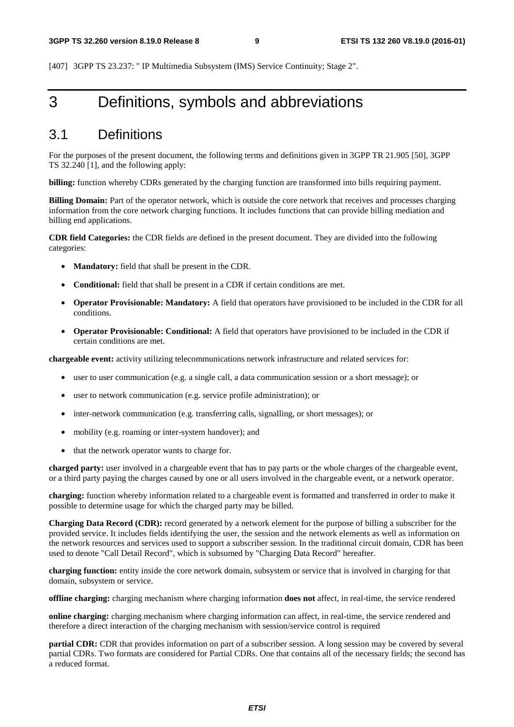[407] 3GPP TS 23.237: " IP Multimedia Subsystem (IMS) Service Continuity; Stage 2".

# 3 Definitions, symbols and abbreviations

## 3.1 Definitions

For the purposes of the present document, the following terms and definitions given in 3GPP TR 21.905 [50], 3GPP TS 32.240 [1], and the following apply:

**billing:** function whereby CDRs generated by the charging function are transformed into bills requiring payment.

**Billing Domain:** Part of the operator network, which is outside the core network that receives and processes charging information from the core network charging functions. It includes functions that can provide billing mediation and billing end applications.

**CDR field Categories:** the CDR fields are defined in the present document. They are divided into the following categories:

- **Mandatory:** field that shall be present in the CDR.
- **Conditional:** field that shall be present in a CDR if certain conditions are met.
- **Operator Provisionable: Mandatory:** A field that operators have provisioned to be included in the CDR for all conditions.
- **Operator Provisionable: Conditional:** A field that operators have provisioned to be included in the CDR if certain conditions are met.

**chargeable event:** activity utilizing telecommunications network infrastructure and related services for:

- user to user communication (e.g. a single call, a data communication session or a short message); or
- user to network communication (e.g. service profile administration); or
- inter-network communication (e.g. transferring calls, signalling, or short messages); or
- mobility (e.g. roaming or inter-system handover); and
- that the network operator wants to charge for.

**charged party:** user involved in a chargeable event that has to pay parts or the whole charges of the chargeable event, or a third party paying the charges caused by one or all users involved in the chargeable event, or a network operator.

**charging:** function whereby information related to a chargeable event is formatted and transferred in order to make it possible to determine usage for which the charged party may be billed.

**Charging Data Record (CDR):** record generated by a network element for the purpose of billing a subscriber for the provided service. It includes fields identifying the user, the session and the network elements as well as information on the network resources and services used to support a subscriber session. In the traditional circuit domain, CDR has been used to denote "Call Detail Record", which is subsumed by "Charging Data Record" hereafter.

**charging function:** entity inside the core network domain, subsystem or service that is involved in charging for that domain, subsystem or service.

**offline charging:** charging mechanism where charging information **does not** affect, in real-time, the service rendered

**online charging:** charging mechanism where charging information can affect, in real-time, the service rendered and therefore a direct interaction of the charging mechanism with session/service control is required

**partial CDR:** CDR that provides information on part of a subscriber session. A long session may be covered by several partial CDRs. Two formats are considered for Partial CDRs. One that contains all of the necessary fields; the second has a reduced format.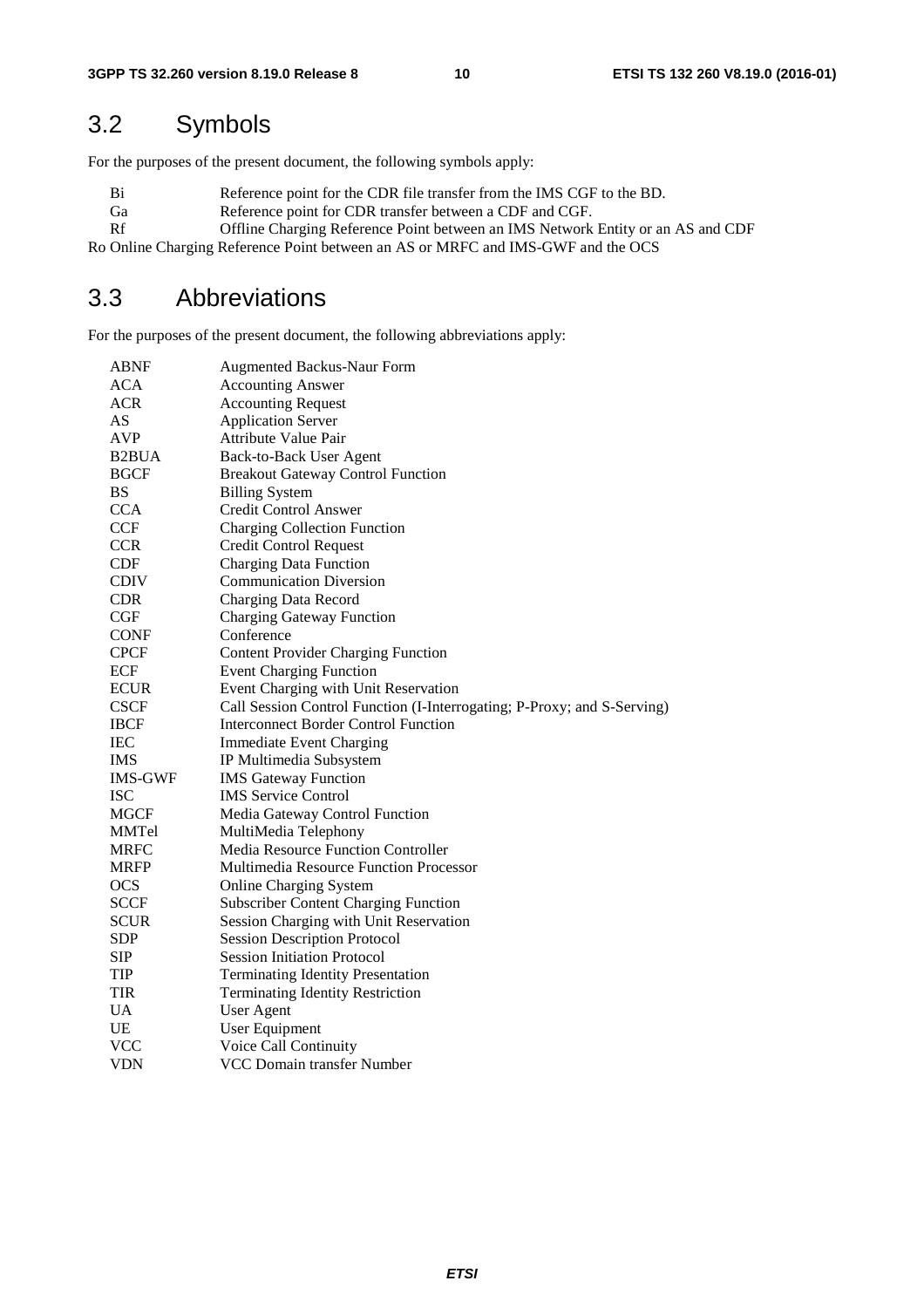## 3.2 Symbols

For the purposes of the present document, the following symbols apply:

| | |
|---|---|
| Bi | Reference point for the CDR file transfer from the IMS CGF to the BD. |
| Ga | Reference point for CDR transfer between a CDF and CGF. |
| Rf | Offline Charging Reference Point between an IMS Network Entity or an AS and CDF |

Ro Online Charging Reference Point between an AS or MRFC and IMS-GWF and the OCS

## 3.3 Abbreviations

For the purposes of the present document, the following abbreviations apply:

| | |
|---|---|
| ABNF | Augmented Backus-Naur Form |
| ACA | Accounting Answer |
| ACR | Accounting Request |
| AS | Application Server |
| AVP | Attribute Value Pair |
| B2BUA | Back-to-Back User Agent |
| BGCF | Breakout Gateway Control Function |
| BS | Billing System |
| CCA | Credit Control Answer |
| CCF | Charging Collection Function |
| CCR | Credit Control Request |
| CDF | Charging Data Function |
| CDIV | Communication Diversion |
| CDR | Charging Data Record |
| CGF | Charging Gateway Function |
| CONF | Conference |
| CPCF | Content Provider Charging Function |
| ECF | Event Charging Function |
| ECUR | Event Charging with Unit Reservation |
| CSCF | Call Session Control Function (I-Interrogating; P-Proxy; and S-Serving) |
| IBCF | Interconnect Border Control Function |
| IEC | Immediate Event Charging |
| IMS | IP Multimedia Subsystem |
| IMS-GWF | IMS Gateway Function |
| ISC | IMS Service Control |
| MGCF | Media Gateway Control Function |
| MMTel | MultiMedia Telephony |
| MRFC | Media Resource Function Controller |
| MRFP | Multimedia Resource Function Processor |
| OCS | Online Charging System |
| SCCF | Subscriber Content Charging Function |
| SCUR | Session Charging with Unit Reservation |
| SDP | Session Description Protocol |
| SIP | Session Initiation Protocol |
| TIP | Terminating Identity Presentation |
| TIR | Terminating Identity Restriction |
| UA | User Agent |
| UE | User Equipment |
| VCC | Voice Call Continuity |
| VDN | VCC Domain transfer Number |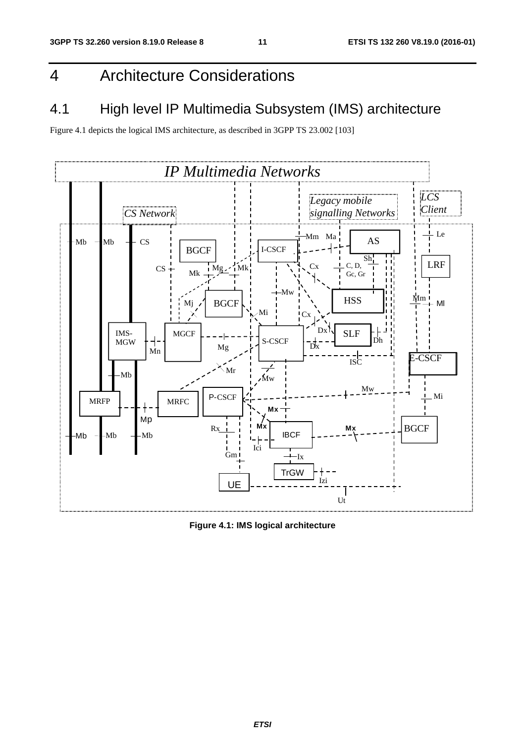# 4 Architecture Considerations

## 4.1 High level IP Multimedia Subsystem (IMS) architecture

Figure 4.1 depicts the logical IMS architecture, as described in 3GPP TS 23.002 [103]

**Figure 4.1: IMS logical architecture**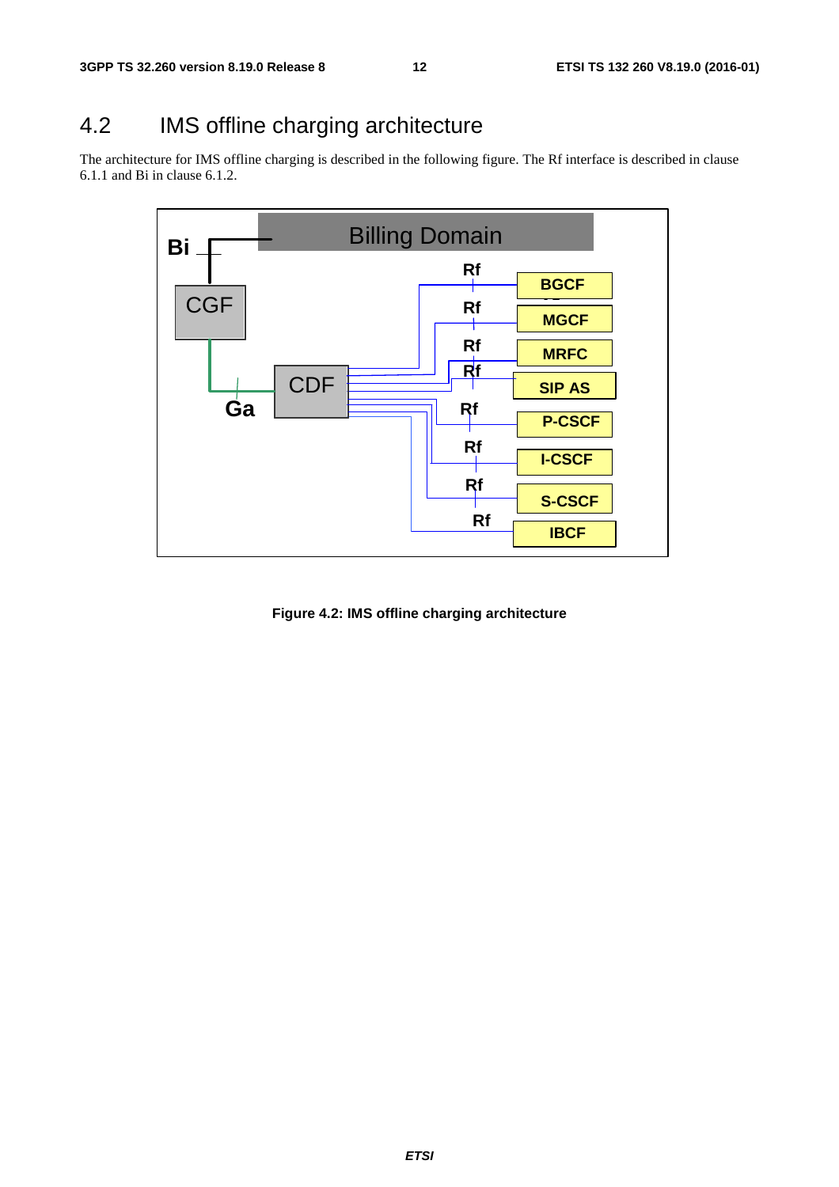## 4.2 IMS offline charging architecture

The architecture for IMS offline charging is described in the following figure. The Rf interface is described in clause 6.1.1 and Bi in clause 6.1.2.

**Figure 4.2: IMS offline charging architecture**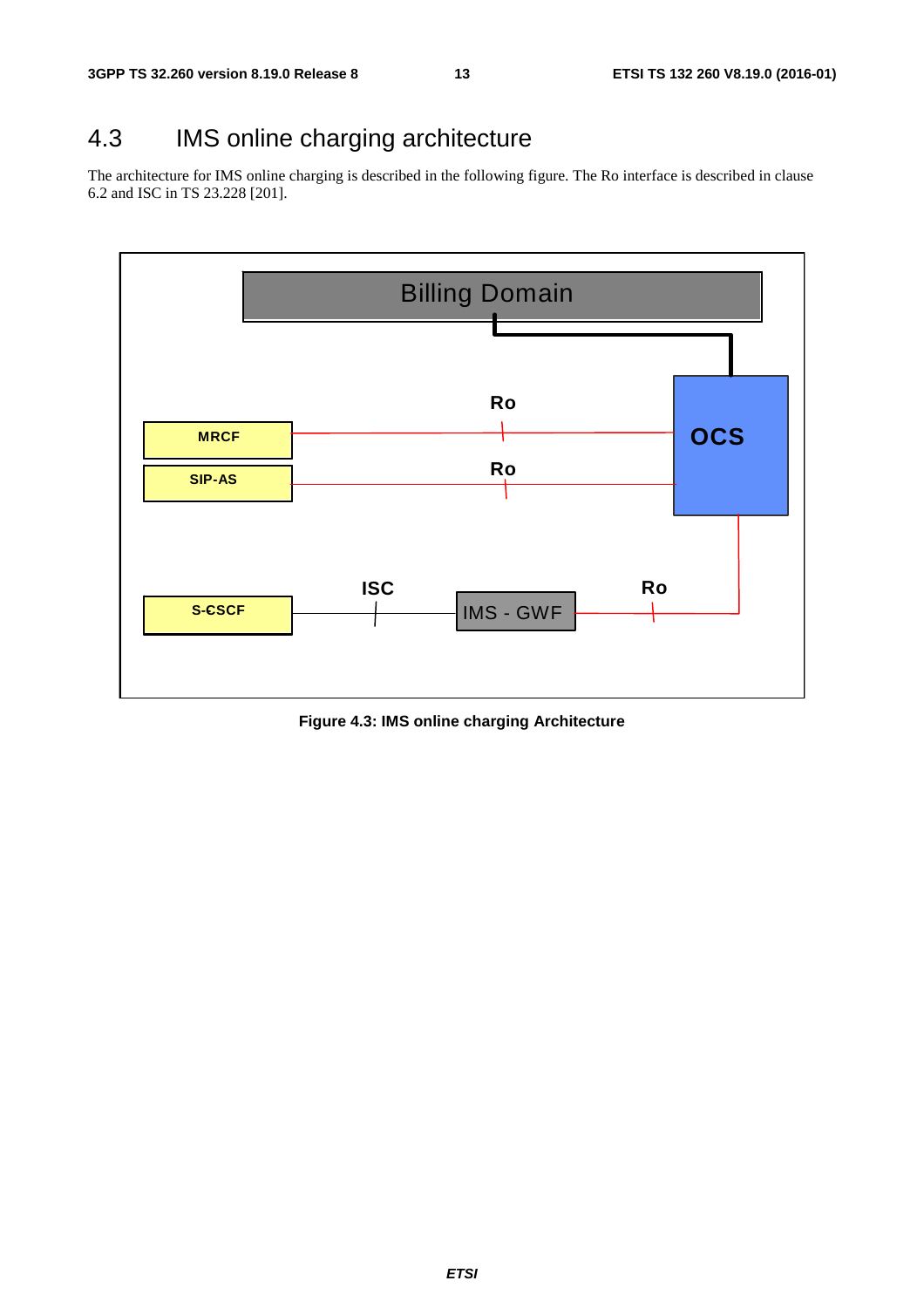## 4.3 IMS online charging architecture

The architecture for IMS online charging is described in the following figure. The Ro interface is described in clause 6.2 and ISC in TS 23.228 [201].

Figure 4.3: IMS online charging Architecture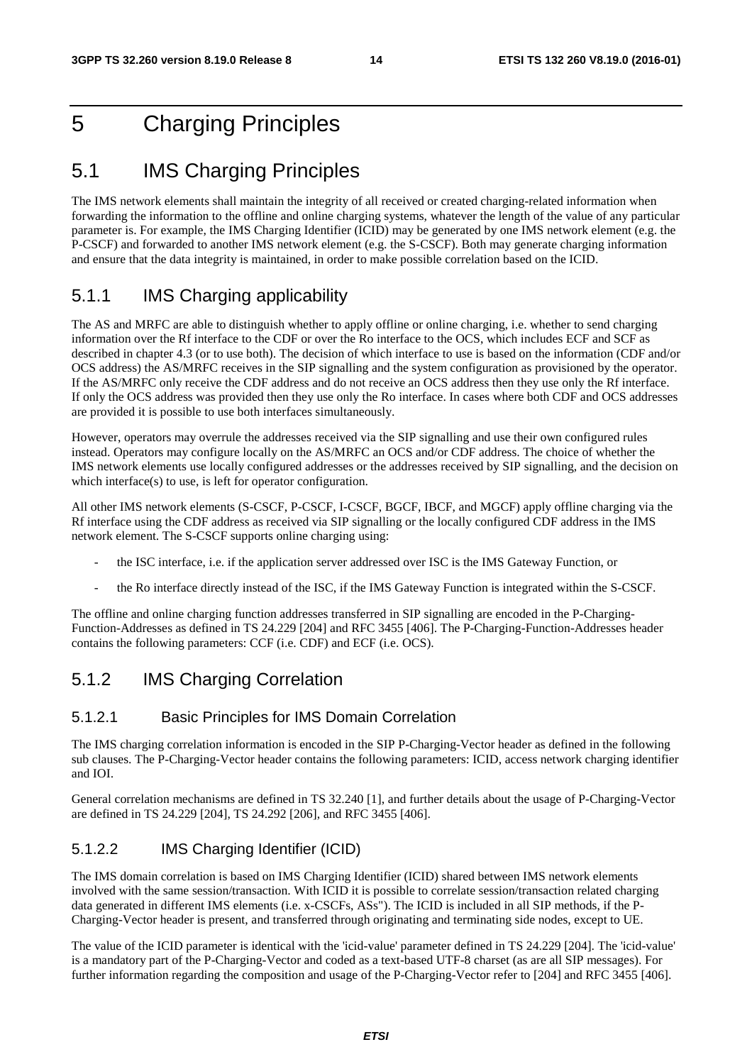# 5 Charging Principles

## 5.1 IMS Charging Principles

The IMS network elements shall maintain the integrity of all received or created charging-related information when forwarding the information to the offline and online charging systems, whatever the length of the value of any particular parameter is. For example, the IMS Charging Identifier (ICID) may be generated by one IMS network element (e.g. the P-CSCF) and forwarded to another IMS network element (e.g. the S-CSCF). Both may generate charging information and ensure that the data integrity is maintained, in order to make possible correlation based on the ICID.

### 5.1.1 IMS Charging applicability

The AS and MRFC are able to distinguish whether to apply offline or online charging, i.e. whether to send charging information over the Rf interface to the CDF or over the Ro interface to the OCS, which includes ECF and SCF as described in chapter 4.3 (or to use both). The decision of which interface to use is based on the information (CDF and/or OCS address) the AS/MRFC receives in the SIP signalling and the system configuration as provisioned by the operator. If the AS/MRFC only receive the CDF address and do not receive an OCS address then they use only the Rf interface. If only the OCS address was provided then they use only the Ro interface. In cases where both CDF and OCS addresses are provided it is possible to use both interfaces simultaneously.

However, operators may overrule the addresses received via the SIP signalling and use their own configured rules instead. Operators may configure locally on the AS/MRFC an OCS and/or CDF address. The choice of whether the IMS network elements use locally configured addresses or the addresses received by SIP signalling, and the decision on which interface(s) to use, is left for operator configuration.

All other IMS network elements (S-CSCF, P-CSCF, I-CSCF, BGCF, IBCF, and MGCF) apply offline charging via the Rf interface using the CDF address as received via SIP signalling or the locally configured CDF address in the IMS network element. The S-CSCF supports online charging using:

- the ISC interface, i.e. if the application server addressed over ISC is the IMS Gateway Function, or
- the Ro interface directly instead of the ISC, if the IMS Gateway Function is integrated within the S-CSCF.

The offline and online charging function addresses transferred in SIP signalling are encoded in the P-Charging-Function-Addresses as defined in TS 24.229 [204] and RFC 3455 [406]. The P-Charging-Function-Addresses header contains the following parameters: CCF (i.e. CDF) and ECF (i.e. OCS).

### 5.1.2 IMS Charging Correlation

#### 5.1.2.1 Basic Principles for IMS Domain Correlation

The IMS charging correlation information is encoded in the SIP P-Charging-Vector header as defined in the following sub clauses. The P-Charging-Vector header contains the following parameters: ICID, access network charging identifier and IOI.

General correlation mechanisms are defined in TS 32.240 [1], and further details about the usage of P-Charging-Vector are defined in TS 24.229 [204], TS 24.292 [206], and RFC 3455 [406].

#### 5.1.2.2 IMS Charging Identifier (ICID)

The IMS domain correlation is based on IMS Charging Identifier (ICID) shared between IMS network elements involved with the same session/transaction. With ICID it is possible to correlate session/transaction related charging data generated in different IMS elements (i.e. x-CSCFs, ASs"). The ICID is included in all SIP methods, if the P-Charging-Vector header is present, and transferred through originating and terminating side nodes, except to UE.

The value of the ICID parameter is identical with the 'icid-value' parameter defined in TS 24.229 [204]. The 'icid-value' is a mandatory part of the P-Charging-Vector and coded as a text-based UTF-8 charset (as are all SIP messages). For further information regarding the composition and usage of the P-Charging-Vector refer to [204] and RFC 3455 [406].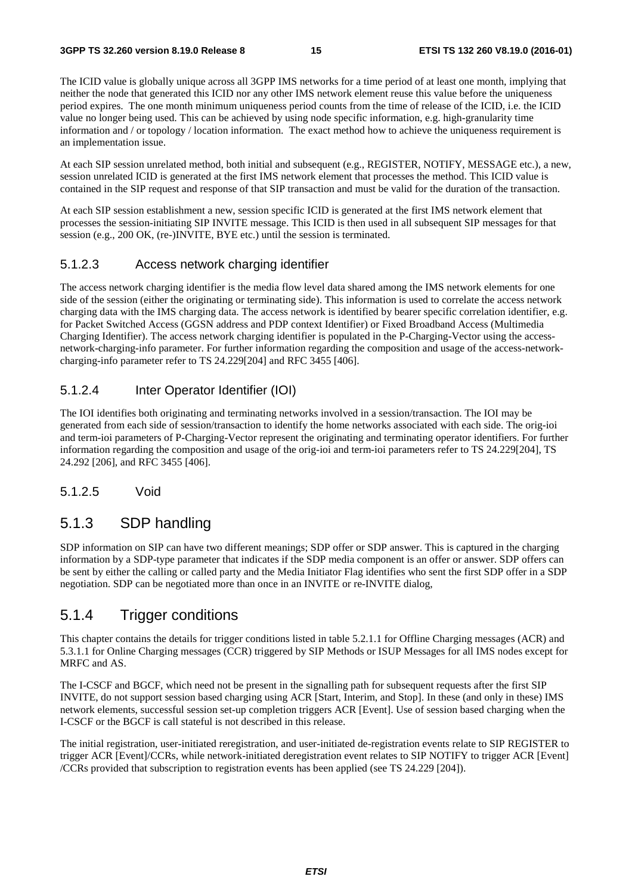The ICID value is globally unique across all 3GPP IMS networks for a time period of at least one month, implying that neither the node that generated this ICID nor any other IMS network element reuse this value before the uniqueness period expires. The one month minimum uniqueness period counts from the time of release of the ICID, i.e. the ICID value no longer being used. This can be achieved by using node specific information, e.g. high-granularity time information and / or topology / location information. The exact method how to achieve the uniqueness requirement is an implementation issue.

At each SIP session unrelated method, both initial and subsequent (e.g., REGISTER, NOTIFY, MESSAGE etc.), a new, session unrelated ICID is generated at the first IMS network element that processes the method. This ICID value is contained in the SIP request and response of that SIP transaction and must be valid for the duration of the transaction.

At each SIP session establishment a new, session specific ICID is generated at the first IMS network element that processes the session-initiating SIP INVITE message. This ICID is then used in all subsequent SIP messages for that session (e.g., 200 OK, (re-)INVITE, BYE etc.) until the session is terminated.

#### 5.1.2.3 Access network charging identifier

The access network charging identifier is the media flow level data shared among the IMS network elements for one side of the session (either the originating or terminating side). This information is used to correlate the access network charging data with the IMS charging data. The access network is identified by bearer specific correlation identifier, e.g. for Packet Switched Access (GGSN address and PDP context Identifier) or Fixed Broadband Access (Multimedia Charging Identifier). The access network charging identifier is populated in the P-Charging-Vector using the access-network-charging-info parameter. For further information regarding the composition and usage of the access-network-charging-info parameter refer to TS 24.229[204] and RFC 3455 [406].

#### 5.1.2.4 Inter Operator Identifier (IOI)

The IOI identifies both originating and terminating networks involved in a session/transaction. The IOI may be generated from each side of session/transaction to identify the home networks associated with each side. The orig-ioi and term-ioi parameters of P-Charging-Vector represent the originating and terminating operator identifiers. For further information regarding the composition and usage of the orig-ioi and term-ioi parameters refer to TS 24.229[204], TS 24.292 [206], and RFC 3455 [406].

#### 5.1.2.5 Void

### 5.1.3 SDP handling

SDP information on SIP can have two different meanings; SDP offer or SDP answer. This is captured in the charging information by a SDP-type parameter that indicates if the SDP media component is an offer or answer. SDP offers can be sent by either the calling or called party and the Media Initiator Flag identifies who sent the first SDP offer in a SDP negotiation. SDP can be negotiated more than once in an INVITE or re-INVITE dialog,

### 5.1.4 Trigger conditions

This chapter contains the details for trigger conditions listed in table 5.2.1.1 for Offline Charging messages (ACR) and 5.3.1.1 for Online Charging messages (CCR) triggered by SIP Methods or ISUP Messages for all IMS nodes except for MRFC and AS.

The I-CSCF and BGCF, which need not be present in the signalling path for subsequent requests after the first SIP INVITE, do not support session based charging using ACR [Start, Interim, and Stop]. In these (and only in these) IMS network elements, successful session set-up completion triggers ACR [Event]. Use of session based charging when the I-CSCF or the BGCF is call stateful is not described in this release.

The initial registration, user-initiated reregistration, and user-initiated de-registration events relate to SIP REGISTER to trigger ACR [Event]/CCRs, while network-initiated deregistration event relates to SIP NOTIFY to trigger ACR [Event] /CCRs provided that subscription to registration events has been applied (see TS 24.229 [204]).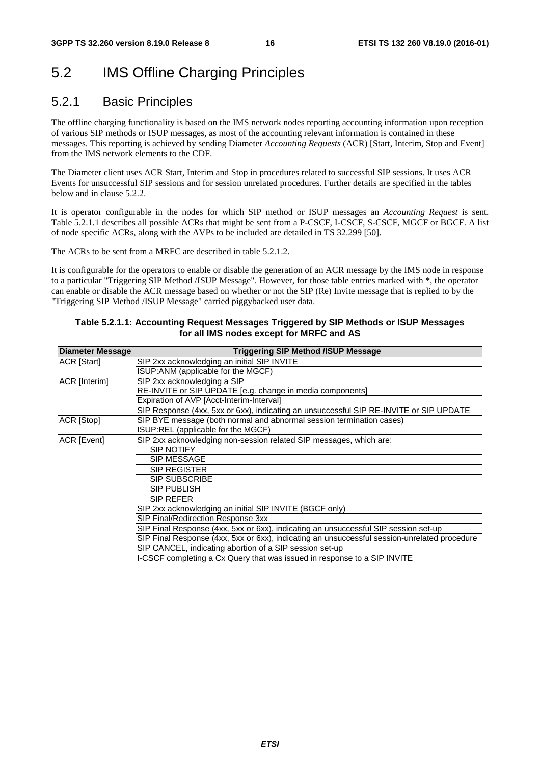## 5.2 IMS Offline Charging Principles

### 5.2.1 Basic Principles

The offline charging functionality is based on the IMS network nodes reporting accounting information upon reception of various SIP methods or ISUP messages, as most of the accounting relevant information is contained in these messages. This reporting is achieved by sending Diameter *Accounting Requests* (ACR) [Start, Interim, Stop and Event] from the IMS network elements to the CDF.

The Diameter client uses ACR Start, Interim and Stop in procedures related to successful SIP sessions. It uses ACR Events for unsuccessful SIP sessions and for session unrelated procedures. Further details are specified in the tables below and in clause 5.2.2.

It is operator configurable in the nodes for which SIP method or ISUP messages an *Accounting Request* is sent. Table 5.2.1.1 describes all possible ACRs that might be sent from a P-CSCF, I-CSCF, S-CSCF, MGCF or BGCF. A list of node specific ACRs, along with the AVPs to be included are detailed in TS 32.299 [50].

The ACRs to be sent from a MRFC are described in table 5.2.1.2.

It is configurable for the operators to enable or disable the generation of an ACR message by the IMS node in response to a particular "Triggering SIP Method /ISUP Message". However, for those table entries marked with *, the operator can enable or disable the ACR message based on whether or not the SIP (Re) Invite message that is replied to by the "Triggering SIP Method /ISUP Message" carried piggybacked user data.

**Table 5.2.1.1: Accounting Request Messages Triggered by SIP Methods or ISUP Messages for all IMS nodes except for MRFC and AS**

| Diameter Message | Triggering SIP Method /ISUP Message |
|---|---|
| ACR [Start] | SIP 2xx acknowledging an initial SIP INVITE |
| | ISUP:ANM (applicable for the MGCF) |
| ACR [Interim] | SIP 2xx acknowledging a SIP RE-INVITE or SIP UPDATE [e.g. change in media components] |
| | Expiration of AVP [Acct-Interim-Interval] |
| | SIP Response (4xx, 5xx or 6xx), indicating an unsuccessful SIP RE-INVITE or SIP UPDATE |
| ACR [Stop] | SIP BYE message (both normal and abnormal session termination cases) |
| | ISUP:REL (applicable for the MGCF) |
| ACR [Event] | SIP 2xx acknowledging non-session related SIP messages, which are: |
| | SIP NOTIFY |
| | SIP MESSAGE |
| | SIP REGISTER |
| | SIP SUBSCRIBE |
| | SIP PUBLISH |
| | SIP REFER |
| | SIP 2xx acknowledging an initial SIP INVITE (BGCF only) |
| | SIP Final/Redirection Response 3xx |
| | SIP Final Response (4xx, 5xx or 6xx), indicating an unsuccessful SIP session set-up |
| | SIP Final Response (4xx, 5xx or 6xx), indicating an unsuccessful session-unrelated procedure |
| | SIP CANCEL, indicating abortion of a SIP session set-up |
| | I-CSCF completing a Cx Query that was issued in response to a SIP INVITE |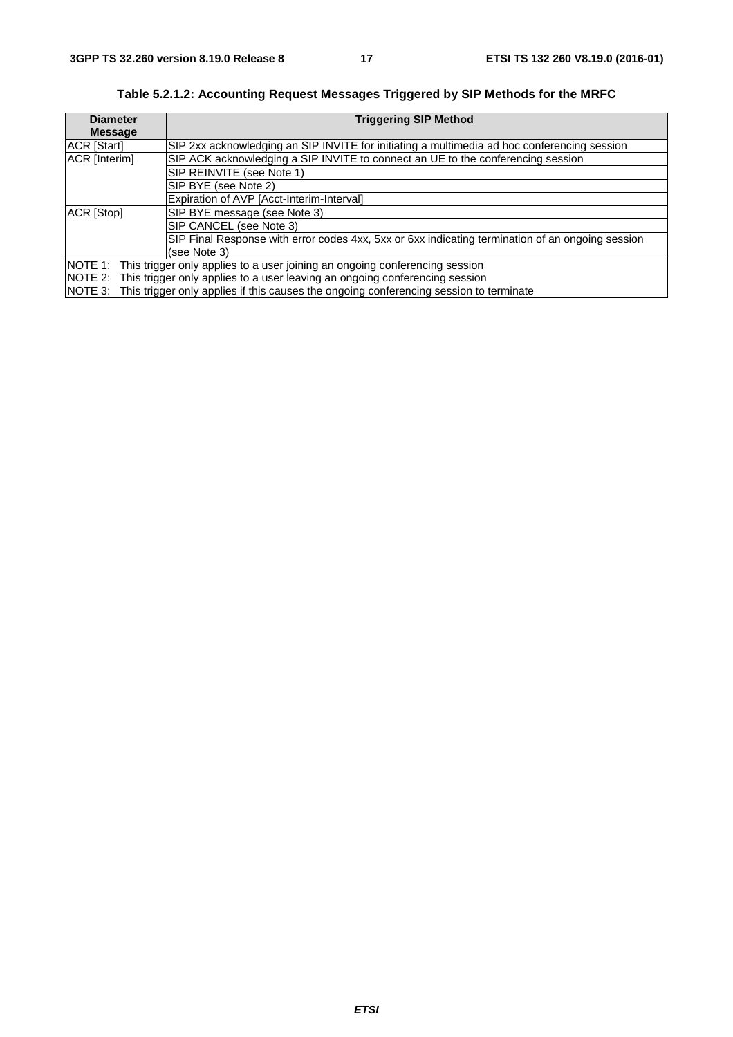**Table 5.2.1.2: Accounting Request Messages Triggered by SIP Methods for the MRFC**

| Diameter Message | Triggering SIP Method |
|---|---|
| ACR [Start] | SIP 2xx acknowledging an SIP INVITE for initiating a multimedia ad hoc conferencing session |
| ACR [Interim] | SIP ACK acknowledging a SIP INVITE to connect an UE to the conferencing session |
| | SIP REINVITE (see Note 1) |
| | SIP BYE (see Note 2) |
| | Expiration of AVP [Acct-Interim-Interval] |
| ACR [Stop] | SIP BYE message (see Note 3) |
| | SIP CANCEL (see Note 3) |
| | SIP Final Response with error codes 4xx, 5xx or 6xx indicating termination of an ongoing session (see Note 3) |
| NOTE 1: This trigger only applies to a user joining an ongoing conferencing session<br>NOTE 2: This trigger only applies to a user leaving an ongoing conferencing session<br>NOTE 3: This trigger only applies if this causes the ongoing conferencing session to terminate | |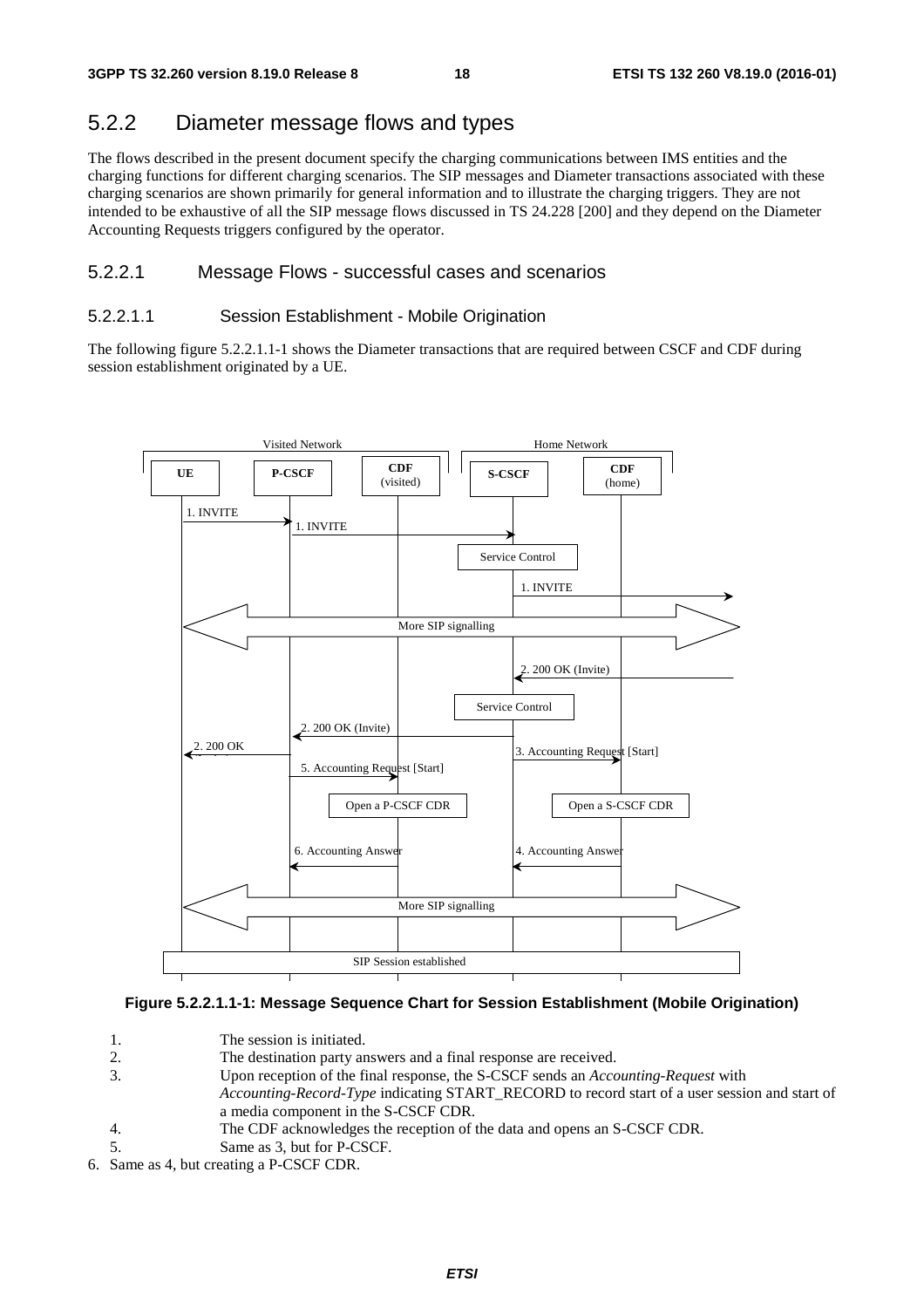## 5.2.2 Diameter message flows and types

The flows described in the present document specify the charging communications between IMS entities and the charging functions for different charging scenarios. The SIP messages and Diameter transactions associated with these charging scenarios are shown primarily for general information and to illustrate the charging triggers. They are not intended to be exhaustive of all the SIP message flows discussed in TS 24.228 [200] and they depend on the Diameter Accounting Requests triggers configured by the operator.

### 5.2.2.1 Message Flows - successful cases and scenarios

#### 5.2.2.1.1 Session Establishment - Mobile Origination

The following figure 5.2.2.1.1-1 shows the Diameter transactions that are required between CSCF and CDF during session establishment originated by a UE.

**Figure 5.2.2.1.1-1: Message Sequence Chart for Session Establishment (Mobile Origination)**

1. The session is initiated.
2. The destination party answers and a final response are received.
3. Upon reception of the final response, the S-CSCF sends an *Accounting-Request* with *Accounting-Record-Type* indicating START_RECORD to record start of a user session and start of a media component in the S-CSCF CDR.
4. The CDF acknowledges the reception of the data and opens an S-CSCF CDR.
5. Same as 3, but for P-CSCF.
6. Same as 4, but creating a P-CSCF CDR.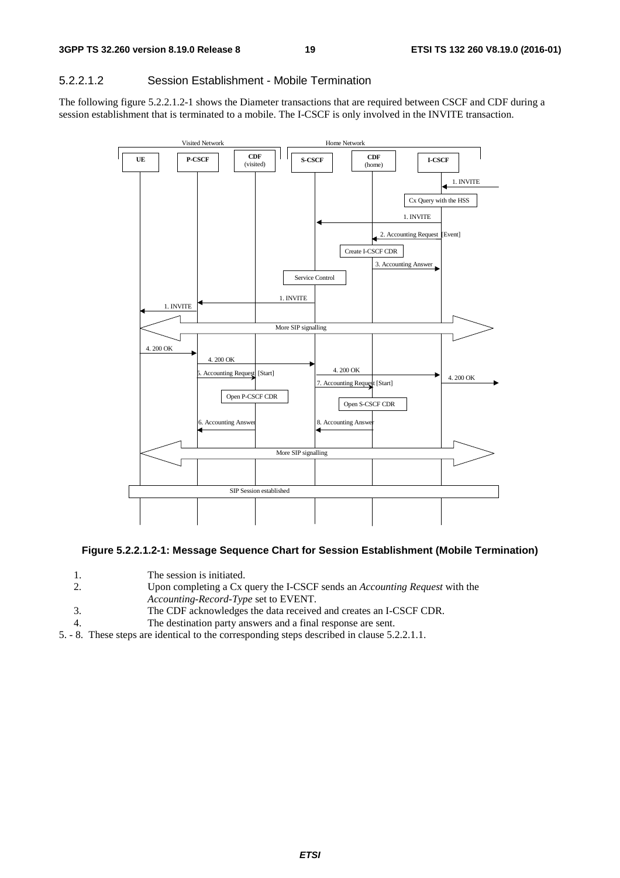#### 5.2.2.1.2 Session Establishment - Mobile Termination

The following figure 5.2.2.1.2-1 shows the Diameter transactions that are required between CSCF and CDF during a session establishment that is terminated to a mobile. The I-CSCF is only involved in the INVITE transaction.

**Figure 5.2.2.1.2-1: Message Sequence Chart for Session Establishment (Mobile Termination)**

1. The session is initiated.
2. Upon completing a Cx query the I-CSCF sends an *Accounting Request* with the *Accounting-Record-Type* set to EVENT.
3. The CDF acknowledges the data received and creates an I-CSCF CDR.
4. The destination party answers and a final response are sent.

5. - 8. These steps are identical to the corresponding steps described in clause 5.2.2.1.1.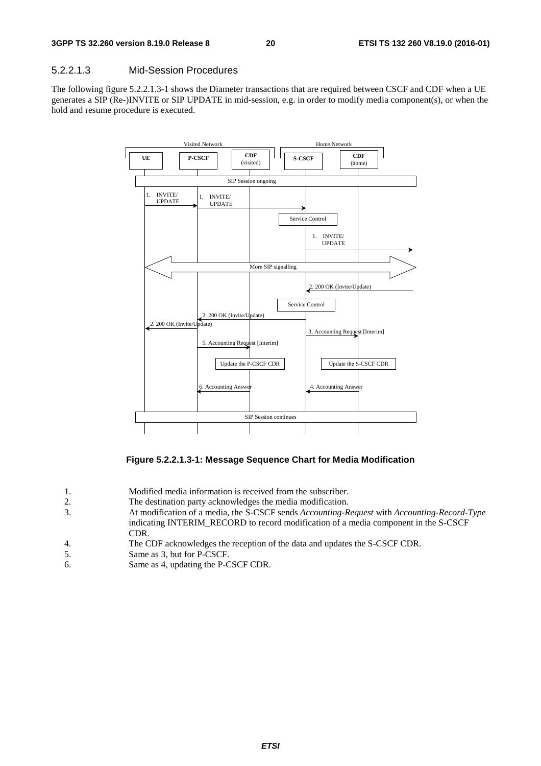#### 5.2.2.1.3 Mid-Session Procedures

The following figure 5.2.2.1.3-1 shows the Diameter transactions that are required between CSCF and CDF when a UE generates a SIP (Re-)INVITE or SIP UPDATE in mid-session, e.g. in order to modify media component(s), or when the hold and resume procedure is executed.

**Figure 5.2.2.1.3-1: Message Sequence Chart for Media Modification**

1. Modified media information is received from the subscriber.
2. The destination party acknowledges the media modification.
3. At modification of a media, the S-CSCF sends *Accounting-Request* with *Accounting-Record-Type* indicating INTERIM_RECORD to record modification of a media component in the S-CSCF CDR.
4. The CDF acknowledges the reception of the data and updates the S-CSCF CDR.
5. Same as 3, but for P-CSCF.
6. Same as 4, updating the P-CSCF CDR.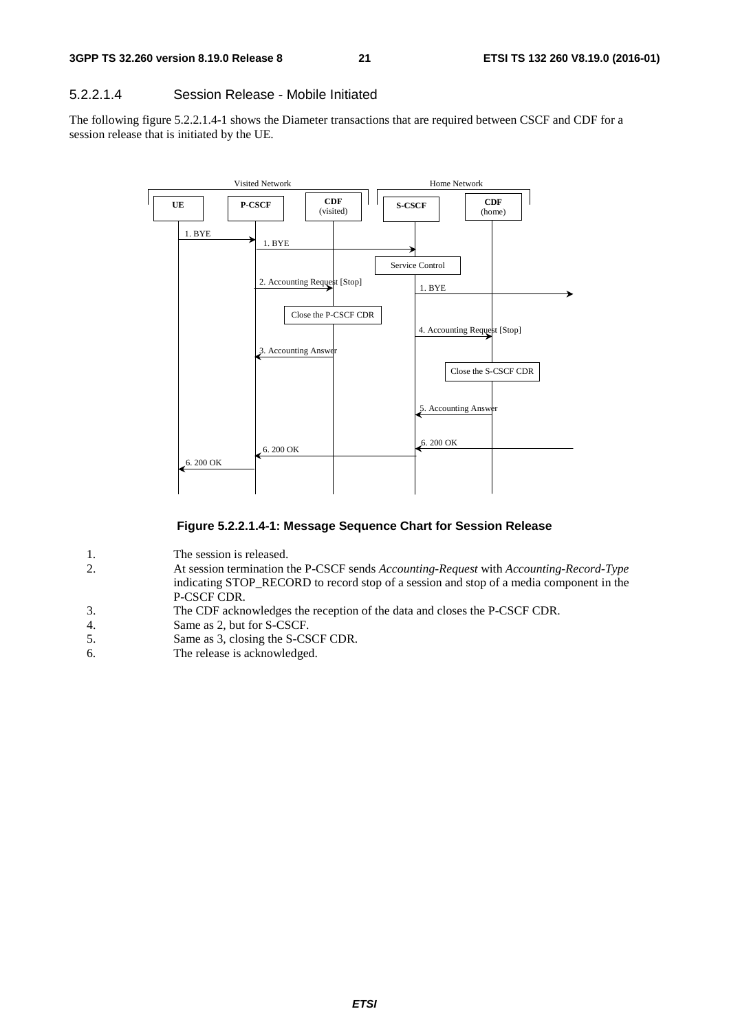#### 5.2.2.1.4 Session Release - Mobile Initiated

The following figure 5.2.2.1.4-1 shows the Diameter transactions that are required between CSCF and CDF for a session release that is initiated by the UE.

**Figure 5.2.2.1.4-1: Message Sequence Chart for Session Release**

1. The session is released.
2. At session termination the P-CSCF sends *Accounting-Request* with *Accounting-Record-Type* indicating STOP_RECORD to record stop of a session and stop of a media component in the P-CSCF CDR.
3. The CDF acknowledges the reception of the data and closes the P-CSCF CDR.
4. Same as 2, but for S-CSCF.
5. Same as 3, closing the S-CSCF CDR.
6. The release is acknowledged.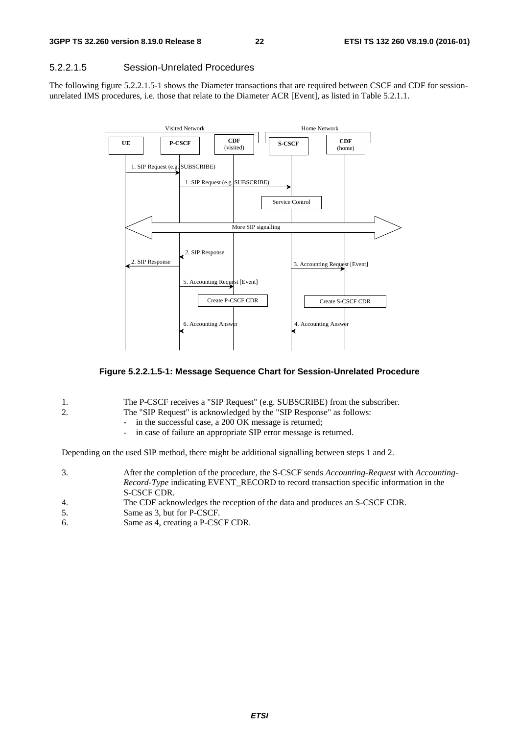#### 5.2.2.1.5 Session-Unrelated Procedures

The following figure 5.2.2.1.5-1 shows the Diameter transactions that are required between CSCF and CDF for session-unrelated IMS procedures, i.e. those that relate to the Diameter ACR [Event], as listed in Table 5.2.1.1.

**Figure 5.2.2.1.5-1: Message Sequence Chart for Session-Unrelated Procedure**

1. The P-CSCF receives a "SIP Request" (e.g. SUBSCRIBE) from the subscriber.
2. The "SIP Request" is acknowledged by the "SIP Response" as follows:
   - in the successful case, a 200 OK message is returned;
   - in case of failure an appropriate SIP error message is returned.

Depending on the used SIP method, there might be additional signalling between steps 1 and 2.

3. After the completion of the procedure, the S-CSCF sends *Accounting-Request* with *Accounting-Record-Type* indicating EVENT_RECORD to record transaction specific information in the S-CSCF CDR.
4. The CDF acknowledges the reception of the data and produces an S-CSCF CDR.
5. Same as 3, but for P-CSCF.
6. Same as 4, creating a P-CSCF CDR.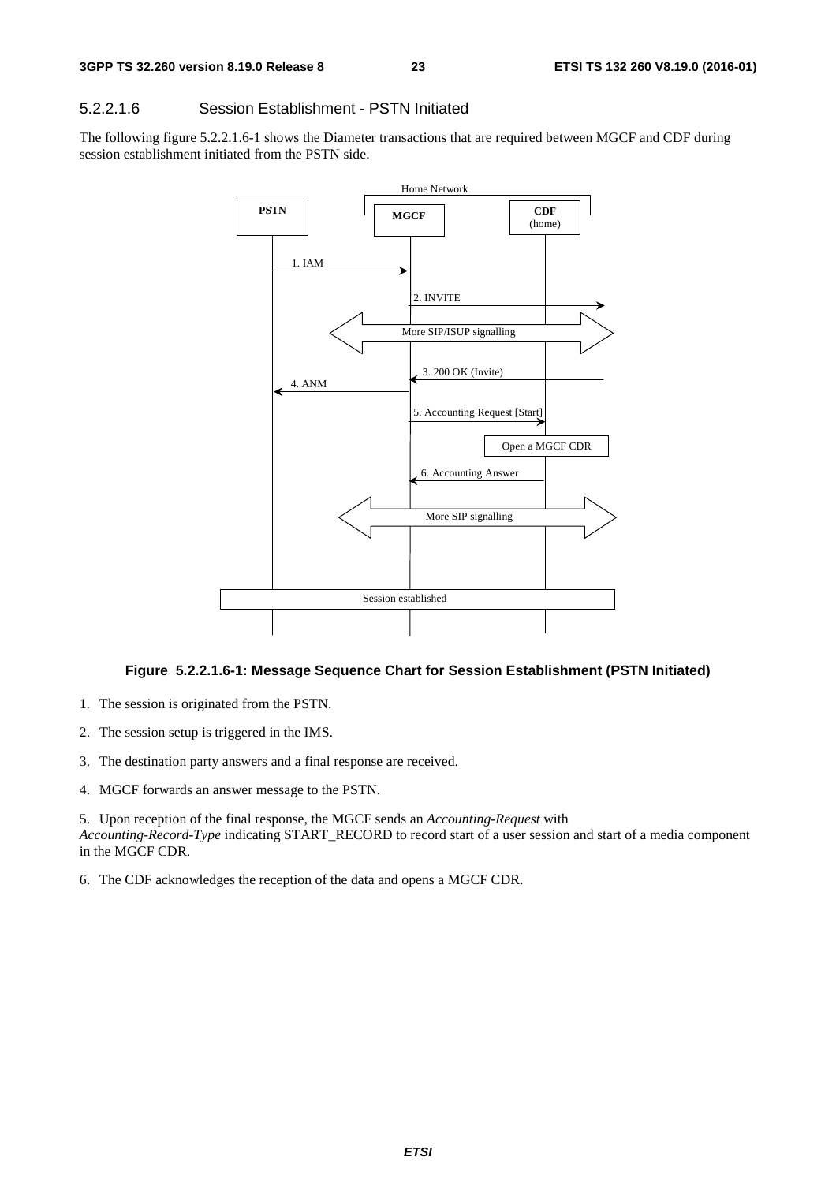#### 5.2.2.1.6 Session Establishment - PSTN Initiated

The following figure 5.2.2.1.6-1 shows the Diameter transactions that are required between MGCF and CDF during session establishment initiated from the PSTN side.

**Figure 5.2.2.1.6-1: Message Sequence Chart for Session Establishment (PSTN Initiated)**

1. The session is originated from the PSTN.

2. The session setup is triggered in the IMS.

3. The destination party answers and a final response are received.

4. MGCF forwards an answer message to the PSTN.

5. Upon reception of the final response, the MGCF sends an *Accounting-Request* with *Accounting-Record-Type* indicating START_RECORD to record start of a user session and start of a media component in the MGCF CDR.

6. The CDF acknowledges the reception of the data and opens a MGCF CDR.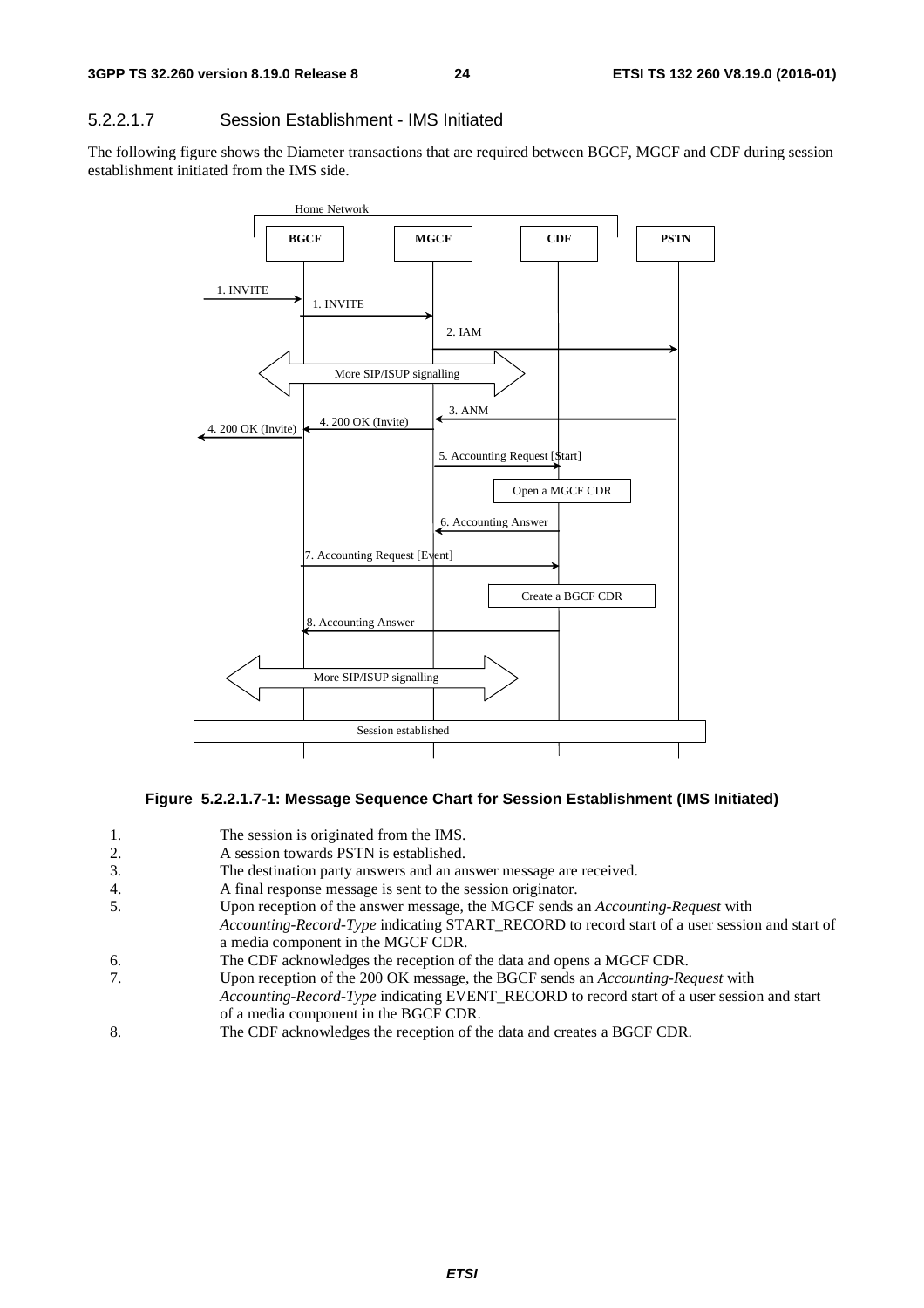#### 5.2.2.1.7 Session Establishment - IMS Initiated

The following figure shows the Diameter transactions that are required between BGCF, MGCF and CDF during session establishment initiated from the IMS side.

**Figure 5.2.2.1.7-1: Message Sequence Chart for Session Establishment (IMS Initiated)**

1. The session is originated from the IMS.
2. A session towards PSTN is established.
3. The destination party answers and an answer message are received.
4. A final response message is sent to the session originator.
5. Upon reception of the answer message, the MGCF sends an *Accounting-Request* with *Accounting-Record-Type* indicating START_RECORD to record start of a user session and start of a media component in the MGCF CDR.
6. The CDF acknowledges the reception of the data and opens a MGCF CDR.
7. Upon reception of the 200 OK message, the BGCF sends an *Accounting-Request* with *Accounting-Record-Type* indicating EVENT_RECORD to record start of a user session and start of a media component in the BGCF CDR.
8. The CDF acknowledges the reception of the data and creates a BGCF CDR.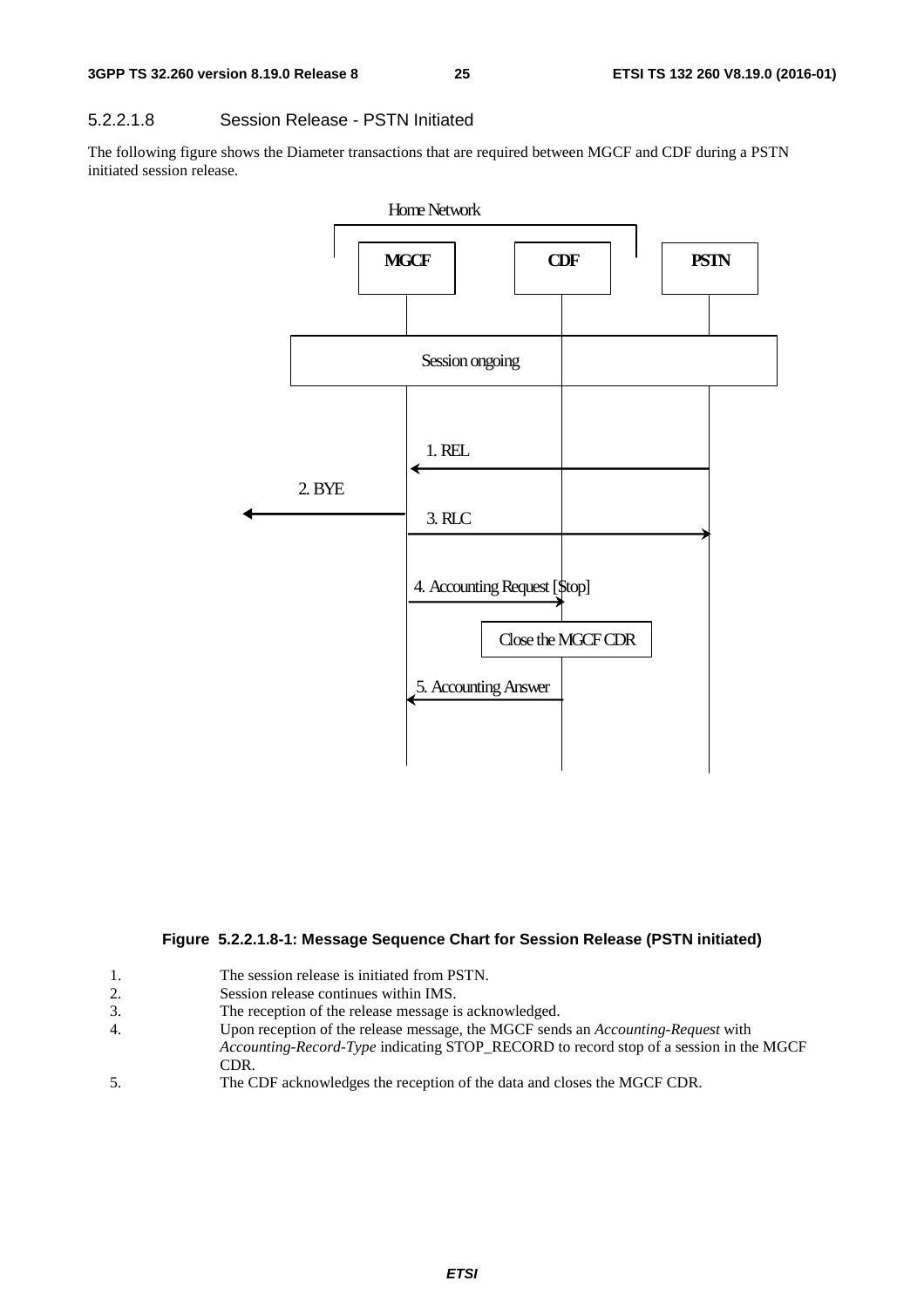#### 5.2.2.1.8 Session Release - PSTN Initiated

The following figure shows the Diameter transactions that are required between MGCF and CDF during a PSTN initiated session release.

**Figure 5.2.2.1.8-1: Message Sequence Chart for Session Release (PSTN initiated)**

1. The session release is initiated from PSTN.
2. Session release continues within IMS.
3. The reception of the release message is acknowledged.
4. Upon reception of the release message, the MGCF sends an *Accounting-Request* with *Accounting-Record-Type* indicating STOP_RECORD to record stop of a session in the MGCF CDR.
5. The CDF acknowledges the reception of the data and closes the MGCF CDR.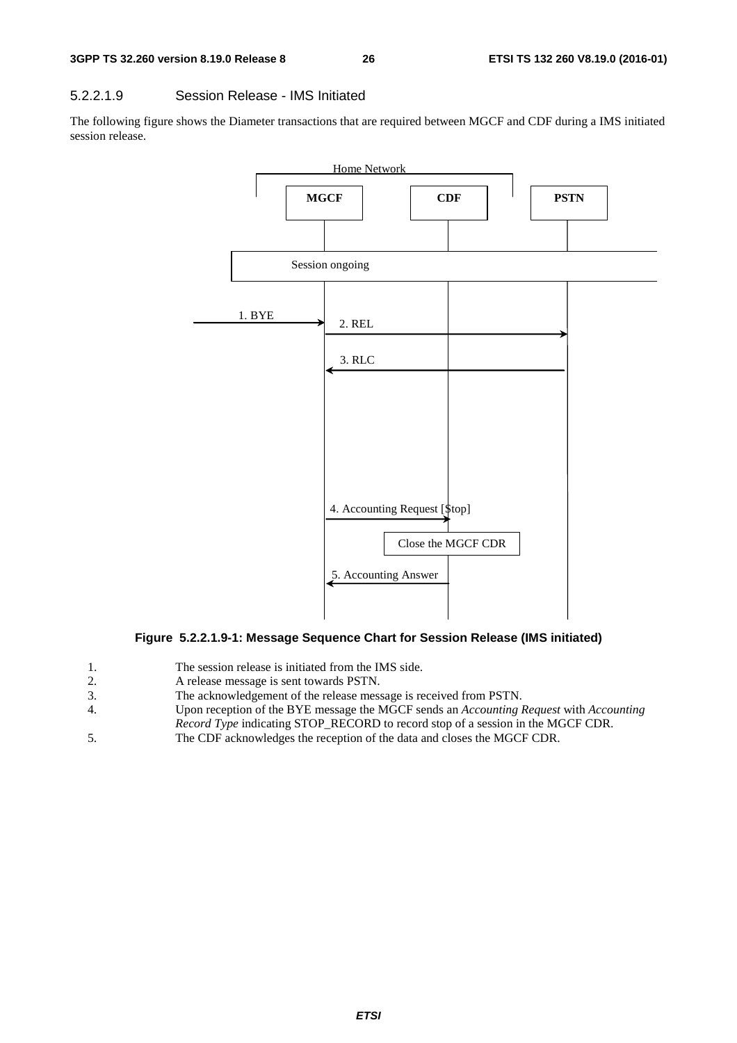#### 5.2.2.1.9 Session Release - IMS Initiated

The following figure shows the Diameter transactions that are required between MGCF and CDF during a IMS initiated session release.

**Figure 5.2.2.1.9-1: Message Sequence Chart for Session Release (IMS initiated)**

1. The session release is initiated from the IMS side.
2. A release message is sent towards PSTN.
3. The acknowledgement of the release message is received from PSTN.
4. Upon reception of the BYE message the MGCF sends an *Accounting Request* with *Accounting Record Type* indicating STOP_RECORD to record stop of a session in the MGCF CDR.
5. The CDF acknowledges the reception of the data and closes the MGCF CDR.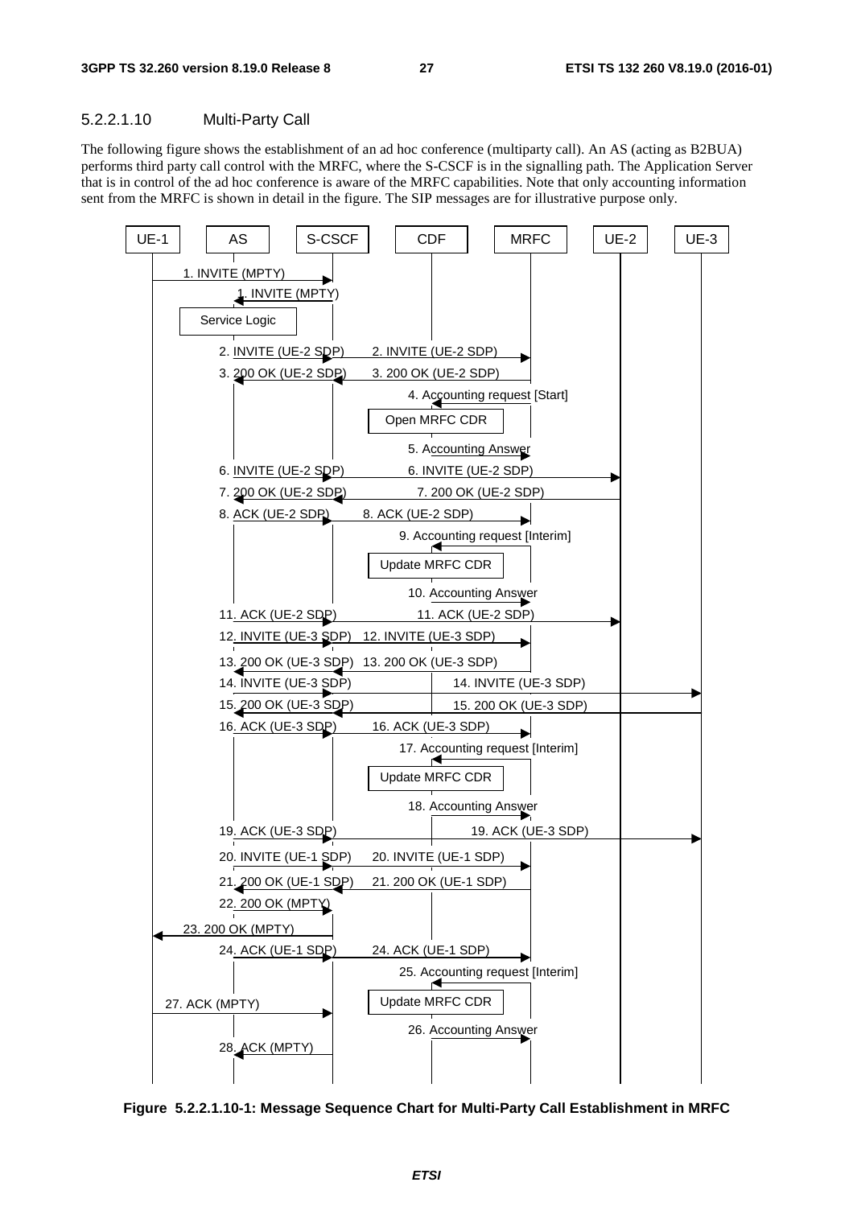#### 5.2.2.1.10 Multi-Party Call

The following figure shows the establishment of an ad hoc conference (multiparty call). An AS (acting as B2BUA) performs third party call control with the MRFC, where the S-CSCF is in the signalling path. The Application Server that is in control of the ad hoc conference is aware of the MRFC capabilities. Note that only accounting information sent from the MRFC is shown in detail in the figure. The SIP messages are for illustrative purpose only.

**Figure 5.2.2.1.10-1: Message Sequence Chart for Multi-Party Call Establishment in MRFC**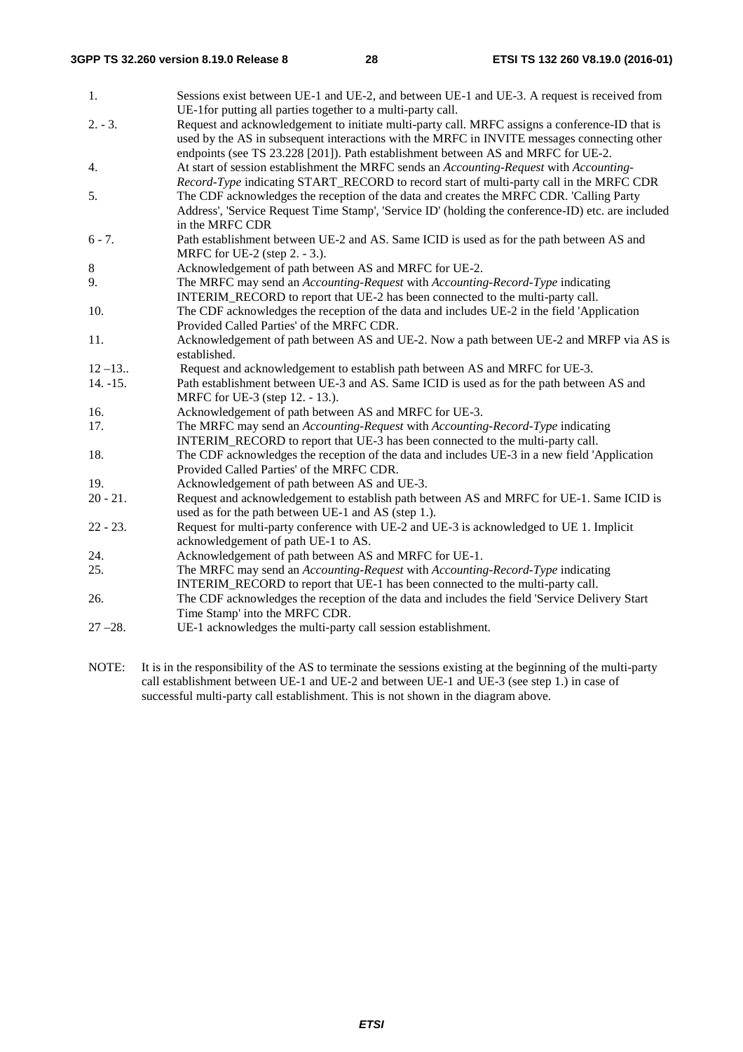1. Sessions exist between UE-1 and UE-2, and between UE-1 and UE-3. A request is received from UE-1for putting all parties together to a multi-party call.

2. - 3. Request and acknowledgement to initiate multi-party call. MRFC assigns a conference-ID that is used by the AS in subsequent interactions with the MRFC in INVITE messages connecting other endpoints (see TS 23.228 [201]). Path establishment between AS and MRFC for UE-2.

4. At start of session establishment the MRFC sends an *Accounting-Request* with *Accounting-Record-Type* indicating START_RECORD to record start of multi-party call in the MRFC CDR

5. The CDF acknowledges the reception of the data and creates the MRFC CDR. 'Calling Party Address', 'Service Request Time Stamp', 'Service ID' (holding the conference-ID) etc. are included in the MRFC CDR

6 - 7. Path establishment between UE-2 and AS. Same ICID is used as for the path between AS and MRFC for UE-2 (step 2. - 3.).

8 Acknowledgement of path between AS and MRFC for UE-2.

9. The MRFC may send an *Accounting-Request* with *Accounting-Record-Type* indicating INTERIM_RECORD to report that UE-2 has been connected to the multi-party call.

10. The CDF acknowledges the reception of the data and includes UE-2 in the field 'Application Provided Called Parties' of the MRFC CDR.

11. Acknowledgement of path between AS and UE-2. Now a path between UE-2 and MRFP via AS is established.

12 –13.. Request and acknowledgement to establish path between AS and MRFC for UE-3.

14. -15. Path establishment between UE-3 and AS. Same ICID is used as for the path between AS and MRFC for UE-3 (step 12. - 13.).

16. Acknowledgement of path between AS and MRFC for UE-3.

17. The MRFC may send an *Accounting-Request* with *Accounting-Record-Type* indicating INTERIM_RECORD to report that UE-3 has been connected to the multi-party call.

18. The CDF acknowledges the reception of the data and includes UE-3 in a new field 'Application Provided Called Parties' of the MRFC CDR.

19. Acknowledgement of path between AS and UE-3.

20 - 21. Request and acknowledgement to establish path between AS and MRFC for UE-1. Same ICID is used as for the path between UE-1 and AS (step 1.).

22 - 23. Request for multi-party conference with UE-2 and UE-3 is acknowledged to UE 1. Implicit acknowledgement of path UE-1 to AS.

24. Acknowledgement of path between AS and MRFC for UE-1.

25. The MRFC may send an *Accounting-Request* with *Accounting-Record-Type* indicating INTERIM_RECORD to report that UE-1 has been connected to the multi-party call.

26. The CDF acknowledges the reception of the data and includes the field 'Service Delivery Start Time Stamp' into the MRFC CDR.

27 –28. UE-1 acknowledges the multi-party call session establishment.

NOTE: It is in the responsibility of the AS to terminate the sessions existing at the beginning of the multi-party call establishment between UE-1 and UE-2 and between UE-1 and UE-3 (see step 1.) in case of successful multi-party call establishment. This is not shown in the diagram above.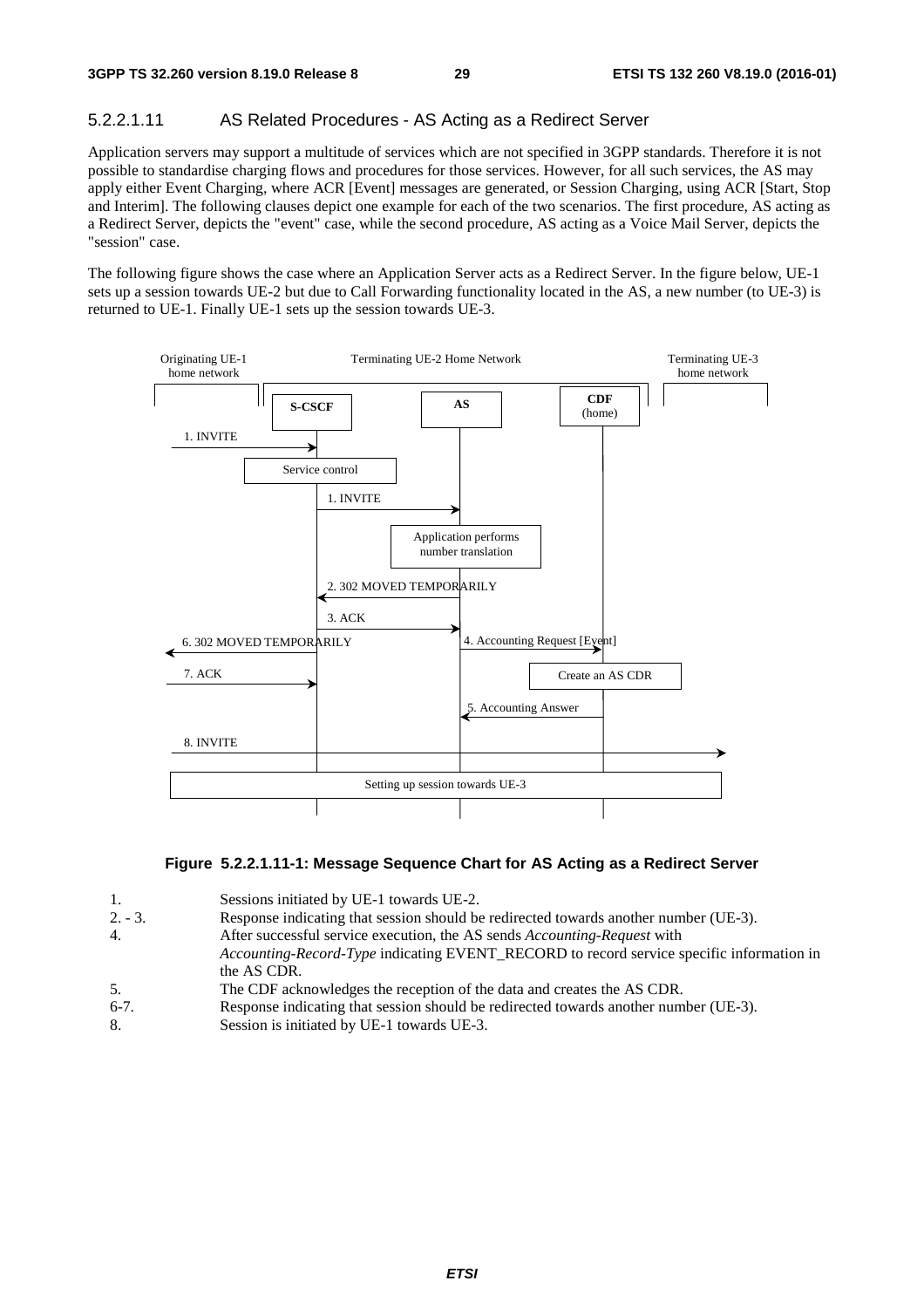#### 5.2.2.1.11 AS Related Procedures - AS Acting as a Redirect Server

Application servers may support a multitude of services which are not specified in 3GPP standards. Therefore it is not possible to standardise charging flows and procedures for those services. However, for all such services, the AS may apply either Event Charging, where ACR [Event] messages are generated, or Session Charging, using ACR [Start, Stop and Interim]. The following clauses depict one example for each of the two scenarios. The first procedure, AS acting as a Redirect Server, depicts the "event" case, while the second procedure, AS acting as a Voice Mail Server, depicts the "session" case.

The following figure shows the case where an Application Server acts as a Redirect Server. In the figure below, UE-1 sets up a session towards UE-2 but due to Call Forwarding functionality located in the AS, a new number (to UE-3) is returned to UE-1. Finally UE-1 sets up the session towards UE-3.

**Figure 5.2.2.1.11-1: Message Sequence Chart for AS Acting as a Redirect Server**

| | |
|---|---|
| 1. | Sessions initiated by UE-1 towards UE-2. |
| 2. - 3. | Response indicating that session should be redirected towards another number (UE-3). |
| 4. | After successful service execution, the AS sends *Accounting-Request* with *Accounting-Record-Type* indicating EVENT_RECORD to record service specific information in the AS CDR. |
| 5. | The CDF acknowledges the reception of the data and creates the AS CDR. |
| 6-7. | Response indicating that session should be redirected towards another number (UE-3). |
| 8. | Session is initiated by UE-1 towards UE-3. |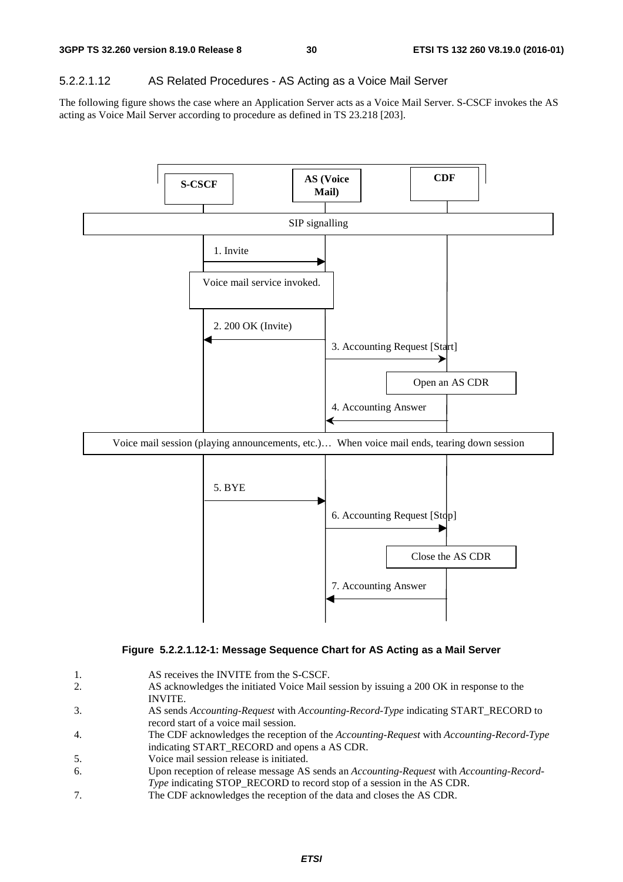#### 5.2.2.1.12 AS Related Procedures - AS Acting as a Voice Mail Server

The following figure shows the case where an Application Server acts as a Voice Mail Server. S-CSCF invokes the AS acting as Voice Mail Server according to procedure as defined in TS 23.218 [203].

**Figure 5.2.2.1.12-1: Message Sequence Chart for AS Acting as a Mail Server**

1. AS receives the INVITE from the S-CSCF.
2. AS acknowledges the initiated Voice Mail session by issuing a 200 OK in response to the INVITE.
3. AS sends *Accounting-Request* with *Accounting-Record-Type* indicating START_RECORD to record start of a voice mail session.
4. The CDF acknowledges the reception of the *Accounting-Request* with *Accounting-Record-Type* indicating START_RECORD and opens a AS CDR.
5. Voice mail session release is initiated.
6. Upon reception of release message AS sends an *Accounting-Request* with *Accounting-Record-Type* indicating STOP_RECORD to record stop of a session in the AS CDR.
7. The CDF acknowledges the reception of the data and closes the AS CDR.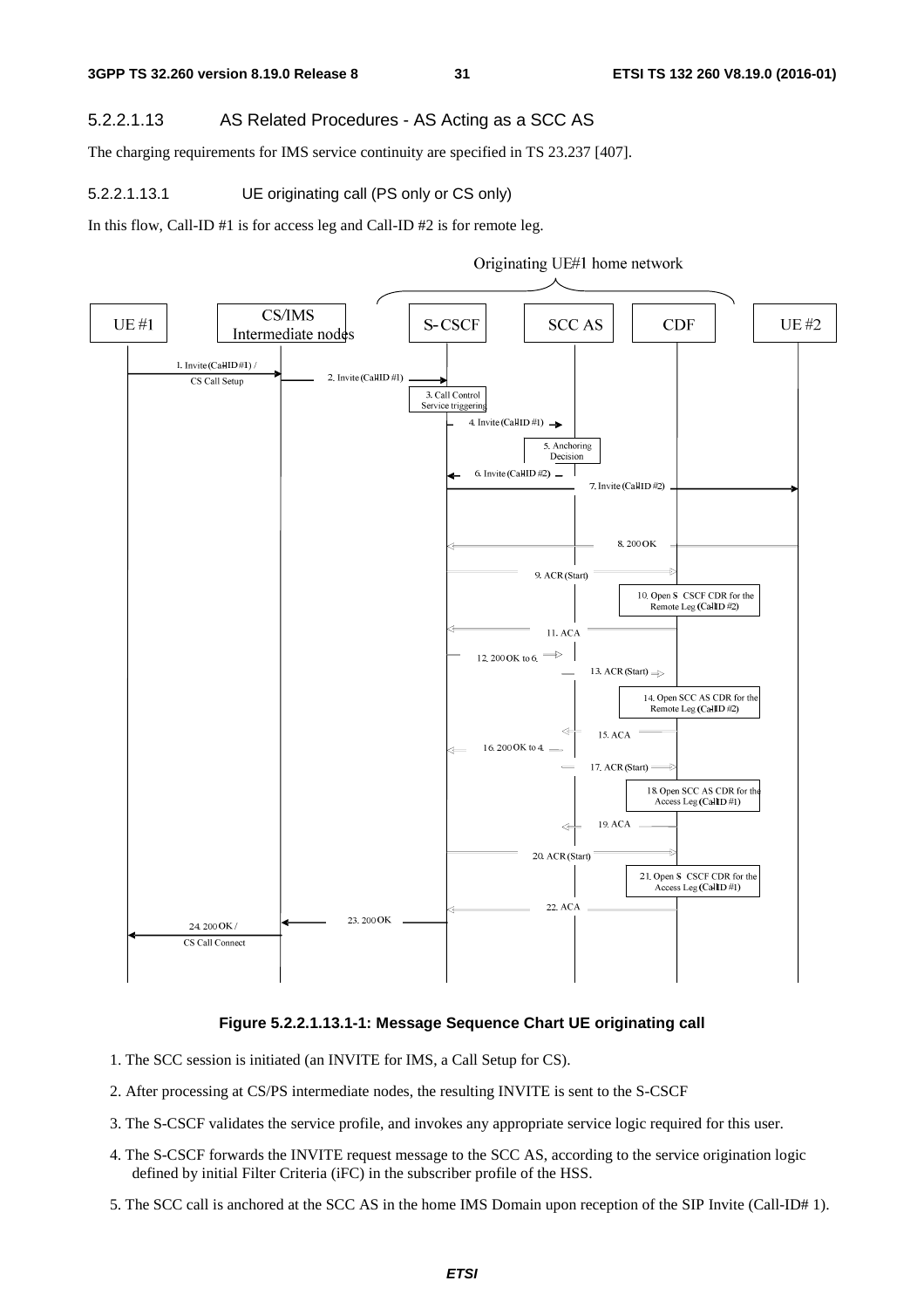#### 5.2.2.1.13 AS Related Procedures - AS Acting as a SCC AS

The charging requirements for IMS service continuity are specified in TS 23.237 [407].

##### 5.2.2.1.13.1 UE originating call (PS only or CS only)

In this flow, Call-ID #1 is for access leg and Call-ID #2 is for remote leg.

**Figure 5.2.2.1.13.1-1: Message Sequence Chart UE originating call**

1. The SCC session is initiated (an INVITE for IMS, a Call Setup for CS).
2. After processing at CS/PS intermediate nodes, the resulting INVITE is sent to the S-CSCF
3. The S-CSCF validates the service profile, and invokes any appropriate service logic required for this user.
4. The S-CSCF forwards the INVITE request message to the SCC AS, according to the service origination logic defined by initial Filter Criteria (iFC) in the subscriber profile of the HSS.
5. The SCC call is anchored at the SCC AS in the home IMS Domain upon reception of the SIP Invite (Call-ID# 1).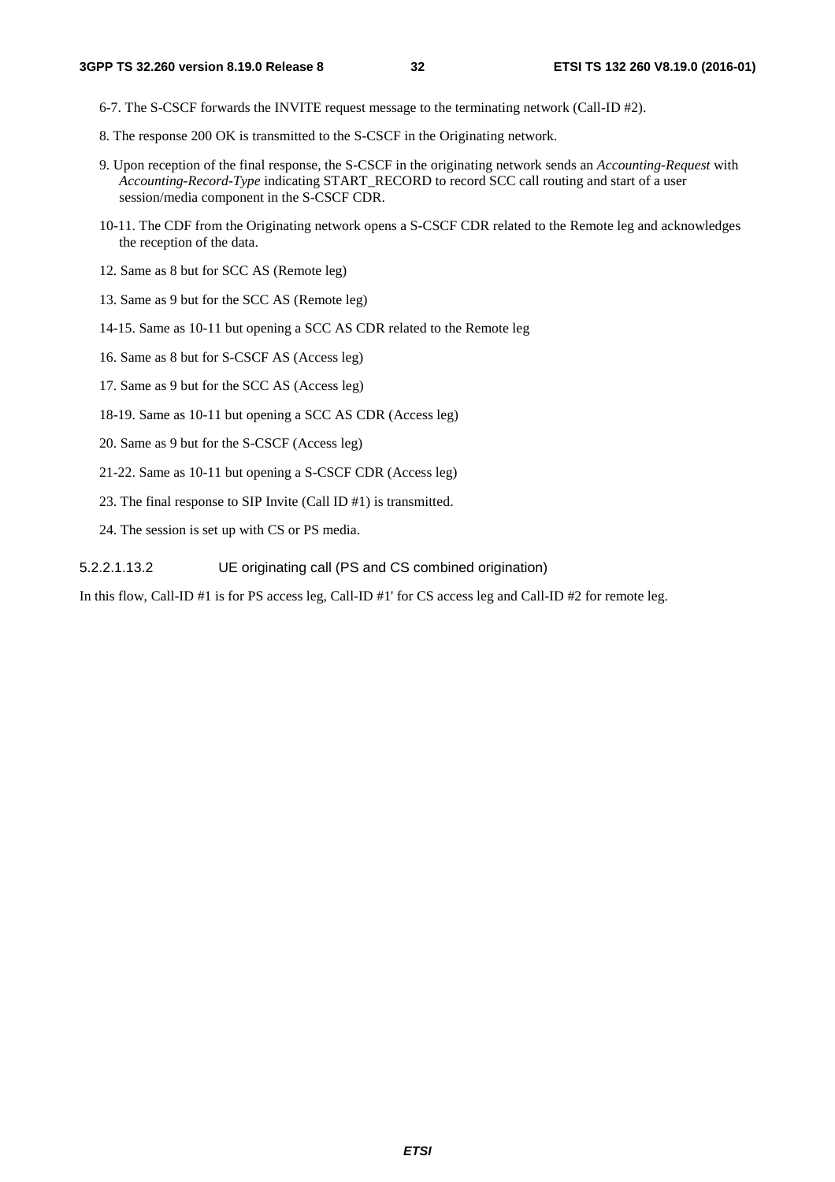6-7. The S-CSCF forwards the INVITE request message to the terminating network (Call-ID #2).

8. The response 200 OK is transmitted to the S-CSCF in the Originating network.

9. Upon reception of the final response, the S-CSCF in the originating network sends an *Accounting-Request* with *Accounting-Record-Type* indicating START_RECORD to record SCC call routing and start of a user session/media component in the S-CSCF CDR.

10-11. The CDF from the Originating network opens a S-CSCF CDR related to the Remote leg and acknowledges the reception of the data.

12. Same as 8 but for SCC AS (Remote leg)

13. Same as 9 but for the SCC AS (Remote leg)

14-15. Same as 10-11 but opening a SCC AS CDR related to the Remote leg

16. Same as 8 but for S-CSCF AS (Access leg)

17. Same as 9 but for the SCC AS (Access leg)

18-19. Same as 10-11 but opening a SCC AS CDR (Access leg)

20. Same as 9 but for the S-CSCF (Access leg)

21-22. Same as 10-11 but opening a S-CSCF CDR (Access leg)

23. The final response to SIP Invite (Call ID #1) is transmitted.

24. The session is set up with CS or PS media.

###### 5.2.2.1.13.2 UE originating call (PS and CS combined origination)

In this flow, Call-ID #1 is for PS access leg, Call-ID #1' for CS access leg and Call-ID #2 for remote leg.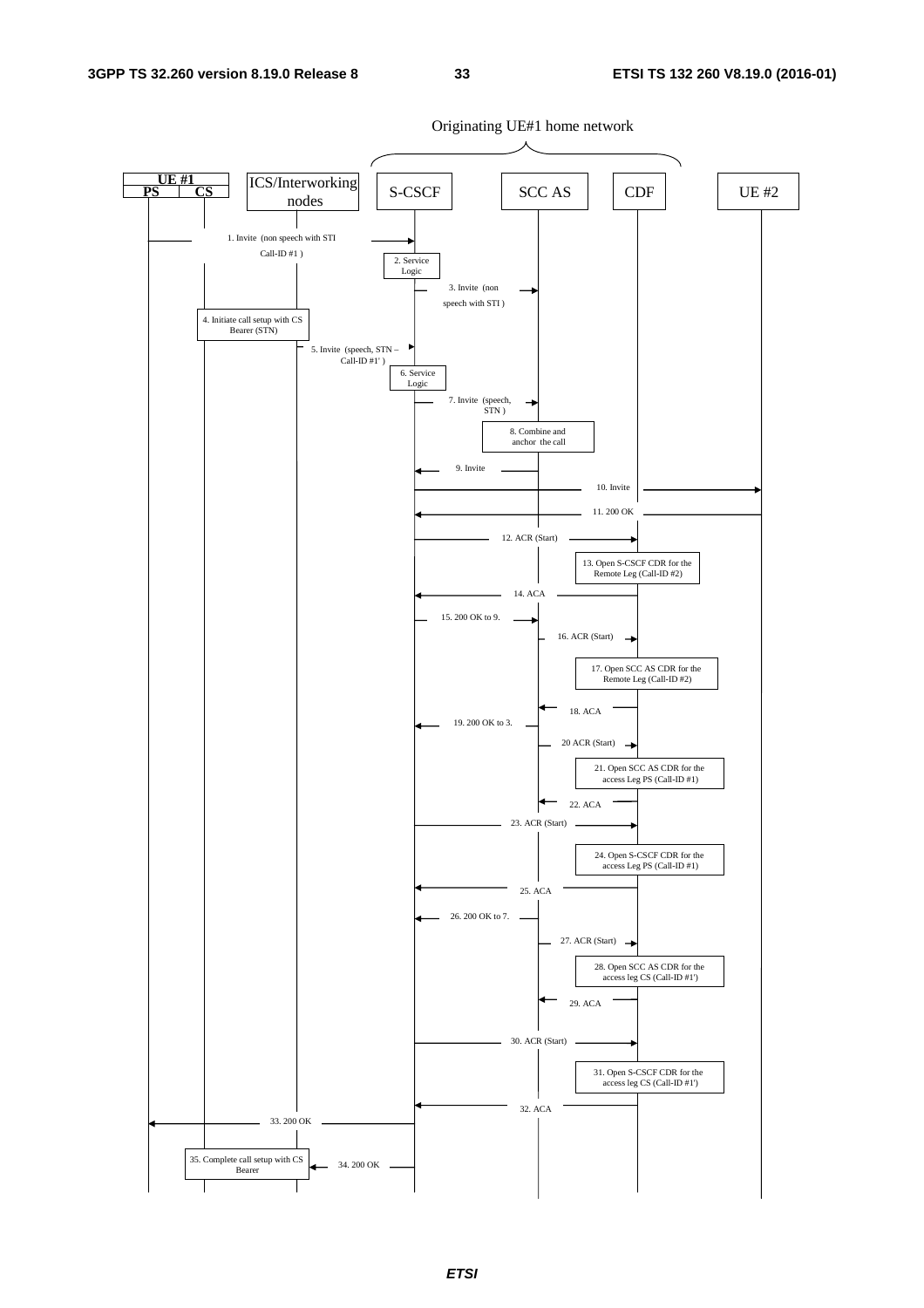Originating UE#1 home network

UE #1 (PS | CS) | ICS/Interworking nodes | S-CSCF | SCC AS | CDF | UE #2

1. Invite (non speech with STI Call-ID #1 )

2. Service Logic

3. Invite (non speech with STI )

4. Initiate call setup with CS Bearer (STN)

5. Invite (speech, STN – Call-ID #1' )

6. Service Logic

7. Invite (speech, STN )

8. Combine and anchor the call

9. Invite

10. Invite

11. 200 OK

12. ACR (Start)

13. Open S-CSCF CDR for the Remote Leg (Call-ID #2)

14. ACA

15. 200 OK to 9.

16. ACR (Start)

17. Open SCC AS CDR for the Remote Leg (Call-ID #2)

18. ACA

19. 200 OK to 3.

20 ACR (Start)

21. Open SCC AS CDR for the access Leg PS (Call-ID #1)

22. ACA

23. ACR (Start)

24. Open S-CSCF CDR for the access Leg PS (Call-ID #1)

25. ACA

26. 200 OK to 7.

27. ACR (Start)

28. Open SCC AS CDR for the access leg CS (Call-ID #1')

29. ACA

30. ACR (Start)

31. Open S-CSCF CDR for the access leg CS (Call-ID #1')

32. ACA

33. 200 OK

34. 200 OK

35. Complete call setup with CS Bearer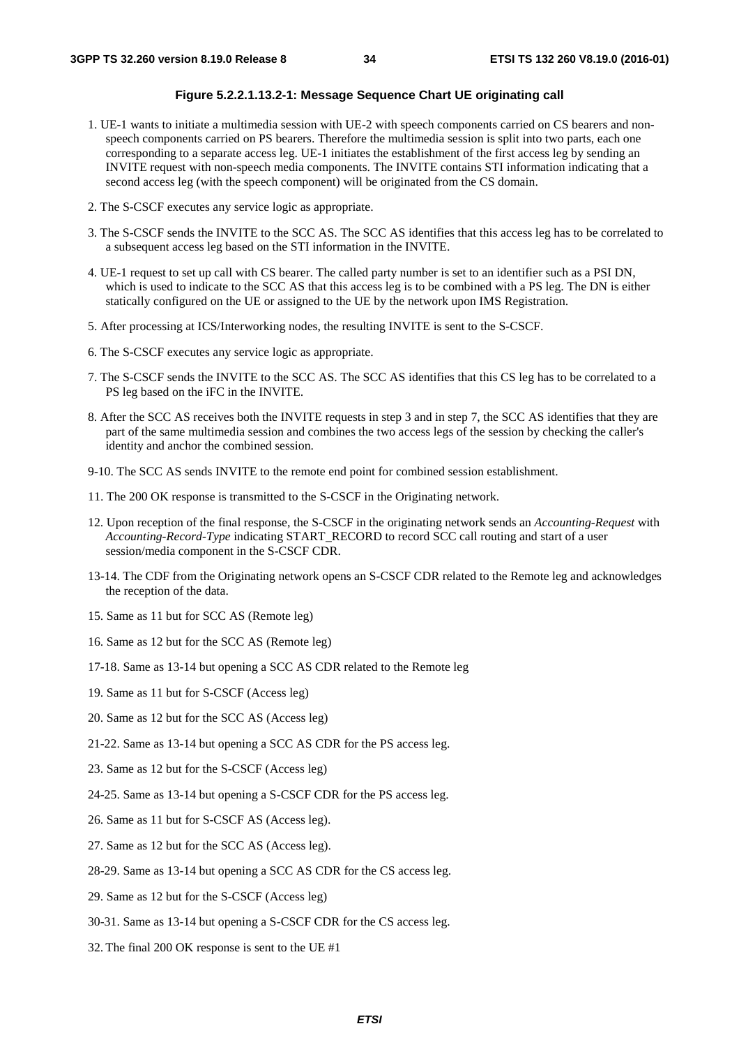**Figure 5.2.2.1.13.2-1: Message Sequence Chart UE originating call**

1. UE-1 wants to initiate a multimedia session with UE-2 with speech components carried on CS bearers and non-speech components carried on PS bearers. Therefore the multimedia session is split into two parts, each one corresponding to a separate access leg. UE-1 initiates the establishment of the first access leg by sending an INVITE request with non-speech media components. The INVITE contains STI information indicating that a second access leg (with the speech component) will be originated from the CS domain.

2. The S-CSCF executes any service logic as appropriate.

3. The S-CSCF sends the INVITE to the SCC AS. The SCC AS identifies that this access leg has to be correlated to a subsequent access leg based on the STI information in the INVITE.

4. UE-1 request to set up call with CS bearer. The called party number is set to an identifier such as a PSI DN, which is used to indicate to the SCC AS that this access leg is to be combined with a PS leg. The DN is either statically configured on the UE or assigned to the UE by the network upon IMS Registration.

5. After processing at ICS/Interworking nodes, the resulting INVITE is sent to the S-CSCF.

6. The S-CSCF executes any service logic as appropriate.

7. The S-CSCF sends the INVITE to the SCC AS. The SCC AS identifies that this CS leg has to be correlated to a PS leg based on the iFC in the INVITE.

8. After the SCC AS receives both the INVITE requests in step 3 and in step 7, the SCC AS identifies that they are part of the same multimedia session and combines the two access legs of the session by checking the caller's identity and anchor the combined session.

9-10. The SCC AS sends INVITE to the remote end point for combined session establishment.

11. The 200 OK response is transmitted to the S-CSCF in the Originating network.

12. Upon reception of the final response, the S-CSCF in the originating network sends an *Accounting-Request* with *Accounting-Record-Type* indicating START_RECORD to record SCC call routing and start of a user session/media component in the S-CSCF CDR.

13-14. The CDF from the Originating network opens an S-CSCF CDR related to the Remote leg and acknowledges the reception of the data.

15. Same as 11 but for SCC AS (Remote leg)

16. Same as 12 but for the SCC AS (Remote leg)

17-18. Same as 13-14 but opening a SCC AS CDR related to the Remote leg

19. Same as 11 but for S-CSCF (Access leg)

20. Same as 12 but for the SCC AS (Access leg)

21-22. Same as 13-14 but opening a SCC AS CDR for the PS access leg.

23. Same as 12 but for the S-CSCF (Access leg)

24-25. Same as 13-14 but opening a S-CSCF CDR for the PS access leg.

26. Same as 11 but for S-CSCF AS (Access leg).

27. Same as 12 but for the SCC AS (Access leg).

28-29. Same as 13-14 but opening a SCC AS CDR for the CS access leg.

29. Same as 12 but for the S-CSCF (Access leg)

30-31. Same as 13-14 but opening a S-CSCF CDR for the CS access leg.

32. The final 200 OK response is sent to the UE #1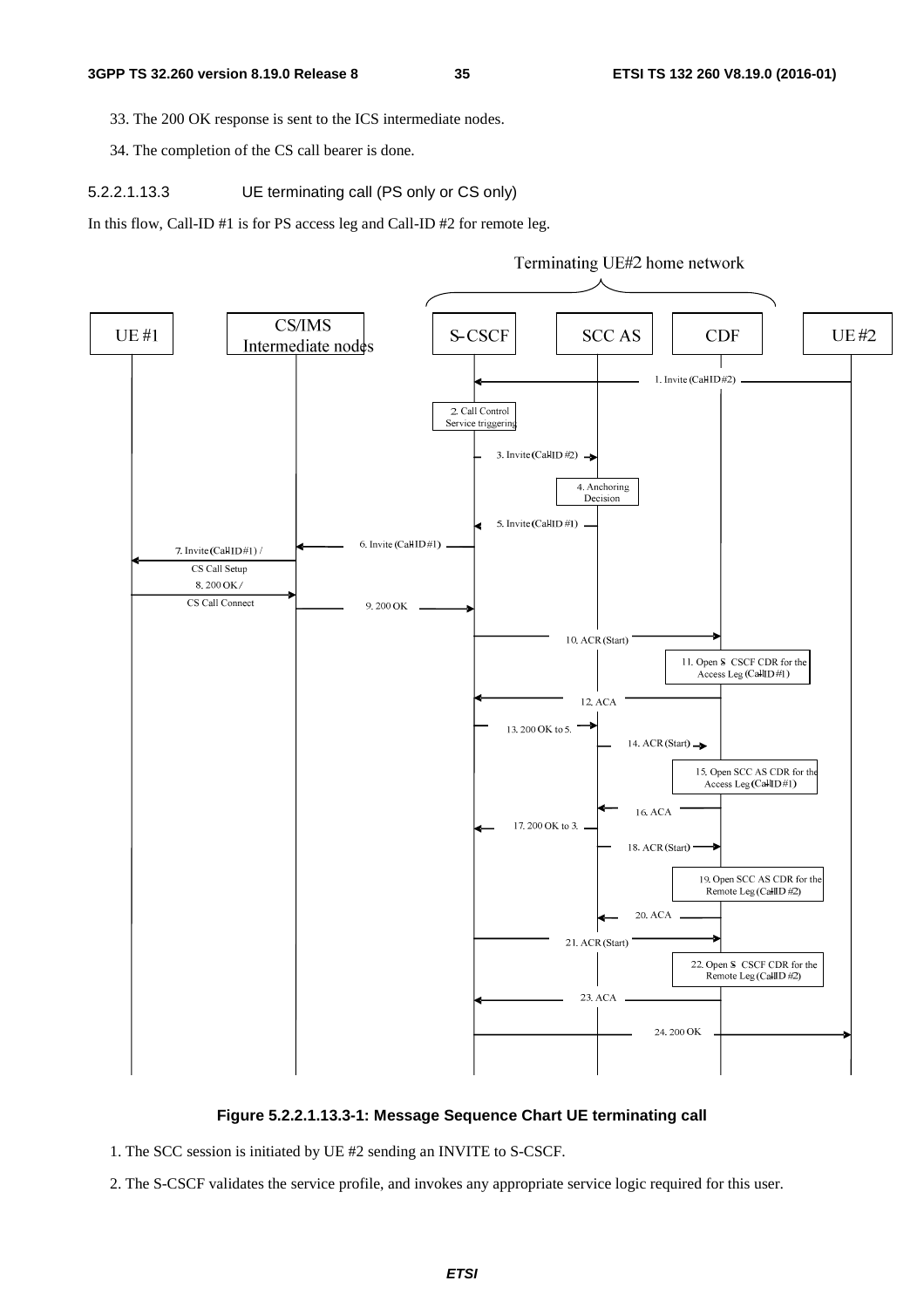33. The 200 OK response is sent to the ICS intermediate nodes.

34. The completion of the CS call bearer is done.

#### 5.2.2.1.13.3 UE terminating call (PS only or CS only)

In this flow, Call-ID #1 is for PS access leg and Call-ID #2 for remote leg.

**Figure 5.2.2.1.13.3-1: Message Sequence Chart UE terminating call**

1. The SCC session is initiated by UE #2 sending an INVITE to S-CSCF.

2. The S-CSCF validates the service profile, and invokes any appropriate service logic required for this user.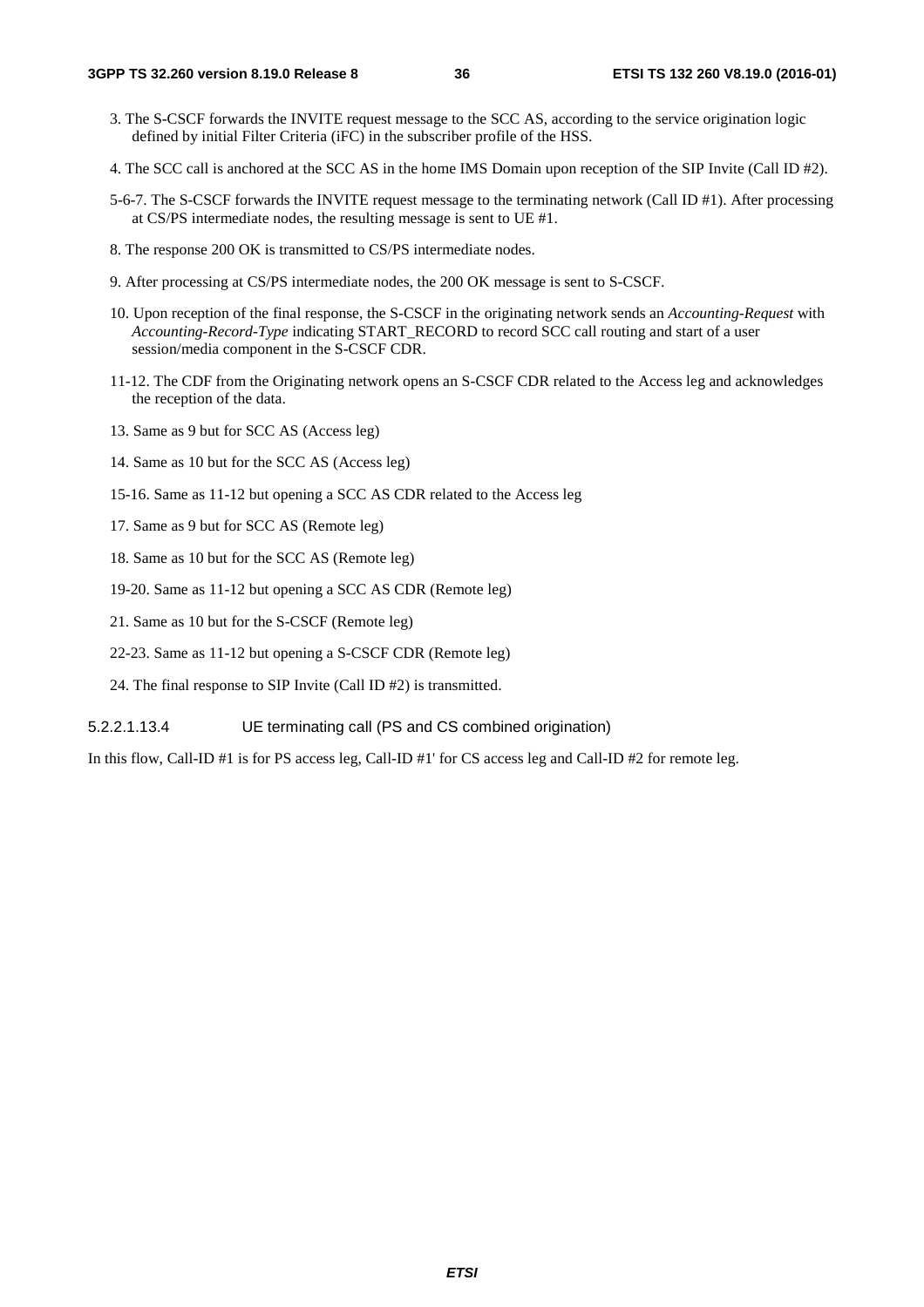3. The S-CSCF forwards the INVITE request message to the SCC AS, according to the service origination logic defined by initial Filter Criteria (iFC) in the subscriber profile of the HSS.

4. The SCC call is anchored at the SCC AS in the home IMS Domain upon reception of the SIP Invite (Call ID #2).

5-6-7. The S-CSCF forwards the INVITE request message to the terminating network (Call ID #1). After processing at CS/PS intermediate nodes, the resulting message is sent to UE #1.

8. The response 200 OK is transmitted to CS/PS intermediate nodes.

9. After processing at CS/PS intermediate nodes, the 200 OK message is sent to S-CSCF.

10. Upon reception of the final response, the S-CSCF in the originating network sends an *Accounting-Request* with *Accounting-Record-Type* indicating START_RECORD to record SCC call routing and start of a user session/media component in the S-CSCF CDR.

11-12. The CDF from the Originating network opens an S-CSCF CDR related to the Access leg and acknowledges the reception of the data.

13. Same as 9 but for SCC AS (Access leg)

14. Same as 10 but for the SCC AS (Access leg)

15-16. Same as 11-12 but opening a SCC AS CDR related to the Access leg

17. Same as 9 but for SCC AS (Remote leg)

18. Same as 10 but for the SCC AS (Remote leg)

19-20. Same as 11-12 but opening a SCC AS CDR (Remote leg)

21. Same as 10 but for the S-CSCF (Remote leg)

22-23. Same as 11-12 but opening a S-CSCF CDR (Remote leg)

24. The final response to SIP Invite (Call ID #2) is transmitted.

##### 5.2.2.1.13.4 UE terminating call (PS and CS combined origination)

In this flow, Call-ID #1 is for PS access leg, Call-ID #1' for CS access leg and Call-ID #2 for remote leg.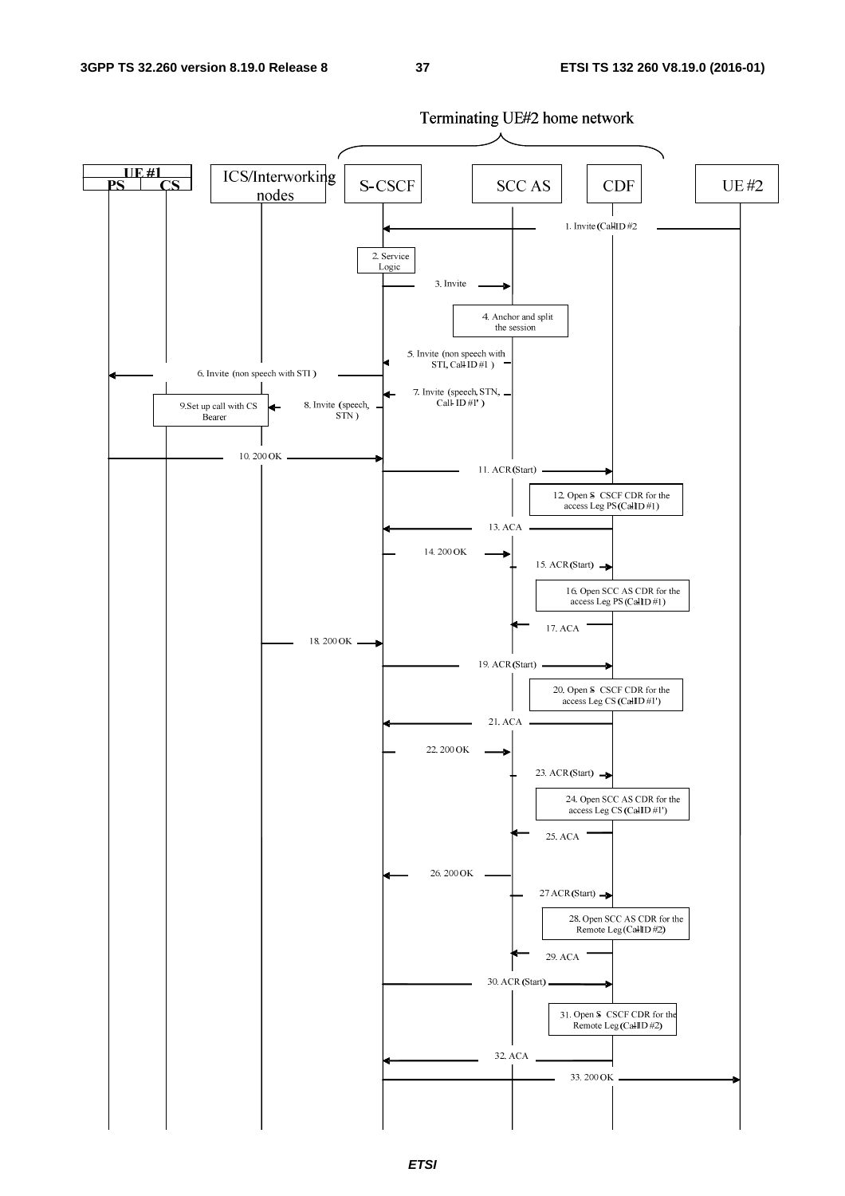Terminating UE#2 home network

UE #1 (PS, CS) | ICS/Interworking nodes | S-CSCF | SCC AS | CDF | UE #2

1. Invite (Call-ID #2

2. Service Logic

3. Invite

4. Anchor and split the session

5. Invite (non speech with STI, Call-ID #1 )

6. Invite (non speech with STI )

7. Invite (speech, STN, Call- ID #1' )

8. Invite (speech, STN )

9.Set up call with CS Bearer

10. 200 OK

11. ACR (Start)

12. Open S- CSCF CDR for the access Leg PS (Call-ID #1)

13. ACA

14. 200 OK

15. ACR (Start)

16. Open SCC AS CDR for the access Leg PS (Call-ID #1)

17. ACA

18. 200 OK

19. ACR (Start)

20. Open S- CSCF CDR for the access Leg CS (Call-ID #1')

21. ACA

22. 200 OK

23. ACR (Start)

24. Open SCC AS CDR for the access Leg CS (Call-ID #1')

25. ACA

26. 200 OK

27 ACR (Start)

28. Open SCC AS CDR for the Remote Leg (Call-ID #2)

29. ACA

30. ACR (Start)

31. Open S- CSCF CDR for the Remote Leg (Call-ID #2)

32. ACA

33. 200 OK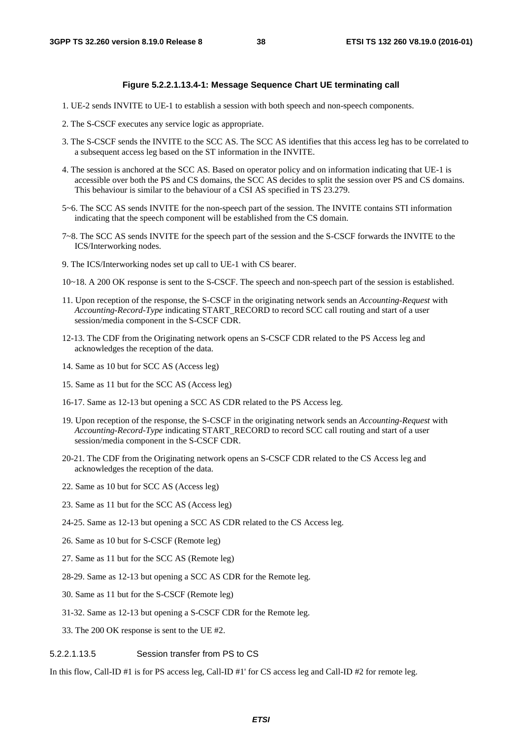**Figure 5.2.2.1.13.4-1: Message Sequence Chart UE terminating call**

1. UE-2 sends INVITE to UE-1 to establish a session with both speech and non-speech components.

2. The S-CSCF executes any service logic as appropriate.

3. The S-CSCF sends the INVITE to the SCC AS. The SCC AS identifies that this access leg has to be correlated to a subsequent access leg based on the ST information in the INVITE.

4. The session is anchored at the SCC AS. Based on operator policy and on information indicating that UE-1 is accessible over both the PS and CS domains, the SCC AS decides to split the session over PS and CS domains. This behaviour is similar to the behaviour of a CSI AS specified in TS 23.279.

5~6. The SCC AS sends INVITE for the non-speech part of the session. The INVITE contains STI information indicating that the speech component will be established from the CS domain.

7~8. The SCC AS sends INVITE for the speech part of the session and the S-CSCF forwards the INVITE to the ICS/Interworking nodes.

9. The ICS/Interworking nodes set up call to UE-1 with CS bearer.

10~18. A 200 OK response is sent to the S-CSCF. The speech and non-speech part of the session is established.

11. Upon reception of the response, the S-CSCF in the originating network sends an *Accounting-Request* with *Accounting-Record-Type* indicating START_RECORD to record SCC call routing and start of a user session/media component in the S-CSCF CDR.

12-13. The CDF from the Originating network opens an S-CSCF CDR related to the PS Access leg and acknowledges the reception of the data.

14. Same as 10 but for SCC AS (Access leg)

15. Same as 11 but for the SCC AS (Access leg)

16-17. Same as 12-13 but opening a SCC AS CDR related to the PS Access leg.

19. Upon reception of the response, the S-CSCF in the originating network sends an *Accounting-Request* with *Accounting-Record-Type* indicating START_RECORD to record SCC call routing and start of a user session/media component in the S-CSCF CDR.

20-21. The CDF from the Originating network opens an S-CSCF CDR related to the CS Access leg and acknowledges the reception of the data.

22. Same as 10 but for SCC AS (Access leg)

23. Same as 11 but for the SCC AS (Access leg)

24-25. Same as 12-13 but opening a SCC AS CDR related to the CS Access leg.

26. Same as 10 but for S-CSCF (Remote leg)

27. Same as 11 but for the SCC AS (Remote leg)

28-29. Same as 12-13 but opening a SCC AS CDR for the Remote leg.

30. Same as 11 but for the S-CSCF (Remote leg)

31-32. Same as 12-13 but opening a S-CSCF CDR for the Remote leg.

33. The 200 OK response is sent to the UE #2.

##### 5.2.2.1.13.5 Session transfer from PS to CS

In this flow, Call-ID #1 is for PS access leg, Call-ID #1' for CS access leg and Call-ID #2 for remote leg.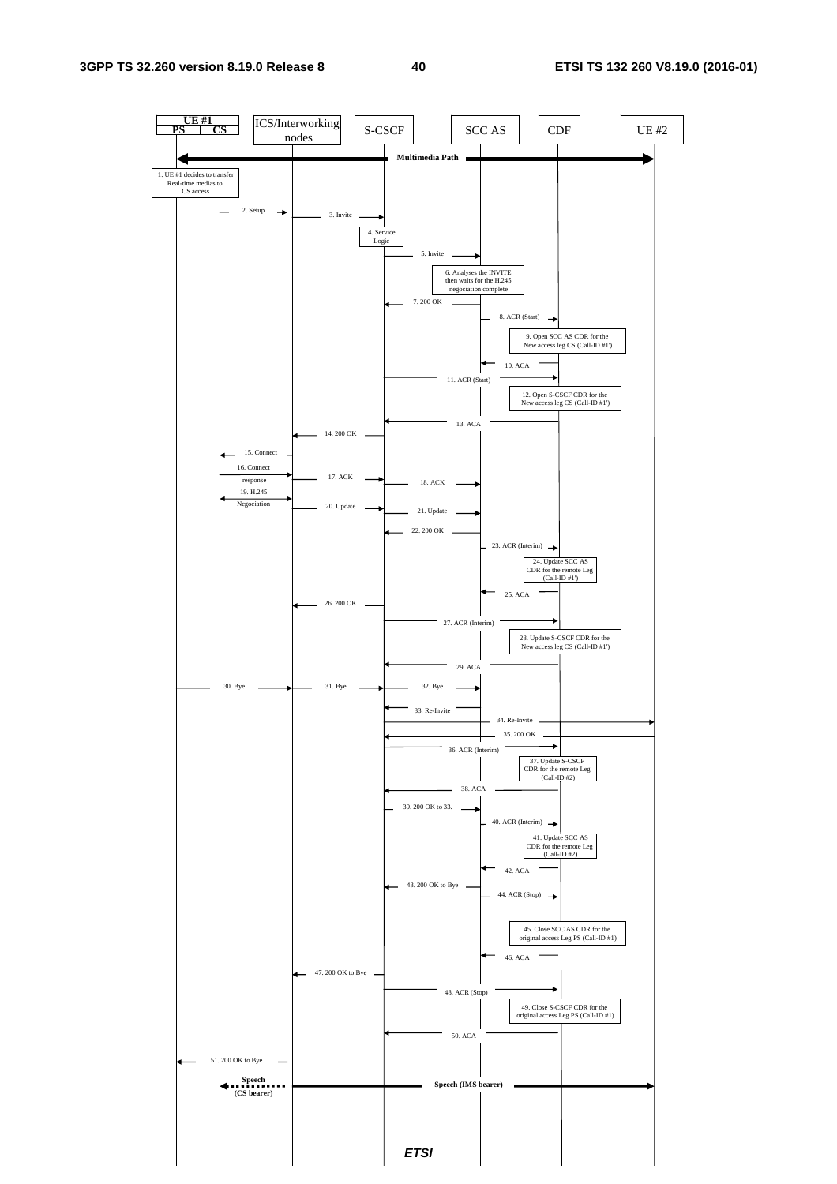UE #1

PS | CS

ICS/Interworking nodes

S-CSCF

SCC AS

CDF

UE #2

Multimedia Path

1. UE #1 decides to transfer Real-time medias to CS access

2. Setup

3. Invite

4. Service Logic

5. Invite

6. Analyses the INVITE then waits for the H.245 negociation complete

7. 200 OK

8. ACR (Start)

9. Open SCC AS CDR for the New access leg CS (Call-ID #1')

10. ACA

11. ACR (Start)

12. Open S-CSCF CDR for the New access leg CS (Call-ID #1')

13. ACA

14. 200 OK

15. Connect

16. Connect response

17. ACK

18. ACK

19. H.245 Negociation

20. Update

21. Update

22. 200 OK

23. ACR (Interim)

24. Update SCC AS CDR for the remote Leg (Call-ID #1')

25. ACA

26. 200 OK

27. ACR (Interim)

28. Update S-CSCF CDR for the New access leg CS (Call-ID #1')

29. ACA

30. Bye

31. Bye

32. Bye

33. Re-Invite

34. Re-Invite

35. 200 OK

36. ACR (Interim)

37. Update S-CSCF CDR for the remote Leg (Call-ID #2)

38. ACA

39. 200 OK to 33.

40. ACR (Interim)

41. Update SCC AS CDR for the remote Leg (Call-ID #2)

42. ACA

43. 200 OK to Bye

44. ACR (Stop)

45. Close SCC AS CDR for the original access Leg PS (Call-ID #1)

46. ACA

47. 200 OK to Bye

48. ACR (Stop)

49. Close S-CSCF CDR for the original access Leg PS (Call-ID #1)

50. ACA

51. 200 OK to Bye

Speech (CS bearer)

Speech (IMS bearer)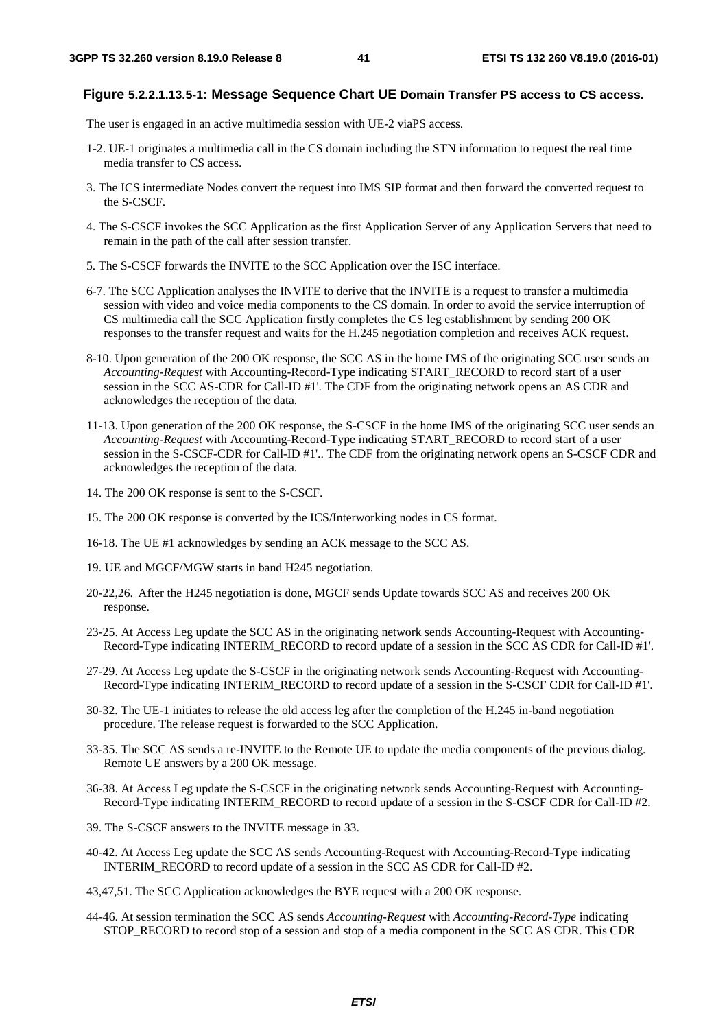**Figure 5.2.2.1.13.5-1: Message Sequence Chart UE Domain Transfer PS access to CS access.**

The user is engaged in an active multimedia session with UE-2 viaPS access.

1-2. UE-1 originates a multimedia call in the CS domain including the STN information to request the real time media transfer to CS access.

3. The ICS intermediate Nodes convert the request into IMS SIP format and then forward the converted request to the S-CSCF.

4. The S-CSCF invokes the SCC Application as the first Application Server of any Application Servers that need to remain in the path of the call after session transfer.

5. The S-CSCF forwards the INVITE to the SCC Application over the ISC interface.

6-7. The SCC Application analyses the INVITE to derive that the INVITE is a request to transfer a multimedia session with video and voice media components to the CS domain. In order to avoid the service interruption of CS multimedia call the SCC Application firstly completes the CS leg establishment by sending 200 OK responses to the transfer request and waits for the H.245 negotiation completion and receives ACK request.

8-10. Upon generation of the 200 OK response, the SCC AS in the home IMS of the originating SCC user sends an *Accounting-Request* with Accounting-Record-Type indicating START_RECORD to record start of a user session in the SCC AS-CDR for Call-ID #1'. The CDF from the originating network opens an AS CDR and acknowledges the reception of the data.

11-13. Upon generation of the 200 OK response, the S-CSCF in the home IMS of the originating SCC user sends an *Accounting-Request* with Accounting-Record-Type indicating START_RECORD to record start of a user session in the S-CSCF-CDR for Call-ID #1'.. The CDF from the originating network opens an S-CSCF CDR and acknowledges the reception of the data.

14. The 200 OK response is sent to the S-CSCF.

15. The 200 OK response is converted by the ICS/Interworking nodes in CS format.

16-18. The UE #1 acknowledges by sending an ACK message to the SCC AS.

19. UE and MGCF/MGW starts in band H245 negotiation.

20-22,26. After the H245 negotiation is done, MGCF sends Update towards SCC AS and receives 200 OK response.

23-25. At Access Leg update the SCC AS in the originating network sends Accounting-Request with Accounting-Record-Type indicating INTERIM_RECORD to record update of a session in the SCC AS CDR for Call-ID #1'.

27-29. At Access Leg update the S-CSCF in the originating network sends Accounting-Request with Accounting-Record-Type indicating INTERIM_RECORD to record update of a session in the S-CSCF CDR for Call-ID #1'.

30-32. The UE-1 initiates to release the old access leg after the completion of the H.245 in-band negotiation procedure. The release request is forwarded to the SCC Application.

33-35. The SCC AS sends a re-INVITE to the Remote UE to update the media components of the previous dialog. Remote UE answers by a 200 OK message.

36-38. At Access Leg update the S-CSCF in the originating network sends Accounting-Request with Accounting-Record-Type indicating INTERIM_RECORD to record update of a session in the S-CSCF CDR for Call-ID #2.

39. The S-CSCF answers to the INVITE message in 33.

40-42. At Access Leg update the SCC AS sends Accounting-Request with Accounting-Record-Type indicating INTERIM_RECORD to record update of a session in the SCC AS CDR for Call-ID #2.

43,47,51. The SCC Application acknowledges the BYE request with a 200 OK response.

44-46. At session termination the SCC AS sends *Accounting-Request* with *Accounting-Record-Type* indicating STOP_RECORD to record stop of a session and stop of a media component in the SCC AS CDR. This CDR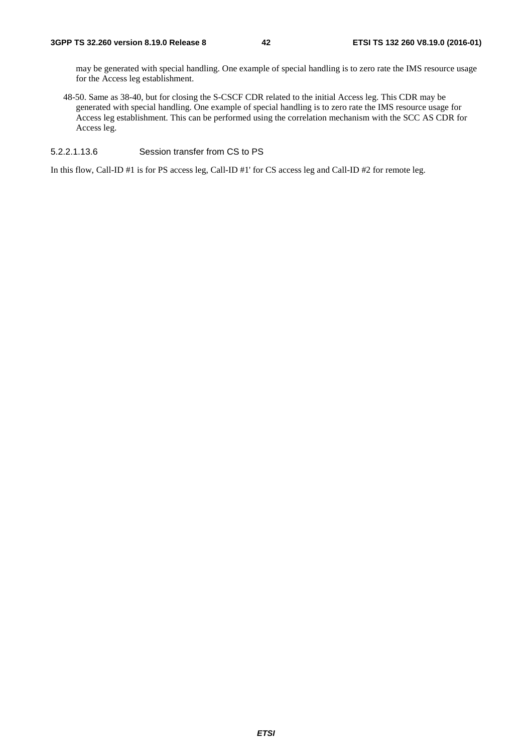may be generated with special handling. One example of special handling is to zero rate the IMS resource usage for the Access leg establishment.

48-50. Same as 38-40, but for closing the S-CSCF CDR related to the initial Access leg. This CDR may be generated with special handling. One example of special handling is to zero rate the IMS resource usage for Access leg establishment. This can be performed using the correlation mechanism with the SCC AS CDR for Access leg.

#### 5.2.2.1.13.6 Session transfer from CS to PS

In this flow, Call-ID #1 is for PS access leg, Call-ID #1' for CS access leg and Call-ID #2 for remote leg.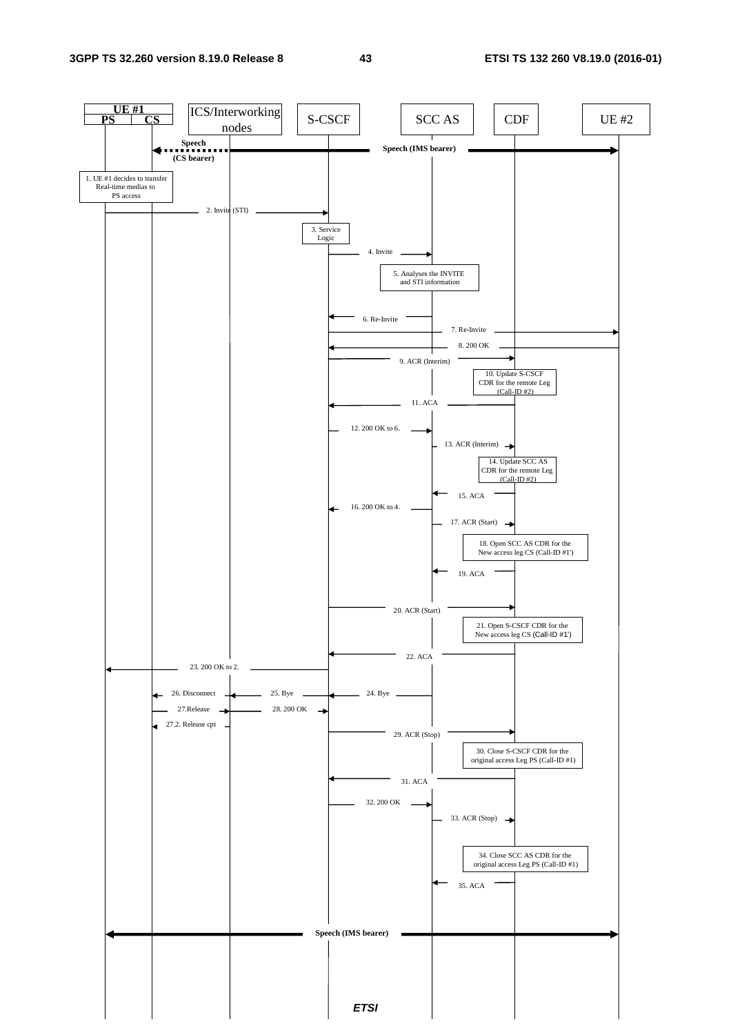UE #1 (PS, CS) | ICS/Interworking nodes | S-CSCF | SCC AS | CDF | UE #2

Speech (CS bearer) — Speech (IMS bearer)

1. UE #1 decides to transfer Real-time medias to PS access

2. Invite (STI)

3. Service Logic

4. Invite

5. Analyses the INVITE and STI information

6. Re-Invite

7. Re-Invite

8. 200 OK

9. ACR (Interim)

10. Update S-CSCF CDR for the remote Leg (Call-ID #2)

11. ACA

12. 200 OK to 6.

13. ACR (Interim)

14. Update SCC AS CDR for the remote Leg (Call-ID #2)

15. ACA

16. 200 OK to 4.

17. ACR (Start)

18. Open SCC AS CDR for the New access leg CS (Call-ID #1')

19. ACA

20. ACR (Start)

21. Open S-CSCF CDR for the New access leg CS (Call-ID #1')

22. ACA

23. 200 OK to 2.

24. Bye

25. Bye

26. Disconnect

27.Release

27.2. Release cpt

28. 200 OK

29. ACR (Stop)

30. Close S-CSCF CDR for the original access Leg PS (Call-ID #1)

31. ACA

32. 200 OK

33. ACR (Stop)

34. Close SCC AS CDR for the original access Leg PS (Call-ID #1)

35. ACA

Speech (IMS bearer)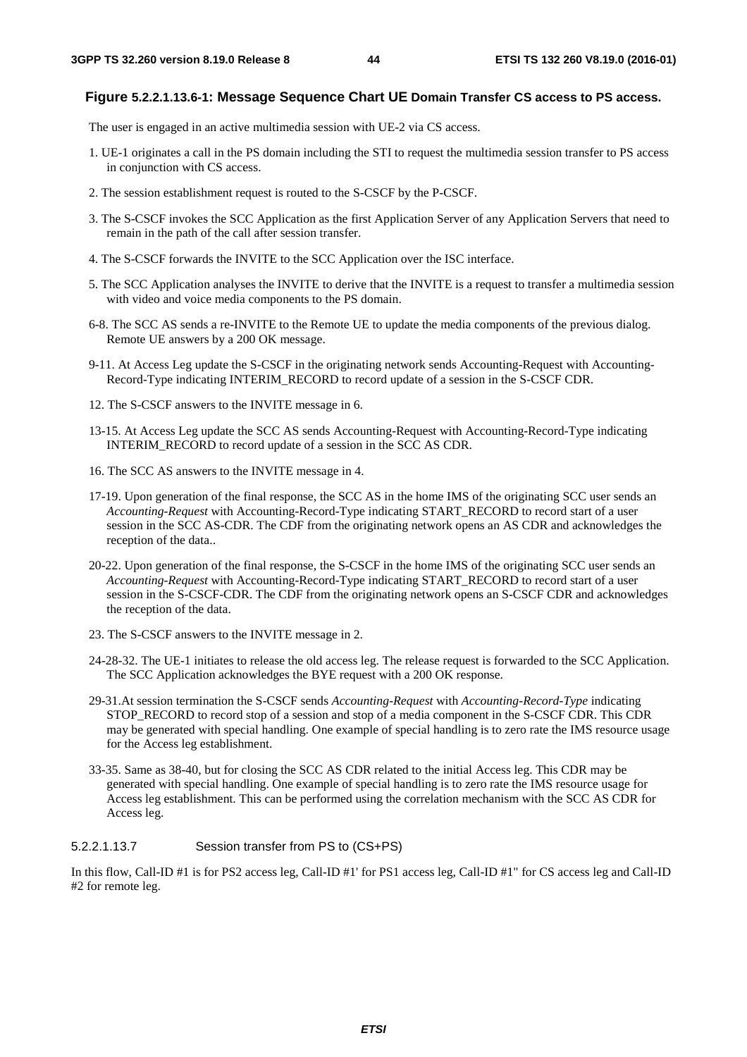**Figure 5.2.2.1.13.6-1: Message Sequence Chart UE Domain Transfer CS access to PS access.**

The user is engaged in an active multimedia session with UE-2 via CS access.

1. UE-1 originates a call in the PS domain including the STI to request the multimedia session transfer to PS access in conjunction with CS access.

2. The session establishment request is routed to the S-CSCF by the P-CSCF.

3. The S-CSCF invokes the SCC Application as the first Application Server of any Application Servers that need to remain in the path of the call after session transfer.

4. The S-CSCF forwards the INVITE to the SCC Application over the ISC interface.

5. The SCC Application analyses the INVITE to derive that the INVITE is a request to transfer a multimedia session with video and voice media components to the PS domain.

6-8. The SCC AS sends a re-INVITE to the Remote UE to update the media components of the previous dialog. Remote UE answers by a 200 OK message.

9-11. At Access Leg update the S-CSCF in the originating network sends Accounting-Request with Accounting-Record-Type indicating INTERIM_RECORD to record update of a session in the S-CSCF CDR.

12. The S-CSCF answers to the INVITE message in 6.

13-15. At Access Leg update the SCC AS sends Accounting-Request with Accounting-Record-Type indicating INTERIM_RECORD to record update of a session in the SCC AS CDR.

16. The SCC AS answers to the INVITE message in 4.

17-19. Upon generation of the final response, the SCC AS in the home IMS of the originating SCC user sends an *Accounting-Request* with Accounting-Record-Type indicating START_RECORD to record start of a user session in the SCC AS-CDR. The CDF from the originating network opens an AS CDR and acknowledges the reception of the data..

20-22. Upon generation of the final response, the S-CSCF in the home IMS of the originating SCC user sends an *Accounting-Request* with Accounting-Record-Type indicating START_RECORD to record start of a user session in the S-CSCF-CDR. The CDF from the originating network opens an S-CSCF CDR and acknowledges the reception of the data.

23. The S-CSCF answers to the INVITE message in 2.

24-28-32. The UE-1 initiates to release the old access leg. The release request is forwarded to the SCC Application. The SCC Application acknowledges the BYE request with a 200 OK response.

29-31.At session termination the S-CSCF sends *Accounting-Request* with *Accounting-Record-Type* indicating STOP_RECORD to record stop of a session and stop of a media component in the S-CSCF CDR. This CDR may be generated with special handling. One example of special handling is to zero rate the IMS resource usage for the Access leg establishment.

33-35. Same as 38-40, but for closing the SCC AS CDR related to the initial Access leg. This CDR may be generated with special handling. One example of special handling is to zero rate the IMS resource usage for Access leg establishment. This can be performed using the correlation mechanism with the SCC AS CDR for Access leg.

#### 5.2.2.1.13.7 Session transfer from PS to (CS+PS)

In this flow, Call-ID #1 is for PS2 access leg, Call-ID #1' for PS1 access leg, Call-ID #1" for CS access leg and Call-ID #2 for remote leg.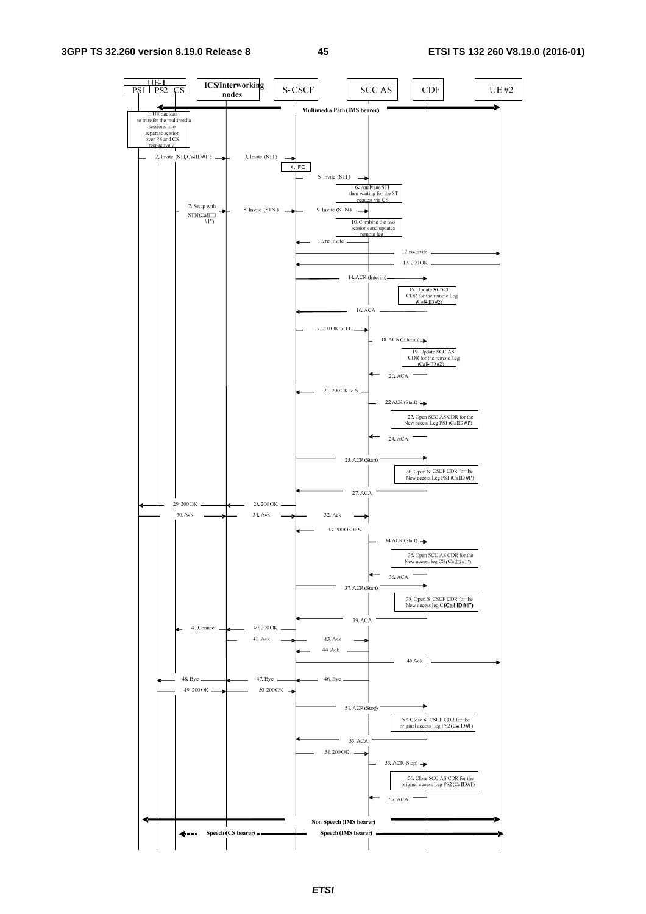UE-1 (PS1, PS2, CS) | ICS/Interworking nodes | S-CSCF | SCC AS | CDF | UE#2

Multimedia Path (IMS bearer)

1. UE decides to transfer the multimedia sessions into separate session over PS and CS respectively

2. Invite (STI, Call-ID#1')

3. Invite (STI)

4. iFC

5. Invite (STI)

6. Analyzes STI then waiting for the ST request via CS

7. Setup with STN(Call-ID #1")

8. Invite (STN)

9. Invite (STN)

10. Combine the two sessions and updates remote leg

11. re-Invite

12. re-Invite

13. 200 OK

14. ACR (Interim)

15. Update S-CSCF CDR for the remote Leg (Call-ID #2)

16. ACA

17. 200 OK to 11.

18. ACR (Interim)

19. Update SCC AS CDR for the remote Leg (Call-ID #2)

20. ACA

21. 200 OK to 5.

22. ACR (Start)

23. Open SCC AS CDR for the New access Leg PS1 (Call-ID #1')

24. ACA

25. ACR (Start)

26. Open S-CSCF CDR for the New access Leg PS1 (Call-ID #1')

27. ACA

28. 200 OK

29. 200 OK

30. Ack

31. Ack

32. Ack

33. 200 OK to 9.

34. ACR (Start)

35. Open SCC AS CDR for the New access leg CS (Call-ID #1")

36. ACA

37. ACR (Start)

38. Open S-CSCF CDR for the New access leg CS (Call-ID #1")

39. ACA

40. 200 OK

41. Connect

42. Ack

43. Ack

44. Ack

45. Ack

46. Bye

47. Bye

48. Bye

49. 200 OK

50. 200 OK

51. ACR (Stop)

52. Close S-CSCF CDR for the original access Leg PS2 (Call-ID #1)

53. ACA

54. 200 OK

55. ACR (Stop)

56. Close SCC AS CDR for the original access Leg PS2 (Call-ID #1)

57. ACA

Non Speech (IMS bearer)

Speech (CS bearer) — Speech (IMS bearer)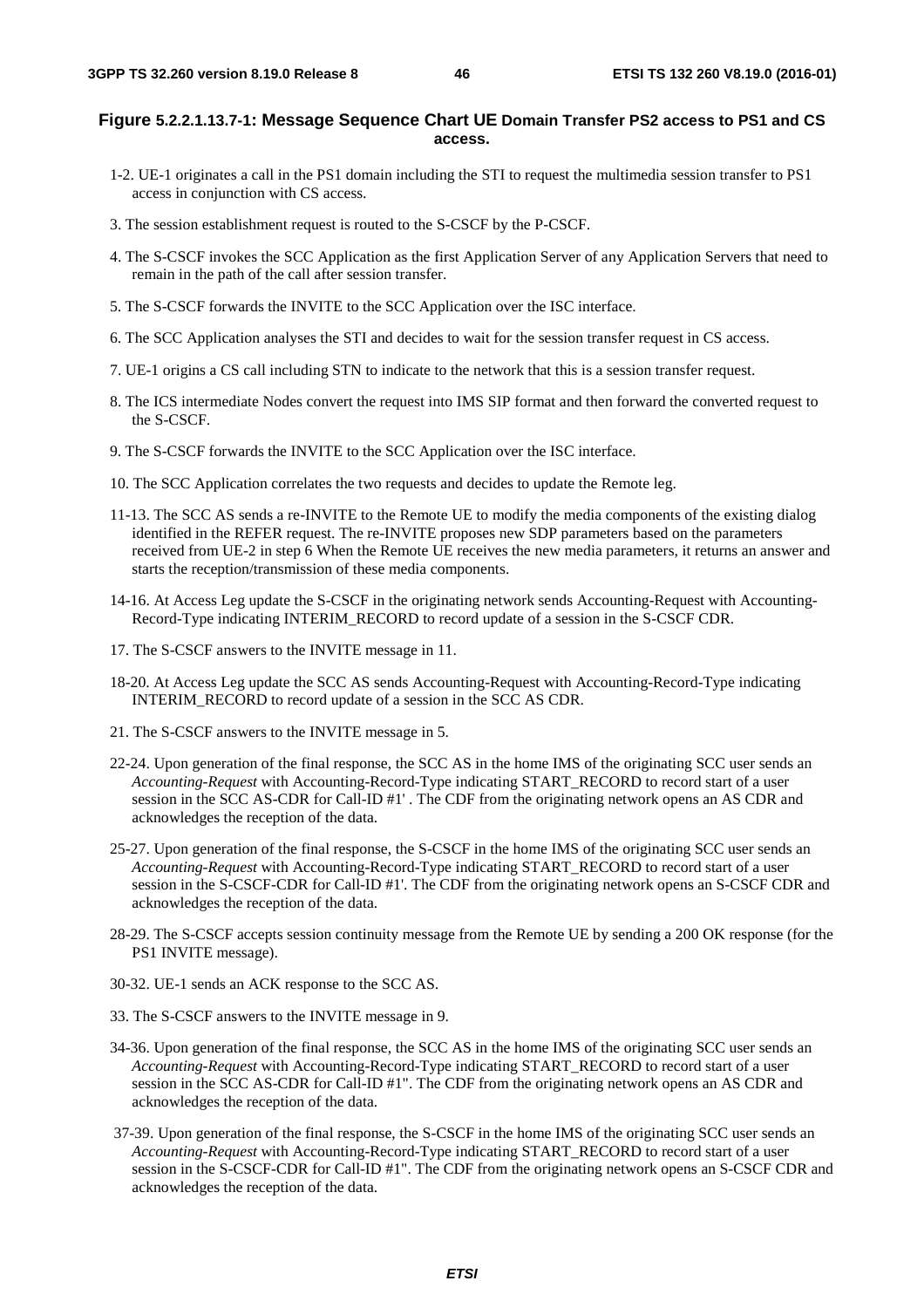**Figure 5.2.2.1.13.7-1: Message Sequence Chart UE Domain Transfer PS2 access to PS1 and CS access.**

1-2. UE-1 originates a call in the PS1 domain including the STI to request the multimedia session transfer to PS1 access in conjunction with CS access.

3. The session establishment request is routed to the S-CSCF by the P-CSCF.

4. The S-CSCF invokes the SCC Application as the first Application Server of any Application Servers that need to remain in the path of the call after session transfer.

5. The S-CSCF forwards the INVITE to the SCC Application over the ISC interface.

6. The SCC Application analyses the STI and decides to wait for the session transfer request in CS access.

7. UE-1 origins a CS call including STN to indicate to the network that this is a session transfer request.

8. The ICS intermediate Nodes convert the request into IMS SIP format and then forward the converted request to the S-CSCF.

9. The S-CSCF forwards the INVITE to the SCC Application over the ISC interface.

10. The SCC Application correlates the two requests and decides to update the Remote leg.

11-13. The SCC AS sends a re-INVITE to the Remote UE to modify the media components of the existing dialog identified in the REFER request. The re-INVITE proposes new SDP parameters based on the parameters received from UE-2 in step 6 When the Remote UE receives the new media parameters, it returns an answer and starts the reception/transmission of these media components.

14-16. At Access Leg update the S-CSCF in the originating network sends Accounting-Request with Accounting-Record-Type indicating INTERIM_RECORD to record update of a session in the S-CSCF CDR.

17. The S-CSCF answers to the INVITE message in 11.

18-20. At Access Leg update the SCC AS sends Accounting-Request with Accounting-Record-Type indicating INTERIM_RECORD to record update of a session in the SCC AS CDR.

21. The S-CSCF answers to the INVITE message in 5.

22-24. Upon generation of the final response, the SCC AS in the home IMS of the originating SCC user sends an *Accounting-Request* with Accounting-Record-Type indicating START_RECORD to record start of a user session in the SCC AS-CDR for Call-ID #1' . The CDF from the originating network opens an AS CDR and acknowledges the reception of the data.

25-27. Upon generation of the final response, the S-CSCF in the home IMS of the originating SCC user sends an *Accounting-Request* with Accounting-Record-Type indicating START_RECORD to record start of a user session in the S-CSCF-CDR for Call-ID #1'. The CDF from the originating network opens an S-CSCF CDR and acknowledges the reception of the data.

28-29. The S-CSCF accepts session continuity message from the Remote UE by sending a 200 OK response (for the PS1 INVITE message).

30-32. UE-1 sends an ACK response to the SCC AS.

33. The S-CSCF answers to the INVITE message in 9.

34-36. Upon generation of the final response, the SCC AS in the home IMS of the originating SCC user sends an *Accounting-Request* with Accounting-Record-Type indicating START_RECORD to record start of a user session in the SCC AS-CDR for Call-ID #1". The CDF from the originating network opens an AS CDR and acknowledges the reception of the data.

37-39. Upon generation of the final response, the S-CSCF in the home IMS of the originating SCC user sends an *Accounting-Request* with Accounting-Record-Type indicating START_RECORD to record start of a user session in the S-CSCF-CDR for Call-ID #1". The CDF from the originating network opens an S-CSCF CDR and acknowledges the reception of the data.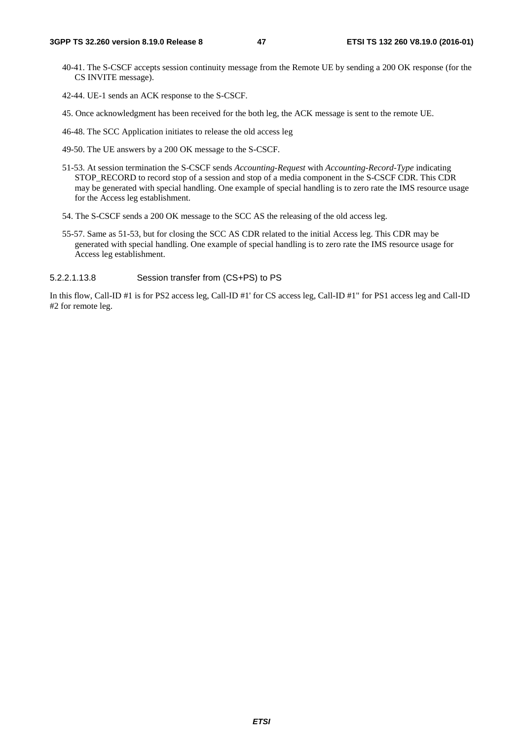40-41. The S-CSCF accepts session continuity message from the Remote UE by sending a 200 OK response (for the CS INVITE message).

42-44. UE-1 sends an ACK response to the S-CSCF.

45. Once acknowledgment has been received for the both leg, the ACK message is sent to the remote UE.

46-48. The SCC Application initiates to release the old access leg

49-50. The UE answers by a 200 OK message to the S-CSCF.

51-53. At session termination the S-CSCF sends *Accounting-Request* with *Accounting-Record-Type* indicating STOP_RECORD to record stop of a session and stop of a media component in the S-CSCF CDR. This CDR may be generated with special handling. One example of special handling is to zero rate the IMS resource usage for the Access leg establishment.

54. The S-CSCF sends a 200 OK message to the SCC AS the releasing of the old access leg.

55-57. Same as 51-53, but for closing the SCC AS CDR related to the initial Access leg. This CDR may be generated with special handling. One example of special handling is to zero rate the IMS resource usage for Access leg establishment.

##### 5.2.2.1.13.8 Session transfer from (CS+PS) to PS

In this flow, Call-ID #1 is for PS2 access leg, Call-ID #1' for CS access leg, Call-ID #1" for PS1 access leg and Call-ID #2 for remote leg.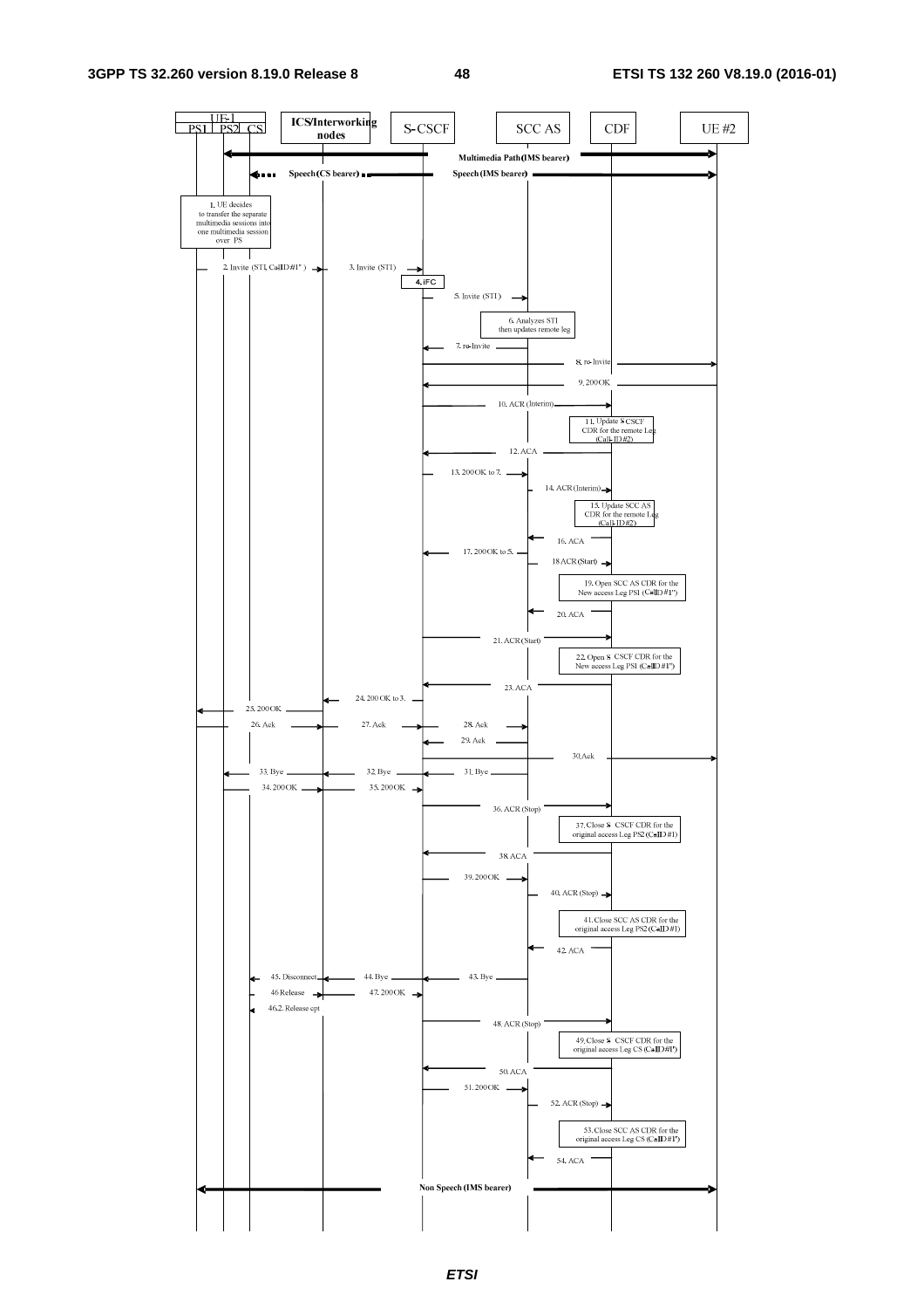UE-1 (PS1, PS2, CS) | ICS/Interworking nodes | S-CSCF | SCC AS | CDF | UE #2

Multimedia Path (IMS bearer)

Speech (CS bearer) — Speech (IMS bearer)

1. UE decides to transfer the separate multimedia sessions into one multimedia session over PS
2. Invite (STI, Call-ID #1")
3. Invite (STI)
4. iFC
5. Invite (STI)
6. Analyzes STI then updates remote leg
7. re-Invite
8. re-Invite
9. 200 OK
10. ACR (Interim)
11. Update S-CSCF CDR for the remote Leg (Call-ID #2)
12. ACA
13. 200 OK to 7.
14. ACR (Interim)
15. Update SCC AS CDR for the remote Leg (Call-ID #2)
16. ACA
17. 200 OK to 5.
18. ACR (Start)
19. Open SCC AS CDR for the New access Leg PS1 (Call-ID #1")
20. ACA
21. ACR (Start)
22. Open S-CSCF CDR for the New access Leg PS1 (Call-ID #1")
23. ACA
24. 200 OK to 3.
25. 200 OK
26. Ack
27. Ack
28. Ack
29. Ack
30. Ack
31. Bye
32. Bye
33. Bye
34. 200 OK
35. 200 OK
36. ACR (Stop)
37. Close S-CSCF CDR for the original access Leg PS2 (Call-ID #1)
38. ACA
39. 200 OK
40. ACR (Stop)
41. Close SCC AS CDR for the original access Leg PS2 (Call-ID #1)
42. ACA
43. Bye
44. Bye
45. Disconnect
46. Release
46.2. Release cpt
47. 200 OK
48. ACR (Stop)
49. Close S-CSCF CDR for the original access Leg CS (Call-ID #1')
50. ACA
51. 200 OK
52. ACR (Stop)
53. Close SCC AS CDR for the original access Leg CS (Call-ID #1')
54. ACA

Non Speech (IMS bearer)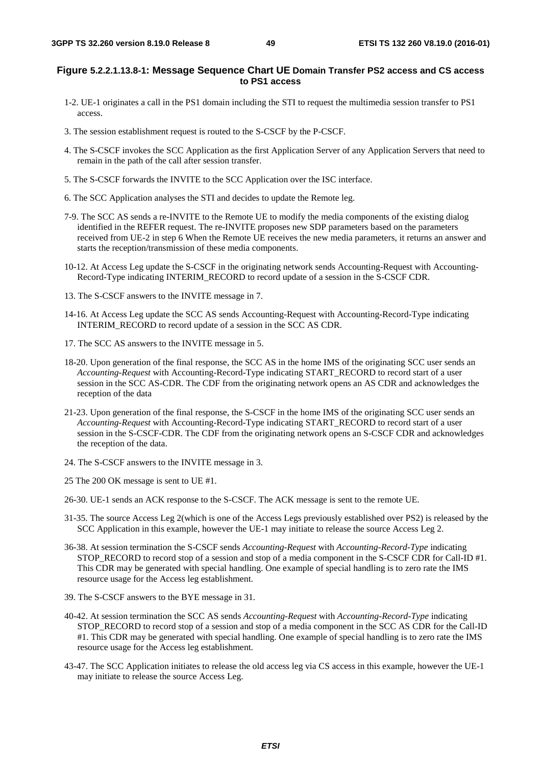**Figure 5.2.2.1.13.8-1: Message Sequence Chart UE Domain Transfer PS2 access and CS access to PS1 access**

1-2. UE-1 originates a call in the PS1 domain including the STI to request the multimedia session transfer to PS1 access.

3. The session establishment request is routed to the S-CSCF by the P-CSCF.

4. The S-CSCF invokes the SCC Application as the first Application Server of any Application Servers that need to remain in the path of the call after session transfer.

5. The S-CSCF forwards the INVITE to the SCC Application over the ISC interface.

6. The SCC Application analyses the STI and decides to update the Remote leg.

7-9. The SCC AS sends a re-INVITE to the Remote UE to modify the media components of the existing dialog identified in the REFER request. The re-INVITE proposes new SDP parameters based on the parameters received from UE-2 in step 6 When the Remote UE receives the new media parameters, it returns an answer and starts the reception/transmission of these media components.

10-12. At Access Leg update the S-CSCF in the originating network sends Accounting-Request with Accounting-Record-Type indicating INTERIM_RECORD to record update of a session in the S-CSCF CDR.

13. The S-CSCF answers to the INVITE message in 7.

14-16. At Access Leg update the SCC AS sends Accounting-Request with Accounting-Record-Type indicating INTERIM_RECORD to record update of a session in the SCC AS CDR.

17. The SCC AS answers to the INVITE message in 5.

18-20. Upon generation of the final response, the SCC AS in the home IMS of the originating SCC user sends an *Accounting-Request* with Accounting-Record-Type indicating START_RECORD to record start of a user session in the SCC AS-CDR. The CDF from the originating network opens an AS CDR and acknowledges the reception of the data

21-23. Upon generation of the final response, the S-CSCF in the home IMS of the originating SCC user sends an *Accounting-Request* with Accounting-Record-Type indicating START_RECORD to record start of a user session in the S-CSCF-CDR. The CDF from the originating network opens an S-CSCF CDR and acknowledges the reception of the data.

24. The S-CSCF answers to the INVITE message in 3.

25 The 200 OK message is sent to UE #1.

26-30. UE-1 sends an ACK response to the S-CSCF. The ACK message is sent to the remote UE.

31-35. The source Access Leg 2(which is one of the Access Legs previously established over PS2) is released by the SCC Application in this example, however the UE-1 may initiate to release the source Access Leg 2.

36-38. At session termination the S-CSCF sends *Accounting-Request* with *Accounting-Record-Type* indicating STOP_RECORD to record stop of a session and stop of a media component in the S-CSCF CDR for Call-ID #1. This CDR may be generated with special handling. One example of special handling is to zero rate the IMS resource usage for the Access leg establishment.

39. The S-CSCF answers to the BYE message in 31.

40-42. At session termination the SCC AS sends *Accounting-Request* with *Accounting-Record-Type* indicating STOP_RECORD to record stop of a session and stop of a media component in the SCC AS CDR for the Call-ID #1. This CDR may be generated with special handling. One example of special handling is to zero rate the IMS resource usage for the Access leg establishment.

43-47. The SCC Application initiates to release the old access leg via CS access in this example, however the UE-1 may initiate to release the source Access Leg.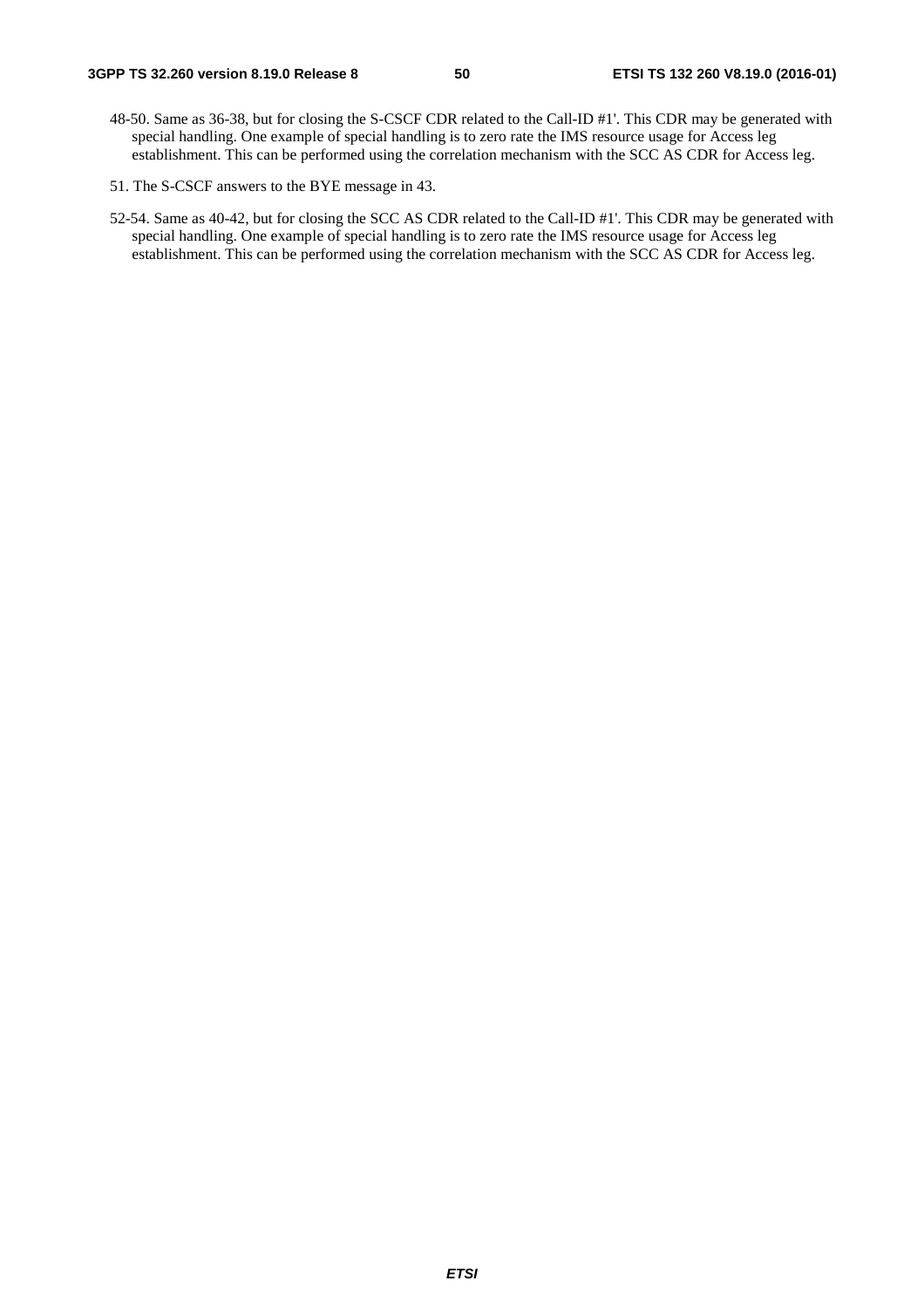48-50. Same as 36-38, but for closing the S-CSCF CDR related to the Call-ID #1'. This CDR may be generated with special handling. One example of special handling is to zero rate the IMS resource usage for Access leg establishment. This can be performed using the correlation mechanism with the SCC AS CDR for Access leg.

51. The S-CSCF answers to the BYE message in 43.

52-54. Same as 40-42, but for closing the SCC AS CDR related to the Call-ID #1'. This CDR may be generated with special handling. One example of special handling is to zero rate the IMS resource usage for Access leg establishment. This can be performed using the correlation mechanism with the SCC AS CDR for Access leg.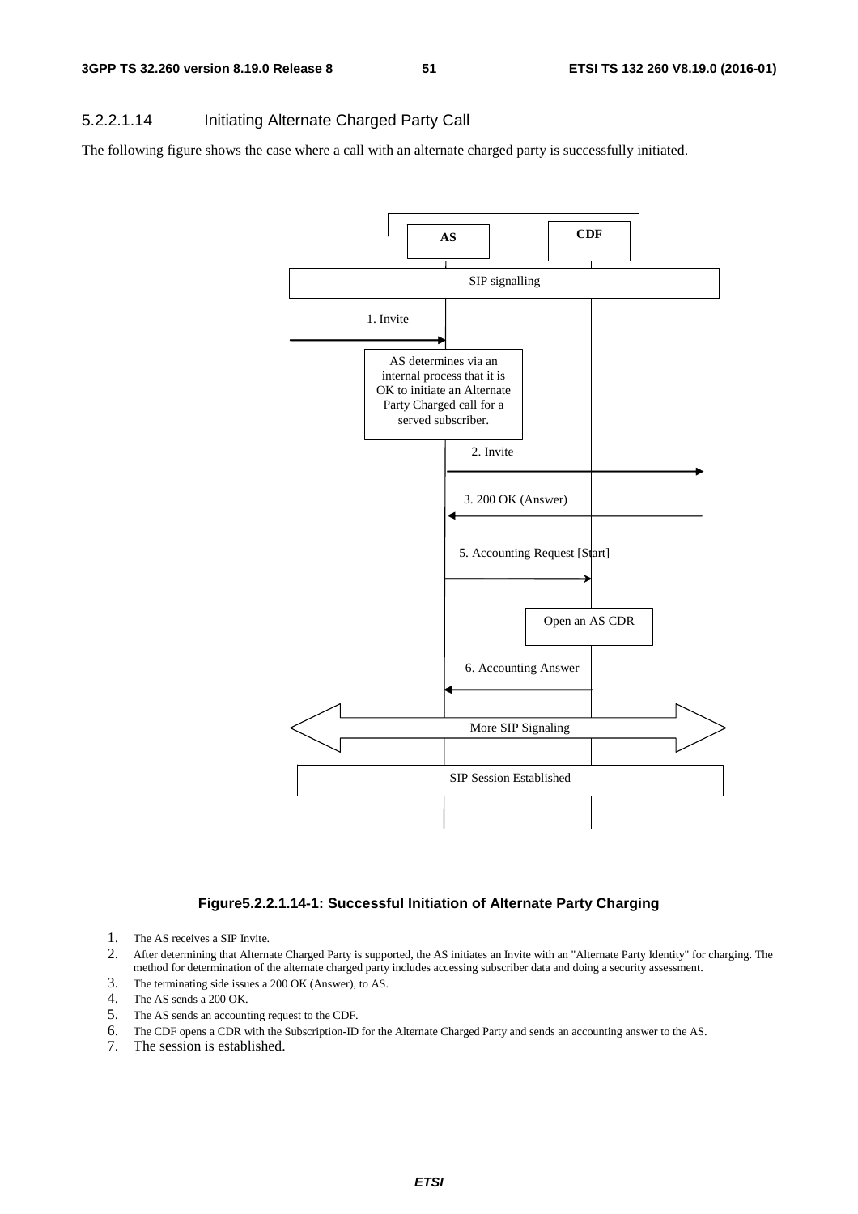#### 5.2.2.1.14 Initiating Alternate Charged Party Call

The following figure shows the case where a call with an alternate charged party is successfully initiated.

AS

CDF

SIP signalling

1. Invite

AS determines via an internal process that it is OK to initiate an Alternate Party Charged call for a served subscriber.

2. Invite

3. 200 OK (Answer)

5. Accounting Request [Start]

Open an AS CDR

6. Accounting Answer

More SIP Signaling

SIP Session Established

**Figure5.2.2.1.14-1: Successful Initiation of Alternate Party Charging**

1. The AS receives a SIP Invite.
2. After determining that Alternate Charged Party is supported, the AS initiates an Invite with an "Alternate Party Identity" for charging. The method for determination of the alternate charged party includes accessing subscriber data and doing a security assessment.
3. The terminating side issues a 200 OK (Answer), to AS.
4. The AS sends a 200 OK.
5. The AS sends an accounting request to the CDF.
6. The CDF opens a CDR with the Subscription-ID for the Alternate Charged Party and sends an accounting answer to the AS.
7. The session is established.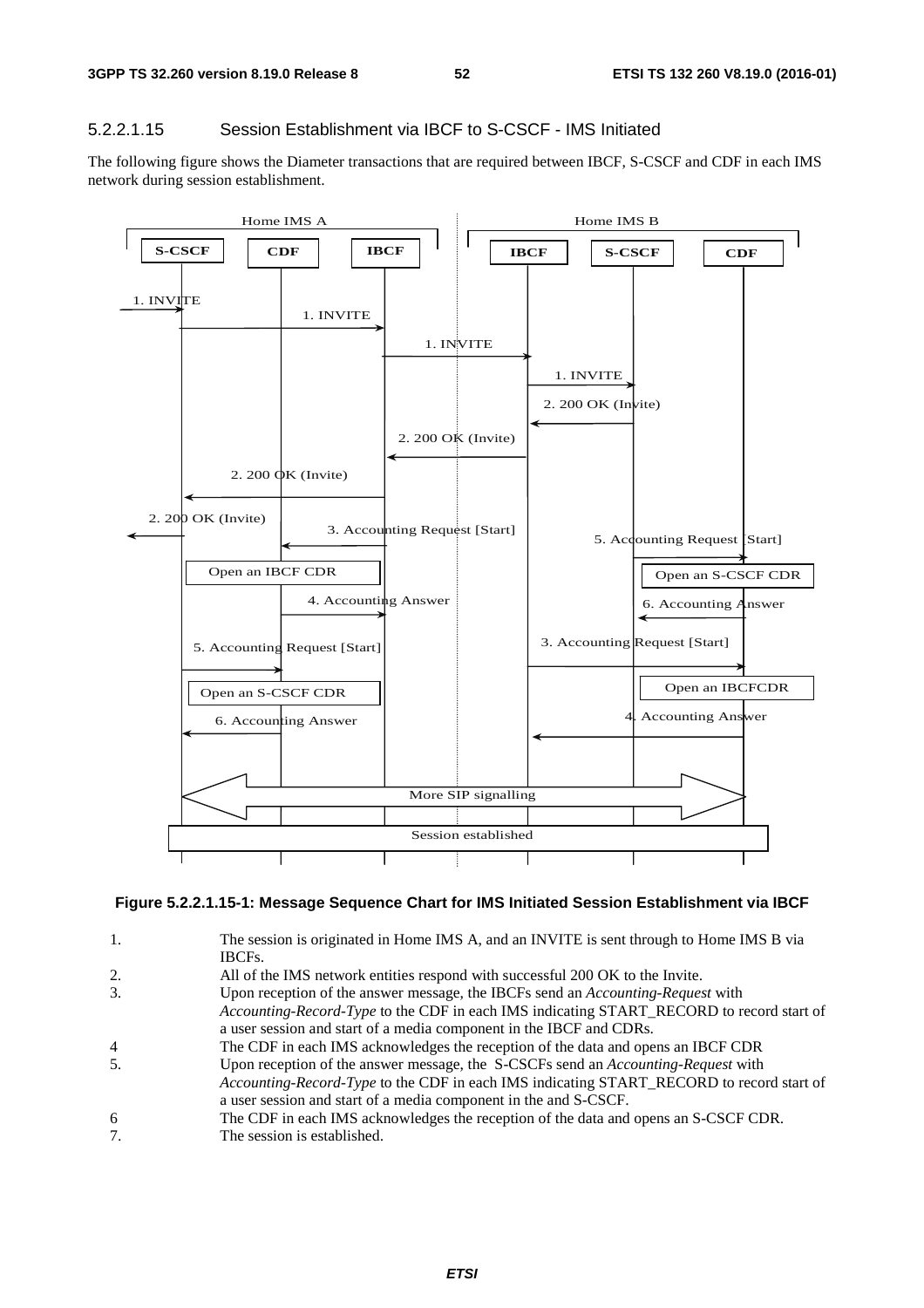#### 5.2.2.1.15 Session Establishment via IBCF to S-CSCF - IMS Initiated

The following figure shows the Diameter transactions that are required between IBCF, S-CSCF and CDF in each IMS network during session establishment.

**Figure 5.2.2.1.15-1: Message Sequence Chart for IMS Initiated Session Establishment via IBCF**

1. The session is originated in Home IMS A, and an INVITE is sent through to Home IMS B via IBCFs.
2. All of the IMS network entities respond with successful 200 OK to the Invite.
3. Upon reception of the answer message, the IBCFs send an *Accounting-Request* with *Accounting-Record-Type* to the CDF in each IMS indicating START_RECORD to record start of a user session and start of a media component in the IBCF and CDRs.
4. The CDF in each IMS acknowledges the reception of the data and opens an IBCF CDR
5. Upon reception of the answer message, the S-CSCFs send an *Accounting-Request* with *Accounting-Record-Type* to the CDF in each IMS indicating START_RECORD to record start of a user session and start of a media component in the and S-CSCF.
6. The CDF in each IMS acknowledges the reception of the data and opens an S-CSCF CDR.
7. The session is established.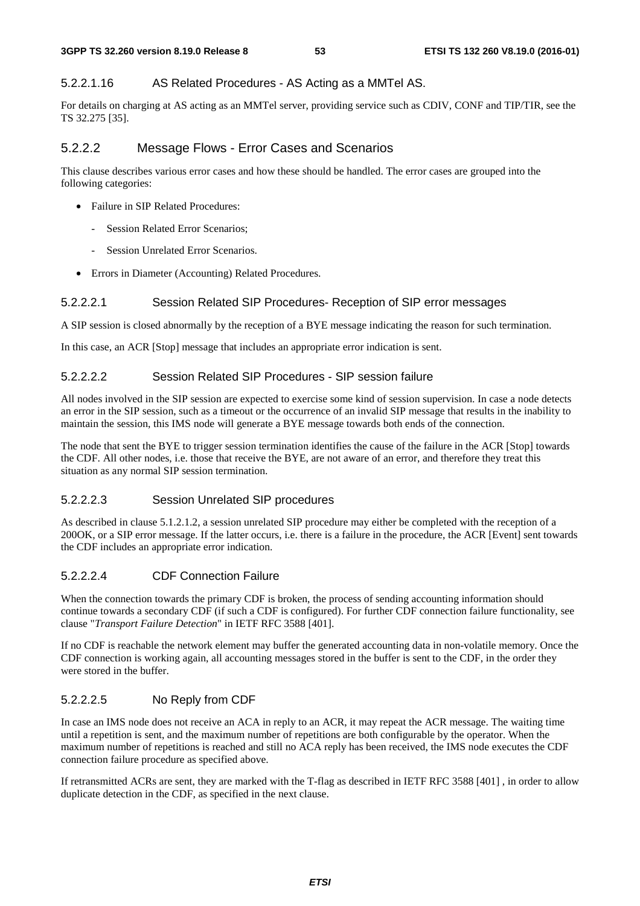#### 5.2.2.1.16 AS Related Procedures - AS Acting as a MMTel AS.

For details on charging at AS acting as an MMTel server, providing service such as CDIV, CONF and TIP/TIR, see the TS 32.275 [35].

### 5.2.2.2 Message Flows - Error Cases and Scenarios

This clause describes various error cases and how these should be handled. The error cases are grouped into the following categories:

- Failure in SIP Related Procedures:
  - Session Related Error Scenarios;
  - Session Unrelated Error Scenarios.
- Errors in Diameter (Accounting) Related Procedures.

#### 5.2.2.2.1 Session Related SIP Procedures- Reception of SIP error messages

A SIP session is closed abnormally by the reception of a BYE message indicating the reason for such termination.

In this case, an ACR [Stop] message that includes an appropriate error indication is sent.

#### 5.2.2.2.2 Session Related SIP Procedures - SIP session failure

All nodes involved in the SIP session are expected to exercise some kind of session supervision. In case a node detects an error in the SIP session, such as a timeout or the occurrence of an invalid SIP message that results in the inability to maintain the session, this IMS node will generate a BYE message towards both ends of the connection.

The node that sent the BYE to trigger session termination identifies the cause of the failure in the ACR [Stop] towards the CDF. All other nodes, i.e. those that receive the BYE, are not aware of an error, and therefore they treat this situation as any normal SIP session termination.

#### 5.2.2.2.3 Session Unrelated SIP procedures

As described in clause 5.1.2.1.2, a session unrelated SIP procedure may either be completed with the reception of a 200OK, or a SIP error message. If the latter occurs, i.e. there is a failure in the procedure, the ACR [Event] sent towards the CDF includes an appropriate error indication.

#### 5.2.2.2.4 CDF Connection Failure

When the connection towards the primary CDF is broken, the process of sending accounting information should continue towards a secondary CDF (if such a CDF is configured). For further CDF connection failure functionality, see clause "*Transport Failure Detection*" in IETF RFC 3588 [401].

If no CDF is reachable the network element may buffer the generated accounting data in non-volatile memory. Once the CDF connection is working again, all accounting messages stored in the buffer is sent to the CDF, in the order they were stored in the buffer.

#### 5.2.2.2.5 No Reply from CDF

In case an IMS node does not receive an ACA in reply to an ACR, it may repeat the ACR message. The waiting time until a repetition is sent, and the maximum number of repetitions are both configurable by the operator. When the maximum number of repetitions is reached and still no ACA reply has been received, the IMS node executes the CDF connection failure procedure as specified above.

If retransmitted ACRs are sent, they are marked with the T-flag as described in IETF RFC 3588 [401] , in order to allow duplicate detection in the CDF, as specified in the next clause.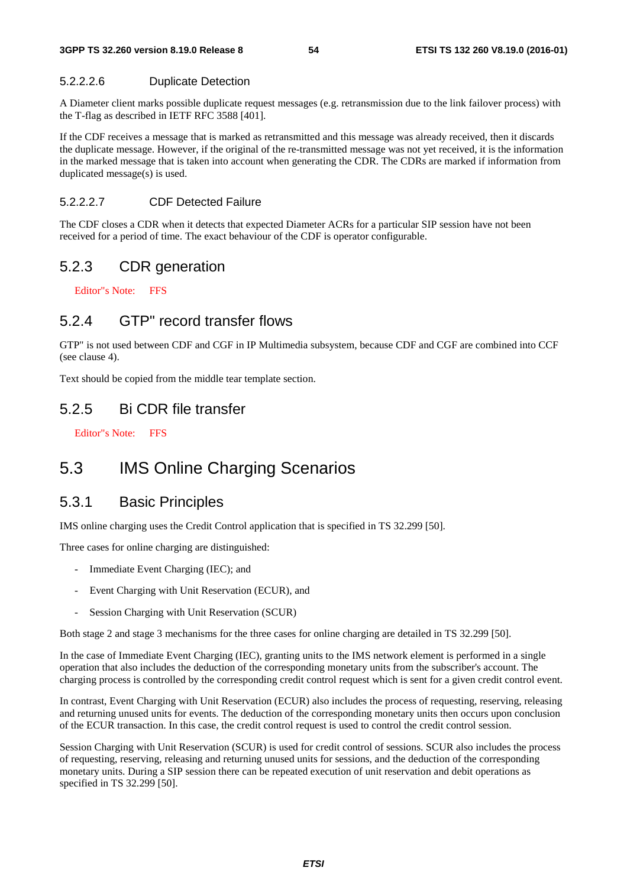#### 5.2.2.2.6 Duplicate Detection

A Diameter client marks possible duplicate request messages (e.g. retransmission due to the link failover process) with the T-flag as described in IETF RFC 3588 [401].

If the CDF receives a message that is marked as retransmitted and this message was already received, then it discards the duplicate message. However, if the original of the re-transmitted message was not yet received, it is the information in the marked message that is taken into account when generating the CDR. The CDRs are marked if information from duplicated message(s) is used.

#### 5.2.2.2.7 CDF Detected Failure

The CDF closes a CDR when it detects that expected Diameter ACRs for a particular SIP session have not been received for a period of time. The exact behaviour of the CDF is operator configurable.

### 5.2.3 CDR generation

Editor"s Note: FFS

### 5.2.4 GTP" record transfer flows

GTP" is not used between CDF and CGF in IP Multimedia subsystem, because CDF and CGF are combined into CCF (see clause 4).

Text should be copied from the middle tear template section.

### 5.2.5 Bi CDR file transfer

Editor"s Note: FFS

## 5.3 IMS Online Charging Scenarios

### 5.3.1 Basic Principles

IMS online charging uses the Credit Control application that is specified in TS 32.299 [50].

Three cases for online charging are distinguished:

- Immediate Event Charging (IEC); and
- Event Charging with Unit Reservation (ECUR), and
- Session Charging with Unit Reservation (SCUR)

Both stage 2 and stage 3 mechanisms for the three cases for online charging are detailed in TS 32.299 [50].

In the case of Immediate Event Charging (IEC), granting units to the IMS network element is performed in a single operation that also includes the deduction of the corresponding monetary units from the subscriber's account. The charging process is controlled by the corresponding credit control request which is sent for a given credit control event.

In contrast, Event Charging with Unit Reservation (ECUR) also includes the process of requesting, reserving, releasing and returning unused units for events. The deduction of the corresponding monetary units then occurs upon conclusion of the ECUR transaction. In this case, the credit control request is used to control the credit control session.

Session Charging with Unit Reservation (SCUR) is used for credit control of sessions. SCUR also includes the process of requesting, reserving, releasing and returning unused units for sessions, and the deduction of the corresponding monetary units. During a SIP session there can be repeated execution of unit reservation and debit operations as specified in TS 32.299 [50].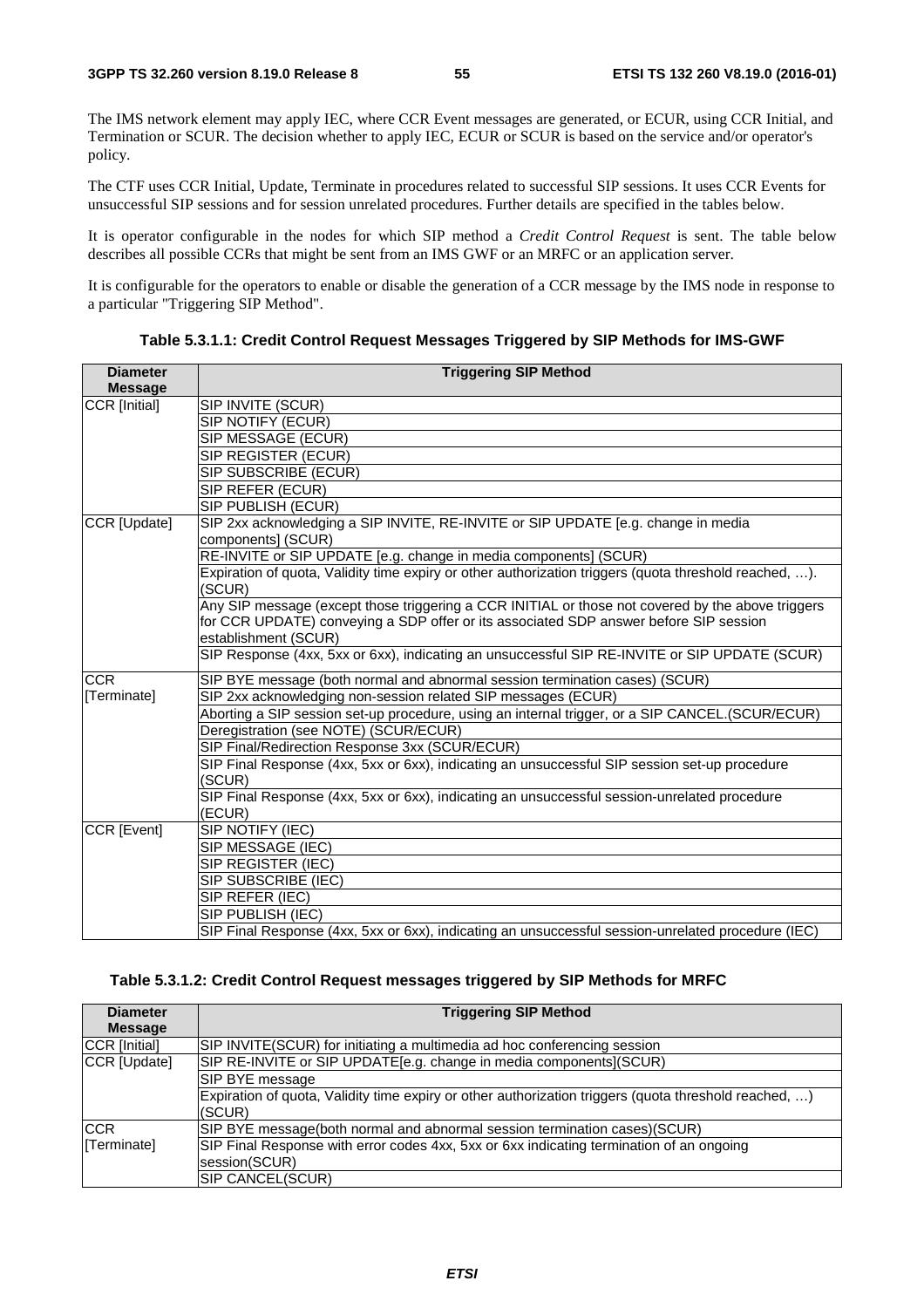The IMS network element may apply IEC, where CCR Event messages are generated, or ECUR, using CCR Initial, and Termination or SCUR. The decision whether to apply IEC, ECUR or SCUR is based on the service and/or operator's policy.

The CTF uses CCR Initial, Update, Terminate in procedures related to successful SIP sessions. It uses CCR Events for unsuccessful SIP sessions and for session unrelated procedures. Further details are specified in the tables below.

It is operator configurable in the nodes for which SIP method a *Credit Control Request* is sent. The table below describes all possible CCRs that might be sent from an IMS GWF or an MRFC or an application server.

It is configurable for the operators to enable or disable the generation of a CCR message by the IMS node in response to a particular "Triggering SIP Method".

**Table 5.3.1.1: Credit Control Request Messages Triggered by SIP Methods for IMS-GWF**

| Diameter Message | Triggering SIP Method |
|---|---|
| CCR [Initial] | SIP INVITE (SCUR) |
| | SIP NOTIFY (ECUR) |
| | SIP MESSAGE (ECUR) |
| | SIP REGISTER (ECUR) |
| | SIP SUBSCRIBE (ECUR) |
| | SIP REFER (ECUR) |
| | SIP PUBLISH (ECUR) |
| CCR [Update] | SIP 2xx acknowledging a SIP INVITE, RE-INVITE or SIP UPDATE [e.g. change in media components] (SCUR) |
| | RE-INVITE or SIP UPDATE [e.g. change in media components] (SCUR) |
| | Expiration of quota, Validity time expiry or other authorization triggers (quota threshold reached, …). (SCUR) |
| | Any SIP message (except those triggering a CCR INITIAL or those not covered by the above triggers for CCR UPDATE) conveying a SDP offer or its associated SDP answer before SIP session establishment (SCUR) |
| | SIP Response (4xx, 5xx or 6xx), indicating an unsuccessful SIP RE-INVITE or SIP UPDATE (SCUR) |
| CCR [Terminate] | SIP BYE message (both normal and abnormal session termination cases) (SCUR) |
| | SIP 2xx acknowledging non-session related SIP messages (ECUR) |
| | Aborting a SIP session set-up procedure, using an internal trigger, or a SIP CANCEL.(SCUR/ECUR) |
| | Deregistration (see NOTE) (SCUR/ECUR) |
| | SIP Final/Redirection Response 3xx (SCUR/ECUR) |
| | SIP Final Response (4xx, 5xx or 6xx), indicating an unsuccessful SIP session set-up procedure (SCUR) |
| | SIP Final Response (4xx, 5xx or 6xx), indicating an unsuccessful session-unrelated procedure (ECUR) |
| CCR [Event] | SIP NOTIFY (IEC) |
| | SIP MESSAGE (IEC) |
| | SIP REGISTER (IEC) |
| | SIP SUBSCRIBE (IEC) |
| | SIP REFER (IEC) |
| | SIP PUBLISH (IEC) |
| | SIP Final Response (4xx, 5xx or 6xx), indicating an unsuccessful session-unrelated procedure (IEC) |

**Table 5.3.1.2: Credit Control Request messages triggered by SIP Methods for MRFC**

| Diameter Message | Triggering SIP Method |
|---|---|
| CCR [Initial] | SIP INVITE(SCUR) for initiating a multimedia ad hoc conferencing session |
| CCR [Update] | SIP RE-INVITE or SIP UPDATE[e.g. change in media components](SCUR) |
| | SIP BYE message |
| | Expiration of quota, Validity time expiry or other authorization triggers (quota threshold reached, …) (SCUR) |
| CCR [Terminate] | SIP BYE message(both normal and abnormal session termination cases)(SCUR) |
| | SIP Final Response with error codes 4xx, 5xx or 6xx indicating termination of an ongoing session(SCUR) |
| | SIP CANCEL(SCUR) |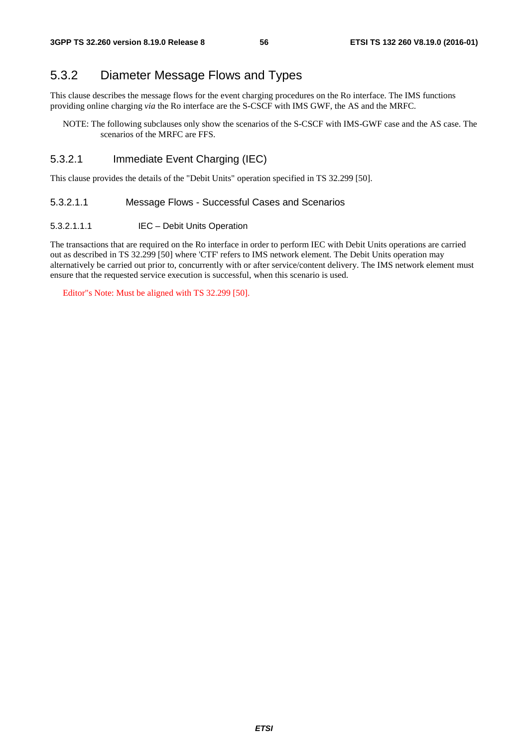## 5.3.2 Diameter Message Flows and Types

This clause describes the message flows for the event charging procedures on the Ro interface. The IMS functions providing online charging *via* the Ro interface are the S-CSCF with IMS GWF, the AS and the MRFC.

NOTE: The following subclauses only show the scenarios of the S-CSCF with IMS-GWF case and the AS case. The scenarios of the MRFC are FFS.

### 5.3.2.1 Immediate Event Charging (IEC)

This clause provides the details of the "Debit Units" operation specified in TS 32.299 [50].

#### 5.3.2.1.1 Message Flows - Successful Cases and Scenarios

##### 5.3.2.1.1.1 IEC – Debit Units Operation

The transactions that are required on the Ro interface in order to perform IEC with Debit Units operations are carried out as described in TS 32.299 [50] where 'CTF' refers to IMS network element. The Debit Units operation may alternatively be carried out prior to, concurrently with or after service/content delivery. The IMS network element must ensure that the requested service execution is successful, when this scenario is used.

Editor"s Note: Must be aligned with TS 32.299 [50].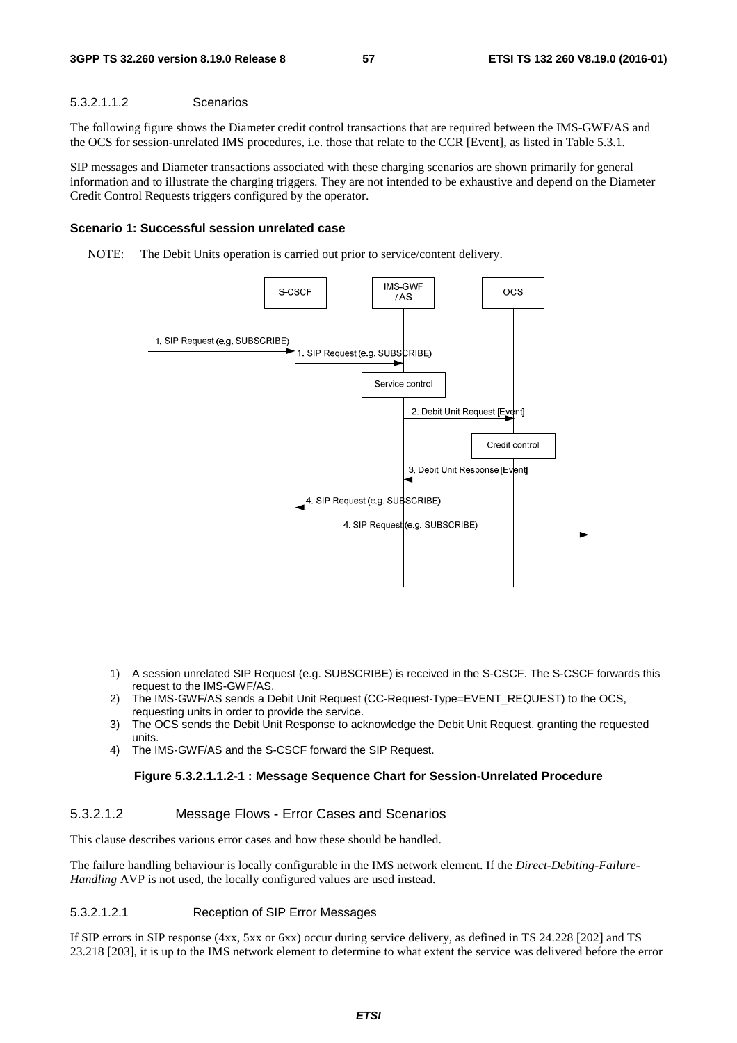#### 5.3.2.1.1.2 Scenarios

The following figure shows the Diameter credit control transactions that are required between the IMS-GWF/AS and the OCS for session-unrelated IMS procedures, i.e. those that relate to the CCR [Event], as listed in Table 5.3.1.

SIP messages and Diameter transactions associated with these charging scenarios are shown primarily for general information and to illustrate the charging triggers. They are not intended to be exhaustive and depend on the Diameter Credit Control Requests triggers configured by the operator.

**Scenario 1: Successful session unrelated case**

NOTE: The Debit Units operation is carried out prior to service/content delivery.

1) A session unrelated SIP Request (e.g. SUBSCRIBE) is received in the S-CSCF. The S-CSCF forwards this request to the IMS-GWF/AS.
2) The IMS-GWF/AS sends a Debit Unit Request (CC-Request-Type=EVENT_REQUEST) to the OCS, requesting units in order to provide the service.
3) The OCS sends the Debit Unit Response to acknowledge the Debit Unit Request, granting the requested units.
4) The IMS-GWF/AS and the S-CSCF forward the SIP Request.

**Figure 5.3.2.1.1.2-1 : Message Sequence Chart for Session-Unrelated Procedure**

### 5.3.2.1.2 Message Flows - Error Cases and Scenarios

This clause describes various error cases and how these should be handled.

The failure handling behaviour is locally configurable in the IMS network element. If the *Direct-Debiting-Failure-Handling* AVP is not used, the locally configured values are used instead.

#### 5.3.2.1.2.1 Reception of SIP Error Messages

If SIP errors in SIP response (4xx, 5xx or 6xx) occur during service delivery, as defined in TS 24.228 [202] and TS 23.218 [203], it is up to the IMS network element to determine to what extent the service was delivered before the error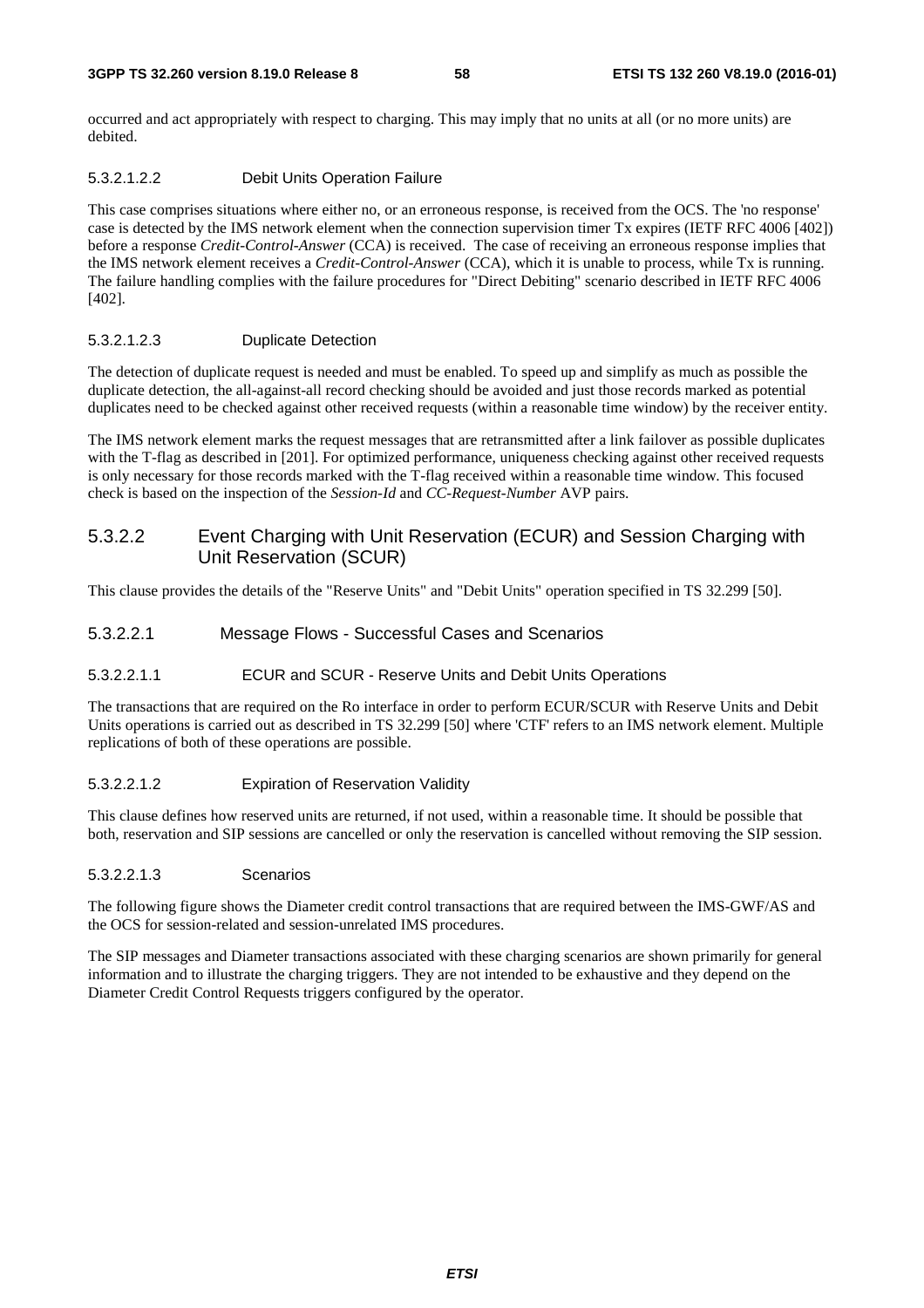occurred and act appropriately with respect to charging. This may imply that no units at all (or no more units) are debited.

###### 5.3.2.1.2.2 Debit Units Operation Failure

This case comprises situations where either no, or an erroneous response, is received from the OCS. The 'no response' case is detected by the IMS network element when the connection supervision timer Tx expires (IETF RFC 4006 [402]) before a response *Credit-Control-Answer* (CCA) is received. The case of receiving an erroneous response implies that the IMS network element receives a *Credit-Control-Answer* (CCA), which it is unable to process, while Tx is running. The failure handling complies with the failure procedures for "Direct Debiting" scenario described in IETF RFC 4006 [402].

###### 5.3.2.1.2.3 Duplicate Detection

The detection of duplicate request is needed and must be enabled. To speed up and simplify as much as possible the duplicate detection, the all-against-all record checking should be avoided and just those records marked as potential duplicates need to be checked against other received requests (within a reasonable time window) by the receiver entity.

The IMS network element marks the request messages that are retransmitted after a link failover as possible duplicates with the T-flag as described in [201]. For optimized performance, uniqueness checking against other received requests is only necessary for those records marked with the T-flag received within a reasonable time window. This focused check is based on the inspection of the *Session-Id* and *CC-Request-Number* AVP pairs.

#### 5.3.2.2 Event Charging with Unit Reservation (ECUR) and Session Charging with Unit Reservation (SCUR)

This clause provides the details of the "Reserve Units" and "Debit Units" operation specified in TS 32.299 [50].

##### 5.3.2.2.1 Message Flows - Successful Cases and Scenarios

###### 5.3.2.2.1.1 ECUR and SCUR - Reserve Units and Debit Units Operations

The transactions that are required on the Ro interface in order to perform ECUR/SCUR with Reserve Units and Debit Units operations is carried out as described in TS 32.299 [50] where 'CTF' refers to an IMS network element. Multiple replications of both of these operations are possible.

###### 5.3.2.2.1.2 Expiration of Reservation Validity

This clause defines how reserved units are returned, if not used, within a reasonable time. It should be possible that both, reservation and SIP sessions are cancelled or only the reservation is cancelled without removing the SIP session.

###### 5.3.2.2.1.3 Scenarios

The following figure shows the Diameter credit control transactions that are required between the IMS-GWF/AS and the OCS for session-related and session-unrelated IMS procedures.

The SIP messages and Diameter transactions associated with these charging scenarios are shown primarily for general information and to illustrate the charging triggers. They are not intended to be exhaustive and they depend on the Diameter Credit Control Requests triggers configured by the operator.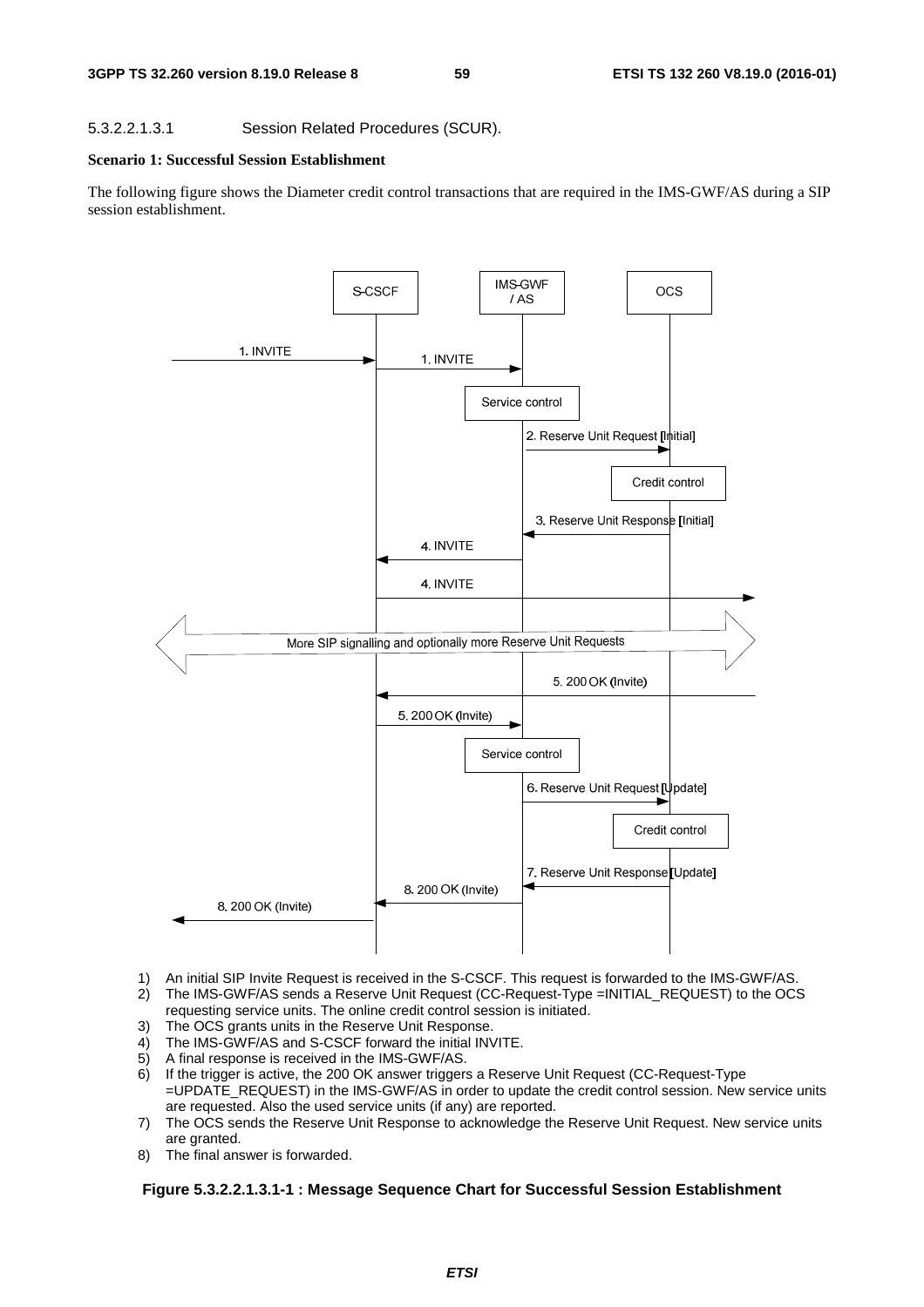5.3.2.2.1.3.1 Session Related Procedures (SCUR).

**Scenario 1: Successful Session Establishment**

The following figure shows the Diameter credit control transactions that are required in the IMS-GWF/AS during a SIP session establishment.

1) An initial SIP Invite Request is received in the S-CSCF. This request is forwarded to the IMS-GWF/AS.
2) The IMS-GWF/AS sends a Reserve Unit Request (CC-Request-Type =INITIAL_REQUEST) to the OCS requesting service units. The online credit control session is initiated.
3) The OCS grants units in the Reserve Unit Response.
4) The IMS-GWF/AS and S-CSCF forward the initial INVITE.
5) A final response is received in the IMS-GWF/AS.
6) If the trigger is active, the 200 OK answer triggers a Reserve Unit Request (CC-Request-Type =UPDATE_REQUEST) in the IMS-GWF/AS in order to update the credit control session. New service units are requested. Also the used service units (if any) are reported.
7) The OCS sends the Reserve Unit Response to acknowledge the Reserve Unit Request. New service units are granted.
8) The final answer is forwarded.

**Figure 5.3.2.2.1.3.1-1 : Message Sequence Chart for Successful Session Establishment**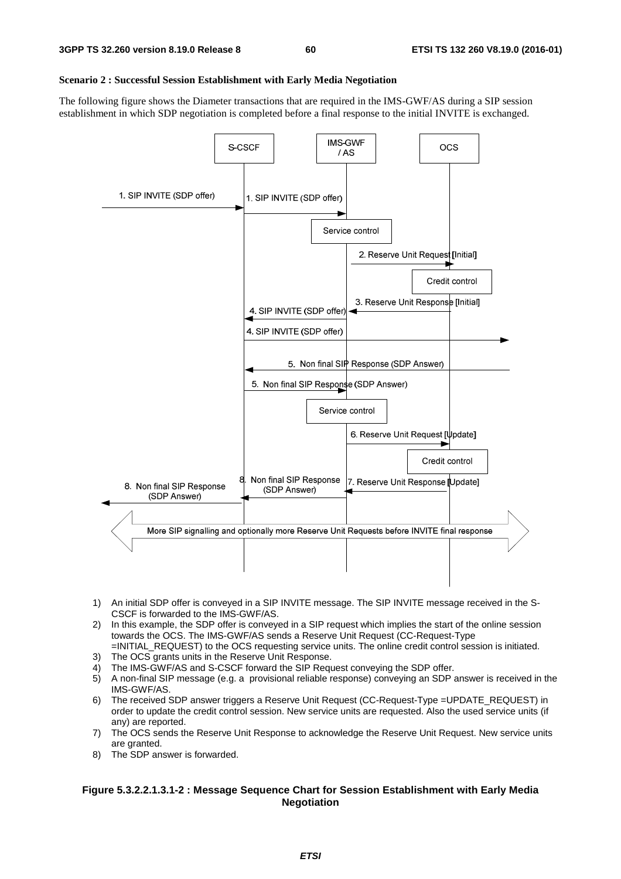**Scenario 2 : Successful Session Establishment with Early Media Negotiation**

The following figure shows the Diameter transactions that are required in the IMS-GWF/AS during a SIP session establishment in which SDP negotiation is completed before a final response to the initial INVITE is exchanged.

1) An initial SDP offer is conveyed in a SIP INVITE message. The SIP INVITE message received in the S-CSCF is forwarded to the IMS-GWF/AS.
2) In this example, the SDP offer is conveyed in a SIP request which implies the start of the online session towards the OCS. The IMS-GWF/AS sends a Reserve Unit Request (CC-Request-Type =INITIAL_REQUEST) to the OCS requesting service units. The online credit control session is initiated.
3) The OCS grants units in the Reserve Unit Response.
4) The IMS-GWF/AS and S-CSCF forward the SIP Request conveying the SDP offer.
5) A non-final SIP message (e.g. a provisional reliable response) conveying an SDP answer is received in the IMS-GWF/AS.
6) The received SDP answer triggers a Reserve Unit Request (CC-Request-Type =UPDATE_REQUEST) in order to update the credit control session. New service units are requested. Also the used service units (if any) are reported.
7) The OCS sends the Reserve Unit Response to acknowledge the Reserve Unit Request. New service units are granted.
8) The SDP answer is forwarded.

**Figure 5.3.2.2.1.3.1-2 : Message Sequence Chart for Session Establishment with Early Media Negotiation**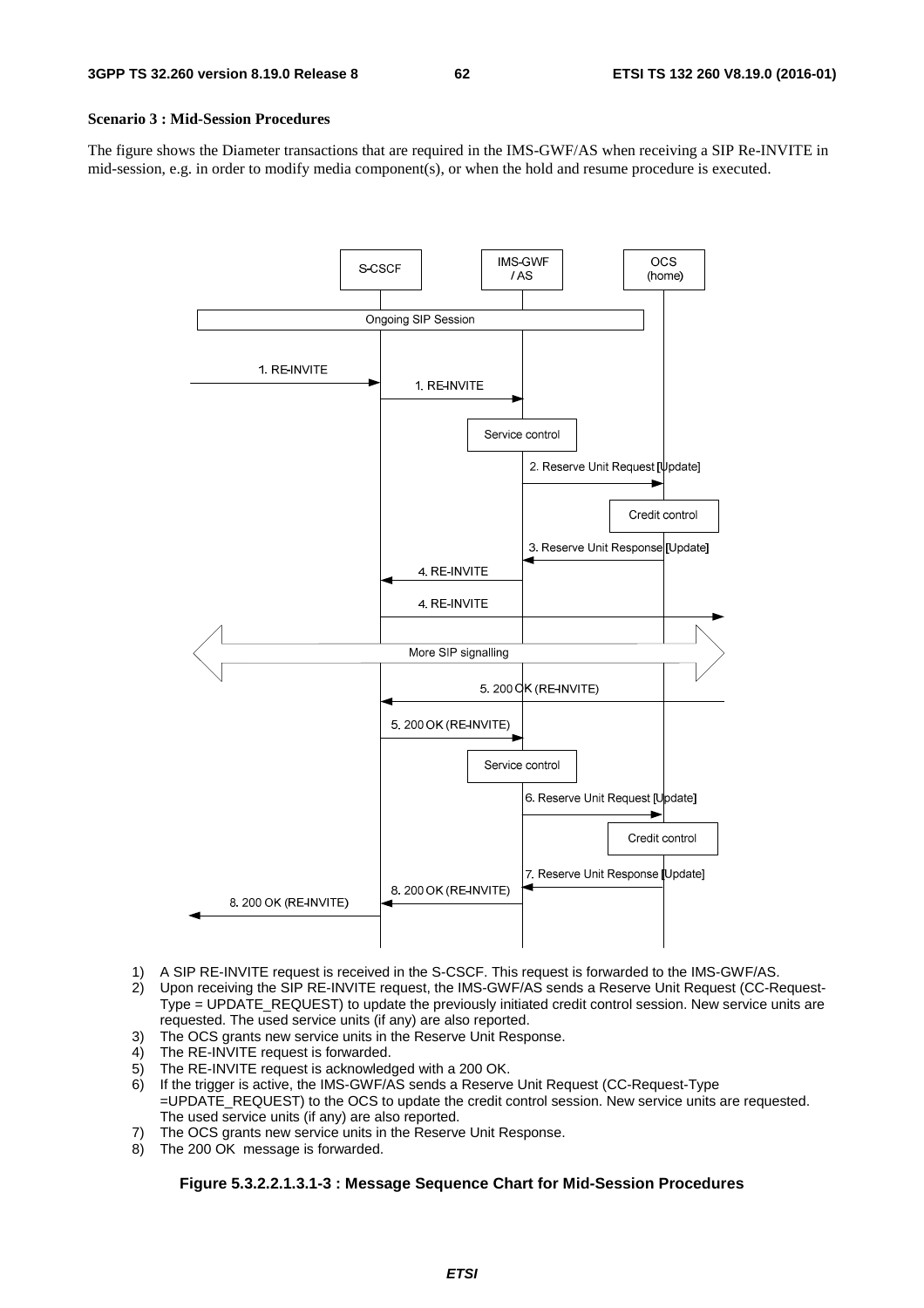**Scenario 3 : Mid-Session Procedures**

The figure shows the Diameter transactions that are required in the IMS-GWF/AS when receiving a SIP Re-INVITE in mid-session, e.g. in order to modify media component(s), or when the hold and resume procedure is executed.

1) A SIP RE-INVITE request is received in the S-CSCF. This request is forwarded to the IMS-GWF/AS.
2) Upon receiving the SIP RE-INVITE request, the IMS-GWF/AS sends a Reserve Unit Request (CC-Request-Type = UPDATE_REQUEST) to update the previously initiated credit control session. New service units are requested. The used service units (if any) are also reported.
3) The OCS grants new service units in the Reserve Unit Response.
4) The RE-INVITE request is forwarded.
5) The RE-INVITE request is acknowledged with a 200 OK.
6) If the trigger is active, the IMS-GWF/AS sends a Reserve Unit Request (CC-Request-Type =UPDATE_REQUEST) to the OCS to update the credit control session. New service units are requested. The used service units (if any) are also reported.
7) The OCS grants new service units in the Reserve Unit Response.
8) The 200 OK message is forwarded.

**Figure 5.3.2.2.1.3.1-3 : Message Sequence Chart for Mid-Session Procedures**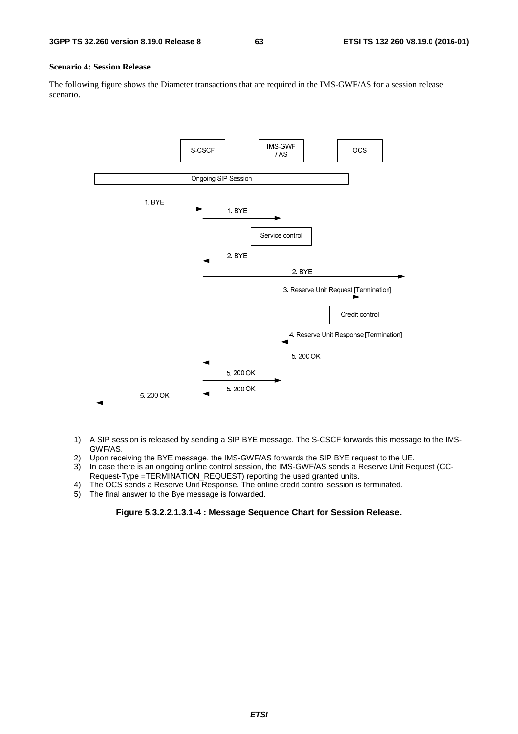**Scenario 4: Session Release**

The following figure shows the Diameter transactions that are required in the IMS-GWF/AS for a session release scenario.

1) A SIP session is released by sending a SIP BYE message. The S-CSCF forwards this message to the IMS-GWF/AS.
2) Upon receiving the BYE message, the IMS-GWF/AS forwards the SIP BYE request to the UE.
3) In case there is an ongoing online control session, the IMS-GWF/AS sends a Reserve Unit Request (CC-Request-Type =TERMINATION_REQUEST) reporting the used granted units.
4) The OCS sends a Reserve Unit Response. The online credit control session is terminated.
5) The final answer to the Bye message is forwarded.

**Figure 5.3.2.2.1.3.1-4 : Message Sequence Chart for Session Release.**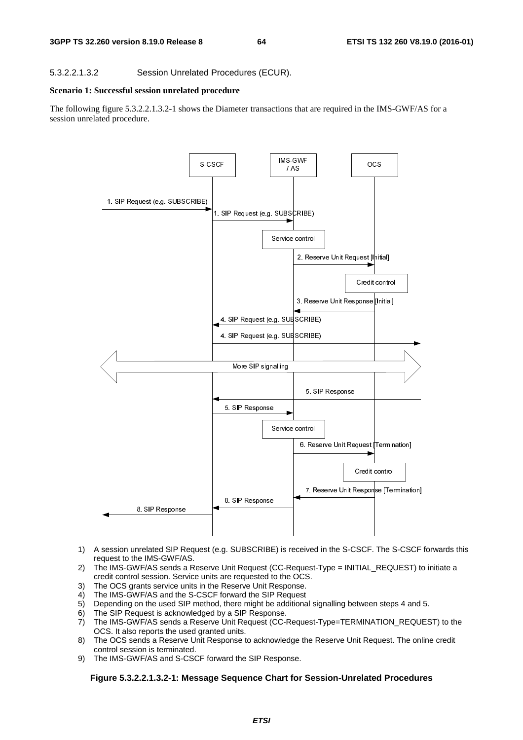#### 5.3.2.2.1.3.2 Session Unrelated Procedures (ECUR).

**Scenario 1: Successful session unrelated procedure**

The following figure 5.3.2.2.1.3.2-1 shows the Diameter transactions that are required in the IMS-GWF/AS for a session unrelated procedure.

1) A session unrelated SIP Request (e.g. SUBSCRIBE) is received in the S-CSCF. The S-CSCF forwards this request to the IMS-GWF/AS.
2) The IMS-GWF/AS sends a Reserve Unit Request (CC-Request-Type = INITIAL_REQUEST) to initiate a credit control session. Service units are requested to the OCS.
3) The OCS grants service units in the Reserve Unit Response.
4) The IMS-GWF/AS and the S-CSCF forward the SIP Request
5) Depending on the used SIP method, there might be additional signalling between steps 4 and 5.
6) The SIP Request is acknowledged by a SIP Response.
7) The IMS-GWF/AS sends a Reserve Unit Request (CC-Request-Type=TERMINATION_REQUEST) to the OCS. It also reports the used granted units.
8) The OCS sends a Reserve Unit Response to acknowledge the Reserve Unit Request. The online credit control session is terminated.
9) The IMS-GWF/AS and S-CSCF forward the SIP Response.

**Figure 5.3.2.2.1.3.2-1: Message Sequence Chart for Session-Unrelated Procedures**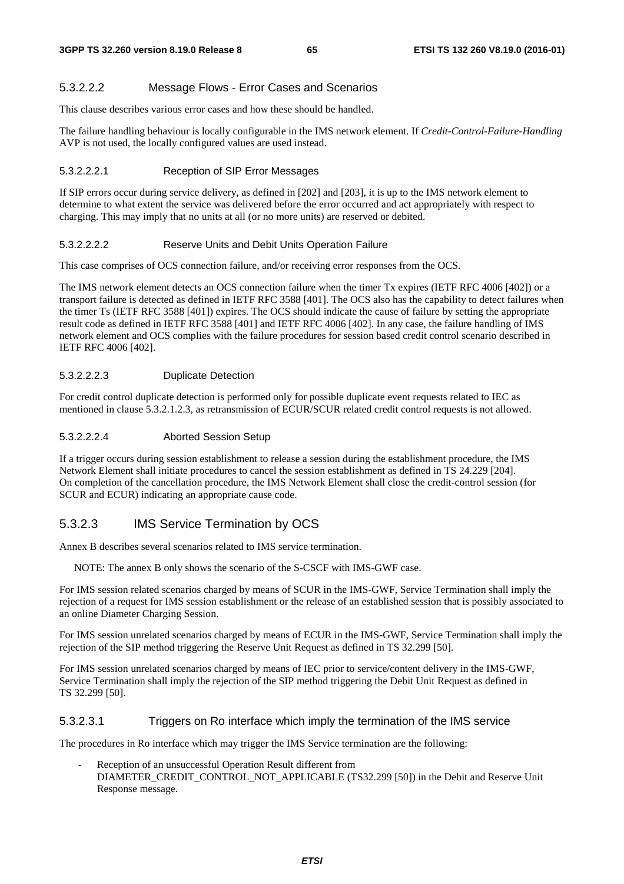##### 5.3.2.2.2 Message Flows - Error Cases and Scenarios

This clause describes various error cases and how these should be handled.

The failure handling behaviour is locally configurable in the IMS network element. If *Credit-Control-Failure-Handling* AVP is not used, the locally configured values are used instead.

###### 5.3.2.2.2.1 Reception of SIP Error Messages

If SIP errors occur during service delivery, as defined in [202] and [203], it is up to the IMS network element to determine to what extent the service was delivered before the error occurred and act appropriately with respect to charging. This may imply that no units at all (or no more units) are reserved or debited.

###### 5.3.2.2.2.2 Reserve Units and Debit Units Operation Failure

This case comprises of OCS connection failure, and/or receiving error responses from the OCS.

The IMS network element detects an OCS connection failure when the timer Tx expires (IETF RFC 4006 [402]) or a transport failure is detected as defined in IETF RFC 3588 [401]. The OCS also has the capability to detect failures when the timer Ts (IETF RFC 3588 [401]) expires. The OCS should indicate the cause of failure by setting the appropriate result code as defined in IETF RFC 3588 [401] and IETF RFC 4006 [402]. In any case, the failure handling of IMS network element and OCS complies with the failure procedures for session based credit control scenario described in IETF RFC 4006 [402].

###### 5.3.2.2.2.3 Duplicate Detection

For credit control duplicate detection is performed only for possible duplicate event requests related to IEC as mentioned in clause 5.3.2.1.2.3, as retransmission of ECUR/SCUR related credit control requests is not allowed.

###### 5.3.2.2.2.4 Aborted Session Setup

If a trigger occurs during session establishment to release a session during the establishment procedure, the IMS Network Element shall initiate procedures to cancel the session establishment as defined in TS 24.229 [204]. On completion of the cancellation procedure, the IMS Network Element shall close the credit-control session (for SCUR and ECUR) indicating an appropriate cause code.

### 5.3.2.3 IMS Service Termination by OCS

Annex B describes several scenarios related to IMS service termination.

NOTE: The annex B only shows the scenario of the S-CSCF with IMS-GWF case.

For IMS session related scenarios charged by means of SCUR in the IMS-GWF, Service Termination shall imply the rejection of a request for IMS session establishment or the release of an established session that is possibly associated to an online Diameter Charging Session.

For IMS session unrelated scenarios charged by means of ECUR in the IMS-GWF, Service Termination shall imply the rejection of the SIP method triggering the Reserve Unit Request as defined in TS 32.299 [50].

For IMS session unrelated scenarios charged by means of IEC prior to service/content delivery in the IMS-GWF, Service Termination shall imply the rejection of the SIP method triggering the Debit Unit Request as defined in TS 32.299 [50].

#### 5.3.2.3.1 Triggers on Ro interface which imply the termination of the IMS service

The procedures in Ro interface which may trigger the IMS Service termination are the following:

- Reception of an unsuccessful Operation Result different from DIAMETER_CREDIT_CONTROL_NOT_APPLICABLE (TS32.299 [50]) in the Debit and Reserve Unit Response message.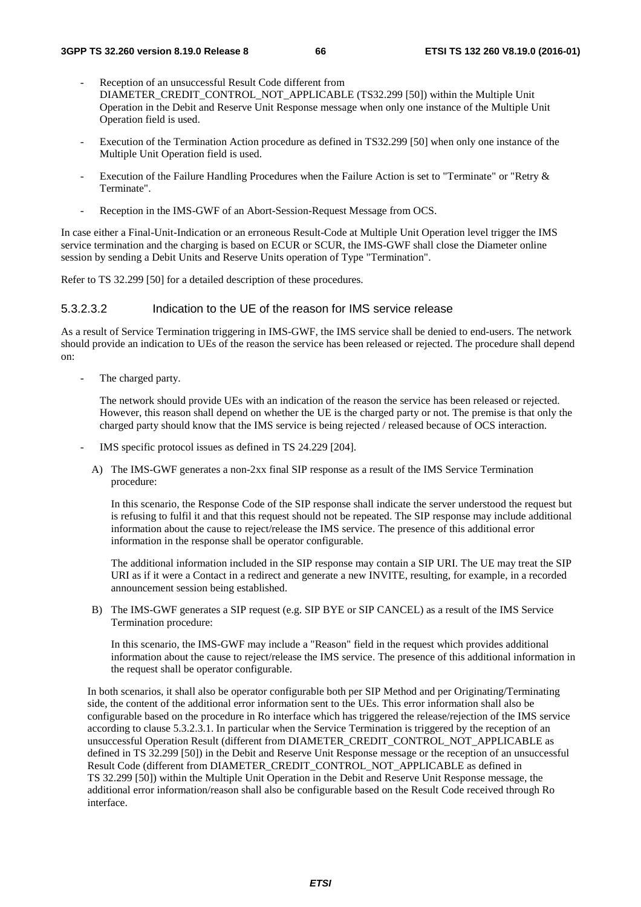- Reception of an unsuccessful Result Code different from DIAMETER_CREDIT_CONTROL_NOT_APPLICABLE (TS32.299 [50]) within the Multiple Unit Operation in the Debit and Reserve Unit Response message when only one instance of the Multiple Unit Operation field is used.

- Execution of the Termination Action procedure as defined in TS32.299 [50] when only one instance of the Multiple Unit Operation field is used.

- Execution of the Failure Handling Procedures when the Failure Action is set to "Terminate" or "Retry & Terminate".

- Reception in the IMS-GWF of an Abort-Session-Request Message from OCS.

In case either a Final-Unit-Indication or an erroneous Result-Code at Multiple Unit Operation level trigger the IMS service termination and the charging is based on ECUR or SCUR, the IMS-GWF shall close the Diameter online session by sending a Debit Units and Reserve Units operation of Type "Termination".

Refer to TS 32.299 [50] for a detailed description of these procedures.

#### 5.3.2.3.2 Indication to the UE of the reason for IMS service release

As a result of Service Termination triggering in IMS-GWF, the IMS service shall be denied to end-users. The network should provide an indication to UEs of the reason the service has been released or rejected. The procedure shall depend on:

- The charged party.

  The network should provide UEs with an indication of the reason the service has been released or rejected. However, this reason shall depend on whether the UE is the charged party or not. The premise is that only the charged party should know that the IMS service is being rejected / released because of OCS interaction.

- IMS specific protocol issues as defined in TS 24.229 [204].

  A) The IMS-GWF generates a non-2xx final SIP response as a result of the IMS Service Termination procedure:

  In this scenario, the Response Code of the SIP response shall indicate the server understood the request but is refusing to fulfil it and that this request should not be repeated. The SIP response may include additional information about the cause to reject/release the IMS service. The presence of this additional error information in the response shall be operator configurable.

  The additional information included in the SIP response may contain a SIP URI. The UE may treat the SIP URI as if it were a Contact in a redirect and generate a new INVITE, resulting, for example, in a recorded announcement session being established.

  B) The IMS-GWF generates a SIP request (e.g. SIP BYE or SIP CANCEL) as a result of the IMS Service Termination procedure:

  In this scenario, the IMS-GWF may include a "Reason" field in the request which provides additional information about the cause to reject/release the IMS service. The presence of this additional information in the request shall be operator configurable.

  In both scenarios, it shall also be operator configurable both per SIP Method and per Originating/Terminating side, the content of the additional error information sent to the UEs. This error information shall also be configurable based on the procedure in Ro interface which has triggered the release/rejection of the IMS service according to clause 5.3.2.3.1. In particular when the Service Termination is triggered by the reception of an unsuccessful Operation Result (different from DIAMETER_CREDIT_CONTROL_NOT_APPLICABLE as defined in TS 32.299 [50]) in the Debit and Reserve Unit Response message or the reception of an unsuccessful Result Code (different from DIAMETER_CREDIT_CONTROL_NOT_APPLICABLE as defined in TS 32.299 [50]) within the Multiple Unit Operation in the Debit and Reserve Unit Response message, the additional error information/reason shall also be configurable based on the Result Code received through Ro interface.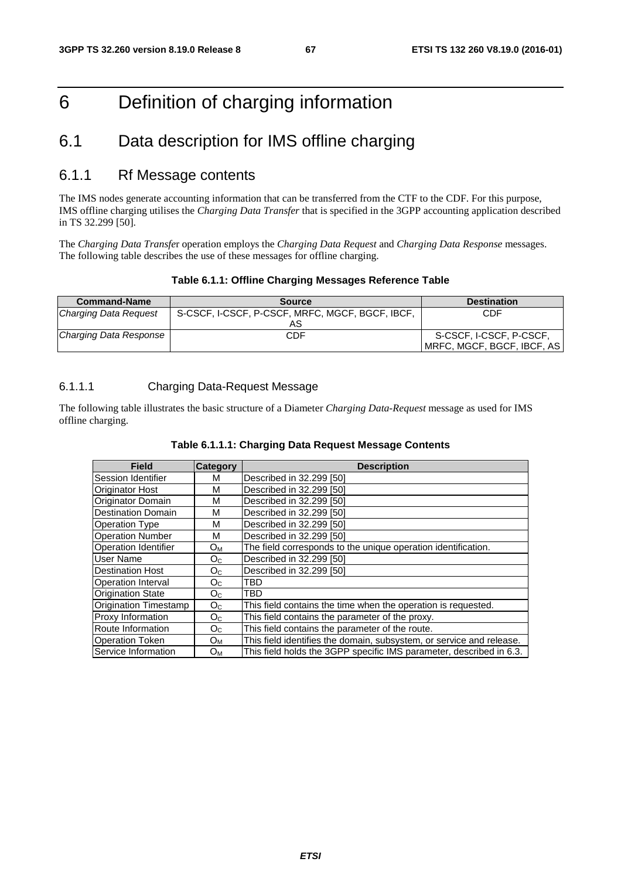# 6 Definition of charging information

## 6.1 Data description for IMS offline charging

### 6.1.1 Rf Message contents

The IMS nodes generate accounting information that can be transferred from the CTF to the CDF. For this purpose, IMS offline charging utilises the *Charging Data Transfer* that is specified in the 3GPP accounting application described in TS 32.299 [50].

The *Charging Data Transfe*r operation employs the *Charging Data Request* and *Charging Data Response* messages. The following table describes the use of these messages for offline charging.

**Table 6.1.1: Offline Charging Messages Reference Table**

| Command-Name | Source | Destination |
|---|---|---|
| *Charging Data Request* | S-CSCF, I-CSCF, P-CSCF, MRFC, MGCF, BGCF, IBCF, AS | CDF |
| *Charging Data Response* | CDF | S-CSCF, I-CSCF, P-CSCF, MRFC, MGCF, BGCF, IBCF, AS |

#### 6.1.1.1 Charging Data-Request Message

The following table illustrates the basic structure of a Diameter *Charging Data-Request* message as used for IMS offline charging.

**Table 6.1.1.1: Charging Data Request Message Contents**

| Field | Category | Description |
|---|---|---|
| Session Identifier | M | Described in 32.299 [50] |
| Originator Host | M | Described in 32.299 [50] |
| Originator Domain | M | Described in 32.299 [50] |
| Destination Domain | M | Described in 32.299 [50] |
| Operation Type | M | Described in 32.299 [50] |
| Operation Number | M | Described in 32.299 [50] |
| Operation Identifier | $O_M$ | The field corresponds to the unique operation identification. |
| User Name | $O_C$ | Described in 32.299 [50] |
| Destination Host | $O_C$ | Described in 32.299 [50] |
| Operation Interval | $O_C$ | TBD |
| Origination State | $O_C$ | TBD |
| Origination Timestamp | $O_C$ | This field contains the time when the operation is requested. |
| Proxy Information | $O_C$ | This field contains the parameter of the proxy. |
| Route Information | $O_C$ | This field contains the parameter of the route. |
| Operation Token | $O_M$ | This field identifies the domain, subsystem, or service and release. |
| Service Information | $O_M$ | This field holds the 3GPP specific IMS parameter, described in 6.3. |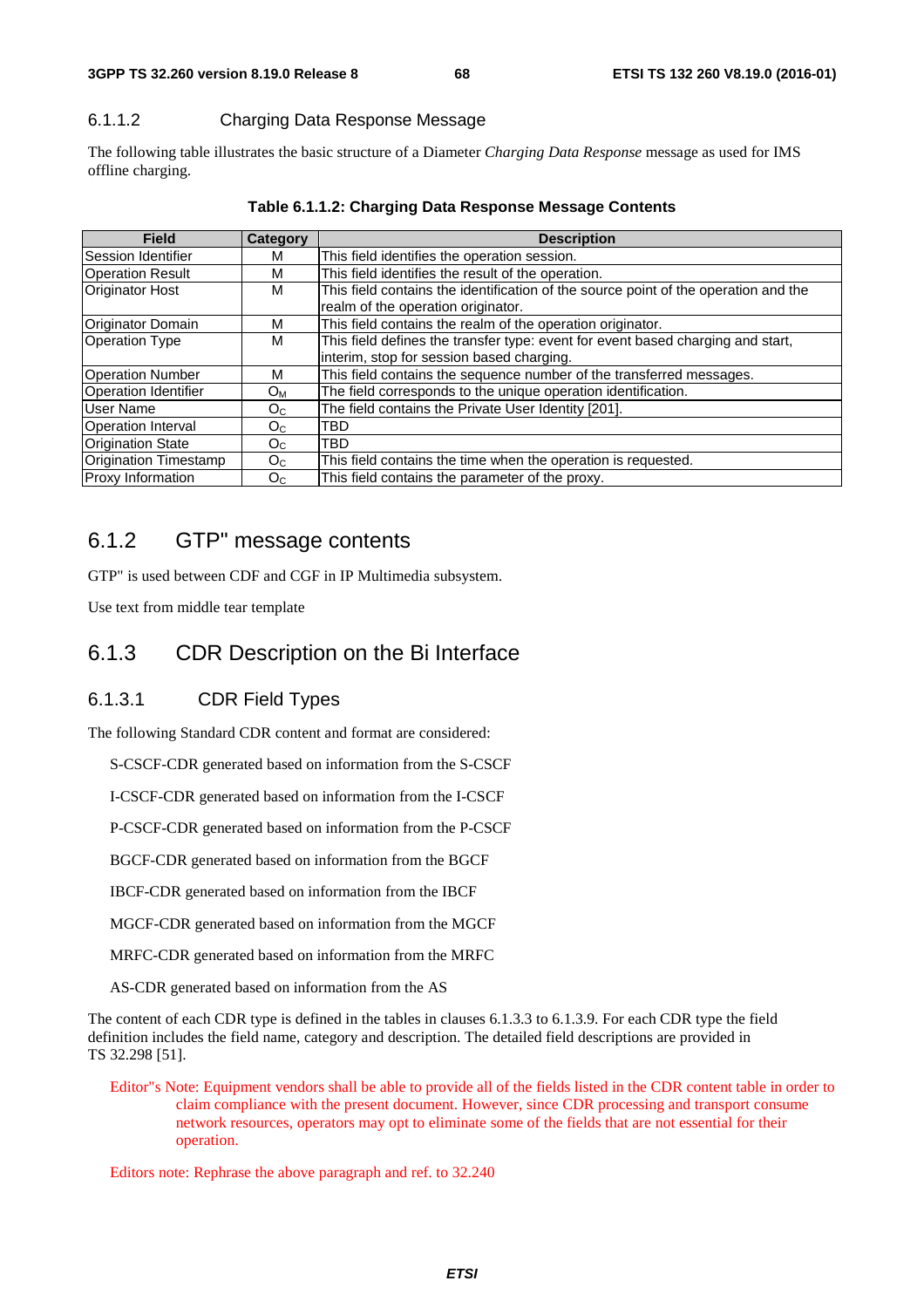#### 6.1.1.2 Charging Data Response Message

The following table illustrates the basic structure of a Diameter *Charging Data Response* message as used for IMS offline charging.

**Table 6.1.1.2: Charging Data Response Message Contents**

| Field | Category | Description |
|---|---|---|
| Session Identifier | M | This field identifies the operation session. |
| Operation Result | M | This field identifies the result of the operation. |
| Originator Host | M | This field contains the identification of the source point of the operation and the realm of the operation originator. |
| Originator Domain | M | This field contains the realm of the operation originator. |
| Operation Type | M | This field defines the transfer type: event for event based charging and start, interim, stop for session based charging. |
| Operation Number | M | This field contains the sequence number of the transferred messages. |
| Operation Identifier | $O_M$ | The field corresponds to the unique operation identification. |
| User Name | $O_C$ | The field contains the Private User Identity [201]. |
| Operation Interval | $O_C$ | TBD |
| Origination State | $O_C$ | TBD |
| Origination Timestamp | $O_C$ | This field contains the time when the operation is requested. |
| Proxy Information | $O_C$ | This field contains the parameter of the proxy. |

### 6.1.2 GTP" message contents

GTP" is used between CDF and CGF in IP Multimedia subsystem.

Use text from middle tear template

### 6.1.3 CDR Description on the Bi Interface

#### 6.1.3.1 CDR Field Types

The following Standard CDR content and format are considered:

S-CSCF-CDR generated based on information from the S-CSCF

I-CSCF-CDR generated based on information from the I-CSCF

P-CSCF-CDR generated based on information from the P-CSCF

BGCF-CDR generated based on information from the BGCF

IBCF-CDR generated based on information from the IBCF

MGCF-CDR generated based on information from the MGCF

MRFC-CDR generated based on information from the MRFC

AS-CDR generated based on information from the AS

The content of each CDR type is defined in the tables in clauses 6.1.3.3 to 6.1.3.9. For each CDR type the field definition includes the field name, category and description. The detailed field descriptions are provided in TS 32.298 [51].

Editor"s Note: Equipment vendors shall be able to provide all of the fields listed in the CDR content table in order to claim compliance with the present document. However, since CDR processing and transport consume network resources, operators may opt to eliminate some of the fields that are not essential for their operation.

Editors note: Rephrase the above paragraph and ref. to 32.240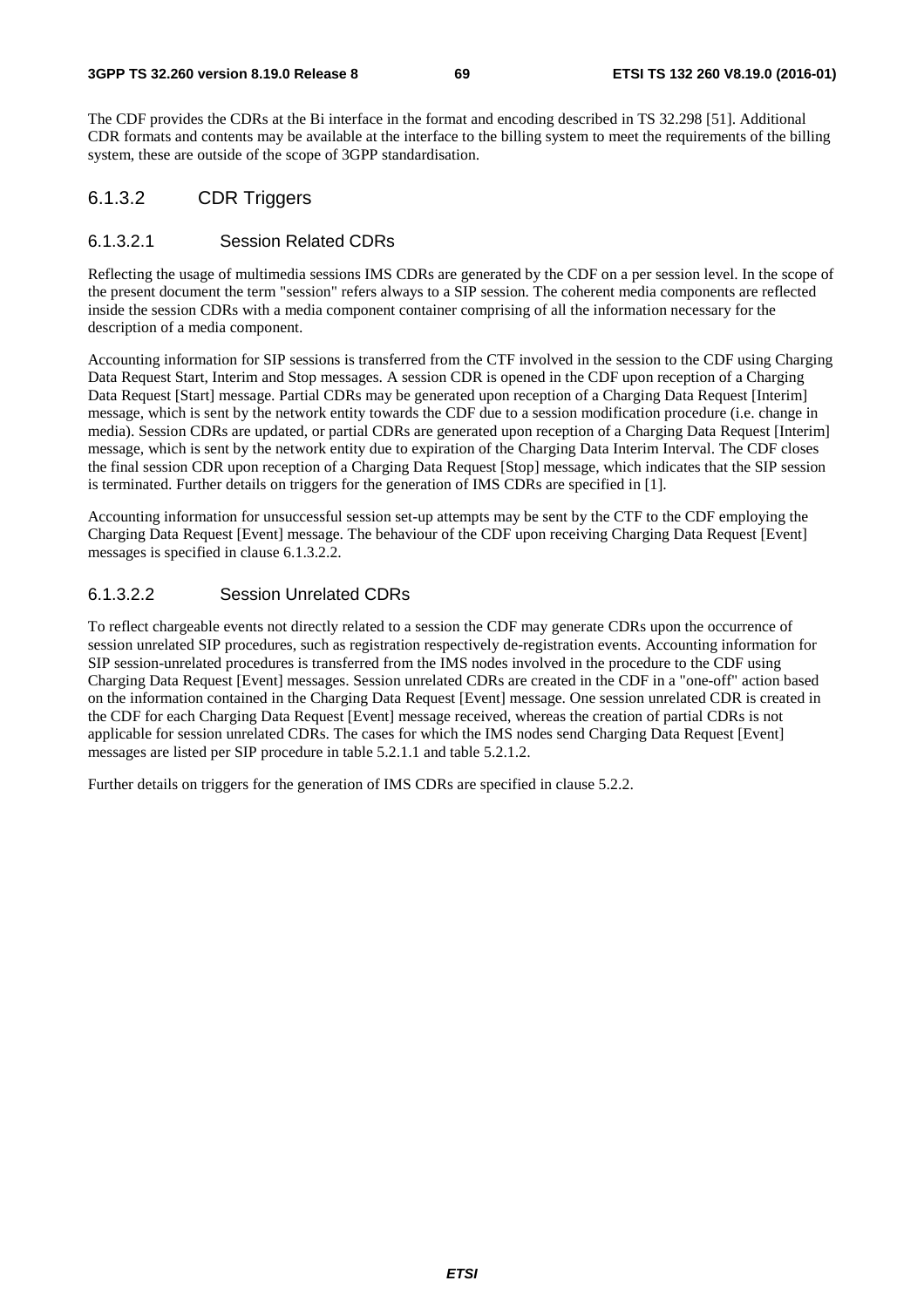The CDF provides the CDRs at the Bi interface in the format and encoding described in TS 32.298 [51]. Additional CDR formats and contents may be available at the interface to the billing system to meet the requirements of the billing system, these are outside of the scope of 3GPP standardisation.

### 6.1.3.2 CDR Triggers

#### 6.1.3.2.1 Session Related CDRs

Reflecting the usage of multimedia sessions IMS CDRs are generated by the CDF on a per session level. In the scope of the present document the term "session" refers always to a SIP session. The coherent media components are reflected inside the session CDRs with a media component container comprising of all the information necessary for the description of a media component.

Accounting information for SIP sessions is transferred from the CTF involved in the session to the CDF using Charging Data Request Start, Interim and Stop messages. A session CDR is opened in the CDF upon reception of a Charging Data Request [Start] message. Partial CDRs may be generated upon reception of a Charging Data Request [Interim] message, which is sent by the network entity towards the CDF due to a session modification procedure (i.e. change in media). Session CDRs are updated, or partial CDRs are generated upon reception of a Charging Data Request [Interim] message, which is sent by the network entity due to expiration of the Charging Data Interim Interval. The CDF closes the final session CDR upon reception of a Charging Data Request [Stop] message, which indicates that the SIP session is terminated. Further details on triggers for the generation of IMS CDRs are specified in [1].

Accounting information for unsuccessful session set-up attempts may be sent by the CTF to the CDF employing the Charging Data Request [Event] message. The behaviour of the CDF upon receiving Charging Data Request [Event] messages is specified in clause 6.1.3.2.2.

#### 6.1.3.2.2 Session Unrelated CDRs

To reflect chargeable events not directly related to a session the CDF may generate CDRs upon the occurrence of session unrelated SIP procedures, such as registration respectively de-registration events. Accounting information for SIP session-unrelated procedures is transferred from the IMS nodes involved in the procedure to the CDF using Charging Data Request [Event] messages. Session unrelated CDRs are created in the CDF in a "one-off" action based on the information contained in the Charging Data Request [Event] message. One session unrelated CDR is created in the CDF for each Charging Data Request [Event] message received, whereas the creation of partial CDRs is not applicable for session unrelated CDRs. The cases for which the IMS nodes send Charging Data Request [Event] messages are listed per SIP procedure in table 5.2.1.1 and table 5.2.1.2.

Further details on triggers for the generation of IMS CDRs are specified in clause 5.2.2.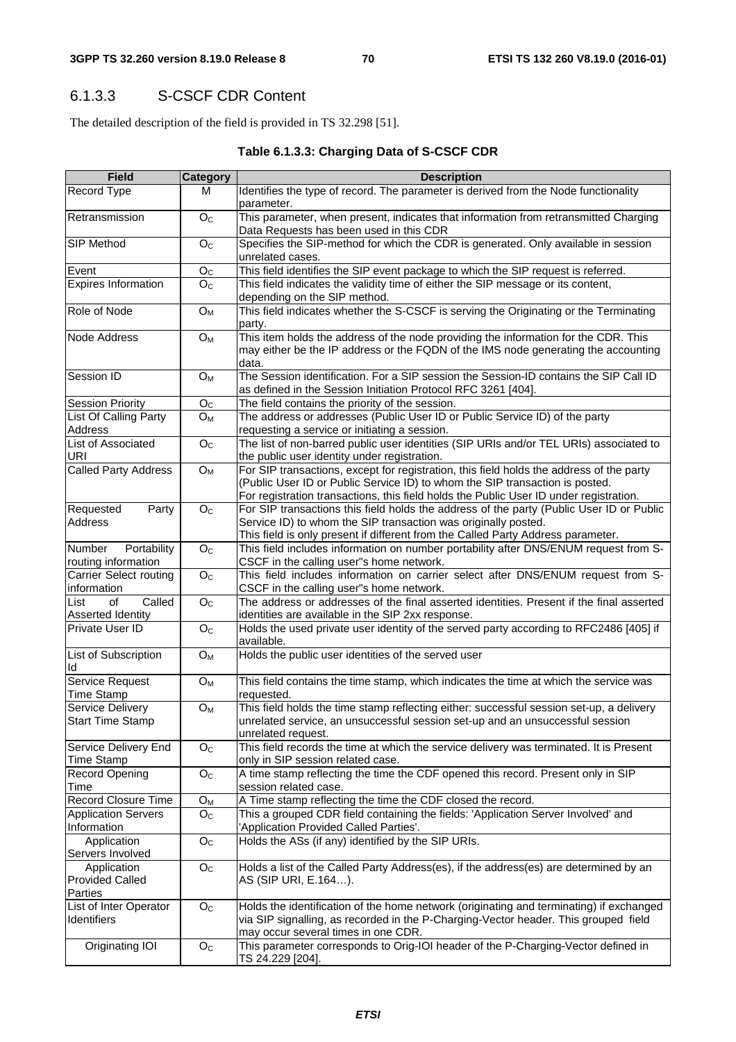### 6.1.3.3 S-CSCF CDR Content

The detailed description of the field is provided in TS 32.298 [51].

**Table 6.1.3.3: Charging Data of S-CSCF CDR**

| Field | Category | Description |
|---|---|---|
| Record Type | M | Identifies the type of record. The parameter is derived from the Node functionality parameter. |
| Retransmission | $O_C$ | This parameter, when present, indicates that information from retransmitted Charging Data Requests has been used in this CDR |
| SIP Method | $O_C$ | Specifies the SIP-method for which the CDR is generated. Only available in session unrelated cases. |
| Event | $O_C$ | This field identifies the SIP event package to which the SIP request is referred. |
| Expires Information | $O_C$ | This field indicates the validity time of either the SIP message or its content, depending on the SIP method. |
| Role of Node | $O_M$ | This field indicates whether the S-CSCF is serving the Originating or the Terminating party. |
| Node Address | $O_M$ | This item holds the address of the node providing the information for the CDR. This may either be the IP address or the FQDN of the IMS node generating the accounting data. |
| Session ID | $O_M$ | The Session identification. For a SIP session the Session-ID contains the SIP Call ID as defined in the Session Initiation Protocol RFC 3261 [404]. |
| Session Priority | $O_C$ | The field contains the priority of the session. |
| List Of Calling Party Address | $O_M$ | The address or addresses (Public User ID or Public Service ID) of the party requesting a service or initiating a session. |
| List of Associated URI | $O_C$ | The list of non-barred public user identities (SIP URIs and/or TEL URIs) associated to the public user identity under registration. |
| Called Party Address | $O_M$ | For SIP transactions, except for registration, this field holds the address of the party (Public User ID or Public Service ID) to whom the SIP transaction is posted.<br>For registration transactions, this field holds the Public User ID under registration. |
| Requested Party Address | $O_C$ | For SIP transactions this field holds the address of the party (Public User ID or Public Service ID) to whom the SIP transaction was originally posted.<br>This field is only present if different from the Called Party Address parameter. |
| Number Portability routing information | $O_C$ | This field includes information on number portability after DNS/ENUM request from S-CSCF in the calling user"s home network. |
| Carrier Select routing information | $O_C$ | This field includes information on carrier select after DNS/ENUM request from S-CSCF in the calling user"s home network. |
| List of Called Asserted Identity | $O_C$ | The address or addresses of the final asserted identities. Present if the final asserted identities are available in the SIP 2xx response. |
| Private User ID | $O_C$ | Holds the used private user identity of the served party according to RFC2486 [405] if available. |
| List of Subscription Id | $O_M$ | Holds the public user identities of the served user |
| Service Request Time Stamp | $O_M$ | This field contains the time stamp, which indicates the time at which the service was requested. |
| Service Delivery Start Time Stamp | $O_M$ | This field holds the time stamp reflecting either: successful session set-up, a delivery unrelated service, an unsuccessful session set-up and an unsuccessful session unrelated request. |
| Service Delivery End Time Stamp | $O_C$ | This field records the time at which the service delivery was terminated. It is Present only in SIP session related case. |
| Record Opening Time | $O_C$ | A time stamp reflecting the time the CDF opened this record. Present only in SIP session related case. |
| Record Closure Time | $O_M$ | A Time stamp reflecting the time the CDF closed the record. |
| Application Servers Information | $O_C$ | This a grouped CDR field containing the fields: 'Application Server Involved' and 'Application Provided Called Parties'. |
| Application Servers Involved | $O_C$ | Holds the ASs (if any) identified by the SIP URIs. |
| Application Provided Called Parties | $O_C$ | Holds a list of the Called Party Address(es), if the address(es) are determined by an AS (SIP URI, E.164…). |
| List of Inter Operator Identifiers | $O_C$ | Holds the identification of the home network (originating and terminating) if exchanged via SIP signalling, as recorded in the P-Charging-Vector header. This grouped field may occur several times in one CDR. |
| Originating IOI | $O_C$ | This parameter corresponds to Orig-IOI header of the P-Charging-Vector defined in TS 24.229 [204]. |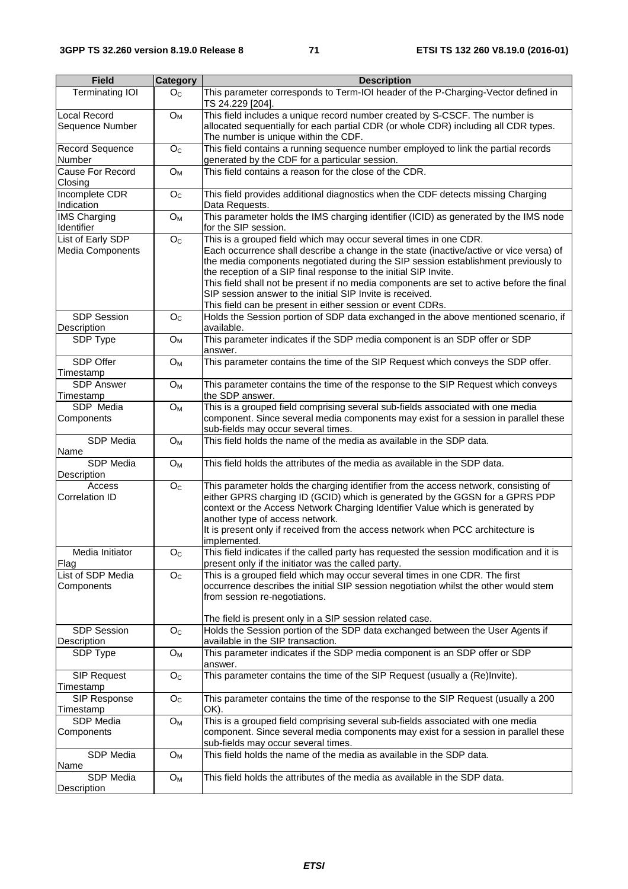| Field | Category | Description |
|---|---|---|
| Terminating IOI | $O_C$ | This parameter corresponds to Term-IOI header of the P-Charging-Vector defined in TS 24.229 [204]. |
| Local Record Sequence Number | $O_M$ | This field includes a unique record number created by S-CSCF. The number is allocated sequentially for each partial CDR (or whole CDR) including all CDR types. The number is unique within the CDF. |
| Record Sequence Number | $O_C$ | This field contains a running sequence number employed to link the partial records generated by the CDF for a particular session. |
| Cause For Record Closing | $O_M$ | This field contains a reason for the close of the CDR. |
| Incomplete CDR Indication | $O_C$ | This field provides additional diagnostics when the CDF detects missing Charging Data Requests. |
| IMS Charging Identifier | $O_M$ | This parameter holds the IMS charging identifier (ICID) as generated by the IMS node for the SIP session. |
| List of Early SDP Media Components | $O_C$ | This is a grouped field which may occur several times in one CDR.<br>Each occurrence shall describe a change in the state (inactive/active or vice versa) of the media components negotiated during the SIP session establishment previously to the reception of a SIP final response to the initial SIP Invite.<br>This field shall not be present if no media components are set to active before the final SIP session answer to the initial SIP Invite is received.<br>This field can be present in either session or event CDRs. |
| SDP Session Description | $O_C$ | Holds the Session portion of SDP data exchanged in the above mentioned scenario, if available. |
| SDP Type | $O_M$ | This parameter indicates if the SDP media component is an SDP offer or SDP answer. |
| SDP Offer Timestamp | $O_M$ | This parameter contains the time of the SIP Request which conveys the SDP offer. |
| SDP Answer Timestamp | $O_M$ | This parameter contains the time of the response to the SIP Request which conveys the SDP answer. |
| SDP Media Components | $O_M$ | This is a grouped field comprising several sub-fields associated with one media component. Since several media components may exist for a session in parallel these sub-fields may occur several times. |
| SDP Media Name | $O_M$ | This field holds the name of the media as available in the SDP data. |
| SDP Media Description | $O_M$ | This field holds the attributes of the media as available in the SDP data. |
| Access Correlation ID | $O_C$ | This parameter holds the charging identifier from the access network, consisting of either GPRS charging ID (GCID) which is generated by the GGSN for a GPRS PDP context or the Access Network Charging Identifier Value which is generated by another type of access network.<br>It is present only if received from the access network when PCC architecture is implemented. |
| Media Initiator Flag | $O_C$ | This field indicates if the called party has requested the session modification and it is present only if the initiator was the called party. |
| List of SDP Media Components | $O_C$ | This is a grouped field which may occur several times in one CDR. The first occurrence describes the initial SIP session negotiation whilst the other would stem from session re-negotiations.<br><br>The field is present only in a SIP session related case. |
| SDP Session Description | $O_C$ | Holds the Session portion of the SDP data exchanged between the User Agents if available in the SIP transaction. |
| SDP Type | $O_M$ | This parameter indicates if the SDP media component is an SDP offer or SDP answer. |
| SIP Request Timestamp | $O_C$ | This parameter contains the time of the SIP Request (usually a (Re)Invite). |
| SIP Response Timestamp | $O_C$ | This parameter contains the time of the response to the SIP Request (usually a 200 OK). |
| SDP Media Components | $O_M$ | This is a grouped field comprising several sub-fields associated with one media component. Since several media components may exist for a session in parallel these sub-fields may occur several times. |
| SDP Media Name | $O_M$ | This field holds the name of the media as available in the SDP data. |
| SDP Media Description | $O_M$ | This field holds the attributes of the media as available in the SDP data. |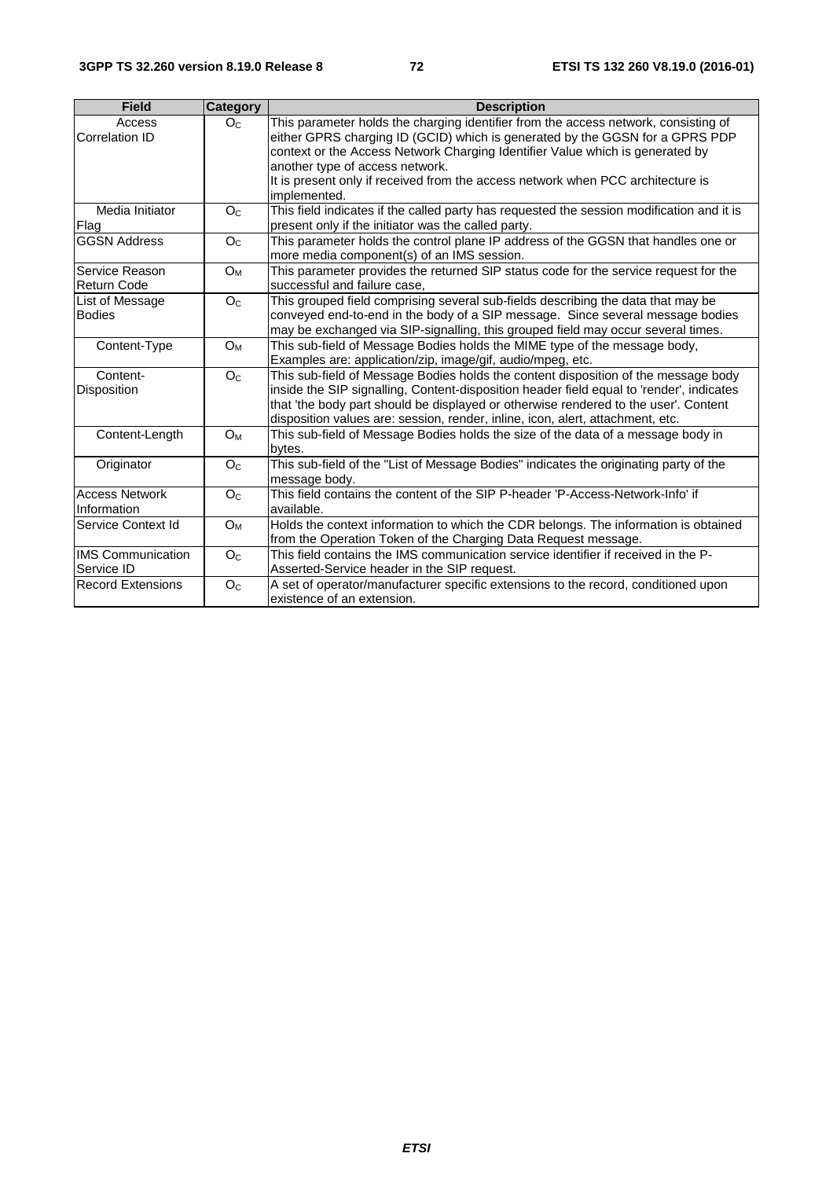| Field | Category | Description |
| --- | --- | --- |
| Access Correlation ID | $O_C$ | This parameter holds the charging identifier from the access network, consisting of either GPRS charging ID (GCID) which is generated by the GGSN for a GPRS PDP context or the Access Network Charging Identifier Value which is generated by another type of access network. It is present only if received from the access network when PCC architecture is implemented. |
| Media Initiator Flag | $O_C$ | This field indicates if the called party has requested the session modification and it is present only if the initiator was the called party. |
| GGSN Address | $O_C$ | This parameter holds the control plane IP address of the GGSN that handles one or more media component(s) of an IMS session. |
| Service Reason Return Code | $O_M$ | This parameter provides the returned SIP status code for the service request for the successful and failure case, |
| List of Message Bodies | $O_C$ | This grouped field comprising several sub-fields describing the data that may be conveyed end-to-end in the body of a SIP message. Since several message bodies may be exchanged via SIP-signalling, this grouped field may occur several times. |
| Content-Type | $O_M$ | This sub-field of Message Bodies holds the MIME type of the message body, Examples are: application/zip, image/gif, audio/mpeg, etc. |
| Content-Disposition | $O_C$ | This sub-field of Message Bodies holds the content disposition of the message body inside the SIP signalling, Content-disposition header field equal to 'render', indicates that 'the body part should be displayed or otherwise rendered to the user'. Content disposition values are: session, render, inline, icon, alert, attachment, etc. |
| Content-Length | $O_M$ | This sub-field of Message Bodies holds the size of the data of a message body in bytes. |
| Originator | $O_C$ | This sub-field of the "List of Message Bodies" indicates the originating party of the message body. |
| Access Network Information | $O_C$ | This field contains the content of the SIP P-header 'P-Access-Network-Info' if available. |
| Service Context Id | $O_M$ | Holds the context information to which the CDR belongs. The information is obtained from the Operation Token of the Charging Data Request message. |
| IMS Communication Service ID | $O_C$ | This field contains the IMS communication service identifier if received in the P-Asserted-Service header in the SIP request. |
| Record Extensions | $O_C$ | A set of operator/manufacturer specific extensions to the record, conditioned upon existence of an extension. |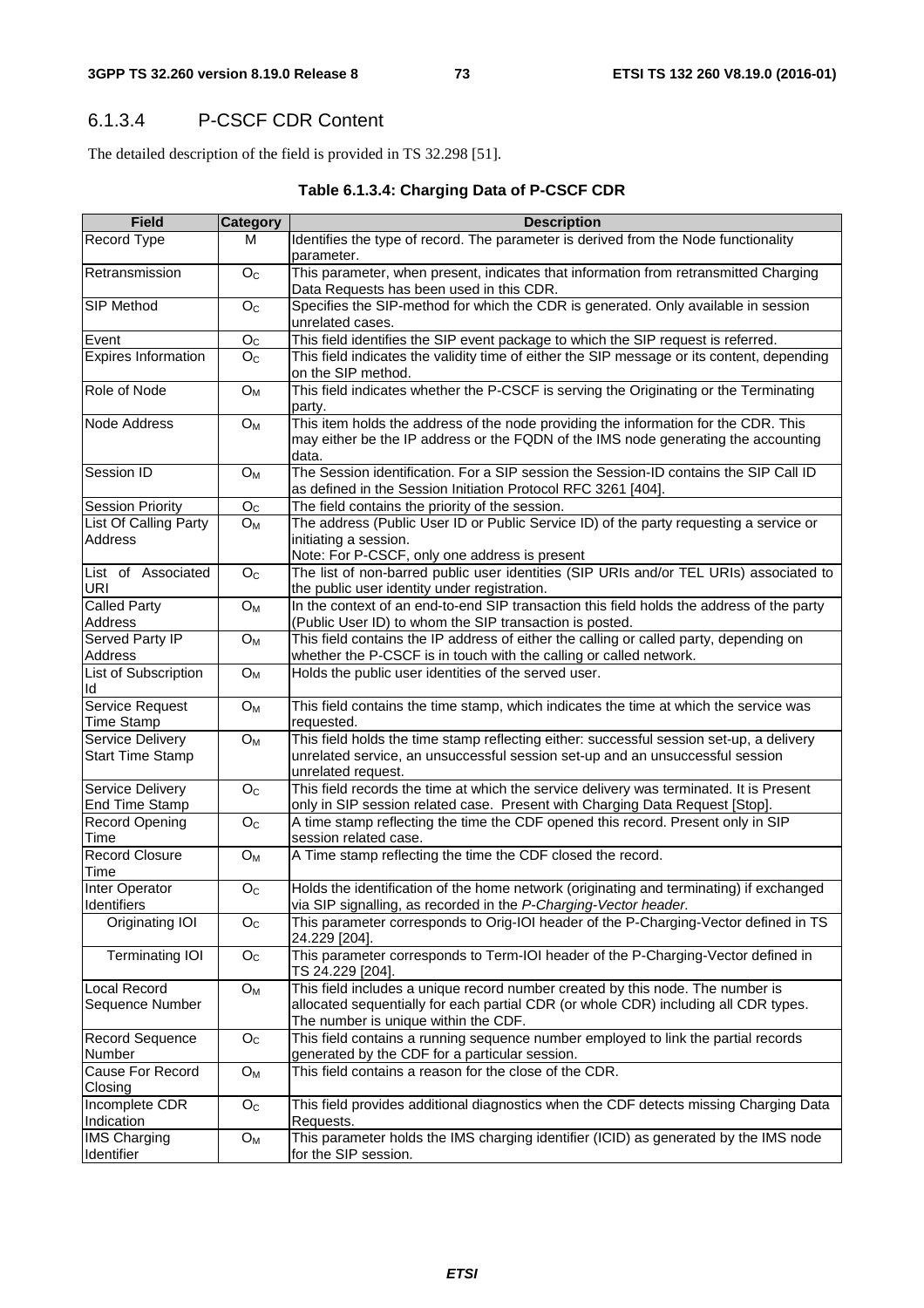### 6.1.3.4 P-CSCF CDR Content

The detailed description of the field is provided in TS 32.298 [51].

**Table 6.1.3.4: Charging Data of P-CSCF CDR**

| Field | Category | Description |
|---|---|---|
| Record Type | M | Identifies the type of record. The parameter is derived from the Node functionality parameter. |
| Retransmission | $O_C$ | This parameter, when present, indicates that information from retransmitted Charging Data Requests has been used in this CDR. |
| SIP Method | $O_C$ | Specifies the SIP-method for which the CDR is generated. Only available in session unrelated cases. |
| Event | $O_C$ | This field identifies the SIP event package to which the SIP request is referred. |
| Expires Information | $O_C$ | This field indicates the validity time of either the SIP message or its content, depending on the SIP method. |
| Role of Node | $O_M$ | This field indicates whether the P-CSCF is serving the Originating or the Terminating party. |
| Node Address | $O_M$ | This item holds the address of the node providing the information for the CDR. This may either be the IP address or the FQDN of the IMS node generating the accounting data. |
| Session ID | $O_M$ | The Session identification. For a SIP session the Session-ID contains the SIP Call ID as defined in the Session Initiation Protocol RFC 3261 [404]. |
| Session Priority | $O_C$ | The field contains the priority of the session. |
| List Of Calling Party Address | $O_M$ | The address (Public User ID or Public Service ID) of the party requesting a service or initiating a session.<br>Note: For P-CSCF, only one address is present |
| List of Associated URI | $O_C$ | The list of non-barred public user identities (SIP URIs and/or TEL URIs) associated to the public user identity under registration. |
| Called Party Address | $O_M$ | In the context of an end-to-end SIP transaction this field holds the address of the party (Public User ID) to whom the SIP transaction is posted. |
| Served Party IP Address | $O_M$ | This field contains the IP address of either the calling or called party, depending on whether the P-CSCF is in touch with the calling or called network. |
| List of Subscription Id | $O_M$ | Holds the public user identities of the served user. |
| Service Request Time Stamp | $O_M$ | This field contains the time stamp, which indicates the time at which the service was requested. |
| Service Delivery Start Time Stamp | $O_M$ | This field holds the time stamp reflecting either: successful session set-up, a delivery unrelated service, an unsuccessful session set-up and an unsuccessful session unrelated request. |
| Service Delivery End Time Stamp | $O_C$ | This field records the time at which the service delivery was terminated. It is Present only in SIP session related case. Present with Charging Data Request [Stop]. |
| Record Opening Time | $O_C$ | A time stamp reflecting the time the CDF opened this record. Present only in SIP session related case. |
| Record Closure Time | $O_M$ | A Time stamp reflecting the time the CDF closed the record. |
| Inter Operator Identifiers | $O_C$ | Holds the identification of the home network (originating and terminating) if exchanged via SIP signalling, as recorded in the *P-Charging-Vector header.* |
| Originating IOI | $O_C$ | This parameter corresponds to Orig-IOI header of the P-Charging-Vector defined in TS 24.229 [204]. |
| Terminating IOI | $O_C$ | This parameter corresponds to Term-IOI header of the P-Charging-Vector defined in TS 24.229 [204]. |
| Local Record Sequence Number | $O_M$ | This field includes a unique record number created by this node. The number is allocated sequentially for each partial CDR (or whole CDR) including all CDR types. The number is unique within the CDF. |
| Record Sequence Number | $O_C$ | This field contains a running sequence number employed to link the partial records generated by the CDF for a particular session. |
| Cause For Record Closing | $O_M$ | This field contains a reason for the close of the CDR. |
| Incomplete CDR Indication | $O_C$ | This field provides additional diagnostics when the CDF detects missing Charging Data Requests. |
| IMS Charging Identifier | $O_M$ | This parameter holds the IMS charging identifier (ICID) as generated by the IMS node for the SIP session. |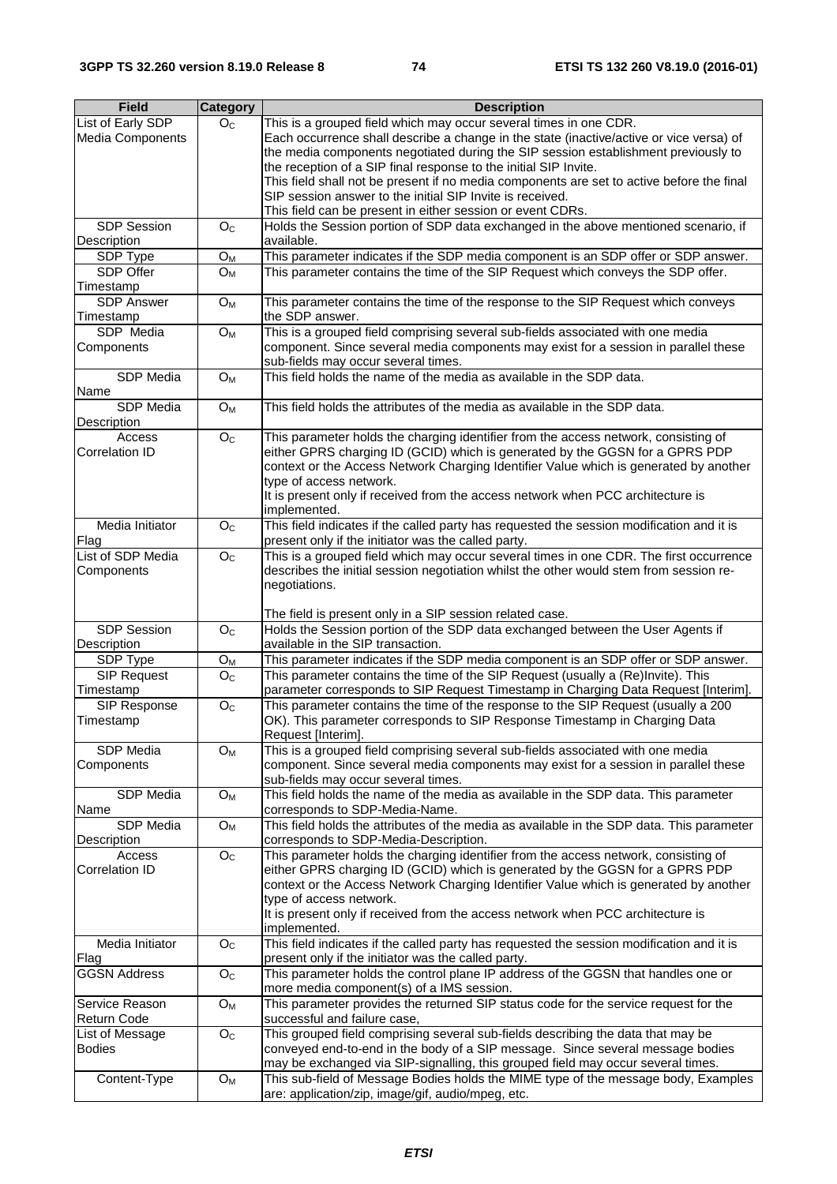| Field | Category | Description |
|---|---|---|
| List of Early SDP Media Components | $O_C$ | This is a grouped field which may occur several times in one CDR.<br>Each occurrence shall describe a change in the state (inactive/active or vice versa) of the media components negotiated during the SIP session establishment previously to the reception of a SIP final response to the initial SIP Invite.<br>This field shall not be present if no media components are set to active before the final SIP session answer to the initial SIP Invite is received.<br>This field can be present in either session or event CDRs. |
| SDP Session Description | $O_C$ | Holds the Session portion of SDP data exchanged in the above mentioned scenario, if available. |
| SDP Type | $O_M$ | This parameter indicates if the SDP media component is an SDP offer or SDP answer. |
| SDP Offer Timestamp | $O_M$ | This parameter contains the time of the SIP Request which conveys the SDP offer. |
| SDP Answer Timestamp | $O_M$ | This parameter contains the time of the response to the SIP Request which conveys the SDP answer. |
| SDP Media Components | $O_M$ | This is a grouped field comprising several sub-fields associated with one media component. Since several media components may exist for a session in parallel these sub-fields may occur several times. |
| SDP Media Name | $O_M$ | This field holds the name of the media as available in the SDP data. |
| SDP Media Description | $O_M$ | This field holds the attributes of the media as available in the SDP data. |
| Access Correlation ID | $O_C$ | This parameter holds the charging identifier from the access network, consisting of either GPRS charging ID (GCID) which is generated by the GGSN for a GPRS PDP context or the Access Network Charging Identifier Value which is generated by another type of access network.<br>It is present only if received from the access network when PCC architecture is implemented. |
| Media Initiator Flag | $O_C$ | This field indicates if the called party has requested the session modification and it is present only if the initiator was the called party. |
| List of SDP Media Components | $O_C$ | This is a grouped field which may occur several times in one CDR. The first occurrence describes the initial session negotiation whilst the other would stem from session re-negotiations.<br><br>The field is present only in a SIP session related case. |
| SDP Session Description | $O_C$ | Holds the Session portion of the SDP data exchanged between the User Agents if available in the SIP transaction. |
| SDP Type | $O_M$ | This parameter indicates if the SDP media component is an SDP offer or SDP answer. |
| SIP Request Timestamp | $O_C$ | This parameter contains the time of the SIP Request (usually a (Re)Invite). This parameter corresponds to SIP Request Timestamp in Charging Data Request [Interim]. |
| SIP Response Timestamp | $O_C$ | This parameter contains the time of the response to the SIP Request (usually a 200 OK). This parameter corresponds to SIP Response Timestamp in Charging Data Request [Interim]. |
| SDP Media Components | $O_M$ | This is a grouped field comprising several sub-fields associated with one media component. Since several media components may exist for a session in parallel these sub-fields may occur several times. |
| SDP Media Name | $O_M$ | This field holds the name of the media as available in the SDP data. This parameter corresponds to SDP-Media-Name. |
| SDP Media Description | $O_M$ | This field holds the attributes of the media as available in the SDP data. This parameter corresponds to SDP-Media-Description. |
| Access Correlation ID | $O_C$ | This parameter holds the charging identifier from the access network, consisting of either GPRS charging ID (GCID) which is generated by the GGSN for a GPRS PDP context or the Access Network Charging Identifier Value which is generated by another type of access network.<br>It is present only if received from the access network when PCC architecture is implemented. |
| Media Initiator Flag | $O_C$ | This field indicates if the called party has requested the session modification and it is present only if the initiator was the called party. |
| GGSN Address | $O_C$ | This parameter holds the control plane IP address of the GGSN that handles one or more media component(s) of a IMS session. |
| Service Reason Return Code | $O_M$ | This parameter provides the returned SIP status code for the service request for the successful and failure case, |
| List of Message Bodies | $O_C$ | This grouped field comprising several sub-fields describing the data that may be conveyed end-to-end in the body of a SIP message. Since several message bodies may be exchanged via SIP-signalling, this grouped field may occur several times. |
| Content-Type | $O_M$ | This sub-field of Message Bodies holds the MIME type of the message body, Examples are: application/zip, image/gif, audio/mpeg, etc. |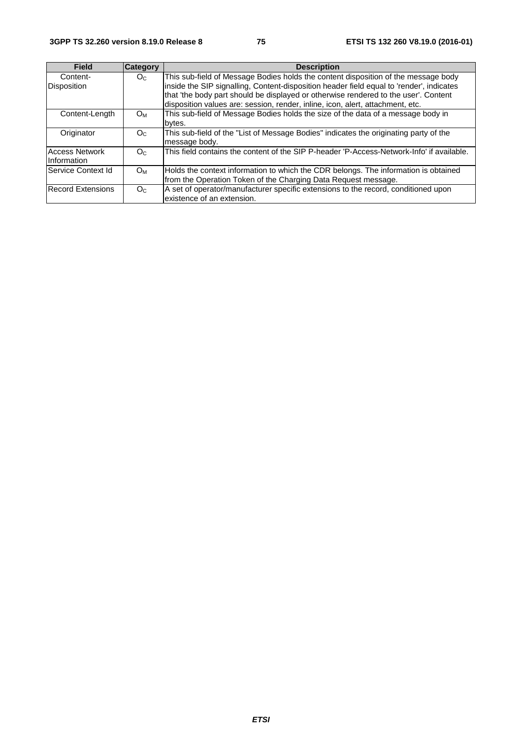| Field | Category | Description |
| --- | --- | --- |
| Content-Disposition | $O_C$ | This sub-field of Message Bodies holds the content disposition of the message body inside the SIP signalling, Content-disposition header field equal to 'render', indicates that 'the body part should be displayed or otherwise rendered to the user'. Content disposition values are: session, render, inline, icon, alert, attachment, etc. |
| Content-Length | $O_M$ | This sub-field of Message Bodies holds the size of the data of a message body in bytes. |
| Originator | $O_C$ | This sub-field of the "List of Message Bodies" indicates the originating party of the message body. |
| Access Network Information | $O_C$ | This field contains the content of the SIP P-header 'P-Access-Network-Info' if available. |
| Service Context Id | $O_M$ | Holds the context information to which the CDR belongs. The information is obtained from the Operation Token of the Charging Data Request message. |
| Record Extensions | $O_C$ | A set of operator/manufacturer specific extensions to the record, conditioned upon existence of an extension. |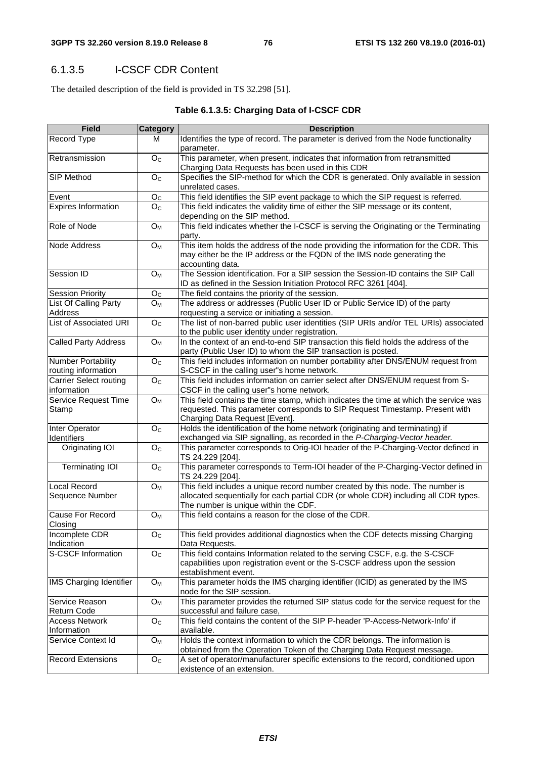### 6.1.3.5 I-CSCF CDR Content

The detailed description of the field is provided in TS 32.298 [51].

**Table 6.1.3.5: Charging Data of I-CSCF CDR**

| Field | Category | Description |
|---|---|---|
| Record Type | M | Identifies the type of record. The parameter is derived from the Node functionality parameter. |
| Retransmission | $O_C$ | This parameter, when present, indicates that information from retransmitted Charging Data Requests has been used in this CDR |
| SIP Method | $O_C$ | Specifies the SIP-method for which the CDR is generated. Only available in session unrelated cases. |
| Event | $O_C$ | This field identifies the SIP event package to which the SIP request is referred. |
| Expires Information | $O_C$ | This field indicates the validity time of either the SIP message or its content, depending on the SIP method. |
| Role of Node | $O_M$ | This field indicates whether the I-CSCF is serving the Originating or the Terminating party. |
| Node Address | $O_M$ | This item holds the address of the node providing the information for the CDR. This may either be the IP address or the FQDN of the IMS node generating the accounting data. |
| Session ID | $O_M$ | The Session identification. For a SIP session the Session-ID contains the SIP Call ID as defined in the Session Initiation Protocol RFC 3261 [404]. |
| Session Priority | $O_C$ | The field contains the priority of the session. |
| List Of Calling Party Address | $O_M$ | The address or addresses (Public User ID or Public Service ID) of the party requesting a service or initiating a session. |
| List of Associated URI | $O_C$ | The list of non-barred public user identities (SIP URIs and/or TEL URIs) associated to the public user identity under registration. |
| Called Party Address | $O_M$ | In the context of an end-to-end SIP transaction this field holds the address of the party (Public User ID) to whom the SIP transaction is posted. |
| Number Portability routing information | $O_C$ | This field includes information on number portability after DNS/ENUM request from S-CSCF in the calling user"s home network. |
| Carrier Select routing information | $O_C$ | This field includes information on carrier select after DNS/ENUM request from S-CSCF in the calling user"s home network. |
| Service Request Time Stamp | $O_M$ | This field contains the time stamp, which indicates the time at which the service was requested. This parameter corresponds to SIP Request Timestamp. Present with Charging Data Request [Event]. |
| Inter Operator Identifiers | $O_C$ | Holds the identification of the home network (originating and terminating) if exchanged via SIP signalling, as recorded in the *P-Charging-Vector header.* |
| Originating IOI | $O_C$ | This parameter corresponds to Orig-IOI header of the P-Charging-Vector defined in TS 24.229 [204]. |
| Terminating IOI | $O_C$ | This parameter corresponds to Term-IOI header of the P-Charging-Vector defined in TS 24.229 [204]. |
| Local Record Sequence Number | $O_M$ | This field includes a unique record number created by this node. The number is allocated sequentially for each partial CDR (or whole CDR) including all CDR types. The number is unique within the CDF. |
| Cause For Record Closing | $O_M$ | This field contains a reason for the close of the CDR. |
| Incomplete CDR Indication | $O_C$ | This field provides additional diagnostics when the CDF detects missing Charging Data Requests. |
| S-CSCF Information | $O_C$ | This field contains Information related to the serving CSCF, e.g. the S-CSCF capabilities upon registration event or the S-CSCF address upon the session establishment event. |
| IMS Charging Identifier | $O_M$ | This parameter holds the IMS charging identifier (ICID) as generated by the IMS node for the SIP session. |
| Service Reason Return Code | $O_M$ | This parameter provides the returned SIP status code for the service request for the successful and failure case, |
| Access Network Information | $O_C$ | This field contains the content of the SIP P-header 'P-Access-Network-Info' if available. |
| Service Context Id | $O_M$ | Holds the context information to which the CDR belongs. The information is obtained from the Operation Token of the Charging Data Request message. |
| Record Extensions | $O_C$ | A set of operator/manufacturer specific extensions to the record, conditioned upon existence of an extension. |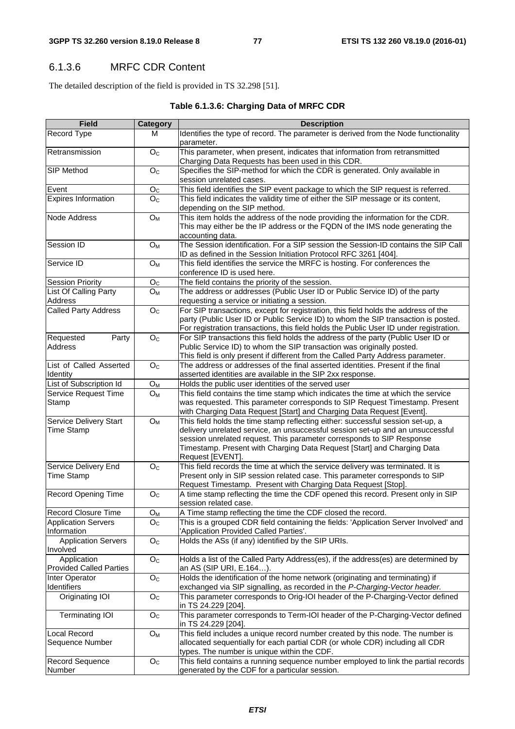### 6.1.3.6 MRFC CDR Content

The detailed description of the field is provided in TS 32.298 [51].

**Table 6.1.3.6: Charging Data of MRFC CDR**

| Field | Category | Description |
|---|---|---|
| Record Type | M | Identifies the type of record. The parameter is derived from the Node functionality parameter. |
| Retransmission | $O_C$ | This parameter, when present, indicates that information from retransmitted Charging Data Requests has been used in this CDR. |
| SIP Method | $O_C$ | Specifies the SIP-method for which the CDR is generated. Only available in session unrelated cases. |
| Event | $O_C$ | This field identifies the SIP event package to which the SIP request is referred. |
| Expires Information | $O_C$ | This field indicates the validity time of either the SIP message or its content, depending on the SIP method. |
| Node Address | $O_M$ | This item holds the address of the node providing the information for the CDR. This may either be the IP address or the FQDN of the IMS node generating the accounting data. |
| Session ID | $O_M$ | The Session identification. For a SIP session the Session-ID contains the SIP Call ID as defined in the Session Initiation Protocol RFC 3261 [404]. |
| Service ID | $O_M$ | This field identifies the service the MRFC is hosting. For conferences the conference ID is used here. |
| Session Priority | $O_C$ | The field contains the priority of the session. |
| List Of Calling Party Address | $O_M$ | The address or addresses (Public User ID or Public Service ID) of the party requesting a service or initiating a session. |
| Called Party Address | $O_C$ | For SIP transactions, except for registration, this field holds the address of the party (Public User ID or Public Service ID) to whom the SIP transaction is posted. For registration transactions, this field holds the Public User ID under registration. |
| Requested Party Address | $O_C$ | For SIP transactions this field holds the address of the party (Public User ID or Public Service ID) to whom the SIP transaction was originally posted. This field is only present if different from the Called Party Address parameter. |
| List of Called Asserted Identity | $O_C$ | The address or addresses of the final asserted identities. Present if the final asserted identities are available in the SIP 2xx response. |
| List of Subscription Id | $O_M$ | Holds the public user identities of the served user |
| Service Request Time Stamp | $O_M$ | This field contains the time stamp which indicates the time at which the service was requested. This parameter corresponds to SIP Request Timestamp. Present with Charging Data Request [Start] and Charging Data Request [Event]. |
| Service Delivery Start Time Stamp | $O_M$ | This field holds the time stamp reflecting either: successful session set-up, a delivery unrelated service, an unsuccessful session set-up and an unsuccessful session unrelated request. This parameter corresponds to SIP Response Timestamp. Present with Charging Data Request [Start] and Charging Data Request [EVENT]. |
| Service Delivery End Time Stamp | $O_C$ | This field records the time at which the service delivery was terminated. It is Present only in SIP session related case. This parameter corresponds to SIP Request Timestamp. Present with Charging Data Request [Stop]. |
| Record Opening Time | $O_C$ | A time stamp reflecting the time the CDF opened this record. Present only in SIP session related case. |
| Record Closure Time | $O_M$ | A Time stamp reflecting the time the CDF closed the record. |
| Application Servers Information | $O_C$ | This is a grouped CDR field containing the fields: 'Application Server Involved' and 'Application Provided Called Parties'. |
| Application Servers Involved | $O_C$ | Holds the ASs (if any) identified by the SIP URIs. |
| Application Provided Called Parties | $O_C$ | Holds a list of the Called Party Address(es), if the address(es) are determined by an AS (SIP URI, E.164…). |
| Inter Operator Identifiers | $O_C$ | Holds the identification of the home network (originating and terminating) if exchanged via SIP signalling, as recorded in the *P-Charging-Vector header.* |
| Originating IOI | $O_C$ | This parameter corresponds to Orig-IOI header of the P-Charging-Vector defined in TS 24.229 [204]. |
| Terminating IOI | $O_C$ | This parameter corresponds to Term-IOI header of the P-Charging-Vector defined in TS 24.229 [204]. |
| Local Record Sequence Number | $O_M$ | This field includes a unique record number created by this node. The number is allocated sequentially for each partial CDR (or whole CDR) including all CDR types. The number is unique within the CDF. |
| Record Sequence Number | $O_C$ | This field contains a running sequence number employed to link the partial records generated by the CDF for a particular session. |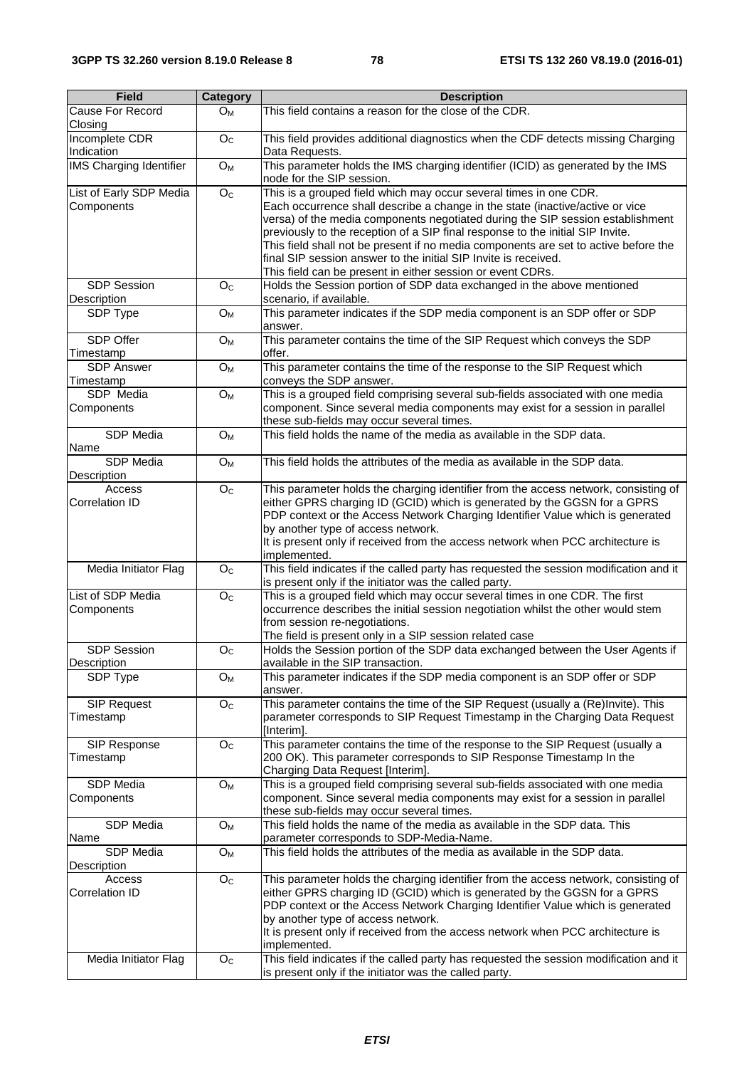| Field | Category | Description |
| --- | --- | --- |
| Cause For Record Closing | $O_M$ | This field contains a reason for the close of the CDR. |
| Incomplete CDR Indication | $O_C$ | This field provides additional diagnostics when the CDF detects missing Charging Data Requests. |
| IMS Charging Identifier | $O_M$ | This parameter holds the IMS charging identifier (ICID) as generated by the IMS node for the SIP session. |
| List of Early SDP Media Components | $O_C$ | This is a grouped field which may occur several times in one CDR.<br>Each occurrence shall describe a change in the state (inactive/active or vice versa) of the media components negotiated during the SIP session establishment previously to the reception of a SIP final response to the initial SIP Invite.<br>This field shall not be present if no media components are set to active before the final SIP session answer to the initial SIP Invite is received.<br>This field can be present in either session or event CDRs. |
| SDP Session Description | $O_C$ | Holds the Session portion of SDP data exchanged in the above mentioned scenario, if available. |
| SDP Type | $O_M$ | This parameter indicates if the SDP media component is an SDP offer or SDP answer. |
| SDP Offer Timestamp | $O_M$ | This parameter contains the time of the SIP Request which conveys the SDP offer. |
| SDP Answer Timestamp | $O_M$ | This parameter contains the time of the response to the SIP Request which conveys the SDP answer. |
| SDP Media Components | $O_M$ | This is a grouped field comprising several sub-fields associated with one media component. Since several media components may exist for a session in parallel these sub-fields may occur several times. |
| SDP Media Name | $O_M$ | This field holds the name of the media as available in the SDP data. |
| SDP Media Description | $O_M$ | This field holds the attributes of the media as available in the SDP data. |
| Access Correlation ID | $O_C$ | This parameter holds the charging identifier from the access network, consisting of either GPRS charging ID (GCID) which is generated by the GGSN for a GPRS PDP context or the Access Network Charging Identifier Value which is generated by another type of access network.<br>It is present only if received from the access network when PCC architecture is implemented. |
| Media Initiator Flag | $O_C$ | This field indicates if the called party has requested the session modification and it is present only if the initiator was the called party. |
| List of SDP Media Components | $O_C$ | This is a grouped field which may occur several times in one CDR. The first occurrence describes the initial session negotiation whilst the other would stem from session re-negotiations.<br>The field is present only in a SIP session related case |
| SDP Session Description | $O_C$ | Holds the Session portion of the SDP data exchanged between the User Agents if available in the SIP transaction. |
| SDP Type | $O_M$ | This parameter indicates if the SDP media component is an SDP offer or SDP answer. |
| SIP Request Timestamp | $O_C$ | This parameter contains the time of the SIP Request (usually a (Re)Invite). This parameter corresponds to SIP Request Timestamp in the Charging Data Request [Interim]. |
| SIP Response Timestamp | $O_C$ | This parameter contains the time of the response to the SIP Request (usually a 200 OK). This parameter corresponds to SIP Response Timestamp In the Charging Data Request [Interim]. |
| SDP Media Components | $O_M$ | This is a grouped field comprising several sub-fields associated with one media component. Since several media components may exist for a session in parallel these sub-fields may occur several times. |
| SDP Media Name | $O_M$ | This field holds the name of the media as available in the SDP data. This parameter corresponds to SDP-Media-Name. |
| SDP Media Description | $O_M$ | This field holds the attributes of the media as available in the SDP data. |
| Access Correlation ID | $O_C$ | This parameter holds the charging identifier from the access network, consisting of either GPRS charging ID (GCID) which is generated by the GGSN for a GPRS PDP context or the Access Network Charging Identifier Value which is generated by another type of access network.<br>It is present only if received from the access network when PCC architecture is implemented. |
| Media Initiator Flag | $O_C$ | This field indicates if the called party has requested the session modification and it is present only if the initiator was the called party. |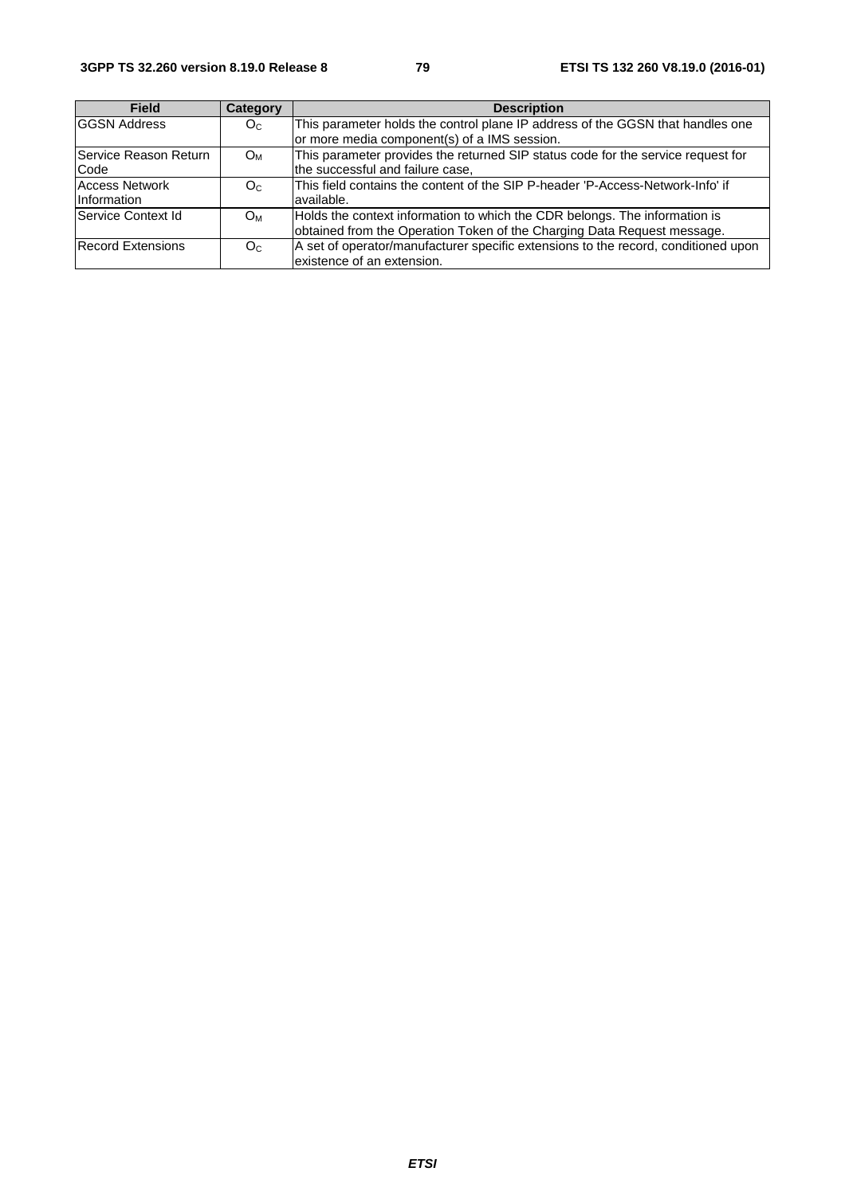| Field | Category | Description |
| --- | --- | --- |
| GGSN Address | $O_C$ | This parameter holds the control plane IP address of the GGSN that handles one or more media component(s) of a IMS session. |
| Service Reason Return Code | $O_M$ | This parameter provides the returned SIP status code for the service request for the successful and failure case, |
| Access Network Information | $O_C$ | This field contains the content of the SIP P-header 'P-Access-Network-Info' if available. |
| Service Context Id | $O_M$ | Holds the context information to which the CDR belongs. The information is obtained from the Operation Token of the Charging Data Request message. |
| Record Extensions | $O_C$ | A set of operator/manufacturer specific extensions to the record, conditioned upon existence of an extension. |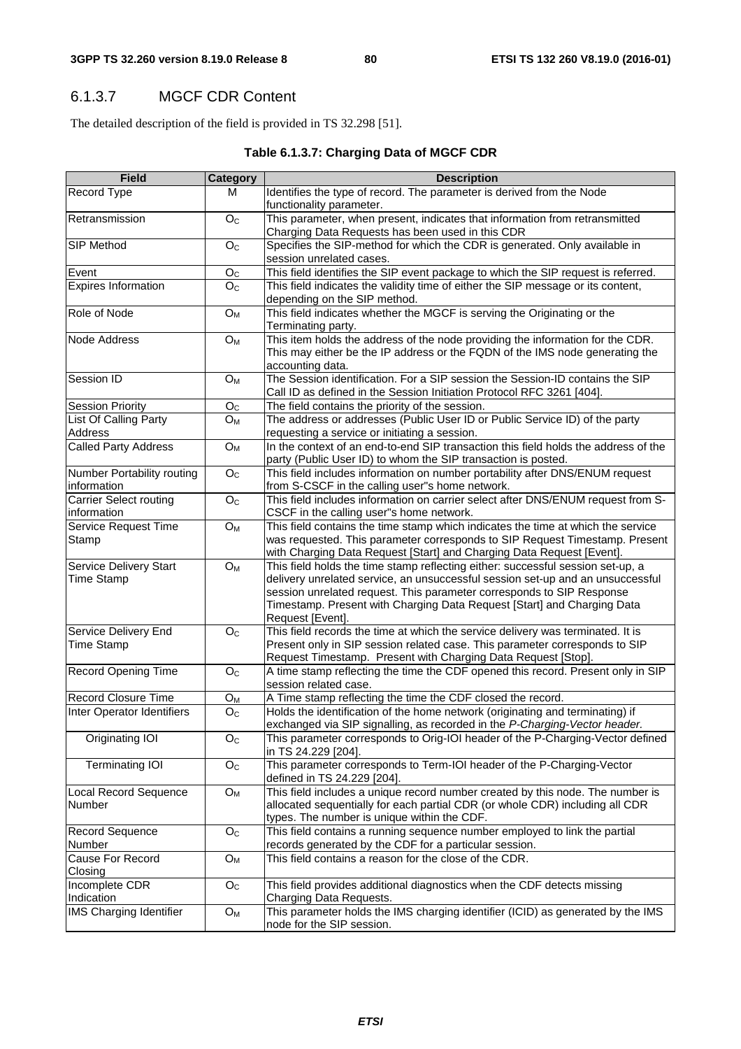### 6.1.3.7 MGCF CDR Content

The detailed description of the field is provided in TS 32.298 [51].

**Table 6.1.3.7: Charging Data of MGCF CDR**

| Field | Category | Description |
|---|---|---|
| Record Type | M | Identifies the type of record. The parameter is derived from the Node functionality parameter. |
| Retransmission | $O_C$ | This parameter, when present, indicates that information from retransmitted Charging Data Requests has been used in this CDR |
| SIP Method | $O_C$ | Specifies the SIP-method for which the CDR is generated. Only available in session unrelated cases. |
| Event | $O_C$ | This field identifies the SIP event package to which the SIP request is referred. |
| Expires Information | $O_C$ | This field indicates the validity time of either the SIP message or its content, depending on the SIP method. |
| Role of Node | $O_M$ | This field indicates whether the MGCF is serving the Originating or the Terminating party. |
| Node Address | $O_M$ | This item holds the address of the node providing the information for the CDR. This may either be the IP address or the FQDN of the IMS node generating the accounting data. |
| Session ID | $O_M$ | The Session identification. For a SIP session the Session-ID contains the SIP Call ID as defined in the Session Initiation Protocol RFC 3261 [404]. |
| Session Priority | $O_C$ | The field contains the priority of the session. |
| List Of Calling Party Address | $O_M$ | The address or addresses (Public User ID or Public Service ID) of the party requesting a service or initiating a session. |
| Called Party Address | $O_M$ | In the context of an end-to-end SIP transaction this field holds the address of the party (Public User ID) to whom the SIP transaction is posted. |
| Number Portability routing information | $O_C$ | This field includes information on number portability after DNS/ENUM request from S-CSCF in the calling user"s home network. |
| Carrier Select routing information | $O_C$ | This field includes information on carrier select after DNS/ENUM request from S-CSCF in the calling user"s home network. |
| Service Request Time Stamp | $O_M$ | This field contains the time stamp which indicates the time at which the service was requested. This parameter corresponds to SIP Request Timestamp. Present with Charging Data Request [Start] and Charging Data Request [Event]. |
| Service Delivery Start Time Stamp | $O_M$ | This field holds the time stamp reflecting either: successful session set-up, a delivery unrelated service, an unsuccessful session set-up and an unsuccessful session unrelated request. This parameter corresponds to SIP Response Timestamp. Present with Charging Data Request [Start] and Charging Data Request [Event]. |
| Service Delivery End Time Stamp | $O_C$ | This field records the time at which the service delivery was terminated. It is Present only in SIP session related case. This parameter corresponds to SIP Request Timestamp. Present with Charging Data Request [Stop]. |
| Record Opening Time | $O_C$ | A time stamp reflecting the time the CDF opened this record. Present only in SIP session related case. |
| Record Closure Time | $O_M$ | A Time stamp reflecting the time the CDF closed the record. |
| Inter Operator Identifiers | $O_C$ | Holds the identification of the home network (originating and terminating) if exchanged via SIP signalling, as recorded in the *P-Charging-Vector header.* |
| Originating IOI | $O_C$ | This parameter corresponds to Orig-IOI header of the P-Charging-Vector defined in TS 24.229 [204]. |
| Terminating IOI | $O_C$ | This parameter corresponds to Term-IOI header of the P-Charging-Vector defined in TS 24.229 [204]. |
| Local Record Sequence Number | $O_M$ | This field includes a unique record number created by this node. The number is allocated sequentially for each partial CDR (or whole CDR) including all CDR types. The number is unique within the CDF. |
| Record Sequence Number | $O_C$ | This field contains a running sequence number employed to link the partial records generated by the CDF for a particular session. |
| Cause For Record Closing | $O_M$ | This field contains a reason for the close of the CDR. |
| Incomplete CDR Indication | $O_C$ | This field provides additional diagnostics when the CDF detects missing Charging Data Requests. |
| IMS Charging Identifier | $O_M$ | This parameter holds the IMS charging identifier (ICID) as generated by the IMS node for the SIP session. |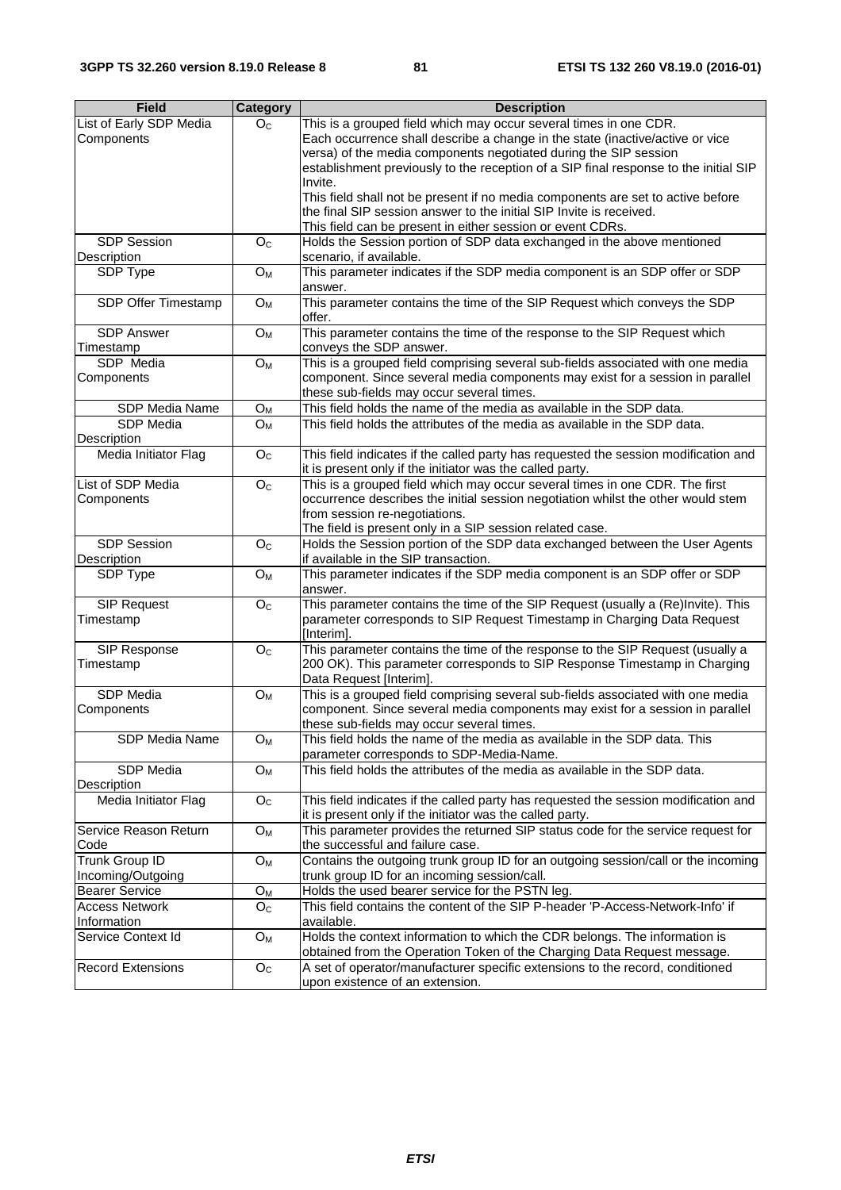| Field | Category | Description |
|---|---|---|
| List of Early SDP Media Components | $O_C$ | This is a grouped field which may occur several times in one CDR.<br>Each occurrence shall describe a change in the state (inactive/active or vice versa) of the media components negotiated during the SIP session establishment previously to the reception of a SIP final response to the initial SIP Invite.<br>This field shall not be present if no media components are set to active before the final SIP session answer to the initial SIP Invite is received.<br>This field can be present in either session or event CDRs. |
| SDP Session Description | $O_C$ | Holds the Session portion of SDP data exchanged in the above mentioned scenario, if available. |
| SDP Type | $O_M$ | This parameter indicates if the SDP media component is an SDP offer or SDP answer. |
| SDP Offer Timestamp | $O_M$ | This parameter contains the time of the SIP Request which conveys the SDP offer. |
| SDP Answer Timestamp | $O_M$ | This parameter contains the time of the response to the SIP Request which conveys the SDP answer. |
| SDP Media Components | $O_M$ | This is a grouped field comprising several sub-fields associated with one media component. Since several media components may exist for a session in parallel these sub-fields may occur several times. |
| SDP Media Name | $O_M$ | This field holds the name of the media as available in the SDP data. |
| SDP Media Description | $O_M$ | This field holds the attributes of the media as available in the SDP data. |
| Media Initiator Flag | $O_C$ | This field indicates if the called party has requested the session modification and it is present only if the initiator was the called party. |
| List of SDP Media Components | $O_C$ | This is a grouped field which may occur several times in one CDR. The first occurrence describes the initial session negotiation whilst the other would stem from session re-negotiations.<br>The field is present only in a SIP session related case. |
| SDP Session Description | $O_C$ | Holds the Session portion of the SDP data exchanged between the User Agents if available in the SIP transaction. |
| SDP Type | $O_M$ | This parameter indicates if the SDP media component is an SDP offer or SDP answer. |
| SIP Request Timestamp | $O_C$ | This parameter contains the time of the SIP Request (usually a (Re)Invite). This parameter corresponds to SIP Request Timestamp in Charging Data Request [Interim]. |
| SIP Response Timestamp | $O_C$ | This parameter contains the time of the response to the SIP Request (usually a 200 OK). This parameter corresponds to SIP Response Timestamp in Charging Data Request [Interim]. |
| SDP Media Components | $O_M$ | This is a grouped field comprising several sub-fields associated with one media component. Since several media components may exist for a session in parallel these sub-fields may occur several times. |
| SDP Media Name | $O_M$ | This field holds the name of the media as available in the SDP data. This parameter corresponds to SDP-Media-Name. |
| SDP Media Description | $O_M$ | This field holds the attributes of the media as available in the SDP data. |
| Media Initiator Flag | $O_C$ | This field indicates if the called party has requested the session modification and it is present only if the initiator was the called party. |
| Service Reason Return Code | $O_M$ | This parameter provides the returned SIP status code for the service request for the successful and failure case. |
| Trunk Group ID Incoming/Outgoing | $O_M$ | Contains the outgoing trunk group ID for an outgoing session/call or the incoming trunk group ID for an incoming session/call. |
| Bearer Service | $O_M$ | Holds the used bearer service for the PSTN leg. |
| Access Network Information | $O_C$ | This field contains the content of the SIP P-header 'P-Access-Network-Info' if available. |
| Service Context Id | $O_M$ | Holds the context information to which the CDR belongs. The information is obtained from the Operation Token of the Charging Data Request message. |
| Record Extensions | $O_C$ | A set of operator/manufacturer specific extensions to the record, conditioned upon existence of an extension. |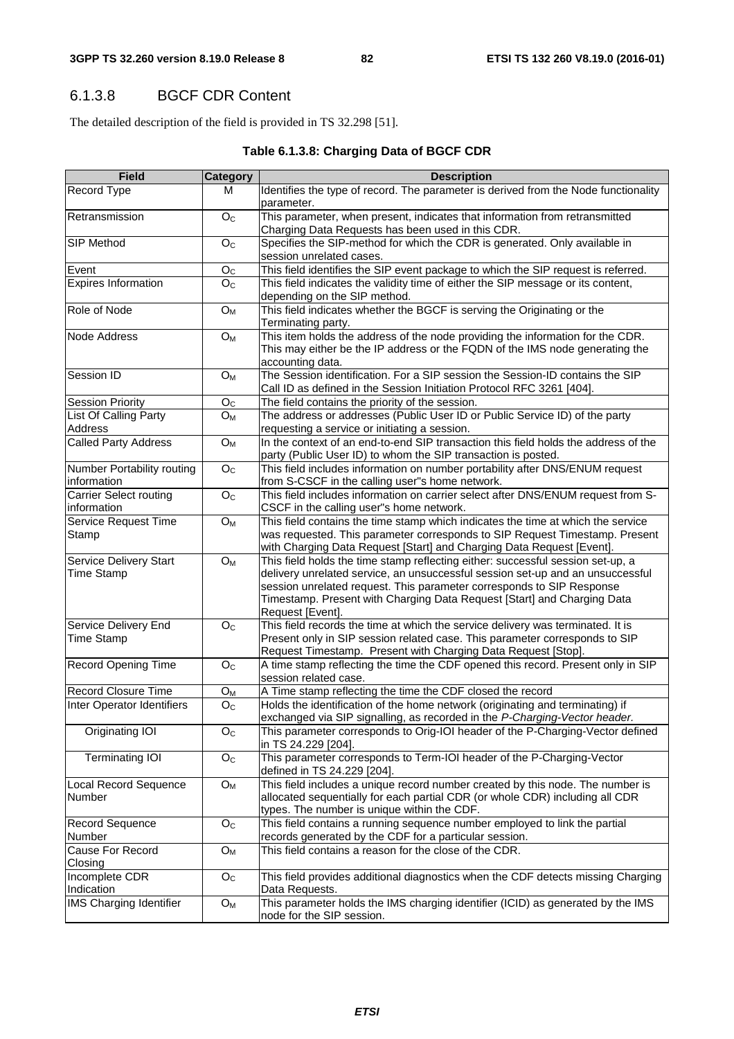### 6.1.3.8 BGCF CDR Content

The detailed description of the field is provided in TS 32.298 [51].

**Table 6.1.3.8: Charging Data of BGCF CDR**

| Field | Category | Description |
|---|---|---|
| Record Type | M | Identifies the type of record. The parameter is derived from the Node functionality parameter. |
| Retransmission | $O_C$ | This parameter, when present, indicates that information from retransmitted Charging Data Requests has been used in this CDR. |
| SIP Method | $O_C$ | Specifies the SIP-method for which the CDR is generated. Only available in session unrelated cases. |
| Event | $O_C$ | This field identifies the SIP event package to which the SIP request is referred. |
| Expires Information | $O_C$ | This field indicates the validity time of either the SIP message or its content, depending on the SIP method. |
| Role of Node | $O_M$ | This field indicates whether the BGCF is serving the Originating or the Terminating party. |
| Node Address | $O_M$ | This item holds the address of the node providing the information for the CDR. This may either be the IP address or the FQDN of the IMS node generating the accounting data. |
| Session ID | $O_M$ | The Session identification. For a SIP session the Session-ID contains the SIP Call ID as defined in the Session Initiation Protocol RFC 3261 [404]. |
| Session Priority | $O_C$ | The field contains the priority of the session. |
| List Of Calling Party Address | $O_M$ | The address or addresses (Public User ID or Public Service ID) of the party requesting a service or initiating a session. |
| Called Party Address | $O_M$ | In the context of an end-to-end SIP transaction this field holds the address of the party (Public User ID) to whom the SIP transaction is posted. |
| Number Portability routing information | $O_C$ | This field includes information on number portability after DNS/ENUM request from S-CSCF in the calling user"s home network. |
| Carrier Select routing information | $O_C$ | This field includes information on carrier select after DNS/ENUM request from S-CSCF in the calling user"s home network. |
| Service Request Time Stamp | $O_M$ | This field contains the time stamp which indicates the time at which the service was requested. This parameter corresponds to SIP Request Timestamp. Present with Charging Data Request [Start] and Charging Data Request [Event]. |
| Service Delivery Start Time Stamp | $O_M$ | This field holds the time stamp reflecting either: successful session set-up, a delivery unrelated service, an unsuccessful session set-up and an unsuccessful session unrelated request. This parameter corresponds to SIP Response Timestamp. Present with Charging Data Request [Start] and Charging Data Request [Event]. |
| Service Delivery End Time Stamp | $O_C$ | This field records the time at which the service delivery was terminated. It is Present only in SIP session related case. This parameter corresponds to SIP Request Timestamp. Present with Charging Data Request [Stop]. |
| Record Opening Time | $O_C$ | A time stamp reflecting the time the CDF opened this record. Present only in SIP session related case. |
| Record Closure Time | $O_M$ | A Time stamp reflecting the time the CDF closed the record |
| Inter Operator Identifiers | $O_C$ | Holds the identification of the home network (originating and terminating) if exchanged via SIP signalling, as recorded in the *P-Charging-Vector header.* |
| Originating IOI | $O_C$ | This parameter corresponds to Orig-IOI header of the P-Charging-Vector defined in TS 24.229 [204]. |
| Terminating IOI | $O_C$ | This parameter corresponds to Term-IOI header of the P-Charging-Vector defined in TS 24.229 [204]. |
| Local Record Sequence Number | $O_M$ | This field includes a unique record number created by this node. The number is allocated sequentially for each partial CDR (or whole CDR) including all CDR types. The number is unique within the CDF. |
| Record Sequence Number | $O_C$ | This field contains a running sequence number employed to link the partial records generated by the CDF for a particular session. |
| Cause For Record Closing | $O_M$ | This field contains a reason for the close of the CDR. |
| Incomplete CDR Indication | $O_C$ | This field provides additional diagnostics when the CDF detects missing Charging Data Requests. |
| IMS Charging Identifier | $O_M$ | This parameter holds the IMS charging identifier (ICID) as generated by the IMS node for the SIP session. |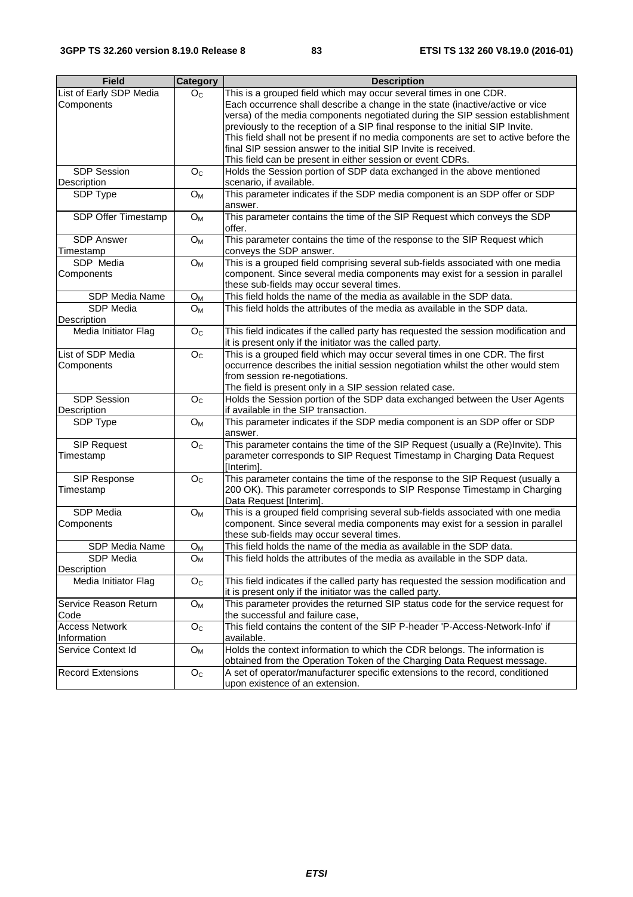| Field | Category | Description |
|---|---|---|
| List of Early SDP Media Components | $O_C$ | This is a grouped field which may occur several times in one CDR. Each occurrence shall describe a change in the state (inactive/active or vice versa) of the media components negotiated during the SIP session establishment previously to the reception of a SIP final response to the initial SIP Invite. This field shall not be present if no media components are set to active before the final SIP session answer to the initial SIP Invite is received. This field can be present in either session or event CDRs. |
| SDP Session Description | $O_C$ | Holds the Session portion of SDP data exchanged in the above mentioned scenario, if available. |
| SDP Type | $O_M$ | This parameter indicates if the SDP media component is an SDP offer or SDP answer. |
| SDP Offer Timestamp | $O_M$ | This parameter contains the time of the SIP Request which conveys the SDP offer. |
| SDP Answer Timestamp | $O_M$ | This parameter contains the time of the response to the SIP Request which conveys the SDP answer. |
| SDP Media Components | $O_M$ | This is a grouped field comprising several sub-fields associated with one media component. Since several media components may exist for a session in parallel these sub-fields may occur several times. |
| SDP Media Name | $O_M$ | This field holds the name of the media as available in the SDP data. |
| SDP Media Description | $O_M$ | This field holds the attributes of the media as available in the SDP data. |
| Media Initiator Flag | $O_C$ | This field indicates if the called party has requested the session modification and it is present only if the initiator was the called party. |
| List of SDP Media Components | $O_C$ | This is a grouped field which may occur several times in one CDR. The first occurrence describes the initial session negotiation whilst the other would stem from session re-negotiations. The field is present only in a SIP session related case. |
| SDP Session Description | $O_C$ | Holds the Session portion of the SDP data exchanged between the User Agents if available in the SIP transaction. |
| SDP Type | $O_M$ | This parameter indicates if the SDP media component is an SDP offer or SDP answer. |
| SIP Request Timestamp | $O_C$ | This parameter contains the time of the SIP Request (usually a (Re)Invite). This parameter corresponds to SIP Request Timestamp in Charging Data Request [Interim]. |
| SIP Response Timestamp | $O_C$ | This parameter contains the time of the response to the SIP Request (usually a 200 OK). This parameter corresponds to SIP Response Timestamp in Charging Data Request [Interim]. |
| SDP Media Components | $O_M$ | This is a grouped field comprising several sub-fields associated with one media component. Since several media components may exist for a session in parallel these sub-fields may occur several times. |
| SDP Media Name | $O_M$ | This field holds the name of the media as available in the SDP data. |
| SDP Media Description | $O_M$ | This field holds the attributes of the media as available in the SDP data. |
| Media Initiator Flag | $O_C$ | This field indicates if the called party has requested the session modification and it is present only if the initiator was the called party. |
| Service Reason Return Code | $O_M$ | This parameter provides the returned SIP status code for the service request for the successful and failure case, |
| Access Network Information | $O_C$ | This field contains the content of the SIP P-header 'P-Access-Network-Info' if available. |
| Service Context Id | $O_M$ | Holds the context information to which the CDR belongs. The information is obtained from the Operation Token of the Charging Data Request message. |
| Record Extensions | $O_C$ | A set of operator/manufacturer specific extensions to the record, conditioned upon existence of an extension. |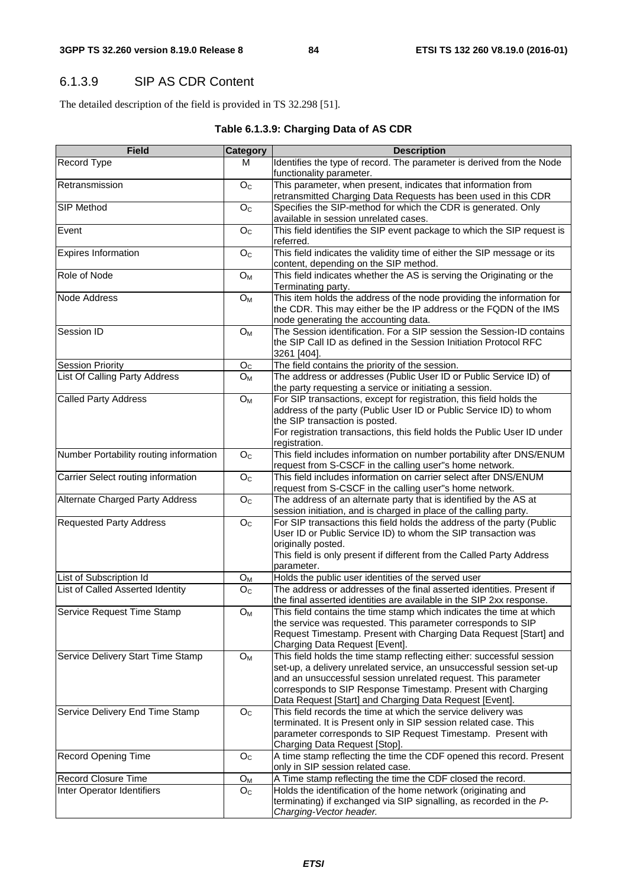### 6.1.3.9 SIP AS CDR Content

The detailed description of the field is provided in TS 32.298 [51].

**Table 6.1.3.9: Charging Data of AS CDR**

| Field | Category | Description |
|---|---|---|
| Record Type | M | Identifies the type of record. The parameter is derived from the Node functionality parameter. |
| Retransmission | $O_C$ | This parameter, when present, indicates that information from retransmitted Charging Data Requests has been used in this CDR |
| SIP Method | $O_C$ | Specifies the SIP-method for which the CDR is generated. Only available in session unrelated cases. |
| Event | $O_C$ | This field identifies the SIP event package to which the SIP request is referred. |
| Expires Information | $O_C$ | This field indicates the validity time of either the SIP message or its content, depending on the SIP method. |
| Role of Node | $O_M$ | This field indicates whether the AS is serving the Originating or the Terminating party. |
| Node Address | $O_M$ | This item holds the address of the node providing the information for the CDR. This may either be the IP address or the FQDN of the IMS node generating the accounting data. |
| Session ID | $O_M$ | The Session identification. For a SIP session the Session-ID contains the SIP Call ID as defined in the Session Initiation Protocol RFC 3261 [404]. |
| Session Priority | $O_C$ | The field contains the priority of the session. |
| List Of Calling Party Address | $O_M$ | The address or addresses (Public User ID or Public Service ID) of the party requesting a service or initiating a session. |
| Called Party Address | $O_M$ | For SIP transactions, except for registration, this field holds the address of the party (Public User ID or Public Service ID) to whom the SIP transaction is posted.<br>For registration transactions, this field holds the Public User ID under registration. |
| Number Portability routing information | $O_C$ | This field includes information on number portability after DNS/ENUM request from S-CSCF in the calling user"s home network. |
| Carrier Select routing information | $O_C$ | This field includes information on carrier select after DNS/ENUM request from S-CSCF in the calling user"s home network. |
| Alternate Charged Party Address | $O_C$ | The address of an alternate party that is identified by the AS at session initiation, and is charged in place of the calling party. |
| Requested Party Address | $O_C$ | For SIP transactions this field holds the address of the party (Public User ID or Public Service ID) to whom the SIP transaction was originally posted.<br>This field is only present if different from the Called Party Address parameter. |
| List of Subscription Id | $O_M$ | Holds the public user identities of the served user |
| List of Called Asserted Identity | $O_C$ | The address or addresses of the final asserted identities. Present if the final asserted identities are available in the SIP 2xx response. |
| Service Request Time Stamp | $O_M$ | This field contains the time stamp which indicates the time at which the service was requested. This parameter corresponds to SIP Request Timestamp. Present with Charging Data Request [Start] and Charging Data Request [Event]. |
| Service Delivery Start Time Stamp | $O_M$ | This field holds the time stamp reflecting either: successful session set-up, a delivery unrelated service, an unsuccessful session set-up and an unsuccessful session unrelated request. This parameter corresponds to SIP Response Timestamp. Present with Charging Data Request [Start] and Charging Data Request [Event]. |
| Service Delivery End Time Stamp | $O_C$ | This field records the time at which the service delivery was terminated. It is Present only in SIP session related case. This parameter corresponds to SIP Request Timestamp. Present with Charging Data Request [Stop]. |
| Record Opening Time | $O_C$ | A time stamp reflecting the time the CDF opened this record. Present only in SIP session related case. |
| Record Closure Time | $O_M$ | A Time stamp reflecting the time the CDF closed the record. |
| Inter Operator Identifiers | $O_C$ | Holds the identification of the home network (originating and terminating) if exchanged via SIP signalling, as recorded in the *P-Charging-Vector header.* |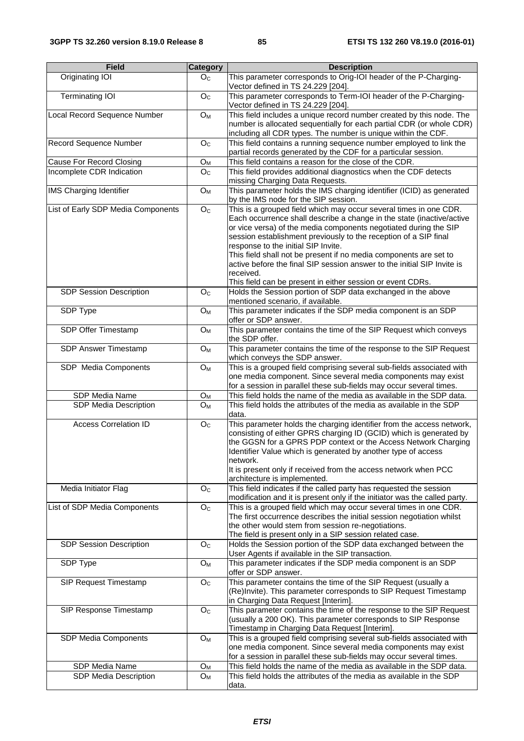| Field | Category | Description |
|---|---|---|
| Originating IOI | $O_C$ | This parameter corresponds to Orig-IOI header of the P-Charging-Vector defined in TS 24.229 [204]. |
| Terminating IOI | $O_C$ | This parameter corresponds to Term-IOI header of the P-Charging-Vector defined in TS 24.229 [204]. |
| Local Record Sequence Number | $O_M$ | This field includes a unique record number created by this node. The number is allocated sequentially for each partial CDR (or whole CDR) including all CDR types. The number is unique within the CDF. |
| Record Sequence Number | $O_C$ | This field contains a running sequence number employed to link the partial records generated by the CDF for a particular session. |
| Cause For Record Closing | $O_M$ | This field contains a reason for the close of the CDR. |
| Incomplete CDR Indication | $O_C$ | This field provides additional diagnostics when the CDF detects missing Charging Data Requests. |
| IMS Charging Identifier | $O_M$ | This parameter holds the IMS charging identifier (ICID) as generated by the IMS node for the SIP session. |
| List of Early SDP Media Components | $O_C$ | This is a grouped field which may occur several times in one CDR. Each occurrence shall describe a change in the state (inactive/active or vice versa) of the media components negotiated during the SIP session establishment previously to the reception of a SIP final response to the initial SIP Invite.<br>This field shall not be present if no media components are set to active before the final SIP session answer to the initial SIP Invite is received.<br>This field can be present in either session or event CDRs. |
| SDP Session Description | $O_C$ | Holds the Session portion of SDP data exchanged in the above mentioned scenario, if available. |
| SDP Type | $O_M$ | This parameter indicates if the SDP media component is an SDP offer or SDP answer. |
| SDP Offer Timestamp | $O_M$ | This parameter contains the time of the SIP Request which conveys the SDP offer. |
| SDP Answer Timestamp | $O_M$ | This parameter contains the time of the response to the SIP Request which conveys the SDP answer. |
| SDP Media Components | $O_M$ | This is a grouped field comprising several sub-fields associated with one media component. Since several media components may exist for a session in parallel these sub-fields may occur several times. |
| SDP Media Name | $O_M$ | This field holds the name of the media as available in the SDP data. |
| SDP Media Description | $O_M$ | This field holds the attributes of the media as available in the SDP data. |
| Access Correlation ID | $O_C$ | This parameter holds the charging identifier from the access network, consisting of either GPRS charging ID (GCID) which is generated by the GGSN for a GPRS PDP context or the Access Network Charging Identifier Value which is generated by another type of access network.<br>It is present only if received from the access network when PCC architecture is implemented. |
| Media Initiator Flag | $O_C$ | This field indicates if the called party has requested the session modification and it is present only if the initiator was the called party. |
| List of SDP Media Components | $O_C$ | This is a grouped field which may occur several times in one CDR. The first occurrence describes the initial session negotiation whilst the other would stem from session re-negotiations.<br>The field is present only in a SIP session related case. |
| SDP Session Description | $O_C$ | Holds the Session portion of the SDP data exchanged between the User Agents if available in the SIP transaction. |
| SDP Type | $O_M$ | This parameter indicates if the SDP media component is an SDP offer or SDP answer. |
| SIP Request Timestamp | $O_C$ | This parameter contains the time of the SIP Request (usually a (Re)Invite). This parameter corresponds to SIP Request Timestamp in Charging Data Request [Interim]. |
| SIP Response Timestamp | $O_C$ | This parameter contains the time of the response to the SIP Request (usually a 200 OK). This parameter corresponds to SIP Response Timestamp in Charging Data Request [Interim]. |
| SDP Media Components | $O_M$ | This is a grouped field comprising several sub-fields associated with one media component. Since several media components may exist for a session in parallel these sub-fields may occur several times. |
| SDP Media Name | $O_M$ | This field holds the name of the media as available in the SDP data. |
| SDP Media Description | $O_M$ | This field holds the attributes of the media as available in the SDP data. |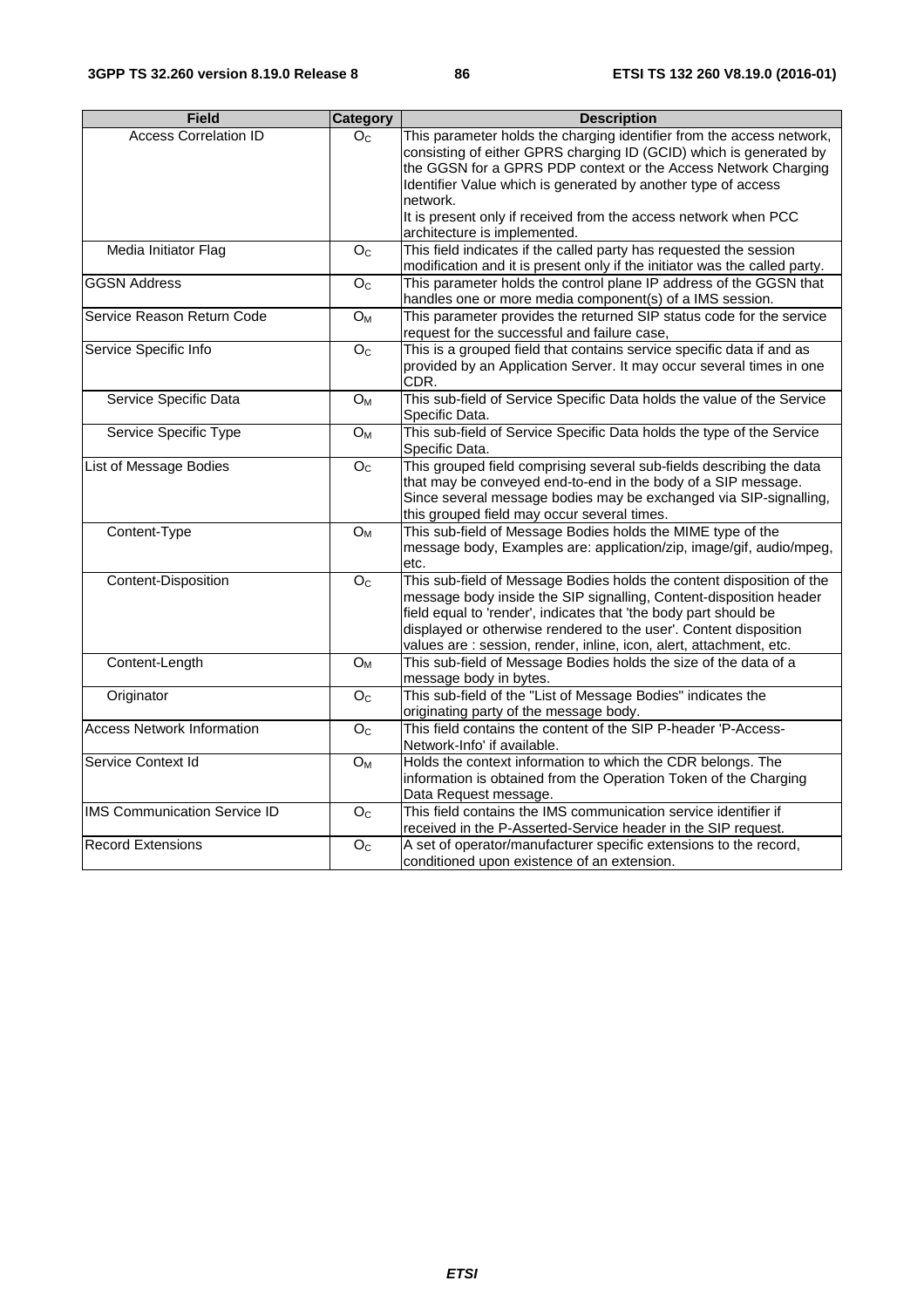| Field | Category | Description |
|---|---|---|
| Access Correlation ID | $O_C$ | This parameter holds the charging identifier from the access network, consisting of either GPRS charging ID (GCID) which is generated by the GGSN for a GPRS PDP context or the Access Network Charging Identifier Value which is generated by another type of access network.<br>It is present only if received from the access network when PCC architecture is implemented. |
| Media Initiator Flag | $O_C$ | This field indicates if the called party has requested the session modification and it is present only if the initiator was the called party. |
| GGSN Address | $O_C$ | This parameter holds the control plane IP address of the GGSN that handles one or more media component(s) of a IMS session. |
| Service Reason Return Code | $O_M$ | This parameter provides the returned SIP status code for the service request for the successful and failure case, |
| Service Specific Info | $O_C$ | This is a grouped field that contains service specific data if and as provided by an Application Server. It may occur several times in one CDR. |
| Service Specific Data | $O_M$ | This sub-field of Service Specific Data holds the value of the Service Specific Data. |
| Service Specific Type | $O_M$ | This sub-field of Service Specific Data holds the type of the Service Specific Data. |
| List of Message Bodies | $O_C$ | This grouped field comprising several sub-fields describing the data that may be conveyed end-to-end in the body of a SIP message. Since several message bodies may be exchanged via SIP-signalling, this grouped field may occur several times. |
| Content-Type | $O_M$ | This sub-field of Message Bodies holds the MIME type of the message body, Examples are: application/zip, image/gif, audio/mpeg, etc. |
| Content-Disposition | $O_C$ | This sub-field of Message Bodies holds the content disposition of the message body inside the SIP signalling, Content-disposition header field equal to 'render', indicates that 'the body part should be displayed or otherwise rendered to the user'. Content disposition values are : session, render, inline, icon, alert, attachment, etc. |
| Content-Length | $O_M$ | This sub-field of Message Bodies holds the size of the data of a message body in bytes. |
| Originator | $O_C$ | This sub-field of the "List of Message Bodies" indicates the originating party of the message body. |
| Access Network Information | $O_C$ | This field contains the content of the SIP P-header 'P-Access-Network-Info' if available. |
| Service Context Id | $O_M$ | Holds the context information to which the CDR belongs. The information is obtained from the Operation Token of the Charging Data Request message. |
| IMS Communication Service ID | $O_C$ | This field contains the IMS communication service identifier if received in the P-Asserted-Service header in the SIP request. |
| Record Extensions | $O_C$ | A set of operator/manufacturer specific extensions to the record, conditioned upon existence of an extension. |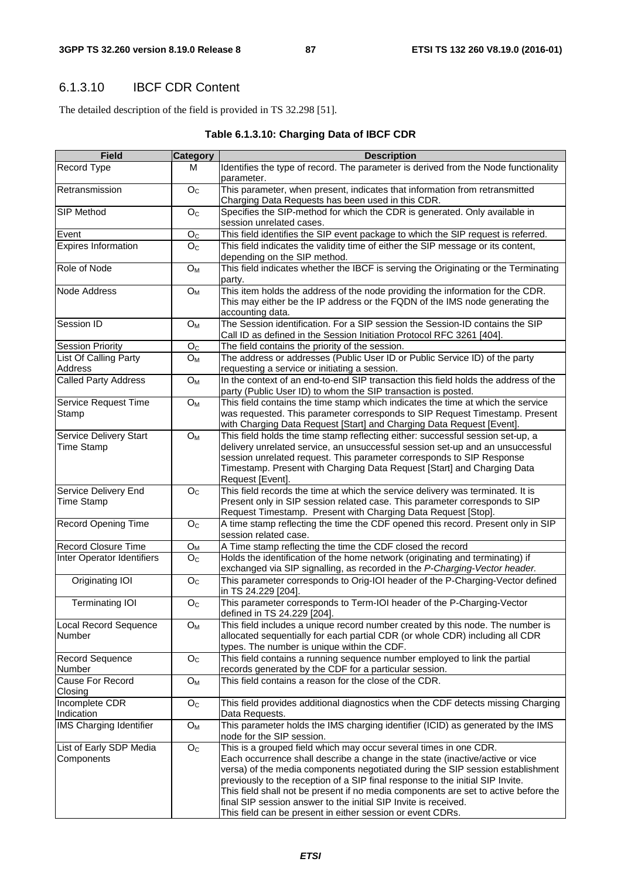### 6.1.3.10 IBCF CDR Content

The detailed description of the field is provided in TS 32.298 [51].

**Table 6.1.3.10: Charging Data of IBCF CDR**

| Field | Category | Description |
|---|---|---|
| Record Type | M | Identifies the type of record. The parameter is derived from the Node functionality parameter. |
| Retransmission | $O_C$ | This parameter, when present, indicates that information from retransmitted Charging Data Requests has been used in this CDR. |
| SIP Method | $O_C$ | Specifies the SIP-method for which the CDR is generated. Only available in session unrelated cases. |
| Event | $O_C$ | This field identifies the SIP event package to which the SIP request is referred. |
| Expires Information | $O_C$ | This field indicates the validity time of either the SIP message or its content, depending on the SIP method. |
| Role of Node | $O_M$ | This field indicates whether the IBCF is serving the Originating or the Terminating party. |
| Node Address | $O_M$ | This item holds the address of the node providing the information for the CDR. This may either be the IP address or the FQDN of the IMS node generating the accounting data. |
| Session ID | $O_M$ | The Session identification. For a SIP session the Session-ID contains the SIP Call ID as defined in the Session Initiation Protocol RFC 3261 [404]. |
| Session Priority | $O_C$ | The field contains the priority of the session. |
| List Of Calling Party Address | $O_M$ | The address or addresses (Public User ID or Public Service ID) of the party requesting a service or initiating a session. |
| Called Party Address | $O_M$ | In the context of an end-to-end SIP transaction this field holds the address of the party (Public User ID) to whom the SIP transaction is posted. |
| Service Request Time Stamp | $O_M$ | This field contains the time stamp which indicates the time at which the service was requested. This parameter corresponds to SIP Request Timestamp. Present with Charging Data Request [Start] and Charging Data Request [Event]. |
| Service Delivery Start Time Stamp | $O_M$ | This field holds the time stamp reflecting either: successful session set-up, a delivery unrelated service, an unsuccessful session set-up and an unsuccessful session unrelated request. This parameter corresponds to SIP Response Timestamp. Present with Charging Data Request [Start] and Charging Data Request [Event]. |
| Service Delivery End Time Stamp | $O_C$ | This field records the time at which the service delivery was terminated. It is Present only in SIP session related case. This parameter corresponds to SIP Request Timestamp. Present with Charging Data Request [Stop]. |
| Record Opening Time | $O_C$ | A time stamp reflecting the time the CDF opened this record. Present only in SIP session related case. |
| Record Closure Time | $O_M$ | A Time stamp reflecting the time the CDF closed the record |
| Inter Operator Identifiers | $O_C$ | Holds the identification of the home network (originating and terminating) if exchanged via SIP signalling, as recorded in the *P-Charging-Vector header*. |
| Originating IOI | $O_C$ | This parameter corresponds to Orig-IOI header of the P-Charging-Vector defined in TS 24.229 [204]. |
| Terminating IOI | $O_C$ | This parameter corresponds to Term-IOI header of the P-Charging-Vector defined in TS 24.229 [204]. |
| Local Record Sequence Number | $O_M$ | This field includes a unique record number created by this node. The number is allocated sequentially for each partial CDR (or whole CDR) including all CDR types. The number is unique within the CDF. |
| Record Sequence Number | $O_C$ | This field contains a running sequence number employed to link the partial records generated by the CDF for a particular session. |
| Cause For Record Closing | $O_M$ | This field contains a reason for the close of the CDR. |
| Incomplete CDR Indication | $O_C$ | This field provides additional diagnostics when the CDF detects missing Charging Data Requests. |
| IMS Charging Identifier | $O_M$ | This parameter holds the IMS charging identifier (ICID) as generated by the IMS node for the SIP session. |
| List of Early SDP Media Components | $O_C$ | This is a grouped field which may occur several times in one CDR. Each occurrence shall describe a change in the state (inactive/active or vice versa) of the media components negotiated during the SIP session establishment previously to the reception of a SIP final response to the initial SIP Invite. This field shall not be present if no media components are set to active before the final SIP session answer to the initial SIP Invite is received. This field can be present in either session or event CDRs. |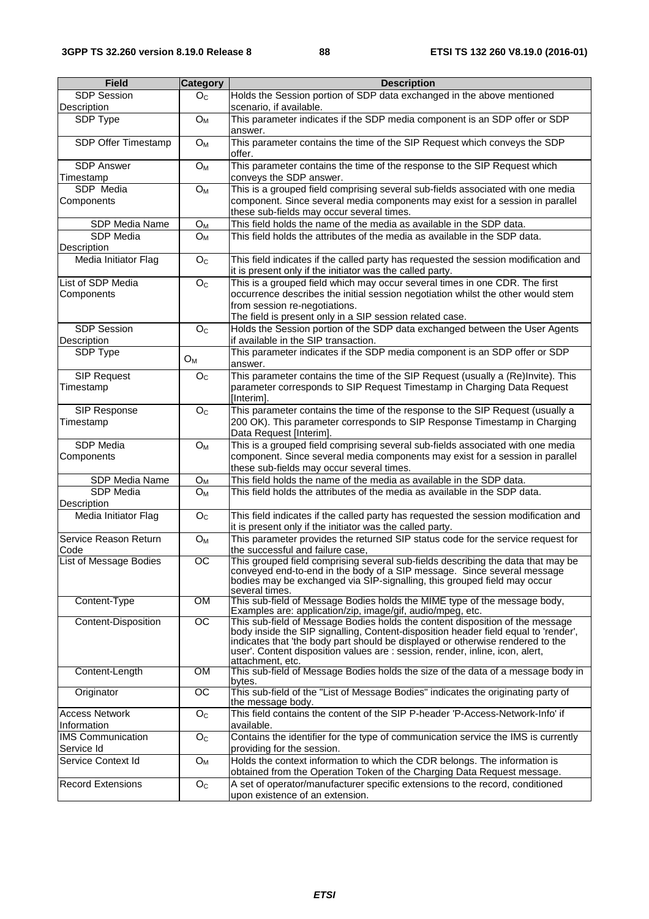| Field | Category | Description |
|---|---|---|
| SDP Session Description | $O_C$ | Holds the Session portion of SDP data exchanged in the above mentioned scenario, if available. |
| SDP Type | $O_M$ | This parameter indicates if the SDP media component is an SDP offer or SDP answer. |
| SDP Offer Timestamp | $O_M$ | This parameter contains the time of the SIP Request which conveys the SDP offer. |
| SDP Answer Timestamp | $O_M$ | This parameter contains the time of the response to the SIP Request which conveys the SDP answer. |
| SDP Media Components | $O_M$ | This is a grouped field comprising several sub-fields associated with one media component. Since several media components may exist for a session in parallel these sub-fields may occur several times. |
| SDP Media Name | $O_M$ | This field holds the name of the media as available in the SDP data. |
| SDP Media Description | $O_M$ | This field holds the attributes of the media as available in the SDP data. |
| Media Initiator Flag | $O_C$ | This field indicates if the called party has requested the session modification and it is present only if the initiator was the called party. |
| List of SDP Media Components | $O_C$ | This is a grouped field which may occur several times in one CDR. The first occurrence describes the initial session negotiation whilst the other would stem from session re-negotiations. The field is present only in a SIP session related case. |
| SDP Session Description | $O_C$ | Holds the Session portion of the SDP data exchanged between the User Agents if available in the SIP transaction. |
| SDP Type | $O_M$ | This parameter indicates if the SDP media component is an SDP offer or SDP answer. |
| SIP Request Timestamp | $O_C$ | This parameter contains the time of the SIP Request (usually a (Re)Invite). This parameter corresponds to SIP Request Timestamp in Charging Data Request [Interim]. |
| SIP Response Timestamp | $O_C$ | This parameter contains the time of the response to the SIP Request (usually a 200 OK). This parameter corresponds to SIP Response Timestamp in Charging Data Request [Interim]. |
| SDP Media Components | $O_M$ | This is a grouped field comprising several sub-fields associated with one media component. Since several media components may exist for a session in parallel these sub-fields may occur several times. |
| SDP Media Name | $O_M$ | This field holds the name of the media as available in the SDP data. |
| SDP Media Description | $O_M$ | This field holds the attributes of the media as available in the SDP data. |
| Media Initiator Flag | $O_C$ | This field indicates if the called party has requested the session modification and it is present only if the initiator was the called party. |
| Service Reason Return Code | $O_M$ | This parameter provides the returned SIP status code for the service request for the successful and failure case, |
| List of Message Bodies | OC | This grouped field comprising several sub-fields describing the data that may be conveyed end-to-end in the body of a SIP message. Since several message bodies may be exchanged via SIP-signalling, this grouped field may occur several times. |
| Content-Type | OM | This sub-field of Message Bodies holds the MIME type of the message body, Examples are: application/zip, image/gif, audio/mpeg, etc. |
| Content-Disposition | OC | This sub-field of Message Bodies holds the content disposition of the message body inside the SIP signalling, Content-disposition header field equal to 'render', indicates that 'the body part should be displayed or otherwise rendered to the user'. Content disposition values are : session, render, inline, icon, alert, attachment, etc. |
| Content-Length | OM | This sub-field of Message Bodies holds the size of the data of a message body in bytes. |
| Originator | OC | This sub-field of the "List of Message Bodies" indicates the originating party of the message body. |
| Access Network Information | $O_C$ | This field contains the content of the SIP P-header 'P-Access-Network-Info' if available. |
| IMS Communication Service Id | $O_C$ | Contains the identifier for the type of communication service the IMS is currently providing for the session. |
| Service Context Id | $O_M$ | Holds the context information to which the CDR belongs. The information is obtained from the Operation Token of the Charging Data Request message. |
| Record Extensions | $O_C$ | A set of operator/manufacturer specific extensions to the record, conditioned upon existence of an extension. |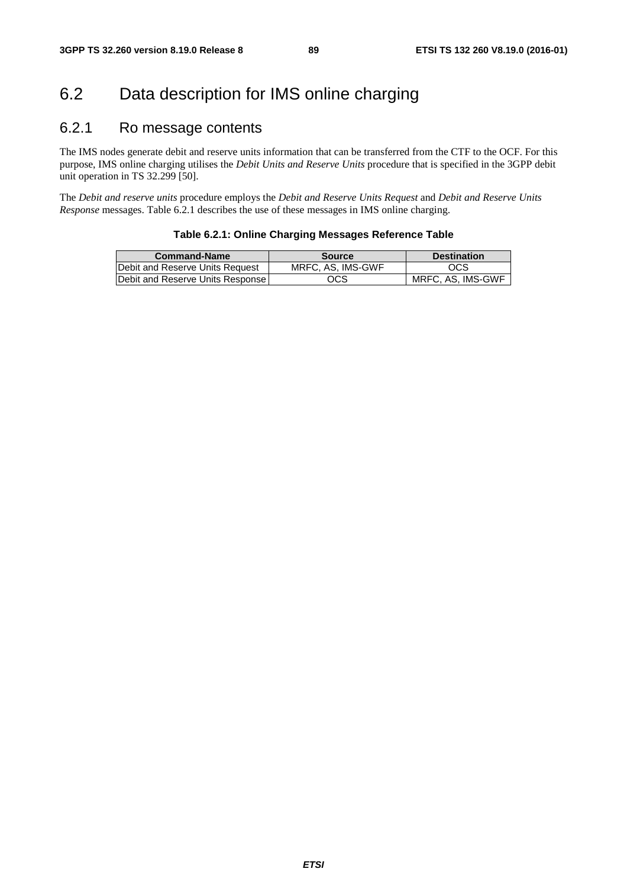## 6.2 Data description for IMS online charging

### 6.2.1 Ro message contents

The IMS nodes generate debit and reserve units information that can be transferred from the CTF to the OCF. For this purpose, IMS online charging utilises the *Debit Units and Reserve Units* procedure that is specified in the 3GPP debit unit operation in TS 32.299 [50].

The *Debit and reserve units* procedure employs the *Debit and Reserve Units Request* and *Debit and Reserve Units Response* messages. Table 6.2.1 describes the use of these messages in IMS online charging.

**Table 6.2.1: Online Charging Messages Reference Table**

| Command-Name | Source | Destination |
|---|---|---|
| Debit and Reserve Units Request | MRFC, AS, IMS-GWF | OCS |
| Debit and Reserve Units Response | OCS | MRFC, AS, IMS-GWF |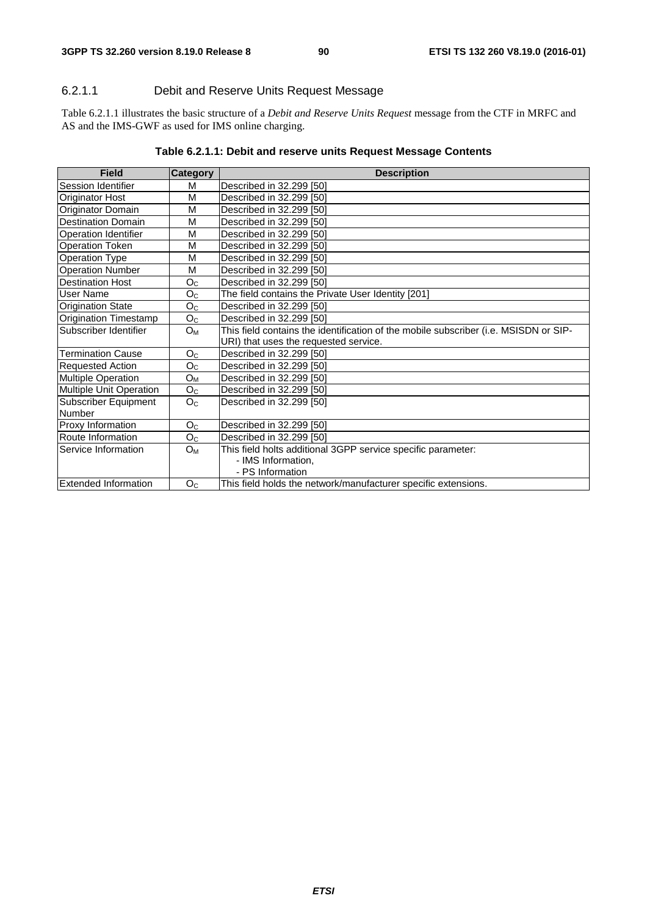### 6.2.1.1 Debit and Reserve Units Request Message

Table 6.2.1.1 illustrates the basic structure of a *Debit and Reserve Units Request* message from the CTF in MRFC and AS and the IMS-GWF as used for IMS online charging.

**Table 6.2.1.1: Debit and reserve units Request Message Contents**

| Field | Category | Description |
|---|---|---|
| Session Identifier | M | Described in 32.299 [50] |
| Originator Host | M | Described in 32.299 [50] |
| Originator Domain | M | Described in 32.299 [50] |
| Destination Domain | M | Described in 32.299 [50] |
| Operation Identifier | M | Described in 32.299 [50] |
| Operation Token | M | Described in 32.299 [50] |
| Operation Type | M | Described in 32.299 [50] |
| Operation Number | M | Described in 32.299 [50] |
| Destination Host | $O_C$ | Described in 32.299 [50] |
| User Name | $O_C$ | The field contains the Private User Identity [201] |
| Origination State | $O_C$ | Described in 32.299 [50] |
| Origination Timestamp | $O_C$ | Described in 32.299 [50] |
| Subscriber Identifier | $O_M$ | This field contains the identification of the mobile subscriber (i.e. MSISDN or SIP-URI) that uses the requested service. |
| Termination Cause | $O_C$ | Described in 32.299 [50] |
| Requested Action | $O_C$ | Described in 32.299 [50] |
| Multiple Operation | $O_M$ | Described in 32.299 [50] |
| Multiple Unit Operation | $O_C$ | Described in 32.299 [50] |
| Subscriber Equipment Number | $O_C$ | Described in 32.299 [50] |
| Proxy Information | $O_C$ | Described in 32.299 [50] |
| Route Information | $O_C$ | Described in 32.299 [50] |
| Service Information | $O_M$ | This field holts additional 3GPP service specific parameter:<br>- IMS Information,<br>- PS Information |
| Extended Information | $O_C$ | This field holds the network/manufacturer specific extensions. |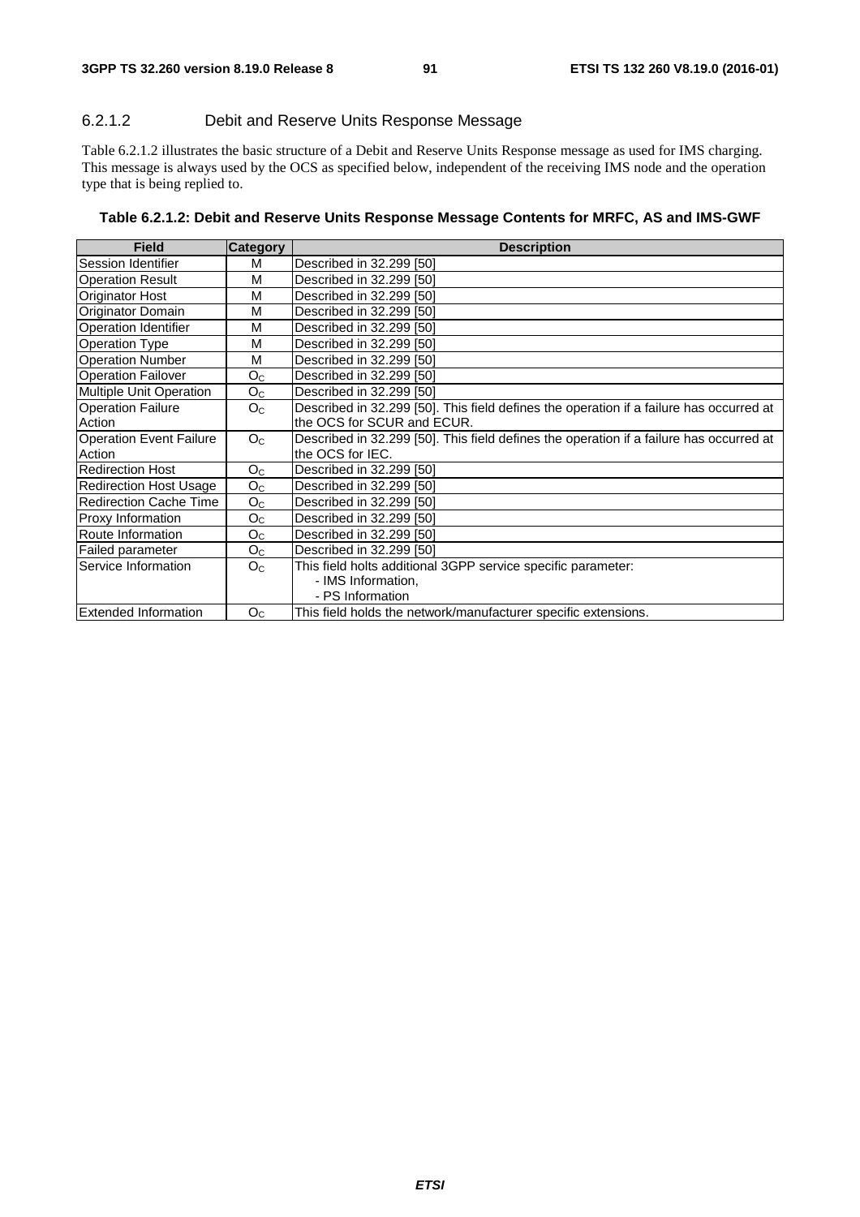### 6.2.1.2 Debit and Reserve Units Response Message

Table 6.2.1.2 illustrates the basic structure of a Debit and Reserve Units Response message as used for IMS charging. This message is always used by the OCS as specified below, independent of the receiving IMS node and the operation type that is being replied to.

**Table 6.2.1.2: Debit and Reserve Units Response Message Contents for MRFC, AS and IMS-GWF**

| Field | Category | Description |
| --- | --- | --- |
| Session Identifier | M | Described in 32.299 [50] |
| Operation Result | M | Described in 32.299 [50] |
| Originator Host | M | Described in 32.299 [50] |
| Originator Domain | M | Described in 32.299 [50] |
| Operation Identifier | M | Described in 32.299 [50] |
| Operation Type | M | Described in 32.299 [50] |
| Operation Number | M | Described in 32.299 [50] |
| Operation Failover | $O_C$ | Described in 32.299 [50] |
| Multiple Unit Operation | $O_C$ | Described in 32.299 [50] |
| Operation Failure Action | $O_C$ | Described in 32.299 [50]. This field defines the operation if a failure has occurred at the OCS for SCUR and ECUR. |
| Operation Event Failure Action | $O_C$ | Described in 32.299 [50]. This field defines the operation if a failure has occurred at the OCS for IEC. |
| Redirection Host | $O_C$ | Described in 32.299 [50] |
| Redirection Host Usage | $O_C$ | Described in 32.299 [50] |
| Redirection Cache Time | $O_C$ | Described in 32.299 [50] |
| Proxy Information | $O_C$ | Described in 32.299 [50] |
| Route Information | $O_C$ | Described in 32.299 [50] |
| Failed parameter | $O_C$ | Described in 32.299 [50] |
| Service Information | $O_C$ | This field holts additional 3GPP service specific parameter:<br>- IMS Information,<br>- PS Information |
| Extended Information | $O_C$ | This field holds the network/manufacturer specific extensions. |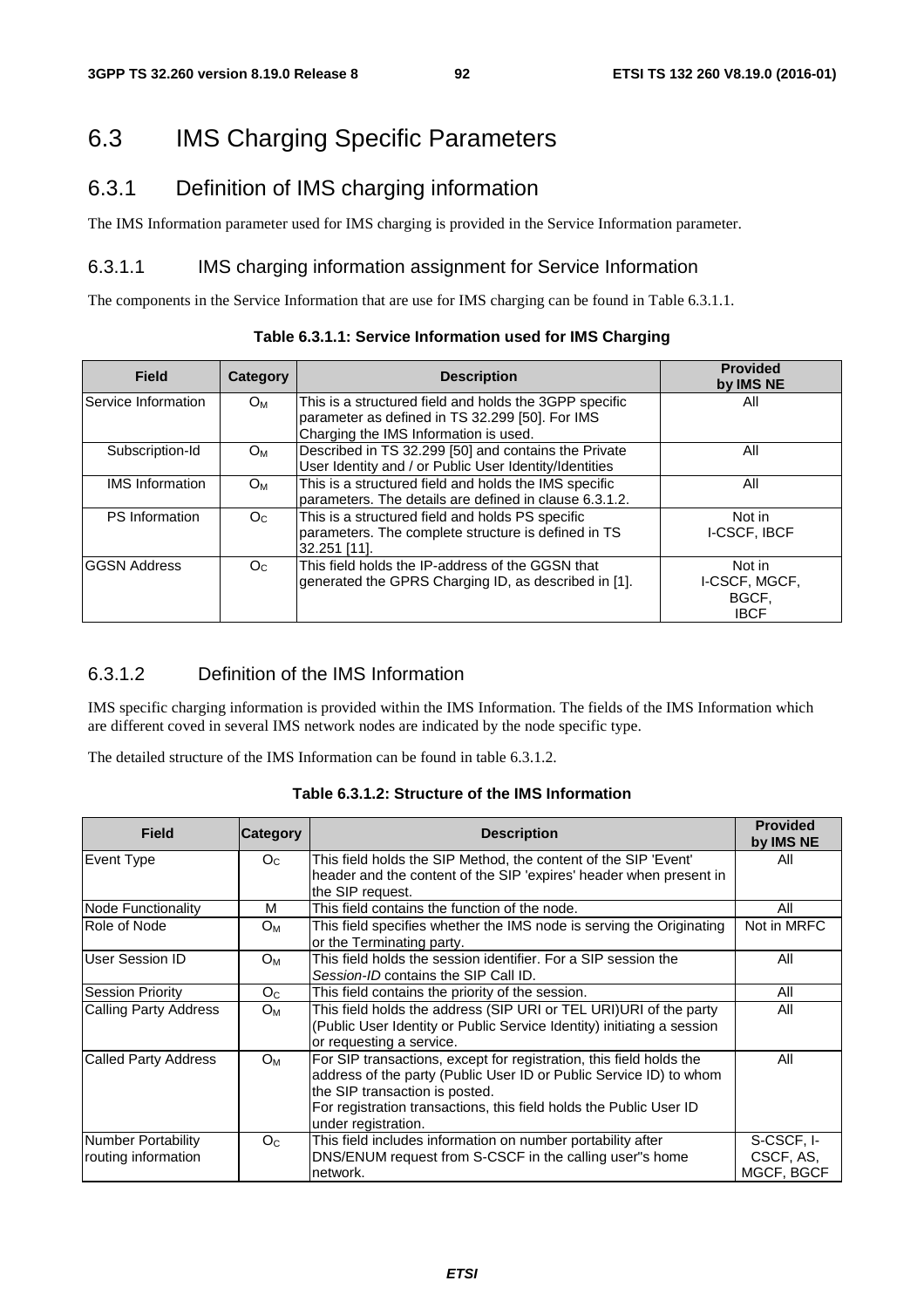# 6.3 IMS Charging Specific Parameters

## 6.3.1 Definition of IMS charging information

The IMS Information parameter used for IMS charging is provided in the Service Information parameter.

### 6.3.1.1 IMS charging information assignment for Service Information

The components in the Service Information that are use for IMS charging can be found in Table 6.3.1.1.

**Table 6.3.1.1: Service Information used for IMS Charging**

| Field | Category | Description | Provided by IMS NE |
|---|---|---|---|
| Service Information | $O_M$ | This is a structured field and holds the 3GPP specific parameter as defined in TS 32.299 [50]. For IMS Charging the IMS Information is used. | All |
| Subscription-Id | $O_M$ | Described in TS 32.299 [50] and contains the Private User Identity and / or Public User Identity/Identities | All |
| IMS Information | $O_M$ | This is a structured field and holds the IMS specific parameters. The details are defined in clause 6.3.1.2. | All |
| PS Information | $O_C$ | This is a structured field and holds PS specific parameters. The complete structure is defined in TS 32.251 [11]. | Not in I-CSCF, IBCF |
| GGSN Address | $O_C$ | This field holds the IP-address of the GGSN that generated the GPRS Charging ID, as described in [1]. | Not in I-CSCF, MGCF, BGCF, IBCF |

### 6.3.1.2 Definition of the IMS Information

IMS specific charging information is provided within the IMS Information. The fields of the IMS Information which are different coved in several IMS network nodes are indicated by the node specific type.

The detailed structure of the IMS Information can be found in table 6.3.1.2.

**Table 6.3.1.2: Structure of the IMS Information**

| Field | Category | Description | Provided by IMS NE |
|---|---|---|---|
| Event Type | $O_C$ | This field holds the SIP Method, the content of the SIP 'Event' header and the content of the SIP 'expires' header when present in the SIP request. | All |
| Node Functionality | M | This field contains the function of the node. | All |
| Role of Node | $O_M$ | This field specifies whether the IMS node is serving the Originating or the Terminating party. | Not in MRFC |
| User Session ID | $O_M$ | This field holds the session identifier. For a SIP session the *Session-ID* contains the SIP Call ID. | All |
| Session Priority | $O_C$ | This field contains the priority of the session. | All |
| Calling Party Address | $O_M$ | This field holds the address (SIP URI or TEL URI)URI of the party (Public User Identity or Public Service Identity) initiating a session or requesting a service. | All |
| Called Party Address | $O_M$ | For SIP transactions, except for registration, this field holds the address of the party (Public User ID or Public Service ID) to whom the SIP transaction is posted.<br>For registration transactions, this field holds the Public User ID under registration. | All |
| Number Portability routing information | $O_C$ | This field includes information on number portability after DNS/ENUM request from S-CSCF in the calling user"s home network. | S-CSCF, I-CSCF, AS, MGCF, BGCF |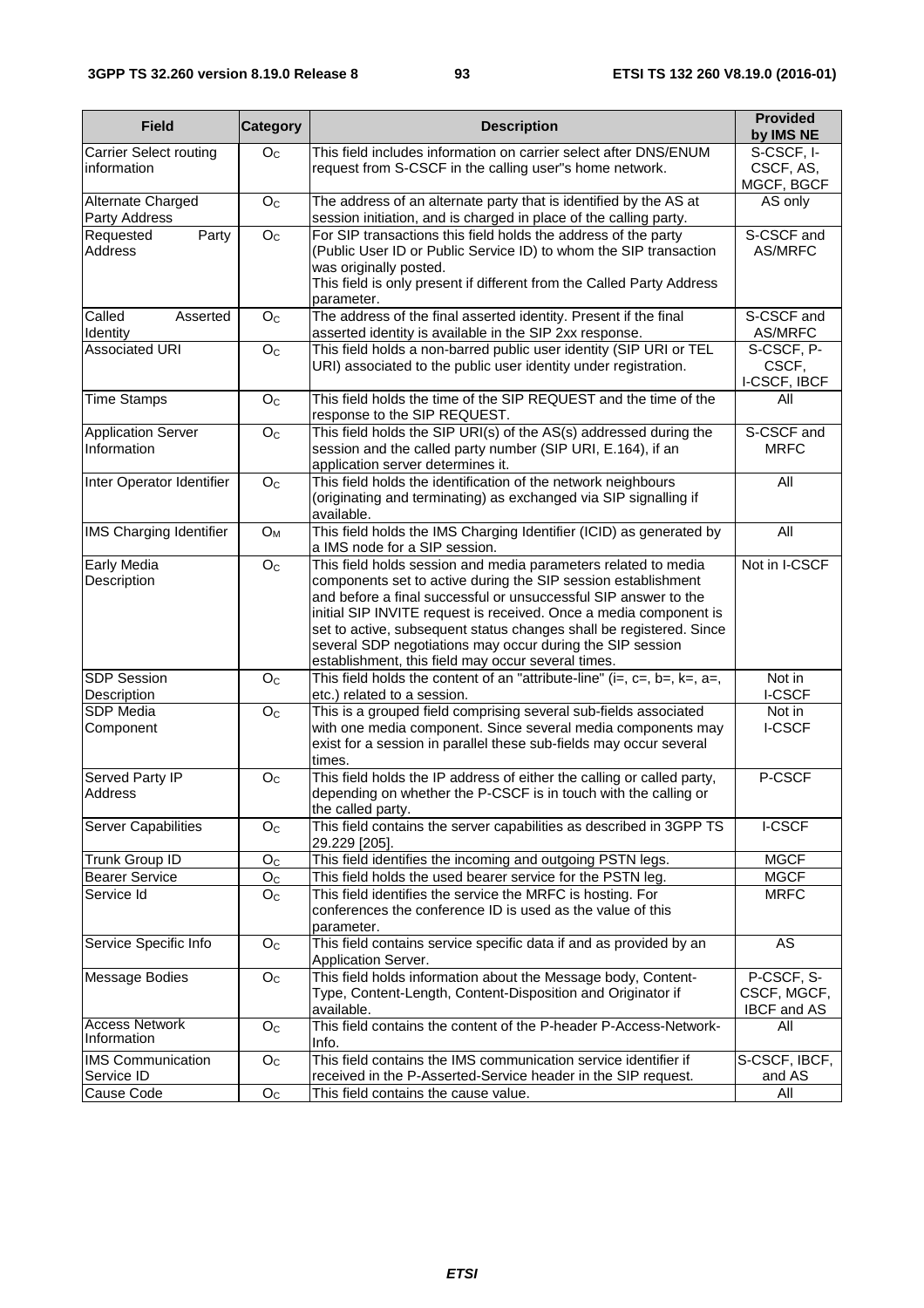| Field | Category | Description | Provided by IMS NE |
|---|---|---|---|
| Carrier Select routing information | $O_C$ | This field includes information on carrier select after DNS/ENUM request from S-CSCF in the calling user"s home network. | S-CSCF, I-CSCF, AS, MGCF, BGCF |
| Alternate Charged Party Address | $O_C$ | The address of an alternate party that is identified by the AS at session initiation, and is charged in place of the calling party. | AS only |
| Requested Party Address | $O_C$ | For SIP transactions this field holds the address of the party (Public User ID or Public Service ID) to whom the SIP transaction was originally posted.<br>This field is only present if different from the Called Party Address parameter. | S-CSCF and AS/MRFC |
| Called Asserted Identity | $O_C$ | The address of the final asserted identity. Present if the final asserted identity is available in the SIP 2xx response. | S-CSCF and AS/MRFC |
| Associated URI | $O_C$ | This field holds a non-barred public user identity (SIP URI or TEL URI) associated to the public user identity under registration. | S-CSCF, P-CSCF, I-CSCF, IBCF |
| Time Stamps | $O_C$ | This field holds the time of the SIP REQUEST and the time of the response to the SIP REQUEST. | All |
| Application Server Information | $O_C$ | This field holds the SIP URI(s) of the AS(s) addressed during the session and the called party number (SIP URI, E.164), if an application server determines it. | S-CSCF and MRFC |
| Inter Operator Identifier | $O_C$ | This field holds the identification of the network neighbours (originating and terminating) as exchanged via SIP signalling if available. | All |
| IMS Charging Identifier | $O_M$ | This field holds the IMS Charging Identifier (ICID) as generated by a IMS node for a SIP session. | All |
| Early Media Description | $O_C$ | This field holds session and media parameters related to media components set to active during the SIP session establishment and before a final successful or unsuccessful SIP answer to the initial SIP INVITE request is received. Once a media component is set to active, subsequent status changes shall be registered. Since several SDP negotiations may occur during the SIP session establishment, this field may occur several times. | Not in I-CSCF |
| SDP Session Description | $O_C$ | This field holds the content of an "attribute-line" (i=, c=, b=, k=, a=, etc.) related to a session. | Not in I-CSCF |
| SDP Media Component | $O_C$ | This is a grouped field comprising several sub-fields associated with one media component. Since several media components may exist for a session in parallel these sub-fields may occur several times. | Not in I-CSCF |
| Served Party IP Address | $O_C$ | This field holds the IP address of either the calling or called party, depending on whether the P-CSCF is in touch with the calling or the called party. | P-CSCF |
| Server Capabilities | $O_C$ | This field contains the server capabilities as described in 3GPP TS 29.229 [205]. | I-CSCF |
| Trunk Group ID | $O_C$ | This field identifies the incoming and outgoing PSTN legs. | MGCF |
| Bearer Service | $O_C$ | This field holds the used bearer service for the PSTN leg. | MGCF |
| Service Id | $O_C$ | This field identifies the service the MRFC is hosting. For conferences the conference ID is used as the value of this parameter. | MRFC |
| Service Specific Info | $O_C$ | This field contains service specific data if and as provided by an Application Server. | AS |
| Message Bodies | $O_C$ | This field holds information about the Message body, Content-Type, Content-Length, Content-Disposition and Originator if available. | P-CSCF, S-CSCF, MGCF, IBCF and AS |
| Access Network Information | $O_C$ | This field contains the content of the P-header P-Access-Network-Info. | All |
| IMS Communication Service ID | $O_C$ | This field contains the IMS communication service identifier if received in the P-Asserted-Service header in the SIP request. | S-CSCF, IBCF, and AS |
| Cause Code | $O_C$ | This field contains the cause value. | All |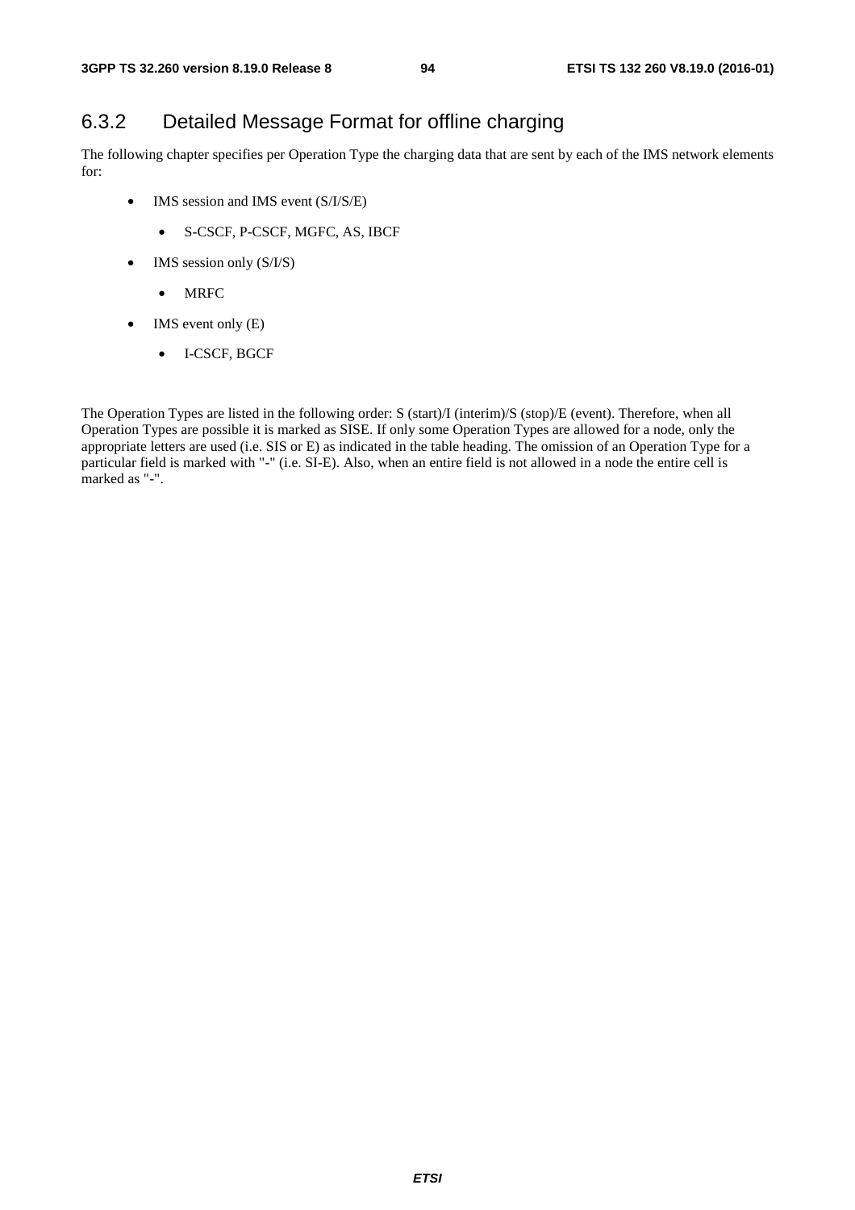## 6.3.2 Detailed Message Format for offline charging

The following chapter specifies per Operation Type the charging data that are sent by each of the IMS network elements for:

- IMS session and IMS event (S/I/S/E)
  - S-CSCF, P-CSCF, MGFC, AS, IBCF
- IMS session only (S/I/S)
  - MRFC
- IMS event only (E)
  - I-CSCF, BGCF

The Operation Types are listed in the following order: S (start)/I (interim)/S (stop)/E (event). Therefore, when all Operation Types are possible it is marked as SISE. If only some Operation Types are allowed for a node, only the appropriate letters are used (i.e. SIS or E) as indicated in the table heading. The omission of an Operation Type for a particular field is marked with "-" (i.e. SI-E). Also, when an entire field is not allowed in a node the entire cell is marked as "-".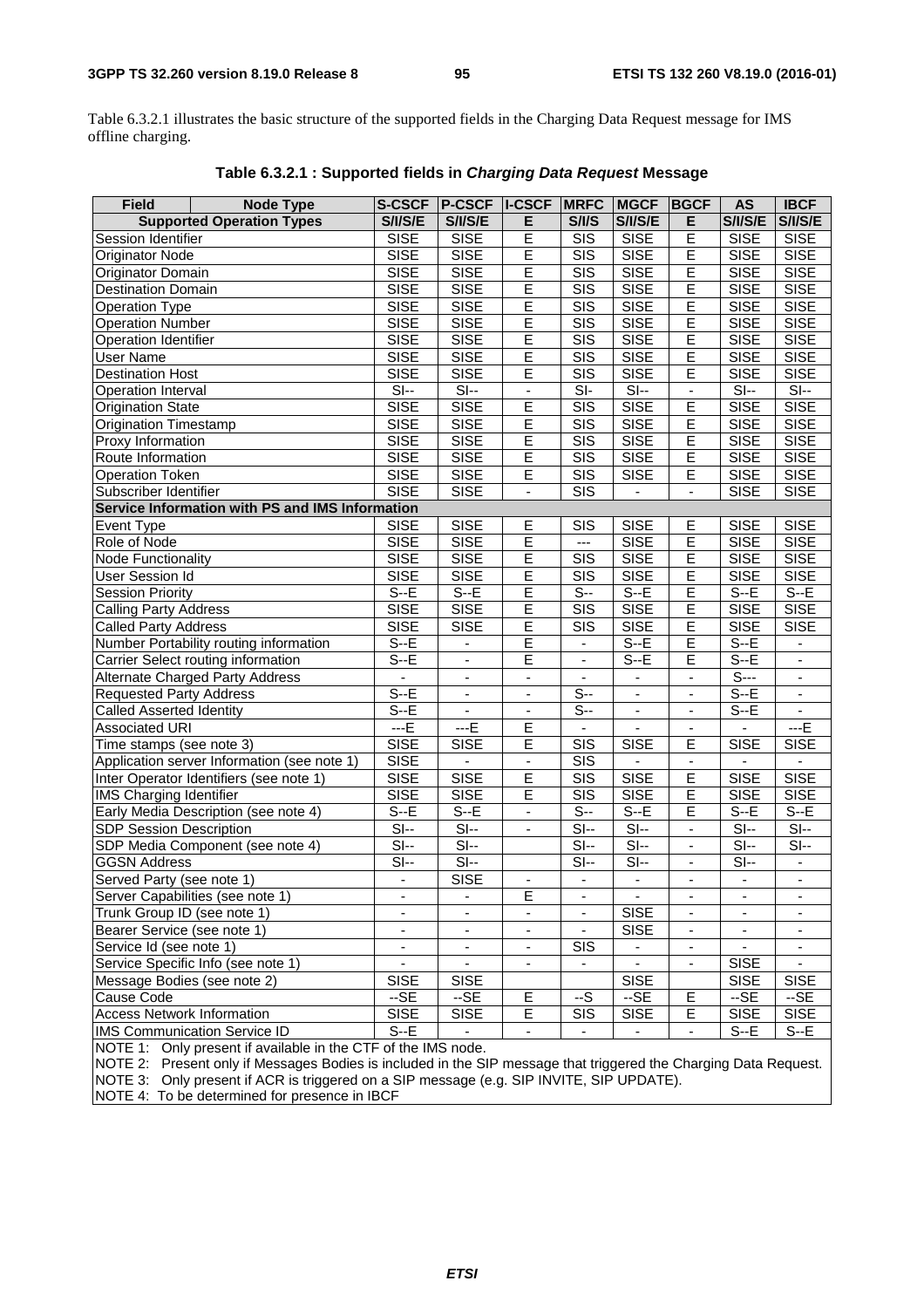Table 6.3.2.1 illustrates the basic structure of the supported fields in the Charging Data Request message for IMS offline charging.

**Table 6.3.2.1 : Supported fields in *Charging Data Request* Message**

| Field | Node Type | S-CSCF | P-CSCF | I-CSCF | MRFC | MGCF | BGCF | AS | IBCF |
|---|---|---|---|---|---|---|---|---|---|
| **Supported Operation Types** | | S/I/S/E | S/I/S/E | E | S/I/S | S/I/S/E | E | S/I/S/E | S/I/S/E |
| Session Identifier | | SISE | SISE | E | SIS | SISE | E | SISE | SISE |
| Originator Node | | SISE | SISE | E | SIS | SISE | E | SISE | SISE |
| Originator Domain | | SISE | SISE | E | SIS | SISE | E | SISE | SISE |
| Destination Domain | | SISE | SISE | E | SIS | SISE | E | SISE | SISE |
| Operation Type | | SISE | SISE | E | SIS | SISE | E | SISE | SISE |
| Operation Number | | SISE | SISE | E | SIS | SISE | E | SISE | SISE |
| Operation Identifier | | SISE | SISE | E | SIS | SISE | E | SISE | SISE |
| User Name | | SISE | SISE | E | SIS | SISE | E | SISE | SISE |
| Destination Host | | SISE | SISE | E | SIS | SISE | E | SISE | SISE |
| Operation Interval | | SI-- | SI-- | - | SI- | SI-- | - | SI-- | SI-- |
| Origination State | | SISE | SISE | E | SIS | SISE | E | SISE | SISE |
| Origination Timestamp | | SISE | SISE | E | SIS | SISE | E | SISE | SISE |
| Proxy Information | | SISE | SISE | E | SIS | SISE | E | SISE | SISE |
| Route Information | | SISE | SISE | E | SIS | SISE | E | SISE | SISE |
| Operation Token | | SISE | SISE | E | SIS | SISE | E | SISE | SISE |
| Subscriber Identifier | | SISE | SISE | - | SIS | - | - | SISE | SISE |
| **Service Information with PS and IMS Information** | | | | | | | | | |
| Event Type | | SISE | SISE | E | SIS | SISE | E | SISE | SISE |
| Role of Node | | SISE | SISE | E | --- | SISE | E | SISE | SISE |
| Node Functionality | | SISE | SISE | E | SIS | SISE | E | SISE | SISE |
| User Session Id | | SISE | SISE | E | SIS | SISE | E | SISE | SISE |
| Session Priority | | S--E | S--E | E | S-- | S--E | E | S--E | S--E |
| Calling Party Address | | SISE | SISE | E | SIS | SISE | E | SISE | SISE |
| Called Party Address | | SISE | SISE | E | SIS | SISE | E | SISE | SISE |
| Number Portability routing information | | S--E | - | E | - | S--E | E | S--E | - |
| Carrier Select routing information | | S--E | - | E | - | S--E | E | S--E | - |
| Alternate Charged Party Address | | - | - | - | - | - | - | S--- | - |
| Requested Party Address | | S--E | - | - | S-- | - | - | S--E | - |
| Called Asserted Identity | | S--E | - | - | S-- | - | - | S--E | - |
| Associated URI | | ---E | ---E | E | - | - | - | - | ---E |
| Time stamps (see note 3) | | SISE | SISE | E | SIS | SISE | E | SISE | SISE |
| Application server Information (see note 1) | | SISE | - | - | SIS | - | - | - | - |
| Inter Operator Identifiers (see note 1) | | SISE | SISE | E | SIS | SISE | E | SISE | SISE |
| IMS Charging Identifier | | SISE | SISE | E | SIS | SISE | E | SISE | SISE |
| Early Media Description (see note 4) | | S--E | S--E | - | S-- | S--E | E | S--E | S--E |
| SDP Session Description | | SI-- | SI-- | - | SI-- | SI-- | - | SI-- | SI-- |
| SDP Media Component (see note 4) | | SI-- | SI-- | | SI-- | SI-- | - | SI-- | SI-- |
| GGSN Address | | SI-- | SI-- | | SI-- | SI-- | - | SI-- | - |
| Served Party (see note 1) | | - | SISE | - | - | - | - | - | - |
| Server Capabilities (see note 1) | | - | - | E | - | - | - | - | - |
| Trunk Group ID (see note 1) | | - | - | - | - | SISE | - | - | - |
| Bearer Service (see note 1) | | - | - | - | - | SISE | - | - | - |
| Service Id (see note 1) | | - | - | - | SIS | - | - | - | - |
| Service Specific Info (see note 1) | | - | - | - | - | - | - | SISE | - |
| Message Bodies (see note 2) | | SISE | SISE | | | SISE | | SISE | SISE |
| Cause Code | | --SE | --SE | E | --S | --SE | E | --SE | --SE |
| Access Network Information | | SISE | SISE | E | SIS | SISE | E | SISE | SISE |
| IMS Communication Service ID | | S--E | - | - | - | - | - | S--E | S--E |

NOTE 1: Only present if available in the CTF of the IMS node.
NOTE 2: Present only if Messages Bodies is included in the SIP message that triggered the Charging Data Request.
NOTE 3: Only present if ACR is triggered on a SIP message (e.g. SIP INVITE, SIP UPDATE).
NOTE 4: To be determined for presence in IBCF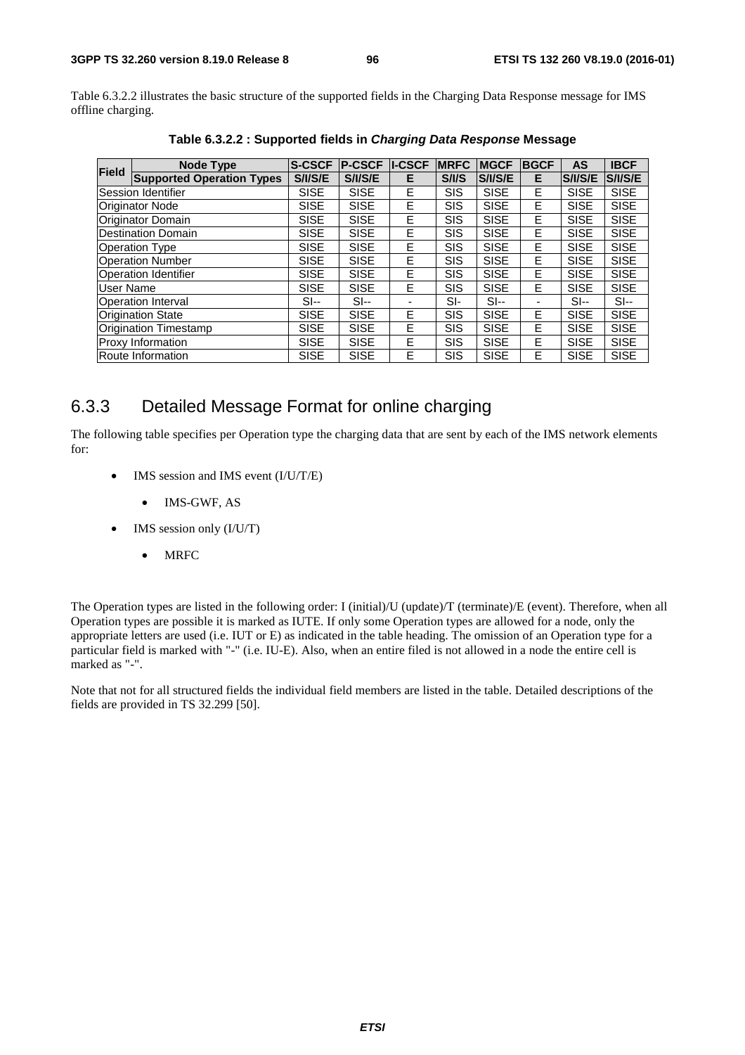Table 6.3.2.2 illustrates the basic structure of the supported fields in the Charging Data Response message for IMS offline charging.

**Table 6.3.2.2 : Supported fields in *Charging Data Response* Message**

| Field | Node Type | S-CSCF | P-CSCF | I-CSCF | MRFC | MGCF | BGCF | AS | IBCF |
|---|---|---|---|---|---|---|---|---|---|
| | **Supported Operation Types** | **S/I/S/E** | **S/I/S/E** | **E** | **S/I/S** | **S/I/S/E** | **E** | **S/I/S/E** | **S/I/S/E** |
| Session Identifier | | SISE | SISE | E | SIS | SISE | E | SISE | SISE |
| Originator Node | | SISE | SISE | E | SIS | SISE | E | SISE | SISE |
| Originator Domain | | SISE | SISE | E | SIS | SISE | E | SISE | SISE |
| Destination Domain | | SISE | SISE | E | SIS | SISE | E | SISE | SISE |
| Operation Type | | SISE | SISE | E | SIS | SISE | E | SISE | SISE |
| Operation Number | | SISE | SISE | E | SIS | SISE | E | SISE | SISE |
| Operation Identifier | | SISE | SISE | E | SIS | SISE | E | SISE | SISE |
| User Name | | SISE | SISE | E | SIS | SISE | E | SISE | SISE |
| Operation Interval | | SI-- | SI-- | - | SI- | SI-- | - | SI-- | SI-- |
| Origination State | | SISE | SISE | E | SIS | SISE | E | SISE | SISE |
| Origination Timestamp | | SISE | SISE | E | SIS | SISE | E | SISE | SISE |
| Proxy Information | | SISE | SISE | E | SIS | SISE | E | SISE | SISE |
| Route Information | | SISE | SISE | E | SIS | SISE | E | SISE | SISE |

## 6.3.3 Detailed Message Format for online charging

The following table specifies per Operation type the charging data that are sent by each of the IMS network elements for:

- IMS session and IMS event (I/U/T/E)
  - IMS-GWF, AS
- IMS session only (I/U/T)
  - MRFC

The Operation types are listed in the following order: I (initial)/U (update)/T (terminate)/E (event). Therefore, when all Operation types are possible it is marked as IUTE. If only some Operation types are allowed for a node, only the appropriate letters are used (i.e. IUT or E) as indicated in the table heading. The omission of an Operation type for a particular field is marked with "-" (i.e. IU-E). Also, when an entire filed is not allowed in a node the entire cell is marked as "-".

Note that not for all structured fields the individual field members are listed in the table. Detailed descriptions of the fields are provided in TS 32.299 [50].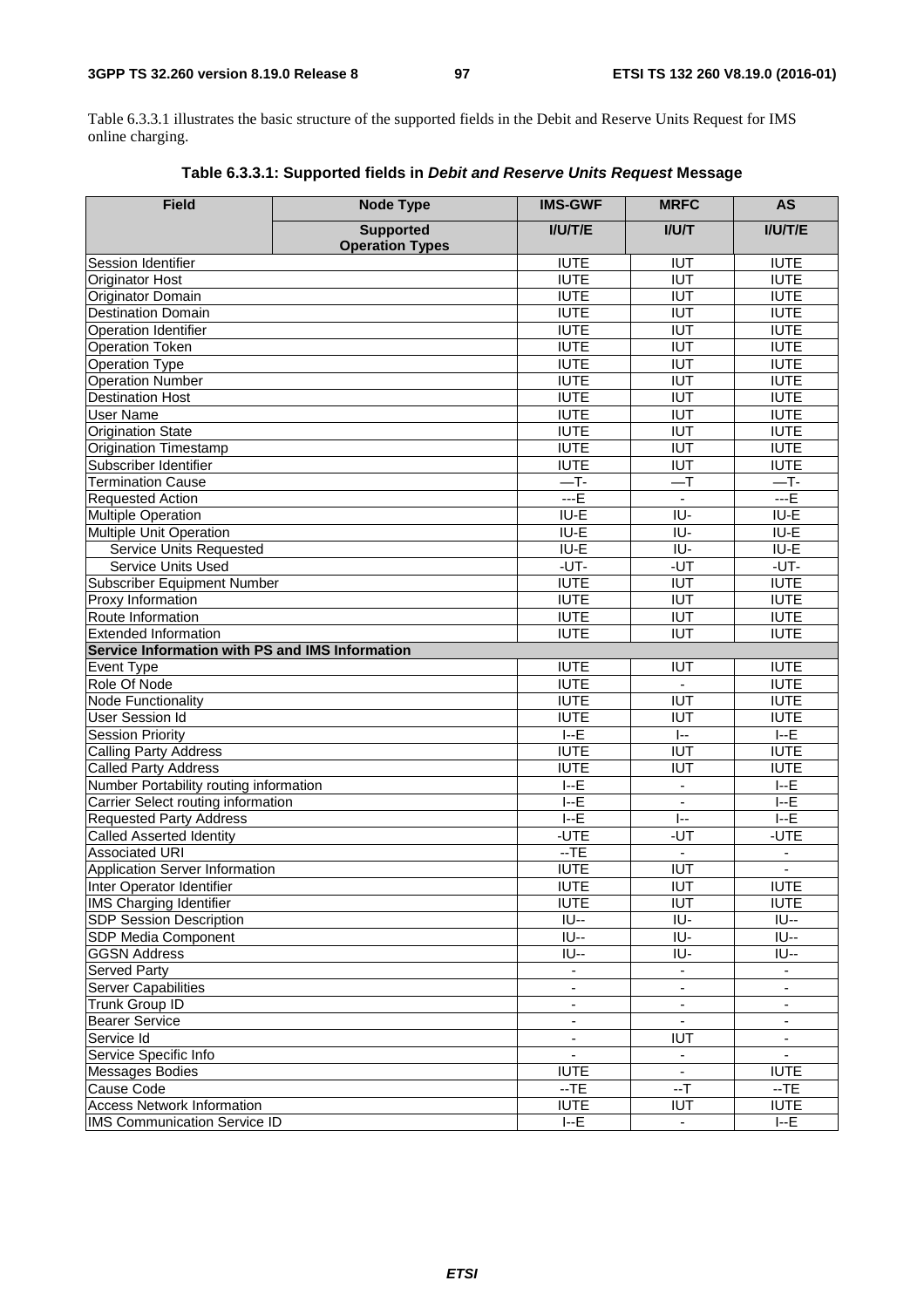Table 6.3.3.1 illustrates the basic structure of the supported fields in the Debit and Reserve Units Request for IMS online charging.

**Table 6.3.3.1: Supported fields in *Debit and Reserve Units Request* Message**

| Field | Node Type | IMS-GWF | MRFC | AS |
|---|---|---|---|---|
| | Supported Operation Types | I/U/T/E | I/U/T | I/U/T/E |
| Session Identifier | | IUTE | IUT | IUTE |
| Originator Host | | IUTE | IUT | IUTE |
| Originator Domain | | IUTE | IUT | IUTE |
| Destination Domain | | IUTE | IUT | IUTE |
| Operation Identifier | | IUTE | IUT | IUTE |
| Operation Token | | IUTE | IUT | IUTE |
| Operation Type | | IUTE | IUT | IUTE |
| Operation Number | | IUTE | IUT | IUTE |
| Destination Host | | IUTE | IUT | IUTE |
| User Name | | IUTE | IUT | IUTE |
| Origination State | | IUTE | IUT | IUTE |
| Origination Timestamp | | IUTE | IUT | IUTE |
| Subscriber Identifier | | IUTE | IUT | IUTE |
| Termination Cause | | —T- | —T | —T- |
| Requested Action | | ---E | - | ---E |
| Multiple Operation | | IU-E | IU- | IU-E |
| Multiple Unit Operation | | IU-E | IU- | IU-E |
| Service Units Requested | | IU-E | IU- | IU-E |
| Service Units Used | | -UT- | -UT | -UT- |
| Subscriber Equipment Number | | IUTE | IUT | IUTE |
| Proxy Information | | IUTE | IUT | IUTE |
| Route Information | | IUTE | IUT | IUTE |
| Extended Information | | IUTE | IUT | IUTE |
| **Service Information with PS and IMS Information** | | | | |
| Event Type | | IUTE | IUT | IUTE |
| Role Of Node | | IUTE | - | IUTE |
| Node Functionality | | IUTE | IUT | IUTE |
| User Session Id | | IUTE | IUT | IUTE |
| Session Priority | | I--E | I-- | I--E |
| Calling Party Address | | IUTE | IUT | IUTE |
| Called Party Address | | IUTE | IUT | IUTE |
| Number Portability routing information | | I--E | - | I--E |
| Carrier Select routing information | | I--E | - | I--E |
| Requested Party Address | | I--E | I-- | I--E |
| Called Asserted Identity | | -UTE | -UT | -UTE |
| Associated URI | | --TE | - | - |
| Application Server Information | | IUTE | IUT | - |
| Inter Operator Identifier | | IUTE | IUT | IUTE |
| IMS Charging Identifier | | IUTE | IUT | IUTE |
| SDP Session Description | | IU-- | IU- | IU-- |
| SDP Media Component | | IU-- | IU- | IU-- |
| GGSN Address | | IU-- | IU- | IU-- |
| Served Party | | - | - | - |
| Server Capabilities | | - | - | - |
| Trunk Group ID | | - | - | - |
| Bearer Service | | - | - | - |
| Service Id | | - | IUT | - |
| Service Specific Info | | - | - | - |
| Messages Bodies | | IUTE | - | IUTE |
| Cause Code | | --TE | --T | --TE |
| Access Network Information | | IUTE | IUT | IUTE |
| IMS Communication Service ID | | I--E | - | I--E |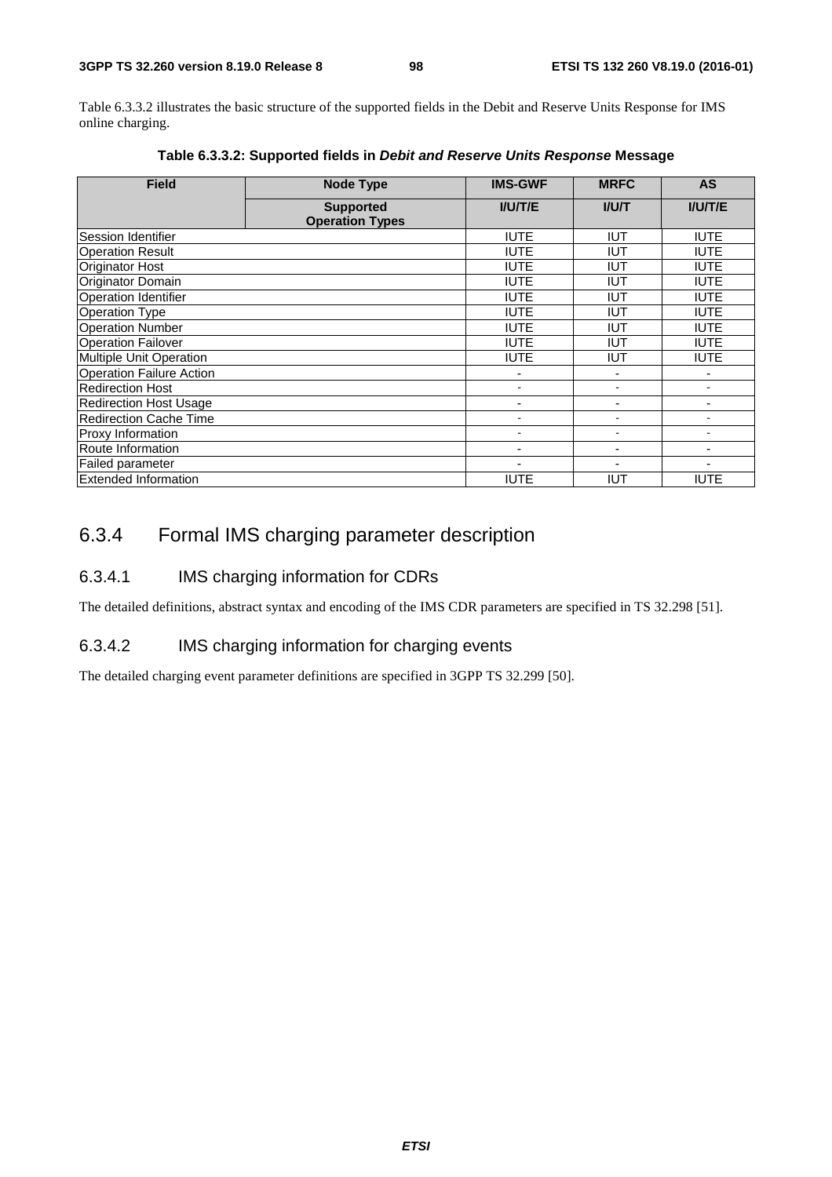Table 6.3.3.2 illustrates the basic structure of the supported fields in the Debit and Reserve Units Response for IMS online charging.

**Table 6.3.3.2: Supported fields in *Debit and Reserve Units Response* Message**

| Field | Node Type | IMS-GWF | MRFC | AS |
|---|---|---|---|---|
| | Supported Operation Types | I/U/T/E | I/U/T | I/U/T/E |
| Session Identifier | | IUTE | IUT | IUTE |
| Operation Result | | IUTE | IUT | IUTE |
| Originator Host | | IUTE | IUT | IUTE |
| Originator Domain | | IUTE | IUT | IUTE |
| Operation Identifier | | IUTE | IUT | IUTE |
| Operation Type | | IUTE | IUT | IUTE |
| Operation Number | | IUTE | IUT | IUTE |
| Operation Failover | | IUTE | IUT | IUTE |
| Multiple Unit Operation | | IUTE | IUT | IUTE |
| Operation Failure Action | | - | - | - |
| Redirection Host | | - | - | - |
| Redirection Host Usage | | - | - | - |
| Redirection Cache Time | | - | - | - |
| Proxy Information | | - | - | - |
| Route Information | | - | - | - |
| Failed parameter | | - | - | - |
| Extended Information | | IUTE | IUT | IUTE |

## 6.3.4 Formal IMS charging parameter description

### 6.3.4.1 IMS charging information for CDRs

The detailed definitions, abstract syntax and encoding of the IMS CDR parameters are specified in TS 32.298 [51].

### 6.3.4.2 IMS charging information for charging events

The detailed charging event parameter definitions are specified in 3GPP TS 32.299 [50].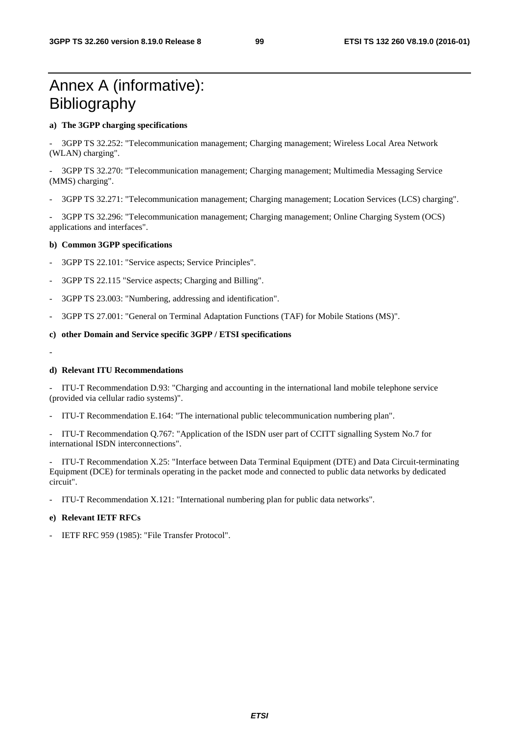# Annex A (informative): Bibliography

**a) The 3GPP charging specifications**

- 3GPP TS 32.252: "Telecommunication management; Charging management; Wireless Local Area Network (WLAN) charging".

- 3GPP TS 32.270: "Telecommunication management; Charging management; Multimedia Messaging Service (MMS) charging".

- 3GPP TS 32.271: "Telecommunication management; Charging management; Location Services (LCS) charging".

- 3GPP TS 32.296: "Telecommunication management; Charging management; Online Charging System (OCS) applications and interfaces".

**b) Common 3GPP specifications**

- 3GPP TS 22.101: "Service aspects; Service Principles".

- 3GPP TS 22.115 "Service aspects; Charging and Billing".

- 3GPP TS 23.003: "Numbering, addressing and identification".

- 3GPP TS 27.001: "General on Terminal Adaptation Functions (TAF) for Mobile Stations (MS)".

**c) other Domain and Service specific 3GPP / ETSI specifications**

-

**d) Relevant ITU Recommendations**

- ITU-T Recommendation D.93: "Charging and accounting in the international land mobile telephone service (provided via cellular radio systems)".

- ITU-T Recommendation E.164: "The international public telecommunication numbering plan".

- ITU-T Recommendation Q.767: "Application of the ISDN user part of CCITT signalling System No.7 for international ISDN interconnections".

- ITU-T Recommendation X.25: "Interface between Data Terminal Equipment (DTE) and Data Circuit-terminating Equipment (DCE) for terminals operating in the packet mode and connected to public data networks by dedicated circuit".

- ITU-T Recommendation X.121: "International numbering plan for public data networks".

**e) Relevant IETF RFCs**

- IETF RFC 959 (1985): "File Transfer Protocol".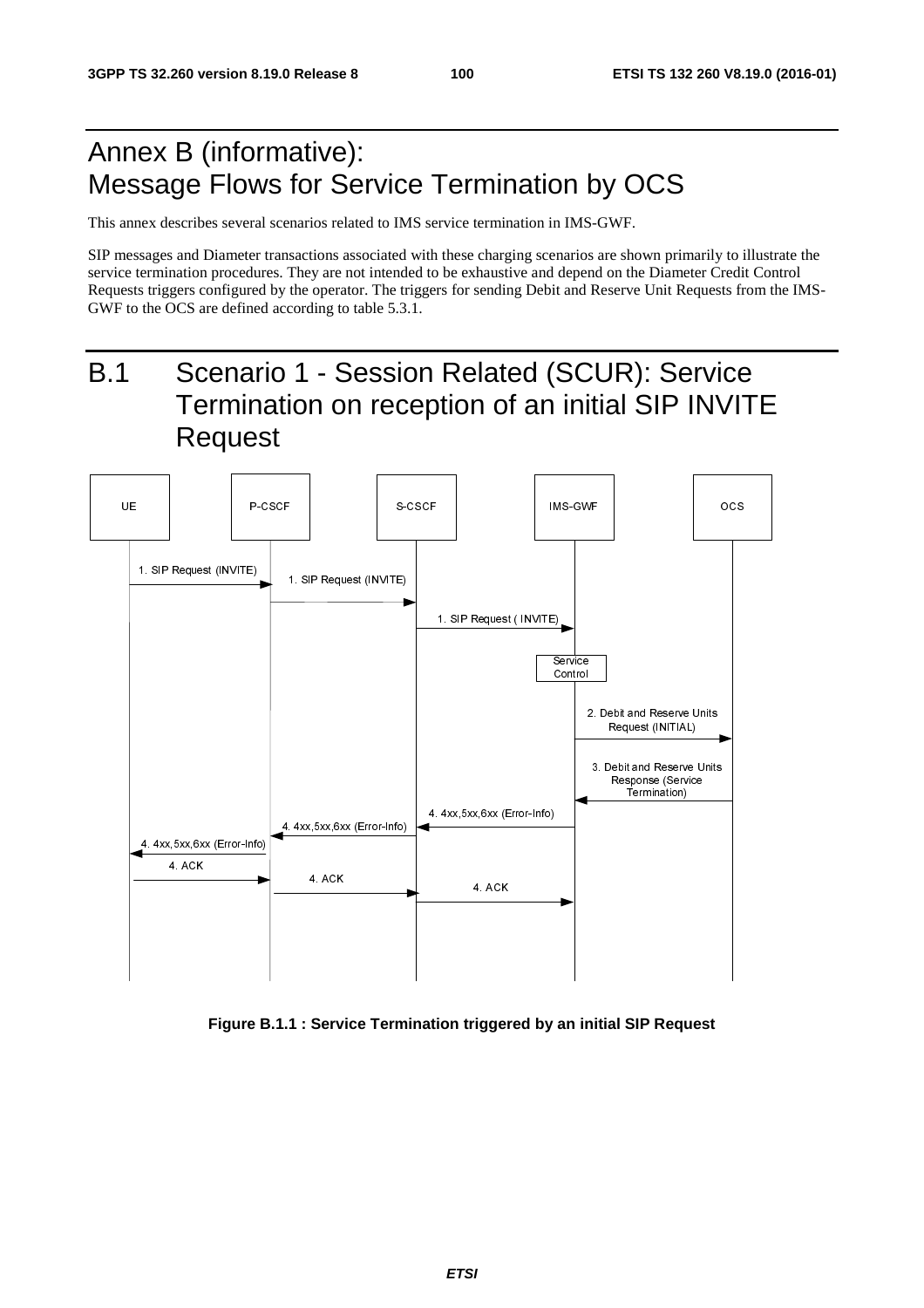# Annex B (informative): Message Flows for Service Termination by OCS

This annex describes several scenarios related to IMS service termination in IMS-GWF.

SIP messages and Diameter transactions associated with these charging scenarios are shown primarily to illustrate the service termination procedures. They are not intended to be exhaustive and depend on the Diameter Credit Control Requests triggers configured by the operator. The triggers for sending Debit and Reserve Unit Requests from the IMS-GWF to the OCS are defined according to table 5.3.1.

# B.1 Scenario 1 - Session Related (SCUR): Service Termination on reception of an initial SIP INVITE Request

UE | P-CSCF | S-CSCF | IMS-GWF | OCS

1. SIP Request (INVITE)
1. SIP Request (INVITE)
1. SIP Request ( INVITE)

Service Control

2. Debit and Reserve Units Request (INITIAL)

3. Debit and Reserve Units Response (Service Termination)

4. 4xx,5xx,6xx (Error-Info)
4. 4xx,5xx,6xx (Error-Info)
4. 4xx,5xx,6xx (Error-Info)
4. ACK
4. ACK
4. ACK

**Figure B.1.1 : Service Termination triggered by an initial SIP Request**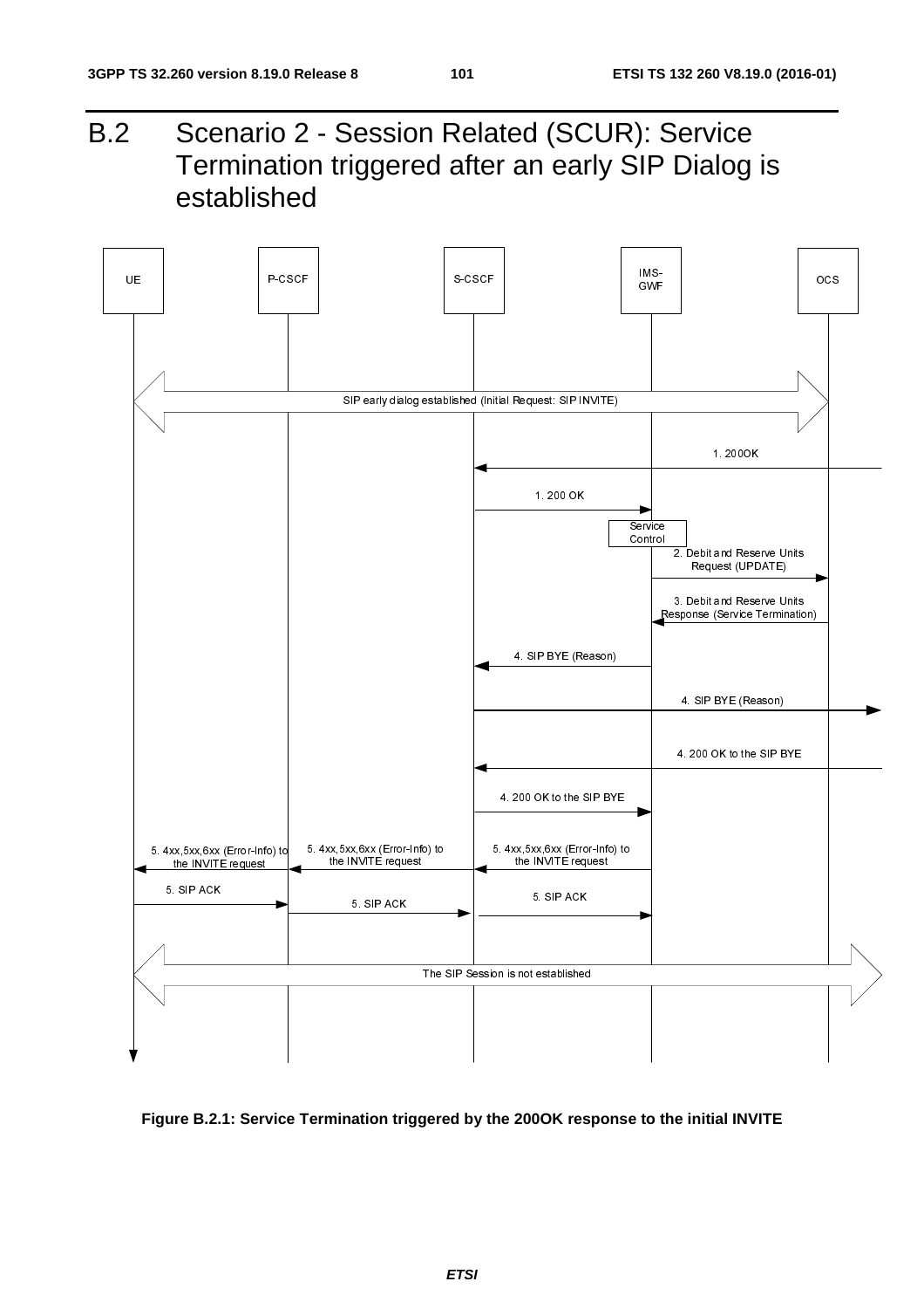# B.2 Scenario 2 - Session Related (SCUR): Service Termination triggered after an early SIP Dialog is established

UE P-CSCF S-CSCF IMS-GWF OCS

SIP early dialog established (Initial Request: SIP INVITE)

1. 200OK

1. 200 OK

Service Control

2. Debit and Reserve Units Request (UPDATE)

3. Debit and Reserve Units Response (Service Termination)

4. SIP BYE (Reason)

4. SIP BYE (Reason)

4. 200 OK to the SIP BYE

4. 200 OK to the SIP BYE

5. 4xx,5xx,6xx (Error-Info) to the INVITE request

5. 4xx,5xx,6xx (Error-Info) to the INVITE request

5. 4xx,5xx,6xx (Error-Info) to the INVITE request

5. SIP ACK

5. SIP ACK

5. SIP ACK

The SIP Session is not established

**Figure B.2.1: Service Termination triggered by the 200OK response to the initial INVITE**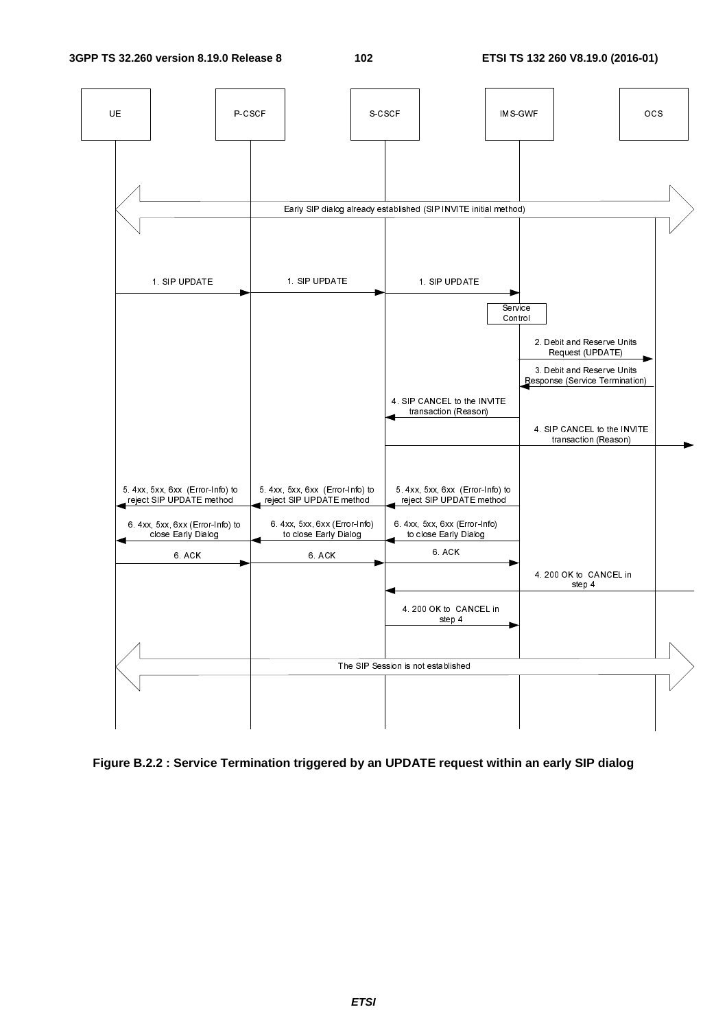UE P-CSCF S-CSCF IMS-GWF OCS

Early SIP dialog already established (SIP INVITE initial method)

1. SIP UPDATE

1. SIP UPDATE

1. SIP UPDATE

Service Control

2. Debit and Reserve Units Request (UPDATE)

3. Debit and Reserve Units Response (Service Termination)

4. SIP CANCEL to the INVITE transaction (Reason)

4. SIP CANCEL to the INVITE transaction (Reason)

5. 4xx, 5xx, 6xx (Error-Info) to reject SIP UPDATE method

5. 4xx, 5xx, 6xx (Error-Info) to reject SIP UPDATE method

5. 4xx, 5xx, 6xx (Error-Info) to reject SIP UPDATE method

6. 4xx, 5xx, 6xx (Error-Info) to close Early Dialog

6. 4xx, 5xx, 6xx (Error-Info) to close Early Dialog

6. 4xx, 5xx, 6xx (Error-Info) to close Early Dialog

6. ACK

6. ACK

6. ACK

4. 200 OK to CANCEL in step 4

4. 200 OK to CANCEL in step 4

The SIP Session is not established

**Figure B.2.2 : Service Termination triggered by an UPDATE request within an early SIP dialog**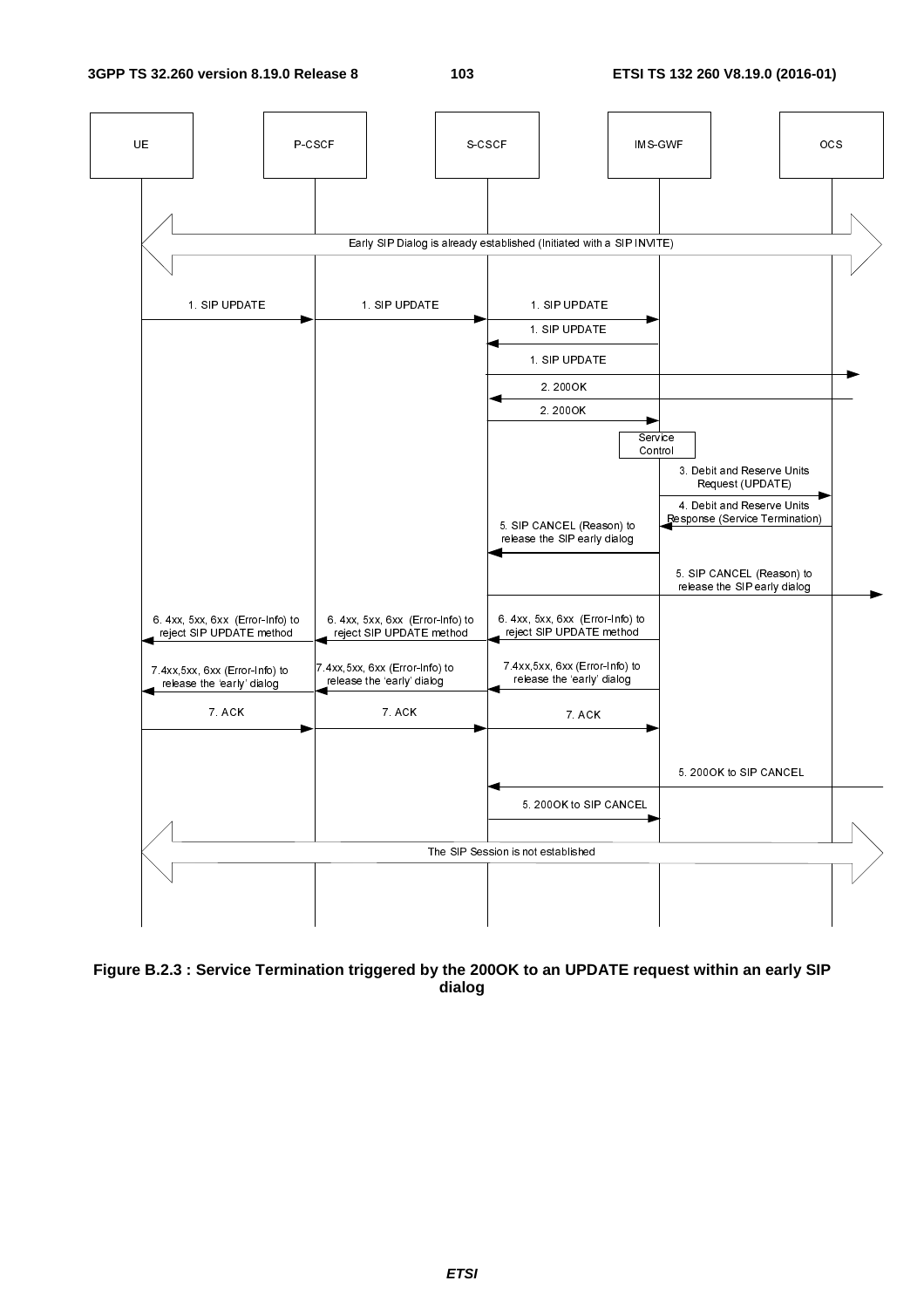UE | P-CSCF | S-CSCF | IMS-GWF | OCS

Early SIP Dialog is already established (Initiated with a SIP INVITE)

1. SIP UPDATE

1. SIP UPDATE

1. SIP UPDATE

1. SIP UPDATE

1. SIP UPDATE

2. 200OK

2. 200OK

Service Control

3. Debit and Reserve Units Request (UPDATE)

4. Debit and Reserve Units Response (Service Termination)

5. SIP CANCEL (Reason) to release the SIP early dialog

5. SIP CANCEL (Reason) to release the SIP early dialog

6. 4xx, 5xx, 6xx (Error-Info) to reject SIP UPDATE method

6. 4xx, 5xx, 6xx (Error-Info) to reject SIP UPDATE method

6. 4xx, 5xx, 6xx (Error-Info) to reject SIP UPDATE method

7.4xx,5xx, 6xx (Error-Info) to release the 'early' dialog

7.4xx,5xx, 6xx (Error-Info) to release the 'early' dialog

7.4xx,5xx, 6xx (Error-Info) to release the 'early' dialog

7. ACK

7. ACK

7. ACK

5. 200OK to SIP CANCEL

5. 200OK to SIP CANCEL

The SIP Session is not established

**Figure B.2.3 : Service Termination triggered by the 200OK to an UPDATE request within an early SIP dialog**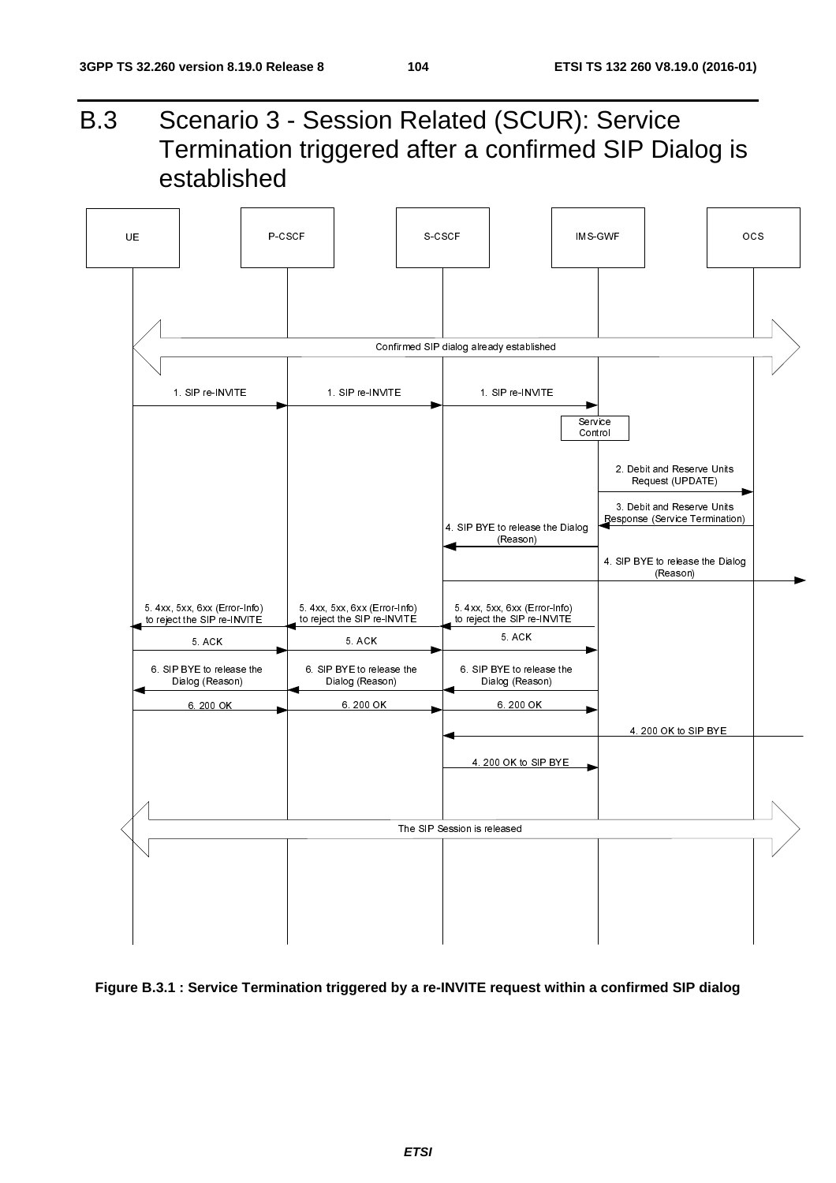# B.3 Scenario 3 - Session Related (SCUR): Service Termination triggered after a confirmed SIP Dialog is established

UE | P-CSCF | S-CSCF | IMS-GWF | OCS

Confirmed SIP dialog already established

1. SIP re-INVITE
1. SIP re-INVITE
1. SIP re-INVITE

Service Control

2. Debit and Reserve Units Request (UPDATE)

3. Debit and Reserve Units Response (Service Termination)

4. SIP BYE to release the Dialog (Reason)

4. SIP BYE to release the Dialog (Reason)

5. 4xx, 5xx, 6xx (Error-Info) to reject the SIP re-INVITE
5. 4xx, 5xx, 6xx (Error-Info) to reject the SIP re-INVITE
5. 4xx, 5xx, 6xx (Error-Info) to reject the SIP re-INVITE

5. ACK
5. ACK
5. ACK

6. SIP BYE to release the Dialog (Reason)
6. SIP BYE to release the Dialog (Reason)
6. SIP BYE to release the Dialog (Reason)

6. 200 OK
6. 200 OK
6. 200 OK

4. 200 OK to SIP BYE

4. 200 OK to SIP BYE

The SIP Session is released

**Figure B.3.1 : Service Termination triggered by a re-INVITE request within a confirmed SIP dialog**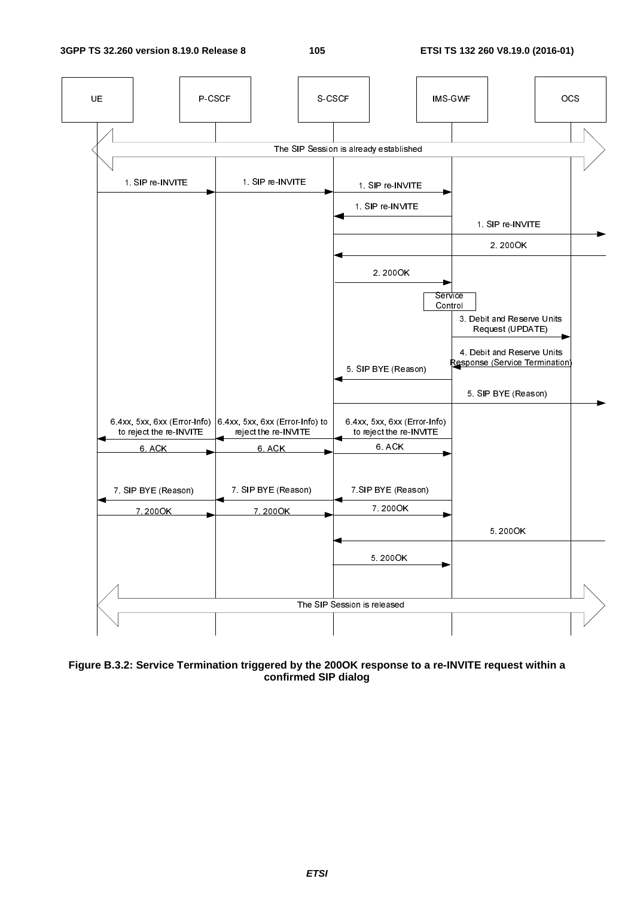Figure B.3.2: Service Termination triggered by the 200OK response to a re-INVITE request within a confirmed SIP dialog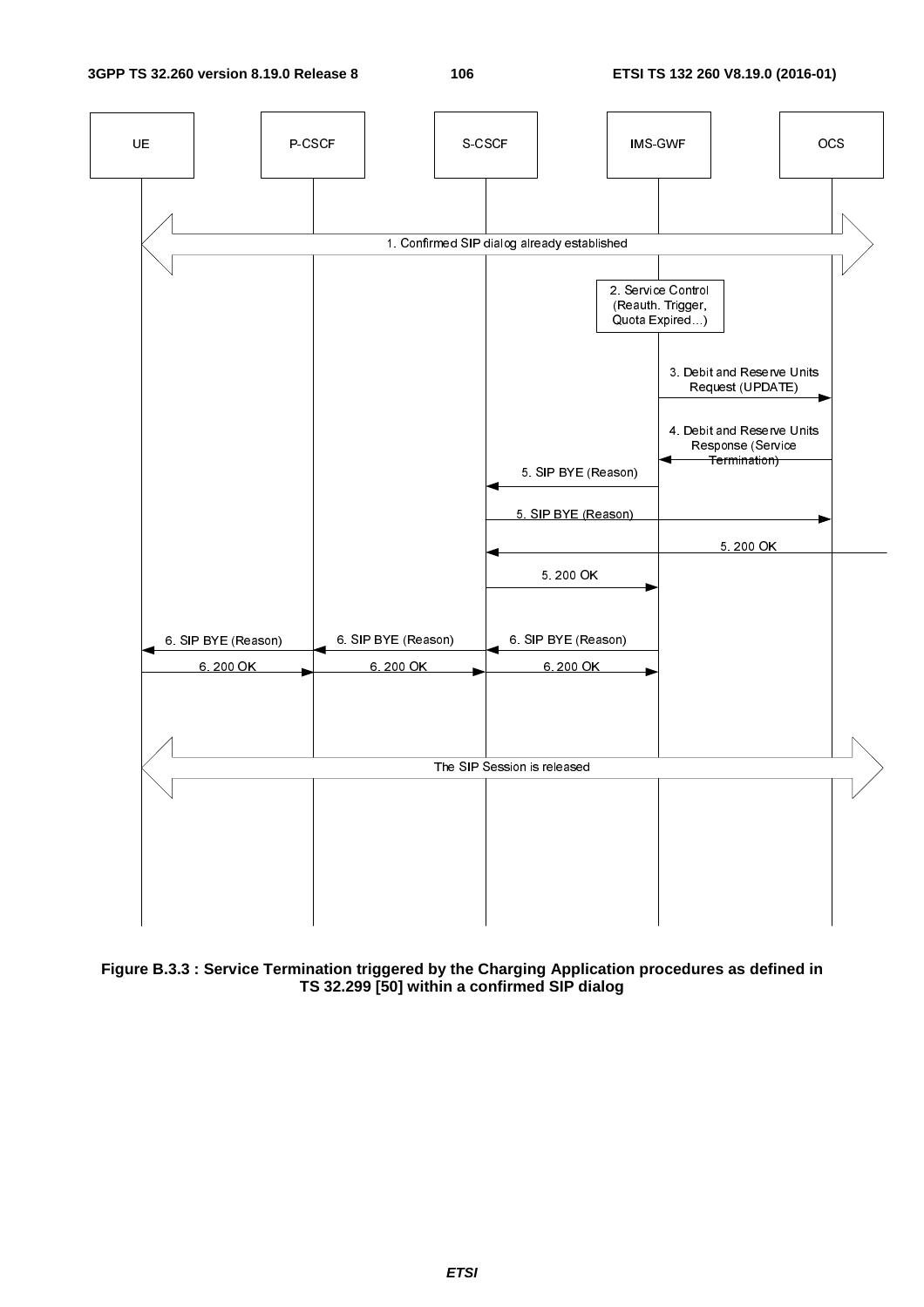| UE | P-CSCF | S-CSCF | IMS-GWF | OCS |
|---|---|---|---|---|

1. Confirmed SIP dialog already established

2. Service Control (Reauth. Trigger, Quota Expired…)

3. Debit and Reserve Units Request (UPDATE)

4. Debit and Reserve Units Response (Service Termination)

5. SIP BYE (Reason)

5. SIP BYE (Reason)

5. 200 OK

5. 200 OK

6. SIP BYE (Reason)

6. SIP BYE (Reason)

6. SIP BYE (Reason)

6. 200 OK

6. 200 OK

6. 200 OK

The SIP Session is released

**Figure B.3.3 : Service Termination triggered by the Charging Application procedures as defined in TS 32.299 [50] within a confirmed SIP dialog**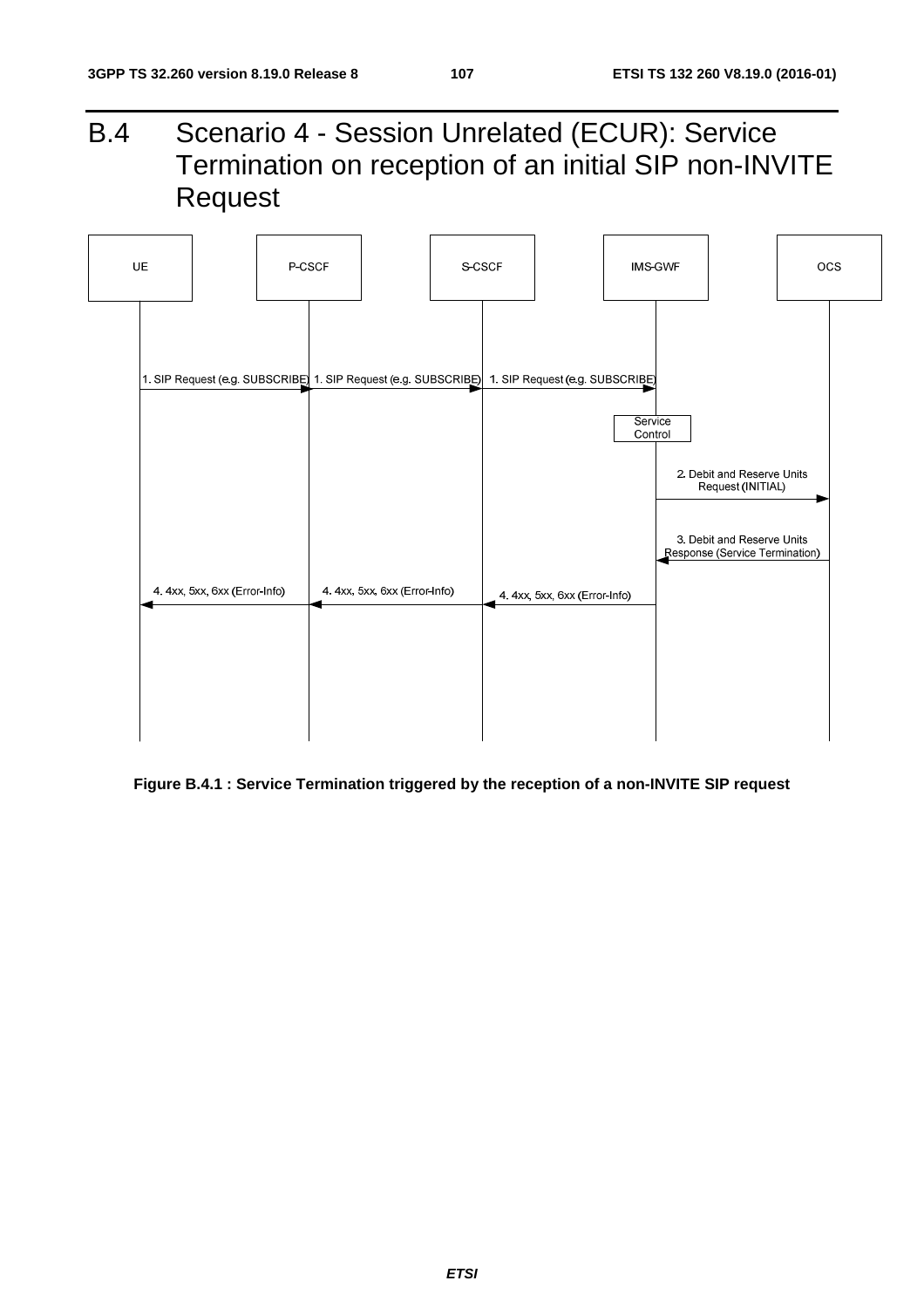# B.4 Scenario 4 - Session Unrelated (ECUR): Service Termination on reception of an initial SIP non-INVITE Request

UE | P-CSCF | S-CSCF | IMS-GWF | OCS

1. SIP Request (e.g. SUBSCRIBE) 1. SIP Request (e.g. SUBSCRIBE) 1. SIP Request (e.g. SUBSCRIBE)

Service Control

2. Debit and Reserve Units Request (INITIAL)

3. Debit and Reserve Units Response (Service Termination)

4. 4xx, 5xx, 6xx (Error-Info) 4. 4xx, 5xx, 6xx (Error-Info) 4. 4xx, 5xx, 6xx (Error-Info)

**Figure B.4.1 : Service Termination triggered by the reception of a non-INVITE SIP request**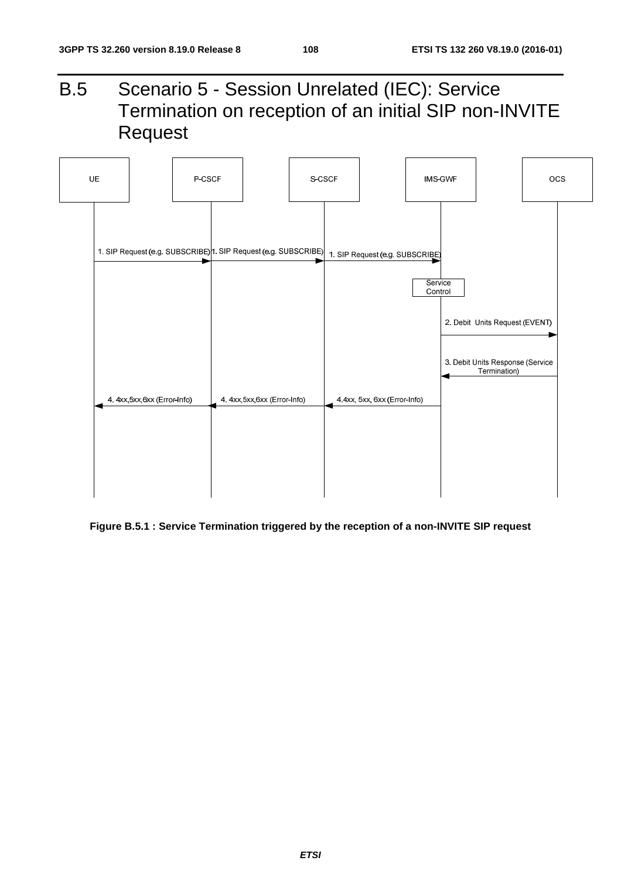# B.5 Scenario 5 - Session Unrelated (IEC): Service Termination on reception of an initial SIP non-INVITE Request

**Figure B.5.1 : Service Termination triggered by the reception of a non-INVITE SIP request**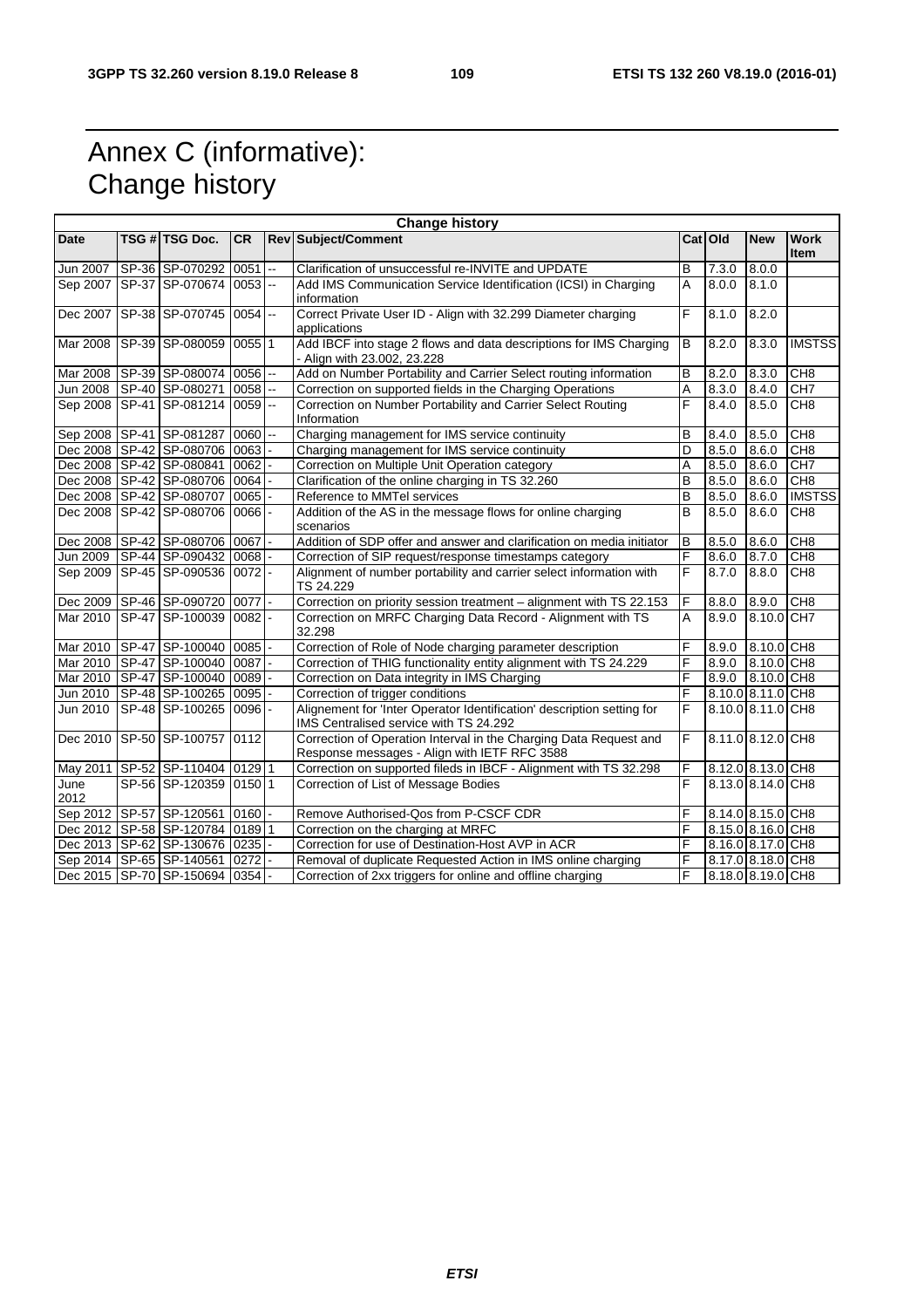# Annex C (informative): Change history

| Change history | | | | | | | | | |
|---|---|---|---|---|---|---|---|---|---|
| **Date** | **TSG #** | **TSG Doc.** | **CR** | **Rev** | **Subject/Comment** | **Cat** | **Old** | **New** | **Work Item** |
| Jun 2007 | SP-36 | SP-070292 | 0051 | -- | Clarification of unsuccessful re-INVITE and UPDATE | B | 7.3.0 | 8.0.0 | |
| Sep 2007 | SP-37 | SP-070674 | 0053 | -- | Add IMS Communication Service Identification (ICSI) in Charging information | A | 8.0.0 | 8.1.0 | |
| Dec 2007 | SP-38 | SP-070745 | 0054 | -- | Correct Private User ID - Align with 32.299 Diameter charging applications | F | 8.1.0 | 8.2.0 | |
| Mar 2008 | SP-39 | SP-080059 | 0055 | 1 | Add IBCF into stage 2 flows and data descriptions for IMS Charging - Align with 23.002, 23.228 | B | 8.2.0 | 8.3.0 | IMSTSS |
| Mar 2008 | SP-39 | SP-080074 | 0056 | -- | Add on Number Portability and Carrier Select routing information | B | 8.2.0 | 8.3.0 | CH8 |
| Jun 2008 | SP-40 | SP-080271 | 0058 | -- | Correction on supported fields in the Charging Operations | A | 8.3.0 | 8.4.0 | CH7 |
| Sep 2008 | SP-41 | SP-081214 | 0059 | -- | Correction on Number Portability and Carrier Select Routing Information | F | 8.4.0 | 8.5.0 | CH8 |
| Sep 2008 | SP-41 | SP-081287 | 0060 | -- | Charging management for IMS service continuity | B | 8.4.0 | 8.5.0 | CH8 |
| Dec 2008 | SP-42 | SP-080706 | 0063 | - | Charging management for IMS service continuity | D | 8.5.0 | 8.6.0 | CH8 |
| Dec 2008 | SP-42 | SP-080841 | 0062 | - | Correction on Multiple Unit Operation category | A | 8.5.0 | 8.6.0 | CH7 |
| Dec 2008 | SP-42 | SP-080706 | 0064 | - | Clarification of the online charging in TS 32.260 | B | 8.5.0 | 8.6.0 | CH8 |
| Dec 2008 | SP-42 | SP-080707 | 0065 | - | Reference to MMTel services | B | 8.5.0 | 8.6.0 | IMSTSS |
| Dec 2008 | SP-42 | SP-080706 | 0066 | - | Addition of the AS in the message flows for online charging scenarios | B | 8.5.0 | 8.6.0 | CH8 |
| Dec 2008 | SP-42 | SP-080706 | 0067 | - | Addition of SDP offer and answer and clarification on media initiator | B | 8.5.0 | 8.6.0 | CH8 |
| Jun 2009 | SP-44 | SP-090432 | 0068 | - | Correction of SIP request/response timestamps category | F | 8.6.0 | 8.7.0 | CH8 |
| Sep 2009 | SP-45 | SP-090536 | 0072 | - | Alignment of number portability and carrier select information with TS 24.229 | F | 8.7.0 | 8.8.0 | CH8 |
| Dec 2009 | SP-46 | SP-090720 | 0077 | - | Correction on priority session treatment – alignment with TS 22.153 | F | 8.8.0 | 8.9.0 | CH8 |
| Mar 2010 | SP-47 | SP-100039 | 0082 | - | Correction on MRFC Charging Data Record - Alignment with TS 32.298 | A | 8.9.0 | 8.10.0 | CH7 |
| Mar 2010 | SP-47 | SP-100040 | 0085 | - | Correction of Role of Node charging parameter description | F | 8.9.0 | 8.10.0 | CH8 |
| Mar 2010 | SP-47 | SP-100040 | 0087 | - | Correction of THIG functionality entity alignment with TS 24.229 | F | 8.9.0 | 8.10.0 | CH8 |
| Mar 2010 | SP-47 | SP-100040 | 0089 | - | Correction on Data integrity in IMS Charging | F | 8.9.0 | 8.10.0 | CH8 |
| Jun 2010 | SP-48 | SP-100265 | 0095 | - | Correction of trigger conditions | F | 8.10.0 | 8.11.0 | CH8 |
| Jun 2010 | SP-48 | SP-100265 | 0096 | - | Alignement for 'Inter Operator Identification' description setting for IMS Centralised service with TS 24.292 | F | 8.10.0 | 8.11.0 | CH8 |
| Dec 2010 | SP-50 | SP-100757 | 0112 | | Correction of Operation Interval in the Charging Data Request and Response messages - Align with IETF RFC 3588 | F | 8.11.0 | 8.12.0 | CH8 |
| May 2011 | SP-52 | SP-110404 | 0129 | 1 | Correction on supported fileds in IBCF - Alignment with TS 32.298 | F | 8.12.0 | 8.13.0 | CH8 |
| June 2012 | SP-56 | SP-120359 | 0150 | 1 | Correction of List of Message Bodies | F | 8.13.0 | 8.14.0 | CH8 |
| Sep 2012 | SP-57 | SP-120561 | 0160 | - | Remove Authorised-Qos from P-CSCF CDR | F | 8.14.0 | 8.15.0 | CH8 |
| Dec 2012 | SP-58 | SP-120784 | 0189 | 1 | Correction on the charging at MRFC | F | 8.15.0 | 8.16.0 | CH8 |
| Dec 2013 | SP-62 | SP-130676 | 0235 | - | Correction for use of Destination-Host AVP in ACR | F | 8.16.0 | 8.17.0 | CH8 |
| Sep 2014 | SP-65 | SP-140561 | 0272 | - | Removal of duplicate Requested Action in IMS online charging | F | 8.17.0 | 8.18.0 | CH8 |
| Dec 2015 | SP-70 | SP-150694 | 0354 | - | Correction of 2xx triggers for online and offline charging | F | 8.18.0 | 8.19.0 | CH8 |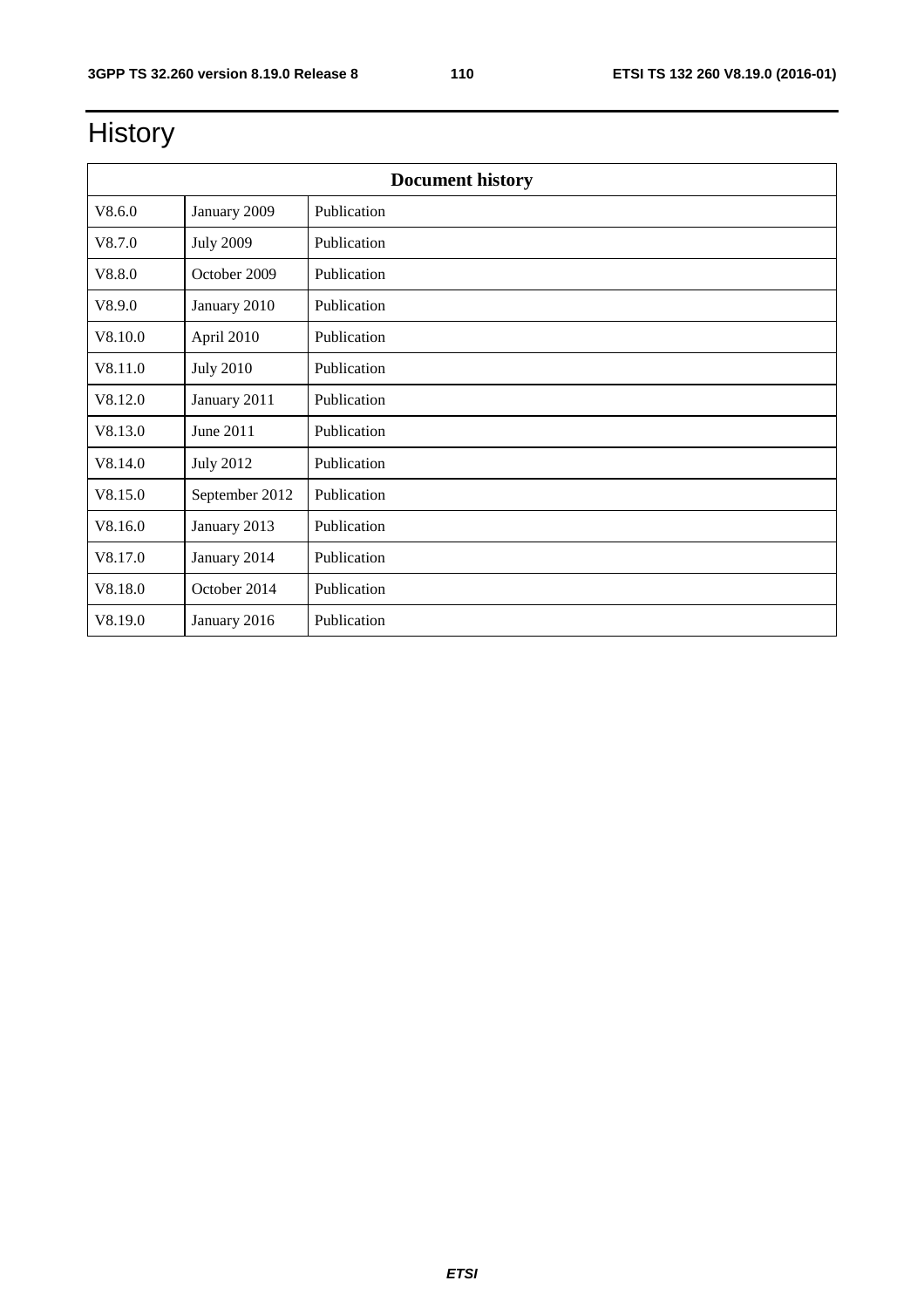# History

| Document history | | |
|---|---|---|
| V8.6.0 | January 2009 | Publication |
| V8.7.0 | July 2009 | Publication |
| V8.8.0 | October 2009 | Publication |
| V8.9.0 | January 2010 | Publication |
| V8.10.0 | April 2010 | Publication |
| V8.11.0 | July 2010 | Publication |
| V8.12.0 | January 2011 | Publication |
| V8.13.0 | June 2011 | Publication |
| V8.14.0 | July 2012 | Publication |
| V8.15.0 | September 2012 | Publication |
| V8.16.0 | January 2013 | Publication |
| V8.17.0 | January 2014 | Publication |
| V8.18.0 | October 2014 | Publication |
| V8.19.0 | January 2016 | Publication |